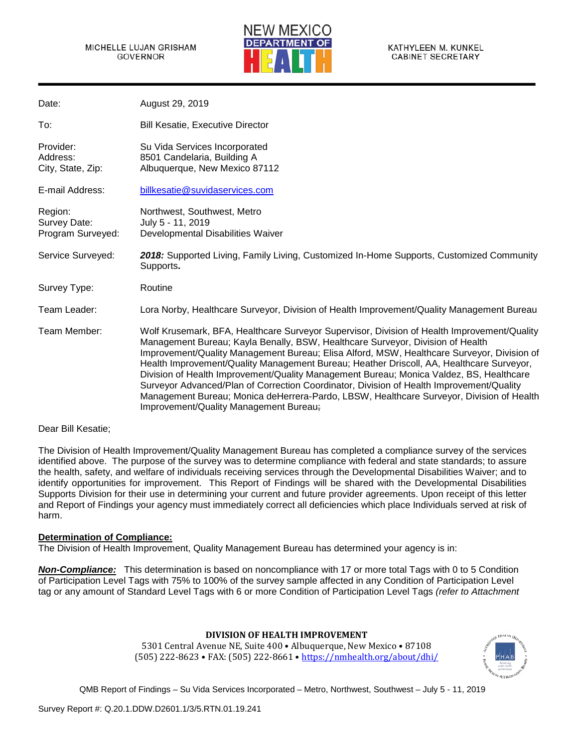MICHELLE LUJAN GRISHAM
GOVERNOR

NEW MEXICO DEPARTMENT OF HEALTH

KATHYLEEN M. KUNKEL
CABINET SECRETARY

| | |
|---|---|
| Date: | August 29, 2019 |
| To: | Bill Kesatie, Executive Director |
| Provider: | Su Vida Services Incorporated |
| Address: | 8501 Candelaria, Building A |
| City, State, Zip: | Albuquerque, New Mexico 87112 |
| E-mail Address: | billkesatie@suvidaservices.com |
| Region: | Northwest, Southwest, Metro |
| Survey Date: | July 5 - 11, 2019 |
| Program Surveyed: | Developmental Disabilities Waiver |
| Service Surveyed: | ***2018:*** Supported Living, Family Living, Customized In-Home Supports, Customized Community Supports**.** |
| Survey Type: | Routine |
| Team Leader: | Lora Norby, Healthcare Surveyor, Division of Health Improvement/Quality Management Bureau |
| Team Member: | Wolf Krusemark, BFA, Healthcare Surveyor Supervisor, Division of Health Improvement/Quality Management Bureau; Kayla Benally, BSW, Healthcare Surveyor, Division of Health Improvement/Quality Management Bureau; Elisa Alford, MSW, Healthcare Surveyor, Division of Health Improvement/Quality Management Bureau; Heather Driscoll, AA, Healthcare Surveyor, Division of Health Improvement/Quality Management Bureau; Monica Valdez, BS, Healthcare Surveyor Advanced/Plan of Correction Coordinator, Division of Health Improvement/Quality Management Bureau; Monica deHerrera-Pardo, LBSW, Healthcare Surveyor, Division of Health Improvement/Quality Management Bureau; |

Dear Bill Kesatie;

The Division of Health Improvement/Quality Management Bureau has completed a compliance survey of the services identified above. The purpose of the survey was to determine compliance with federal and state standards; to assure the health, safety, and welfare of individuals receiving services through the Developmental Disabilities Waiver; and to identify opportunities for improvement. This Report of Findings will be shared with the Developmental Disabilities Supports Division for their use in determining your current and future provider agreements. Upon receipt of this letter and Report of Findings your agency must immediately correct all deficiencies which place Individuals served at risk of harm.

**Determination of Compliance:**

The Division of Health Improvement, Quality Management Bureau has determined your agency is in:

***Non-Compliance:*** This determination is based on noncompliance with 17 or more total Tags with 0 to 5 Condition of Participation Level Tags with 75% to 100% of the survey sample affected in any Condition of Participation Level tag or any amount of Standard Level Tags with 6 or more Condition of Participation Level Tags *(refer to Attachment*

**DIVISION OF HEALTH IMPROVEMENT**
5301 Central Avenue NE, Suite 400 • Albuquerque, New Mexico • 87108
(505) 222-8623 • FAX: (505) 222-8661 • https://nmhealth.org/about/dhi/

QMB Report of Findings – Su Vida Services Incorporated – Metro, Northwest, Southwest – July 5 - 11, 2019

Survey Report #: Q.20.1.DDW.D2601.1/3/5.RTN.01.19.241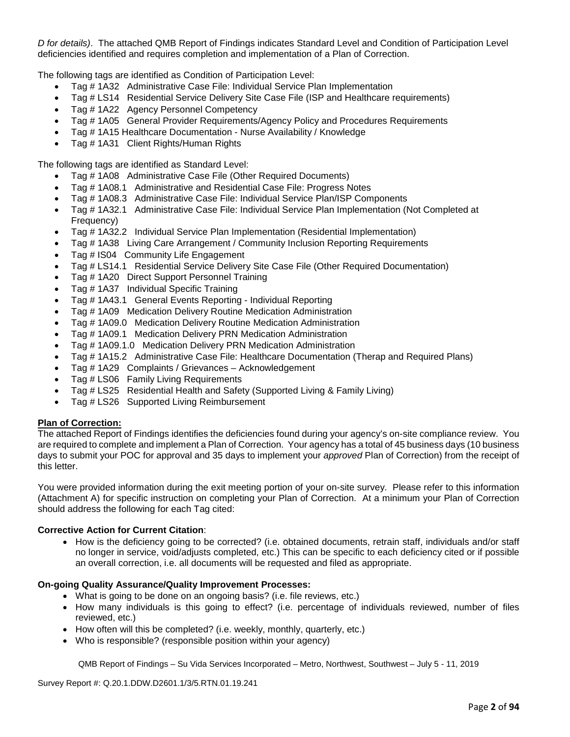*D for details)*. The attached QMB Report of Findings indicates Standard Level and Condition of Participation Level deficiencies identified and requires completion and implementation of a Plan of Correction.

The following tags are identified as Condition of Participation Level:

- Tag # 1A32 Administrative Case File: Individual Service Plan Implementation
- Tag # LS14 Residential Service Delivery Site Case File (ISP and Healthcare requirements)
- Tag # 1A22 Agency Personnel Competency
- Tag # 1A05 General Provider Requirements/Agency Policy and Procedures Requirements
- Tag # 1A15 Healthcare Documentation - Nurse Availability / Knowledge
- Tag # 1A31 Client Rights/Human Rights

The following tags are identified as Standard Level:

- Tag # 1A08 Administrative Case File (Other Required Documents)
- Tag # 1A08.1 Administrative and Residential Case File: Progress Notes
- Tag # 1A08.3 Administrative Case File: Individual Service Plan/ISP Components
- Tag # 1A32.1 Administrative Case File: Individual Service Plan Implementation (Not Completed at Frequency)
- Tag # 1A32.2 Individual Service Plan Implementation (Residential Implementation)
- Tag # 1A38 Living Care Arrangement / Community Inclusion Reporting Requirements
- Tag # IS04 Community Life Engagement
- Tag # LS14.1 Residential Service Delivery Site Case File (Other Required Documentation)
- Tag # 1A20 Direct Support Personnel Training
- Tag # 1A37 Individual Specific Training
- Tag # 1A43.1 General Events Reporting - Individual Reporting
- Tag # 1A09 Medication Delivery Routine Medication Administration
- Tag # 1A09.0 Medication Delivery Routine Medication Administration
- Tag # 1A09.1 Medication Delivery PRN Medication Administration
- Tag # 1A09.1.0 Medication Delivery PRN Medication Administration
- Tag # 1A15.2 Administrative Case File: Healthcare Documentation (Therap and Required Plans)
- Tag # 1A29 Complaints / Grievances – Acknowledgement
- Tag # LS06 Family Living Requirements
- Tag # LS25 Residential Health and Safety (Supported Living & Family Living)
- Tag # LS26 Supported Living Reimbursement

**Plan of Correction:**

The attached Report of Findings identifies the deficiencies found during your agency's on-site compliance review. You are required to complete and implement a Plan of Correction. Your agency has a total of 45 business days (10 business days to submit your POC for approval and 35 days to implement your *approved* Plan of Correction) from the receipt of this letter.

You were provided information during the exit meeting portion of your on-site survey. Please refer to this information (Attachment A) for specific instruction on completing your Plan of Correction. At a minimum your Plan of Correction should address the following for each Tag cited:

**Corrective Action for Current Citation**:

- How is the deficiency going to be corrected? (i.e. obtained documents, retrain staff, individuals and/or staff no longer in service, void/adjusts completed, etc.) This can be specific to each deficiency cited or if possible an overall correction, i.e. all documents will be requested and filed as appropriate.

**On-going Quality Assurance/Quality Improvement Processes:**

- What is going to be done on an ongoing basis? (i.e. file reviews, etc.)
- How many individuals is this going to effect? (i.e. percentage of individuals reviewed, number of files reviewed, etc.)
- How often will this be completed? (i.e. weekly, monthly, quarterly, etc.)
- Who is responsible? (responsible position within your agency)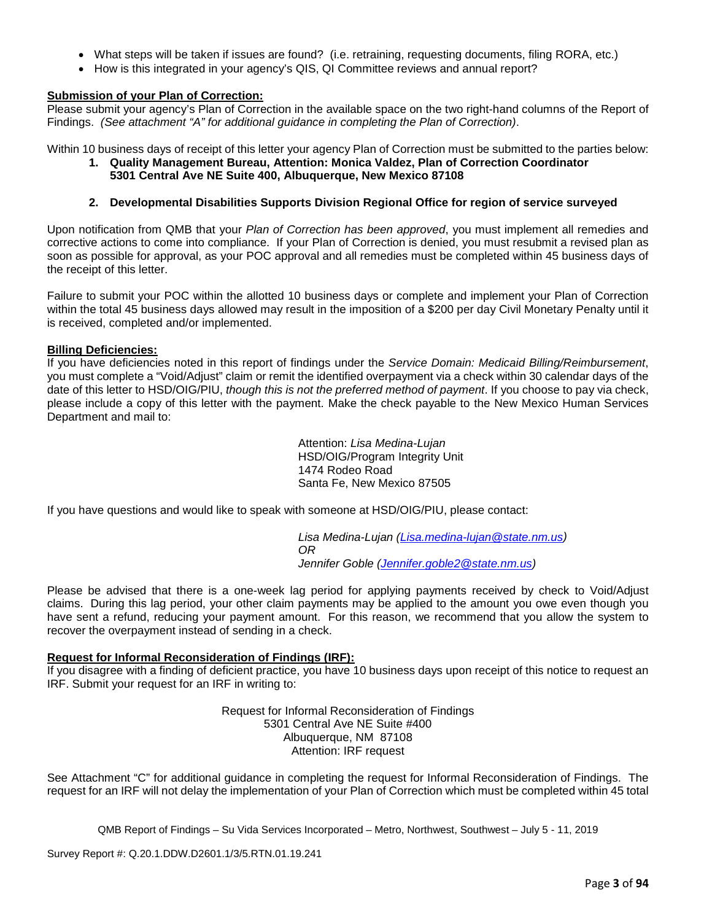- What steps will be taken if issues are found? (i.e. retraining, requesting documents, filing RORA, etc.)
- How is this integrated in your agency's QIS, QI Committee reviews and annual report?

**Submission of your Plan of Correction:**

Please submit your agency's Plan of Correction in the available space on the two right-hand columns of the Report of Findings. *(See attachment "A" for additional guidance in completing the Plan of Correction)*.

Within 10 business days of receipt of this letter your agency Plan of Correction must be submitted to the parties below:

1. **Quality Management Bureau, Attention: Monica Valdez, Plan of Correction Coordinator 5301 Central Ave NE Suite 400, Albuquerque, New Mexico 87108**

2. **Developmental Disabilities Supports Division Regional Office for region of service surveyed**

Upon notification from QMB that your *Plan of Correction has been approved*, you must implement all remedies and corrective actions to come into compliance. If your Plan of Correction is denied, you must resubmit a revised plan as soon as possible for approval, as your POC approval and all remedies must be completed within 45 business days of the receipt of this letter.

Failure to submit your POC within the allotted 10 business days or complete and implement your Plan of Correction within the total 45 business days allowed may result in the imposition of a $200 per day Civil Monetary Penalty until it is received, completed and/or implemented.

**Billing Deficiencies:**

If you have deficiencies noted in this report of findings under the *Service Domain: Medicaid Billing/Reimbursement*, you must complete a "Void/Adjust" claim or remit the identified overpayment via a check within 30 calendar days of the date of this letter to HSD/OIG/PIU, *though this is not the preferred method of payment*. If you choose to pay via check, please include a copy of this letter with the payment. Make the check payable to the New Mexico Human Services Department and mail to:

Attention: *Lisa Medina-Lujan*
HSD/OIG/Program Integrity Unit
1474 Rodeo Road
Santa Fe, New Mexico 87505

If you have questions and would like to speak with someone at HSD/OIG/PIU, please contact:

*Lisa Medina-Lujan (Lisa.medina-lujan@state.nm.us)*
*OR*
*Jennifer Goble (Jennifer.goble2@state.nm.us)*

Please be advised that there is a one-week lag period for applying payments received by check to Void/Adjust claims. During this lag period, your other claim payments may be applied to the amount you owe even though you have sent a refund, reducing your payment amount. For this reason, we recommend that you allow the system to recover the overpayment instead of sending in a check.

**Request for Informal Reconsideration of Findings (IRF):**

If you disagree with a finding of deficient practice, you have 10 business days upon receipt of this notice to request an IRF. Submit your request for an IRF in writing to:

Request for Informal Reconsideration of Findings
5301 Central Ave NE Suite #400
Albuquerque, NM 87108
Attention: IRF request

See Attachment "C" for additional guidance in completing the request for Informal Reconsideration of Findings. The request for an IRF will not delay the implementation of your Plan of Correction which must be completed within 45 total

QMB Report of Findings – Su Vida Services Incorporated – Metro, Northwest, Southwest – July 5 - 11, 2019

Survey Report #: Q.20.1.DDW.D2601.1/3/5.RTN.01.19.241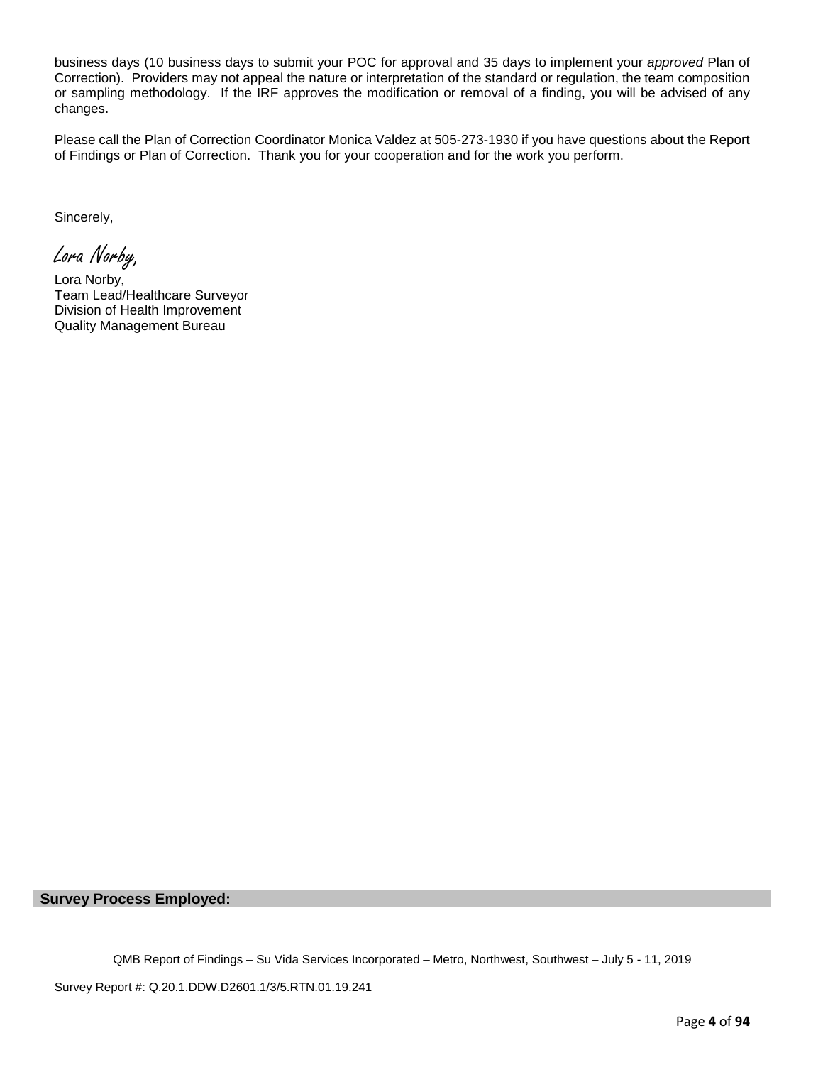business days (10 business days to submit your POC for approval and 35 days to implement your *approved* Plan of Correction). Providers may not appeal the nature or interpretation of the standard or regulation, the team composition or sampling methodology. If the IRF approves the modification or removal of a finding, you will be advised of any changes.

Please call the Plan of Correction Coordinator Monica Valdez at 505-273-1930 if you have questions about the Report of Findings or Plan of Correction. Thank you for your cooperation and for the work you perform.

Sincerely,

*Lora Norby,*

Lora Norby,
Team Lead/Healthcare Surveyor
Division of Health Improvement
Quality Management Bureau

**Survey Process Employed:**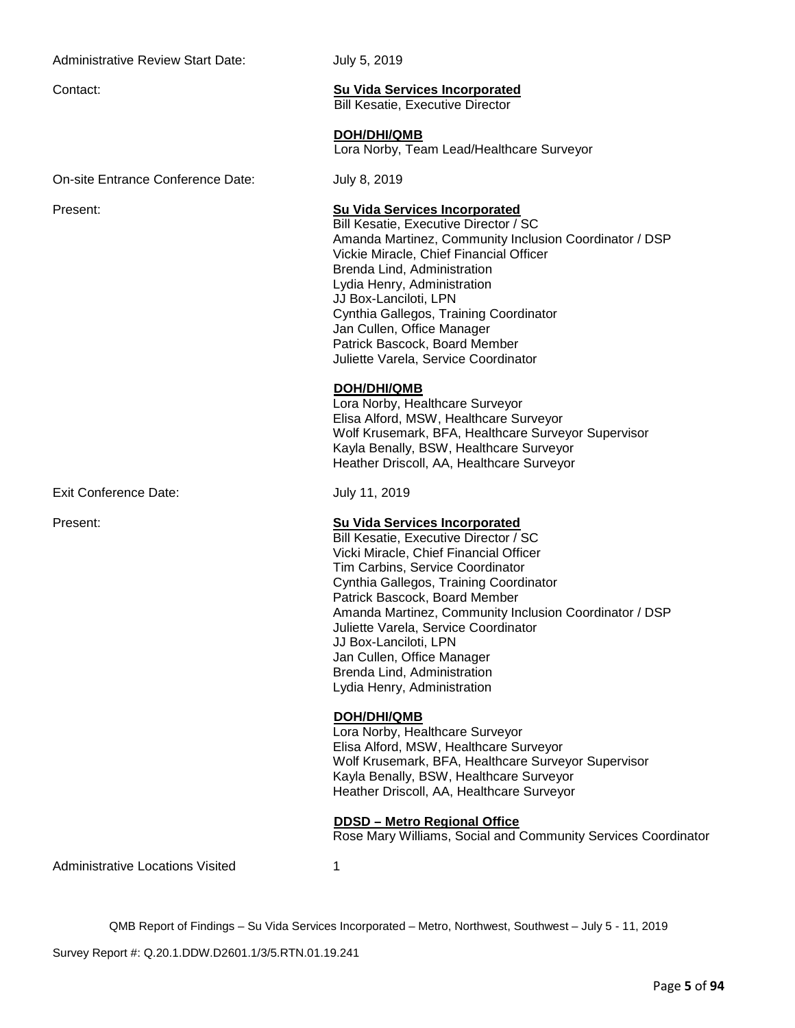Administrative Review Start Date: July 5, 2019

Contact: **Su Vida Services Incorporated**
Bill Kesatie, Executive Director

**DOH/DHI/QMB**
Lora Norby, Team Lead/Healthcare Surveyor

On-site Entrance Conference Date: July 8, 2019

Present: **Su Vida Services Incorporated**
Bill Kesatie, Executive Director / SC
Amanda Martinez, Community Inclusion Coordinator / DSP
Vickie Miracle, Chief Financial Officer
Brenda Lind, Administration
Lydia Henry, Administration
JJ Box-Lanciloti, LPN
Cynthia Gallegos, Training Coordinator
Jan Cullen, Office Manager
Patrick Bascock, Board Member
Juliette Varela, Service Coordinator

**DOH/DHI/QMB**
Lora Norby, Healthcare Surveyor
Elisa Alford, MSW, Healthcare Surveyor
Wolf Krusemark, BFA, Healthcare Surveyor Supervisor
Kayla Benally, BSW, Healthcare Surveyor
Heather Driscoll, AA, Healthcare Surveyor

Exit Conference Date: July 11, 2019

Present: **Su Vida Services Incorporated**
Bill Kesatie, Executive Director / SC
Vicki Miracle, Chief Financial Officer
Tim Carbins, Service Coordinator
Cynthia Gallegos, Training Coordinator
Patrick Bascock, Board Member
Amanda Martinez, Community Inclusion Coordinator / DSP
Juliette Varela, Service Coordinator
JJ Box-Lanciloti, LPN
Jan Cullen, Office Manager
Brenda Lind, Administration
Lydia Henry, Administration

**DOH/DHI/QMB**
Lora Norby, Healthcare Surveyor
Elisa Alford, MSW, Healthcare Surveyor
Wolf Krusemark, BFA, Healthcare Surveyor Supervisor
Kayla Benally, BSW, Healthcare Surveyor
Heather Driscoll, AA, Healthcare Surveyor

**DDSD – Metro Regional Office**
Rose Mary Williams, Social and Community Services Coordinator

Administrative Locations Visited 1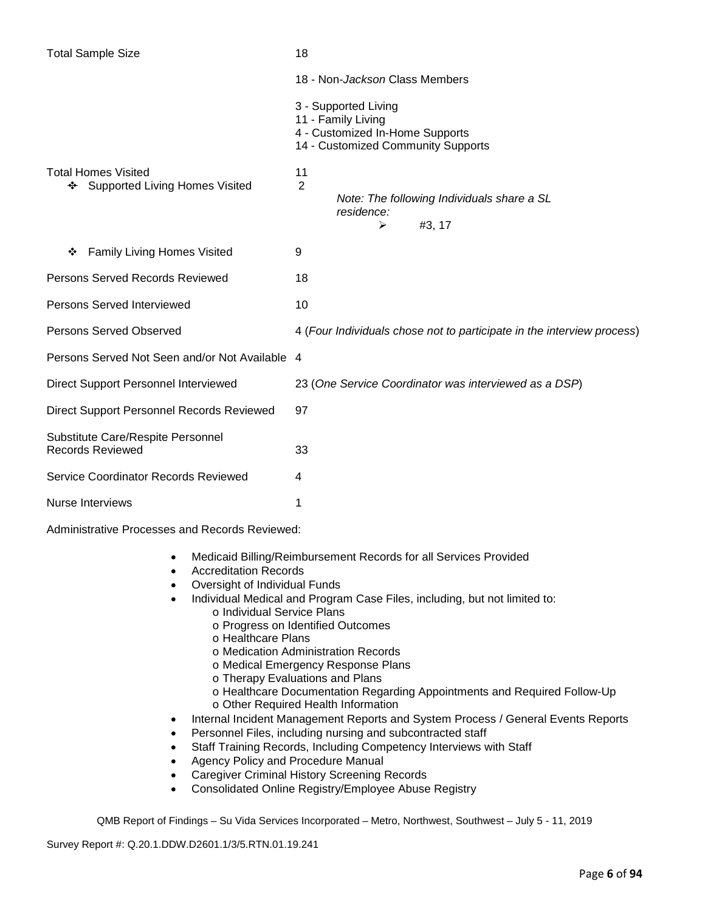| | |
|---|---|
| Total Sample Size | 18 |
| | 18 - Non-*Jackson* Class Members |
| | 3 - Supported Living<br>11 - Family Living<br>4 - Customized In-Home Supports<br>14 - Customized Community Supports |
| Total Homes Visited | 11 |
| ❖ Supported Living Homes Visited | 2<br>*Note: The following Individuals share a SL residence:*<br>➢ #3, 17 |
| ❖ Family Living Homes Visited | 9 |
| Persons Served Records Reviewed | 18 |
| Persons Served Interviewed | 10 |
| Persons Served Observed | 4 (*Four Individuals chose not to participate in the interview process*) |
| Persons Served Not Seen and/or Not Available | 4 |
| Direct Support Personnel Interviewed | 23 (*One Service Coordinator was interviewed as a DSP*) |
| Direct Support Personnel Records Reviewed | 97 |
| Substitute Care/Respite Personnel Records Reviewed | 33 |
| Service Coordinator Records Reviewed | 4 |
| Nurse Interviews | 1 |

Administrative Processes and Records Reviewed:

- Medicaid Billing/Reimbursement Records for all Services Provided
- Accreditation Records
- Oversight of Individual Funds
- Individual Medical and Program Case Files, including, but not limited to:
  - o Individual Service Plans
  - o Progress on Identified Outcomes
  - o Healthcare Plans
  - o Medication Administration Records
  - o Medical Emergency Response Plans
  - o Therapy Evaluations and Plans
  - o Healthcare Documentation Regarding Appointments and Required Follow-Up
  - o Other Required Health Information
- Internal Incident Management Reports and System Process / General Events Reports
- Personnel Files, including nursing and subcontracted staff
- Staff Training Records, Including Competency Interviews with Staff
- Agency Policy and Procedure Manual
- Caregiver Criminal History Screening Records
- Consolidated Online Registry/Employee Abuse Registry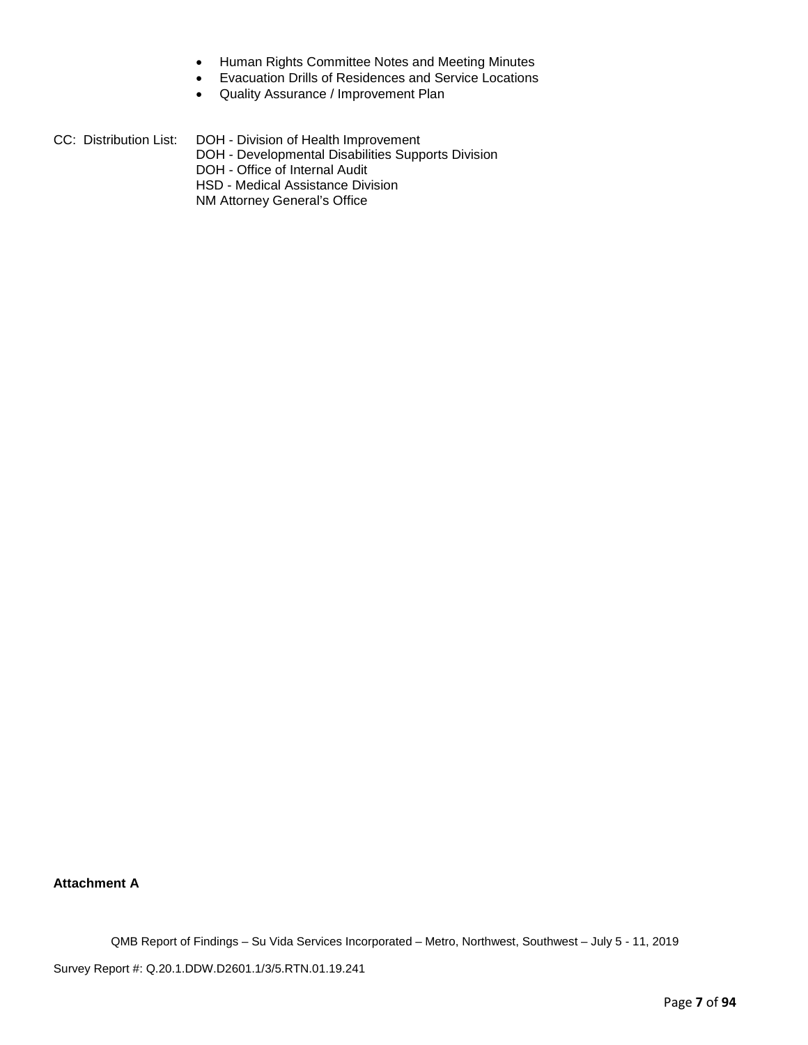- Human Rights Committee Notes and Meeting Minutes
- Evacuation Drills of Residences and Service Locations
- Quality Assurance / Improvement Plan

CC: Distribution List: DOH - Division of Health Improvement
DOH - Developmental Disabilities Supports Division
DOH - Office of Internal Audit
HSD - Medical Assistance Division
NM Attorney General's Office

**Attachment A**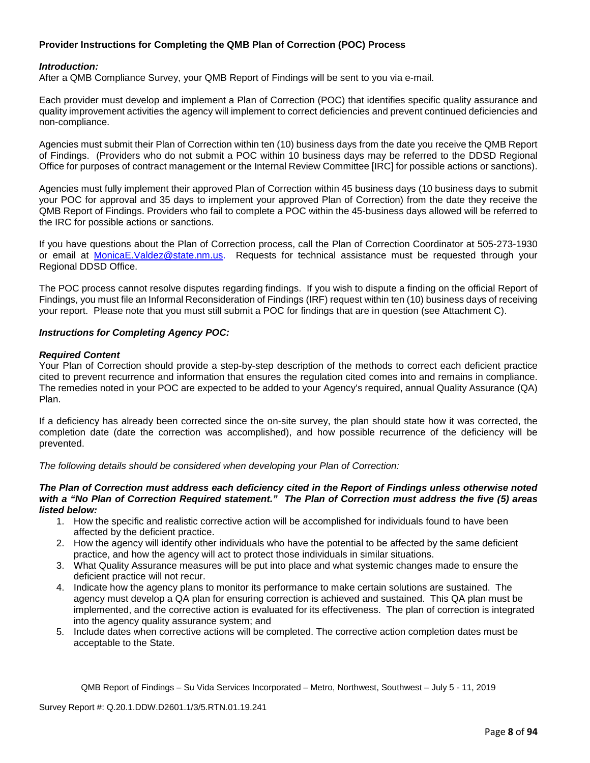**Provider Instructions for Completing the QMB Plan of Correction (POC) Process**

***Introduction:***
After a QMB Compliance Survey, your QMB Report of Findings will be sent to you via e-mail.

Each provider must develop and implement a Plan of Correction (POC) that identifies specific quality assurance and quality improvement activities the agency will implement to correct deficiencies and prevent continued deficiencies and non-compliance.

Agencies must submit their Plan of Correction within ten (10) business days from the date you receive the QMB Report of Findings. (Providers who do not submit a POC within 10 business days may be referred to the DDSD Regional Office for purposes of contract management or the Internal Review Committee [IRC] for possible actions or sanctions).

Agencies must fully implement their approved Plan of Correction within 45 business days (10 business days to submit your POC for approval and 35 days to implement your approved Plan of Correction) from the date they receive the QMB Report of Findings. Providers who fail to complete a POC within the 45-business days allowed will be referred to the IRC for possible actions or sanctions.

If you have questions about the Plan of Correction process, call the Plan of Correction Coordinator at 505-273-1930 or email at MonicaE.Valdez@state.nm.us. Requests for technical assistance must be requested through your Regional DDSD Office.

The POC process cannot resolve disputes regarding findings. If you wish to dispute a finding on the official Report of Findings, you must file an Informal Reconsideration of Findings (IRF) request within ten (10) business days of receiving your report. Please note that you must still submit a POC for findings that are in question (see Attachment C).

***Instructions for Completing Agency POC:***

***Required Content***
Your Plan of Correction should provide a step-by-step description of the methods to correct each deficient practice cited to prevent recurrence and information that ensures the regulation cited comes into and remains in compliance. The remedies noted in your POC are expected to be added to your Agency's required, annual Quality Assurance (QA) Plan.

If a deficiency has already been corrected since the on-site survey, the plan should state how it was corrected, the completion date (date the correction was accomplished), and how possible recurrence of the deficiency will be prevented.

*The following details should be considered when developing your Plan of Correction:*

***The Plan of Correction must address each deficiency cited in the Report of Findings unless otherwise noted with a "No Plan of Correction Required statement." The Plan of Correction must address the five (5) areas listed below:***

1. How the specific and realistic corrective action will be accomplished for individuals found to have been affected by the deficient practice.
2. How the agency will identify other individuals who have the potential to be affected by the same deficient practice, and how the agency will act to protect those individuals in similar situations.
3. What Quality Assurance measures will be put into place and what systemic changes made to ensure the deficient practice will not recur.
4. Indicate how the agency plans to monitor its performance to make certain solutions are sustained. The agency must develop a QA plan for ensuring correction is achieved and sustained. This QA plan must be implemented, and the corrective action is evaluated for its effectiveness. The plan of correction is integrated into the agency quality assurance system; and
5. Include dates when corrective actions will be completed. The corrective action completion dates must be acceptable to the State.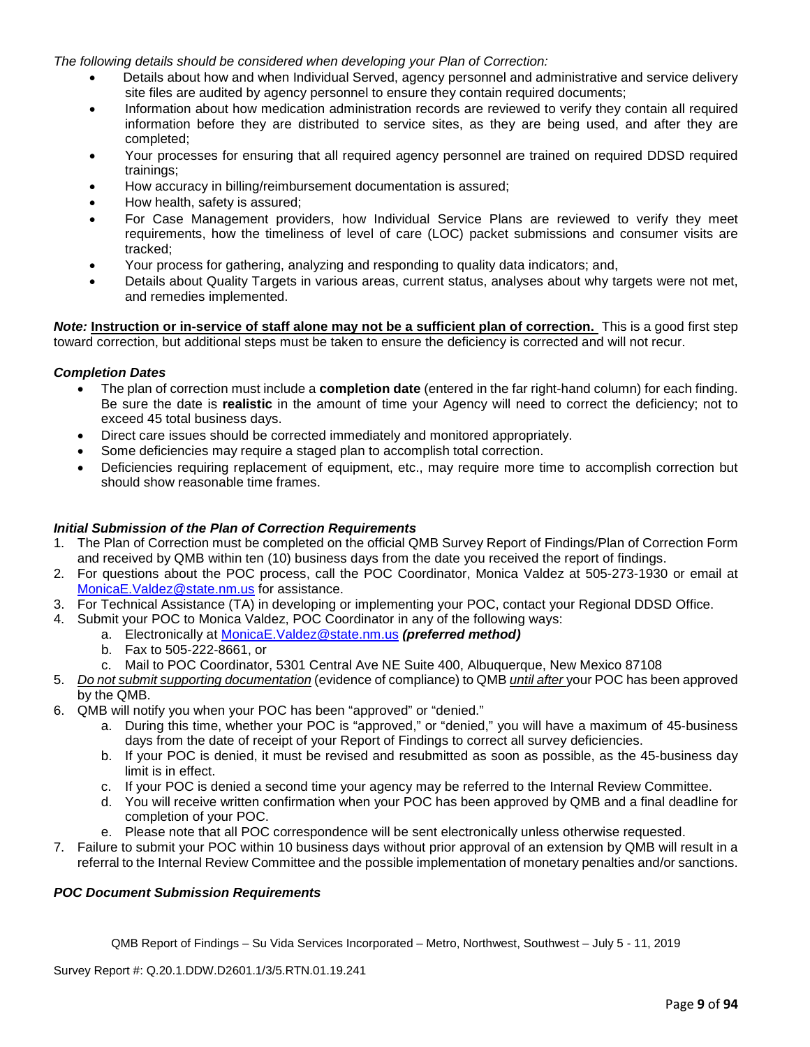*The following details should be considered when developing your Plan of Correction:*

- Details about how and when Individual Served, agency personnel and administrative and service delivery site files are audited by agency personnel to ensure they contain required documents;
- Information about how medication administration records are reviewed to verify they contain all required information before they are distributed to service sites, as they are being used, and after they are completed;
- Your processes for ensuring that all required agency personnel are trained on required DDSD required trainings;
- How accuracy in billing/reimbursement documentation is assured;
- How health, safety is assured;
- For Case Management providers, how Individual Service Plans are reviewed to verify they meet requirements, how the timeliness of level of care (LOC) packet submissions and consumer visits are tracked;
- Your process for gathering, analyzing and responding to quality data indicators; and,
- Details about Quality Targets in various areas, current status, analyses about why targets were not met, and remedies implemented.

***Note:*** **Instruction or in-service of staff alone may not be a sufficient plan of correction.** This is a good first step toward correction, but additional steps must be taken to ensure the deficiency is corrected and will not recur.

### *Completion Dates*

- The plan of correction must include a **completion date** (entered in the far right-hand column) for each finding. Be sure the date is **realistic** in the amount of time your Agency will need to correct the deficiency; not to exceed 45 total business days.
- Direct care issues should be corrected immediately and monitored appropriately.
- Some deficiencies may require a staged plan to accomplish total correction.
- Deficiencies requiring replacement of equipment, etc., may require more time to accomplish correction but should show reasonable time frames.

### *Initial Submission of the Plan of Correction Requirements*

1. The Plan of Correction must be completed on the official QMB Survey Report of Findings/Plan of Correction Form and received by QMB within ten (10) business days from the date you received the report of findings.
2. For questions about the POC process, call the POC Coordinator, Monica Valdez at 505-273-1930 or email at MonicaE.Valdez@state.nm.us for assistance.
3. For Technical Assistance (TA) in developing or implementing your POC, contact your Regional DDSD Office.
4. Submit your POC to Monica Valdez, POC Coordinator in any of the following ways:
   a. Electronically at MonicaE.Valdez@state.nm.us ***(preferred method)***
   b. Fax to 505-222-8661, or
   c. Mail to POC Coordinator, 5301 Central Ave NE Suite 400, Albuquerque, New Mexico 87108
5. *Do not submit supporting documentation* (evidence of compliance) to QMB *until after* your POC has been approved by the QMB.
6. QMB will notify you when your POC has been "approved" or "denied."
   a. During this time, whether your POC is "approved," or "denied," you will have a maximum of 45-business days from the date of receipt of your Report of Findings to correct all survey deficiencies.
   b. If your POC is denied, it must be revised and resubmitted as soon as possible, as the 45-business day limit is in effect.
   c. If your POC is denied a second time your agency may be referred to the Internal Review Committee.
   d. You will receive written confirmation when your POC has been approved by QMB and a final deadline for completion of your POC.
   e. Please note that all POC correspondence will be sent electronically unless otherwise requested.
7. Failure to submit your POC within 10 business days without prior approval of an extension by QMB will result in a referral to the Internal Review Committee and the possible implementation of monetary penalties and/or sanctions.

### *POC Document Submission Requirements*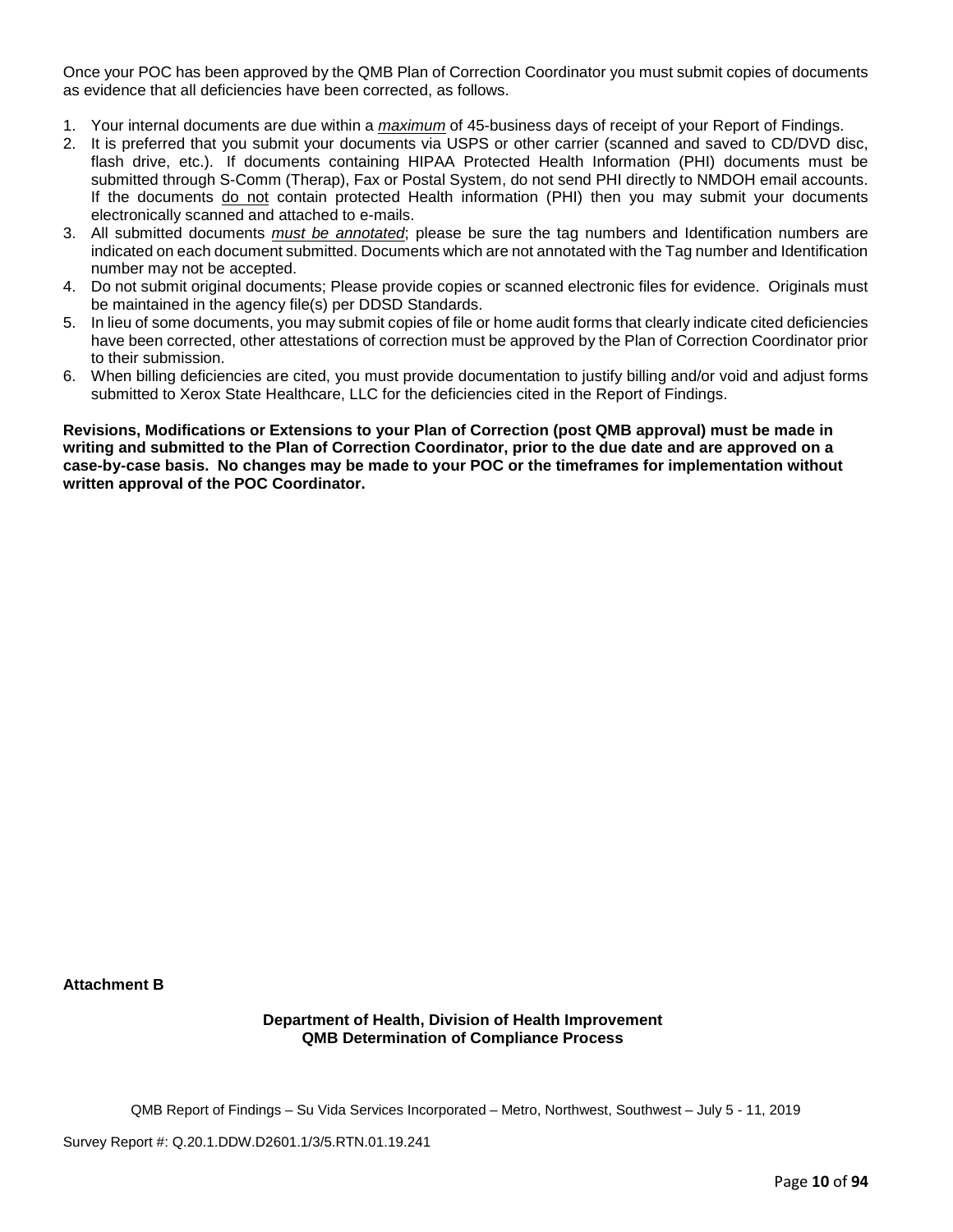Once your POC has been approved by the QMB Plan of Correction Coordinator you must submit copies of documents as evidence that all deficiencies have been corrected, as follows.

1. Your internal documents are due within a ***maximum*** of 45-business days of receipt of your Report of Findings.
2. It is preferred that you submit your documents via USPS or other carrier (scanned and saved to CD/DVD disc, flash drive, etc.). If documents containing HIPAA Protected Health Information (PHI) documents must be submitted through S-Comm (Therap), Fax or Postal System, do not send PHI directly to NMDOH email accounts. If the documents do not contain protected Health information (PHI) then you may submit your documents electronically scanned and attached to e-mails.
3. All submitted documents *must be annotated*; please be sure the tag numbers and Identification numbers are indicated on each document submitted. Documents which are not annotated with the Tag number and Identification number may not be accepted.
4. Do not submit original documents; Please provide copies or scanned electronic files for evidence. Originals must be maintained in the agency file(s) per DDSD Standards.
5. In lieu of some documents, you may submit copies of file or home audit forms that clearly indicate cited deficiencies have been corrected, other attestations of correction must be approved by the Plan of Correction Coordinator prior to their submission.
6. When billing deficiencies are cited, you must provide documentation to justify billing and/or void and adjust forms submitted to Xerox State Healthcare, LLC for the deficiencies cited in the Report of Findings.

**Revisions, Modifications or Extensions to your Plan of Correction (post QMB approval) must be made in writing and submitted to the Plan of Correction Coordinator, prior to the due date and are approved on a case-by-case basis. No changes may be made to your POC or the timeframes for implementation without written approval of the POC Coordinator.**

**Attachment B**

**Department of Health, Division of Health Improvement**
**QMB Determination of Compliance Process**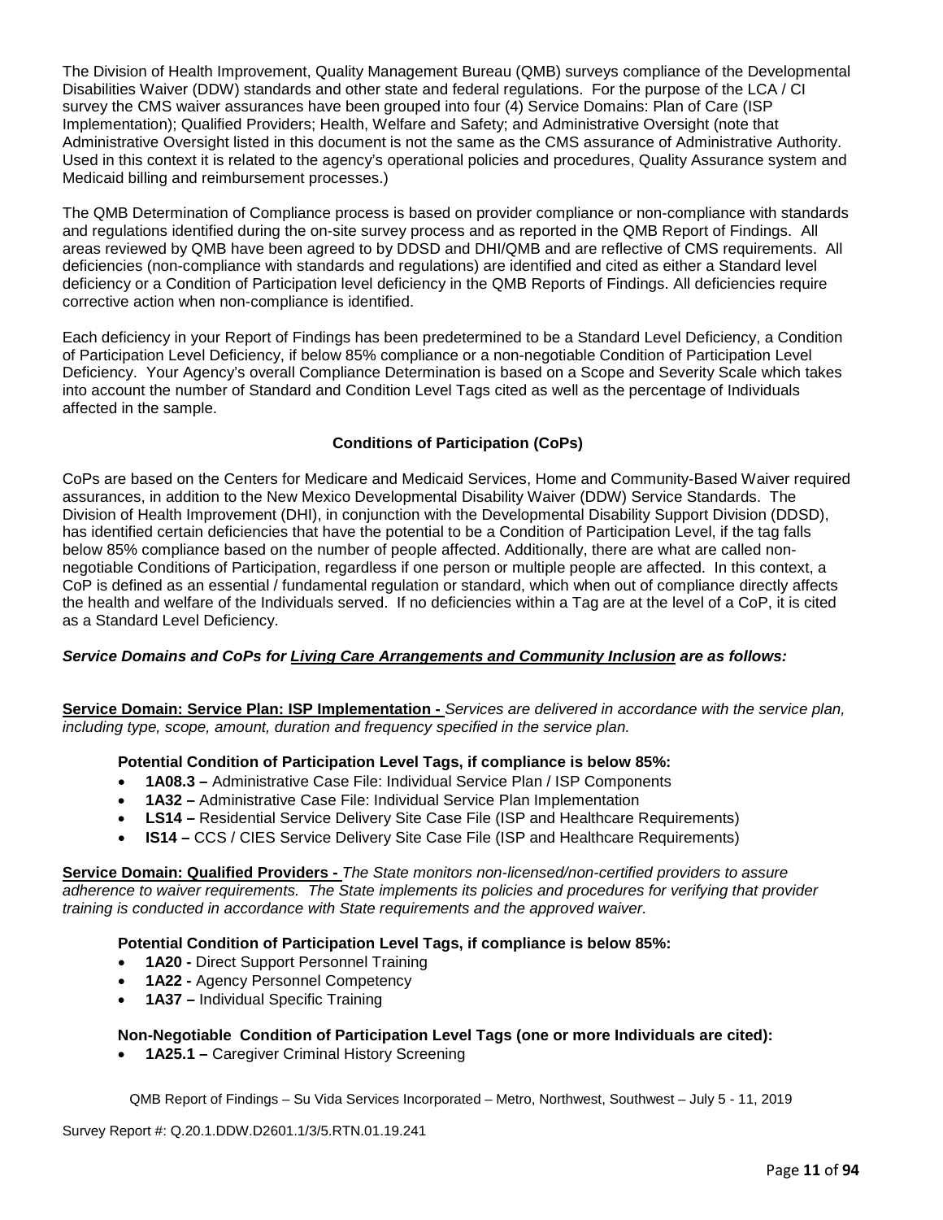The Division of Health Improvement, Quality Management Bureau (QMB) surveys compliance of the Developmental Disabilities Waiver (DDW) standards and other state and federal regulations. For the purpose of the LCA / CI survey the CMS waiver assurances have been grouped into four (4) Service Domains: Plan of Care (ISP Implementation); Qualified Providers; Health, Welfare and Safety; and Administrative Oversight (note that Administrative Oversight listed in this document is not the same as the CMS assurance of Administrative Authority. Used in this context it is related to the agency's operational policies and procedures, Quality Assurance system and Medicaid billing and reimbursement processes.)

The QMB Determination of Compliance process is based on provider compliance or non-compliance with standards and regulations identified during the on-site survey process and as reported in the QMB Report of Findings. All areas reviewed by QMB have been agreed to by DDSD and DHI/QMB and are reflective of CMS requirements. All deficiencies (non-compliance with standards and regulations) are identified and cited as either a Standard level deficiency or a Condition of Participation level deficiency in the QMB Reports of Findings. All deficiencies require corrective action when non-compliance is identified.

Each deficiency in your Report of Findings has been predetermined to be a Standard Level Deficiency, a Condition of Participation Level Deficiency, if below 85% compliance or a non-negotiable Condition of Participation Level Deficiency. Your Agency's overall Compliance Determination is based on a Scope and Severity Scale which takes into account the number of Standard and Condition Level Tags cited as well as the percentage of Individuals affected in the sample.

**Conditions of Participation (CoPs)**

CoPs are based on the Centers for Medicare and Medicaid Services, Home and Community-Based Waiver required assurances, in addition to the New Mexico Developmental Disability Waiver (DDW) Service Standards. The Division of Health Improvement (DHI), in conjunction with the Developmental Disability Support Division (DDSD), has identified certain deficiencies that have the potential to be a Condition of Participation Level, if the tag falls below 85% compliance based on the number of people affected. Additionally, there are what are called non-negotiable Conditions of Participation, regardless if one person or multiple people are affected. In this context, a CoP is defined as an essential / fundamental regulation or standard, which when out of compliance directly affects the health and welfare of the Individuals served. If no deficiencies within a Tag are at the level of a CoP, it is cited as a Standard Level Deficiency.

***Service Domains and CoPs for Living Care Arrangements and Community Inclusion are as follows:***

**Service Domain: Service Plan: ISP Implementation -** *Services are delivered in accordance with the service plan, including type, scope, amount, duration and frequency specified in the service plan.*

**Potential Condition of Participation Level Tags, if compliance is below 85%:**

- **1A08.3 –** Administrative Case File: Individual Service Plan / ISP Components
- **1A32 –** Administrative Case File: Individual Service Plan Implementation
- **LS14 –** Residential Service Delivery Site Case File (ISP and Healthcare Requirements)
- **IS14 –** CCS / CIES Service Delivery Site Case File (ISP and Healthcare Requirements)

**Service Domain: Qualified Providers -** *The State monitors non-licensed/non-certified providers to assure adherence to waiver requirements. The State implements its policies and procedures for verifying that provider training is conducted in accordance with State requirements and the approved waiver.*

**Potential Condition of Participation Level Tags, if compliance is below 85%:**

- **1A20 -** Direct Support Personnel Training
- **1A22 -** Agency Personnel Competency
- **1A37 –** Individual Specific Training

**Non-Negotiable Condition of Participation Level Tags (one or more Individuals are cited):**

- **1A25.1 –** Caregiver Criminal History Screening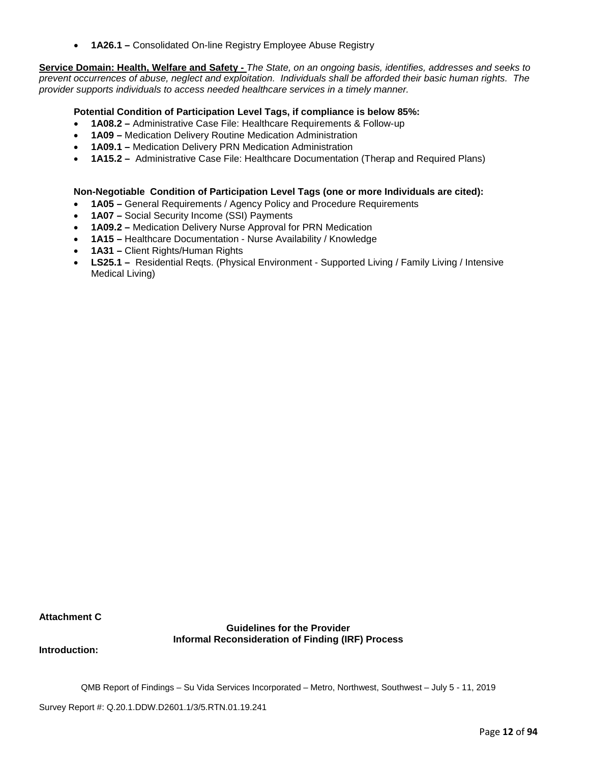- **1A26.1 –** Consolidated On-line Registry Employee Abuse Registry

**Service Domain: Health, Welfare and Safety -** *The State, on an ongoing basis, identifies, addresses and seeks to prevent occurrences of abuse, neglect and exploitation. Individuals shall be afforded their basic human rights. The provider supports individuals to access needed healthcare services in a timely manner.*

**Potential Condition of Participation Level Tags, if compliance is below 85%:**

- **1A08.2 –** Administrative Case File: Healthcare Requirements & Follow-up
- **1A09 –** Medication Delivery Routine Medication Administration
- **1A09.1 –** Medication Delivery PRN Medication Administration
- **1A15.2 –** Administrative Case File: Healthcare Documentation (Therap and Required Plans)

**Non-Negotiable Condition of Participation Level Tags (one or more Individuals are cited):**

- **1A05 –** General Requirements / Agency Policy and Procedure Requirements
- **1A07 –** Social Security Income (SSI) Payments
- **1A09.2 –** Medication Delivery Nurse Approval for PRN Medication
- **1A15 –** Healthcare Documentation - Nurse Availability / Knowledge
- **1A31 –** Client Rights/Human Rights
- **LS25.1 –** Residential Reqts. (Physical Environment - Supported Living / Family Living / Intensive Medical Living)

**Attachment C**

**Guidelines for the Provider**
**Informal Reconsideration of Finding (IRF) Process**

**Introduction:**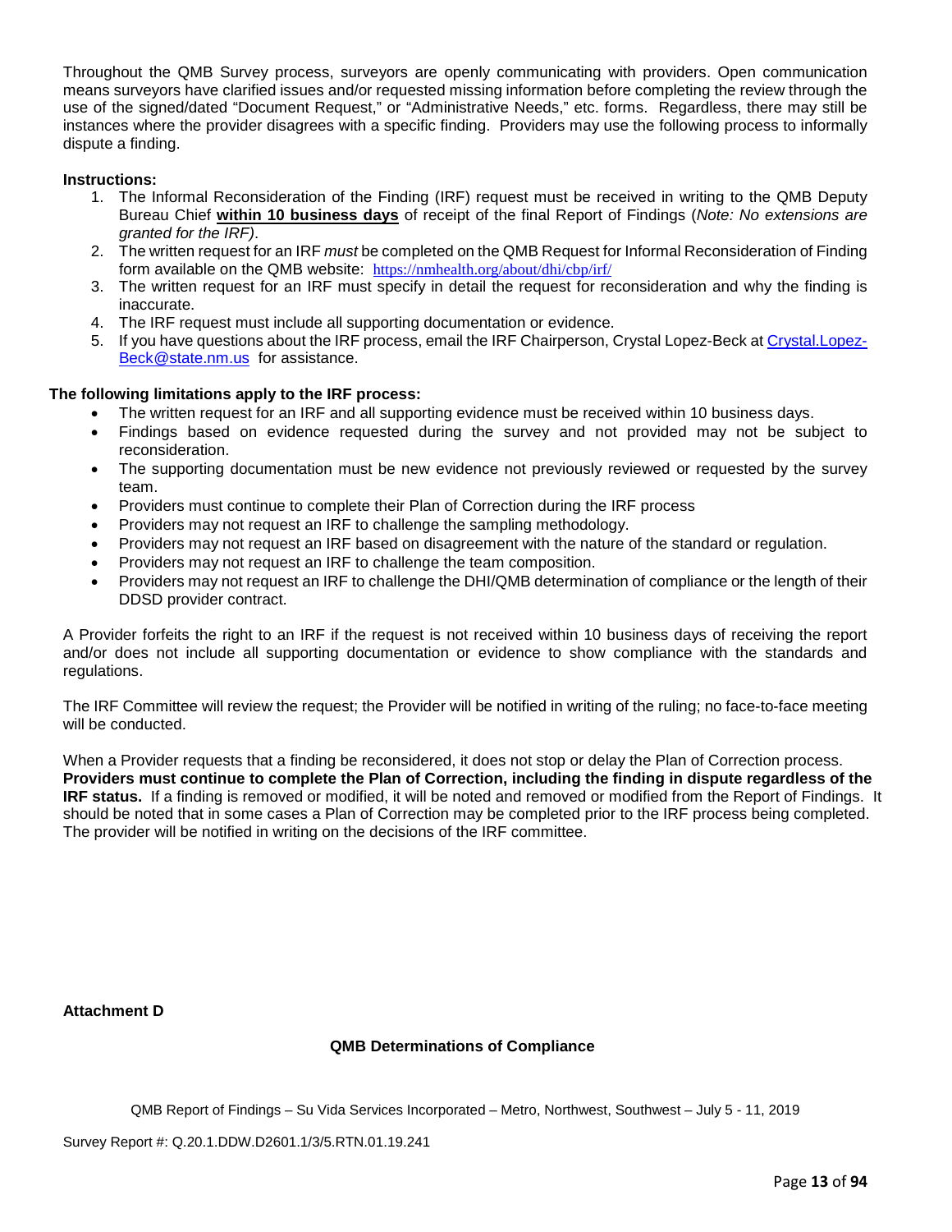Throughout the QMB Survey process, surveyors are openly communicating with providers. Open communication means surveyors have clarified issues and/or requested missing information before completing the review through the use of the signed/dated "Document Request," or "Administrative Needs," etc. forms. Regardless, there may still be instances where the provider disagrees with a specific finding. Providers may use the following process to informally dispute a finding.

**Instructions:**

1. The Informal Reconsideration of the Finding (IRF) request must be received in writing to the QMB Deputy Bureau Chief **within 10 business days** of receipt of the final Report of Findings (*Note: No extensions are granted for the IRF)*.
2. The written request for an IRF *must* be completed on the QMB Request for Informal Reconsideration of Finding form available on the QMB website: https://nmhealth.org/about/dhi/cbp/irf/
3. The written request for an IRF must specify in detail the request for reconsideration and why the finding is inaccurate.
4. The IRF request must include all supporting documentation or evidence.
5. If you have questions about the IRF process, email the IRF Chairperson, Crystal Lopez-Beck at Crystal.Lopez-Beck@state.nm.us for assistance.

**The following limitations apply to the IRF process:**

- The written request for an IRF and all supporting evidence must be received within 10 business days.
- Findings based on evidence requested during the survey and not provided may not be subject to reconsideration.
- The supporting documentation must be new evidence not previously reviewed or requested by the survey team.
- Providers must continue to complete their Plan of Correction during the IRF process
- Providers may not request an IRF to challenge the sampling methodology.
- Providers may not request an IRF based on disagreement with the nature of the standard or regulation.
- Providers may not request an IRF to challenge the team composition.
- Providers may not request an IRF to challenge the DHI/QMB determination of compliance or the length of their DDSD provider contract.

A Provider forfeits the right to an IRF if the request is not received within 10 business days of receiving the report and/or does not include all supporting documentation or evidence to show compliance with the standards and regulations.

The IRF Committee will review the request; the Provider will be notified in writing of the ruling; no face-to-face meeting will be conducted.

When a Provider requests that a finding be reconsidered, it does not stop or delay the Plan of Correction process. **Providers must continue to complete the Plan of Correction, including the finding in dispute regardless of the IRF status.** If a finding is removed or modified, it will be noted and removed or modified from the Report of Findings. It should be noted that in some cases a Plan of Correction may be completed prior to the IRF process being completed. The provider will be notified in writing on the decisions of the IRF committee.

**Attachment D**

**QMB Determinations of Compliance**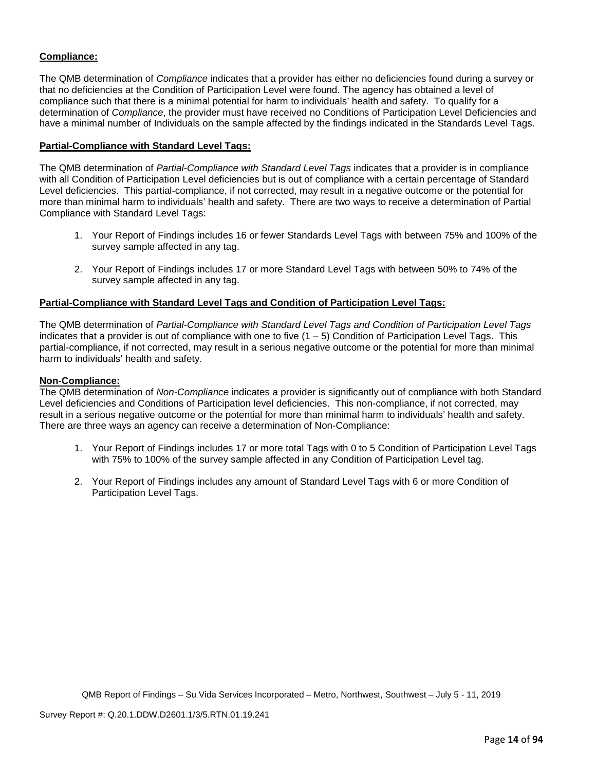**Compliance:**

The QMB determination of *Compliance* indicates that a provider has either no deficiencies found during a survey or that no deficiencies at the Condition of Participation Level were found. The agency has obtained a level of compliance such that there is a minimal potential for harm to individuals' health and safety. To qualify for a determination of *Compliance*, the provider must have received no Conditions of Participation Level Deficiencies and have a minimal number of Individuals on the sample affected by the findings indicated in the Standards Level Tags.

**Partial-Compliance with Standard Level Tags:**

The QMB determination of *Partial-Compliance with Standard Level Tags* indicates that a provider is in compliance with all Condition of Participation Level deficiencies but is out of compliance with a certain percentage of Standard Level deficiencies. This partial-compliance, if not corrected, may result in a negative outcome or the potential for more than minimal harm to individuals' health and safety. There are two ways to receive a determination of Partial Compliance with Standard Level Tags:

1. Your Report of Findings includes 16 or fewer Standards Level Tags with between 75% and 100% of the survey sample affected in any tag.

2. Your Report of Findings includes 17 or more Standard Level Tags with between 50% to 74% of the survey sample affected in any tag.

**Partial-Compliance with Standard Level Tags and Condition of Participation Level Tags:**

The QMB determination of *Partial-Compliance with Standard Level Tags and Condition of Participation Level Tags* indicates that a provider is out of compliance with one to five (1 – 5) Condition of Participation Level Tags. This partial-compliance, if not corrected, may result in a serious negative outcome or the potential for more than minimal harm to individuals' health and safety.

**Non-Compliance:**

The QMB determination of *Non-Compliance* indicates a provider is significantly out of compliance with both Standard Level deficiencies and Conditions of Participation level deficiencies. This non-compliance, if not corrected, may result in a serious negative outcome or the potential for more than minimal harm to individuals' health and safety. There are three ways an agency can receive a determination of Non-Compliance:

1. Your Report of Findings includes 17 or more total Tags with 0 to 5 Condition of Participation Level Tags with 75% to 100% of the survey sample affected in any Condition of Participation Level tag.

2. Your Report of Findings includes any amount of Standard Level Tags with 6 or more Condition of Participation Level Tags.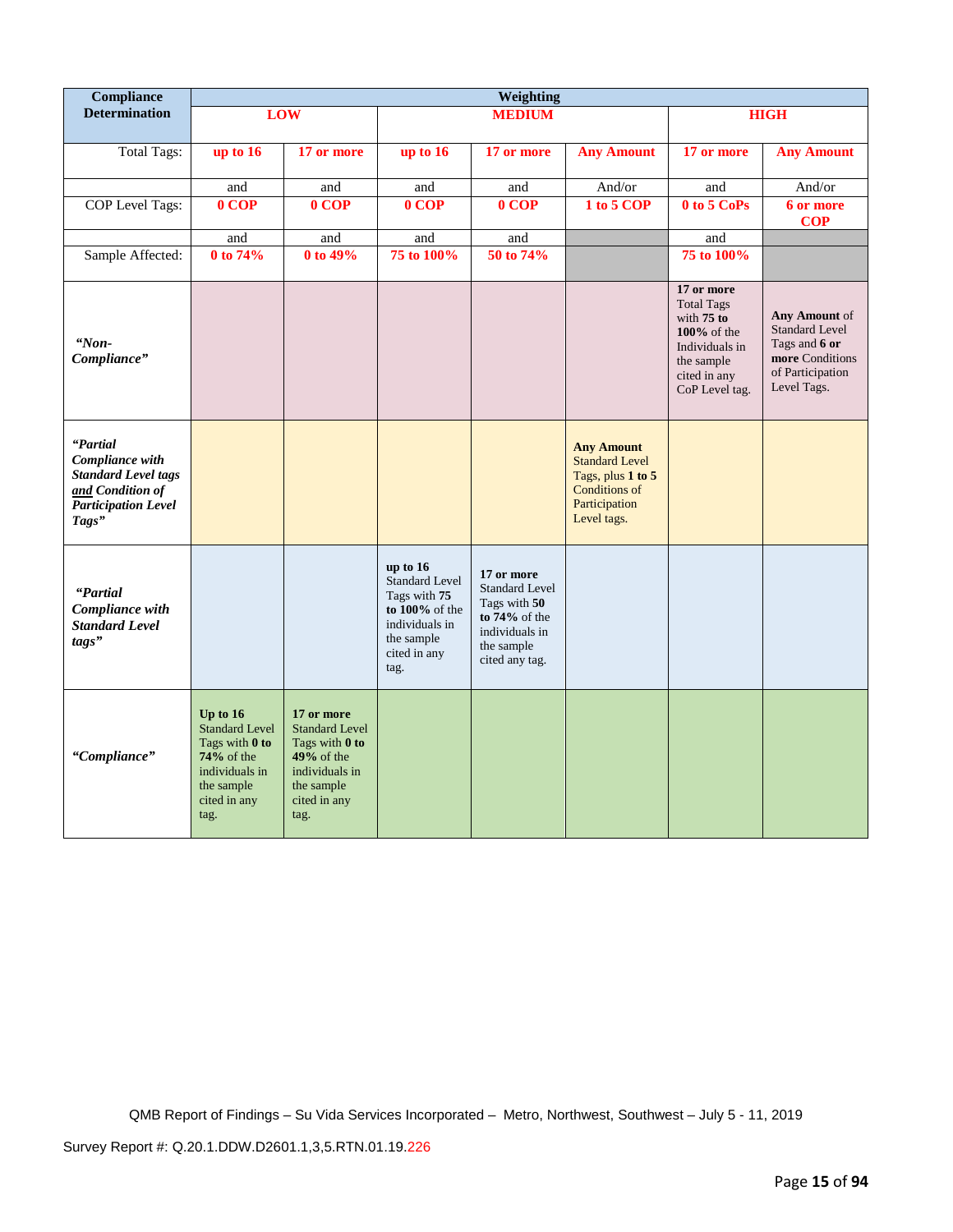| Compliance Determination | Weighting | | | | | | |
|---|---|---|---|---|---|---|---|
| | **LOW** | | **MEDIUM** | | | **HIGH** | |
| Total Tags: | **up to 16** | **17 or more** | **up to 16** | **17 or more** | **Any Amount** | **17 or more** | **Any Amount** |
| | and | and | and | and | And/or | and | And/or |
| COP Level Tags: | **0 COP** | **0 COP** | **0 COP** | **0 COP** | **1 to 5 COP** | **0 to 5 CoPs** | **6 or more COP** |
| | and | and | and | and | | and | |
| Sample Affected: | **0 to 74%** | **0 to 49%** | **75 to 100%** | **50 to 74%** | | **75 to 100%** | |
| ***"Non-Compliance"*** | | | | | | **17 or more** Total Tags with **75 to 100%** of the Individuals in the sample cited in any CoP Level tag. | **Any Amount** of Standard Level Tags and **6 or more** Conditions of Participation Level Tags. |
| ***"Partial Compliance with Standard Level tags and Condition of Participation Level Tags"*** | | | | | **Any Amount** Standard Level Tags, plus **1 to 5** Conditions of Participation Level tags. | | |
| ***"Partial Compliance with Standard Level tags"*** | | | **up to 16** Standard Level Tags with **75 to 100%** of the individuals in the sample cited in any tag. | **17 or more** Standard Level Tags with **50 to 74%** of the individuals in the sample cited any tag. | | | |
| ***"Compliance"*** | **Up to 16** Standard Level Tags with **0 to 74%** of the individuals in the sample cited in any tag. | **17 or more** Standard Level Tags with **0 to 49%** of the individuals in the sample cited in any tag. | | | | | |

QMB Report of Findings – Su Vida Services Incorporated – Metro, Northwest, Southwest – July 5 - 11, 2019

Survey Report #: Q.20.1.DDW.D2601.1,3,5.RTN.01.19.226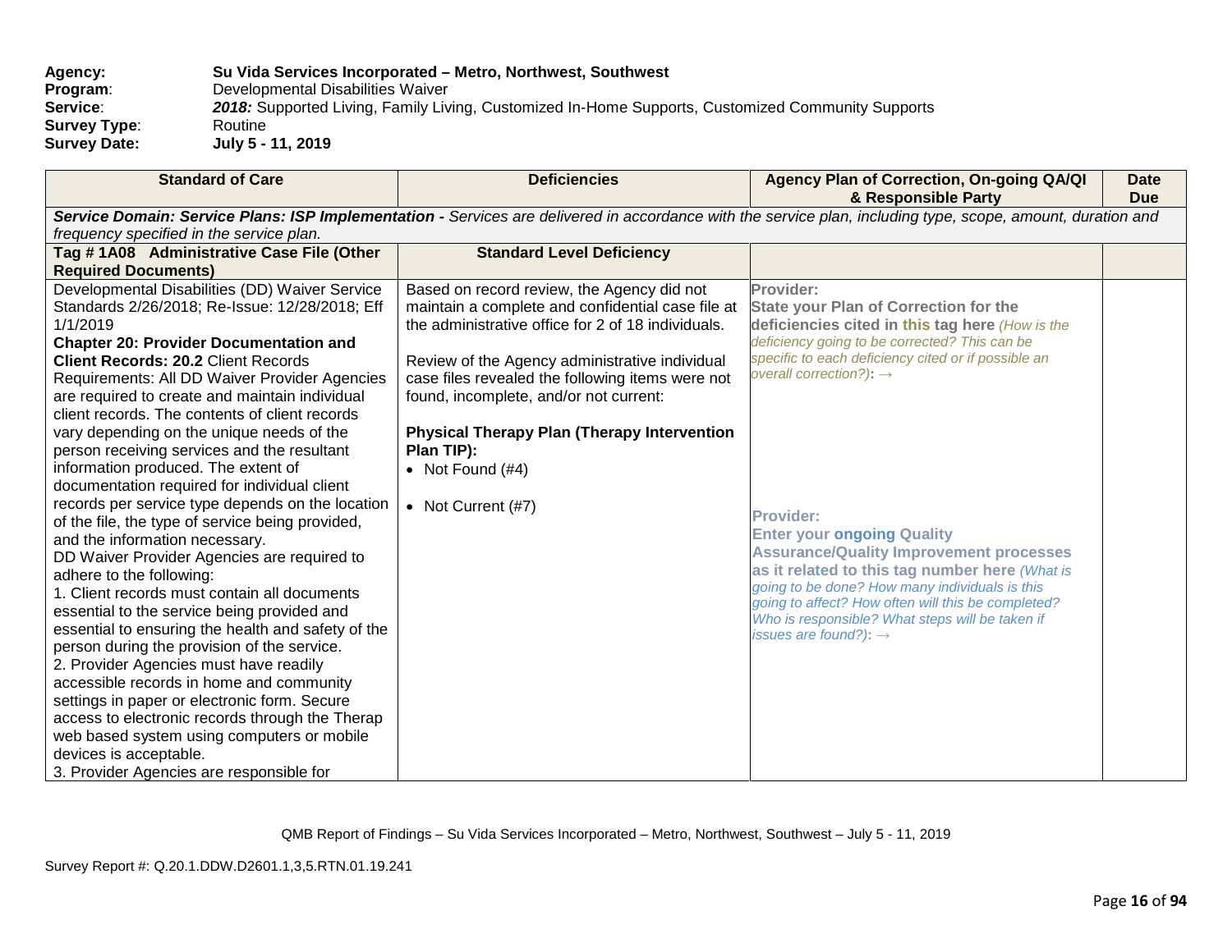**Agency:** **Su Vida Services Incorporated – Metro, Northwest, Southwest**
**Program:** Developmental Disabilities Waiver
**Service:** ***2018:*** Supported Living, Family Living, Customized In-Home Supports, Customized Community Supports
**Survey Type:** Routine
**Survey Date:** **July 5 - 11, 2019**

| Standard of Care | Deficiencies | Agency Plan of Correction, On-going QA/QI & Responsible Party | Date Due |
|---|---|---|---|
| ***Service Domain: Service Plans: ISP Implementation -*** *Services are delivered in accordance with the service plan, including type, scope, amount, duration and frequency specified in the service plan.* | | | |
| **Tag # 1A08 Administrative Case File (Other Required Documents)** | **Standard Level Deficiency** | | |
| Developmental Disabilities (DD) Waiver Service Standards 2/26/2018; Re-Issue: 12/28/2018; Eff 1/1/2019<br>**Chapter 20: Provider Documentation and Client Records: 20.2** Client Records Requirements: All DD Waiver Provider Agencies are required to create and maintain individual client records. The contents of client records vary depending on the unique needs of the person receiving services and the resultant information produced. The extent of documentation required for individual client records per service type depends on the location of the file, the type of service being provided, and the information necessary.<br>DD Waiver Provider Agencies are required to adhere to the following:<br>1. Client records must contain all documents essential to the service being provided and essential to ensuring the health and safety of the person during the provision of the service.<br>2. Provider Agencies must have readily accessible records in home and community settings in paper or electronic form. Secure access to electronic records through the Therap web based system using computers or mobile devices is acceptable.<br>3. Provider Agencies are responsible for | Based on record review, the Agency did not maintain a complete and confidential case file at the administrative office for 2 of 18 individuals.<br><br>Review of the Agency administrative individual case files revealed the following items were not found, incomplete, and/or not current:<br><br>**Physical Therapy Plan (Therapy Intervention Plan TIP):**<br>• Not Found (#4)<br><br>• Not Current (#7) | **Provider:**<br>**State your Plan of Correction for the deficiencies cited in this tag here** *(How is the deficiency going to be corrected? This can be specific to each deficiency cited or if possible an overall correction?)*: →<br><br>**Provider:**<br>**Enter your ongoing Quality Assurance/Quality Improvement processes as it related to this tag number here** *(What is going to be done? How many individuals is this going to affect? How often will this be completed? Who is responsible? What steps will be taken if issues are found?)*: → | |

QMB Report of Findings – Su Vida Services Incorporated – Metro, Northwest, Southwest – July 5 - 11, 2019

Survey Report #: Q.20.1.DDW.D2601.1,3,5.RTN.01.19.241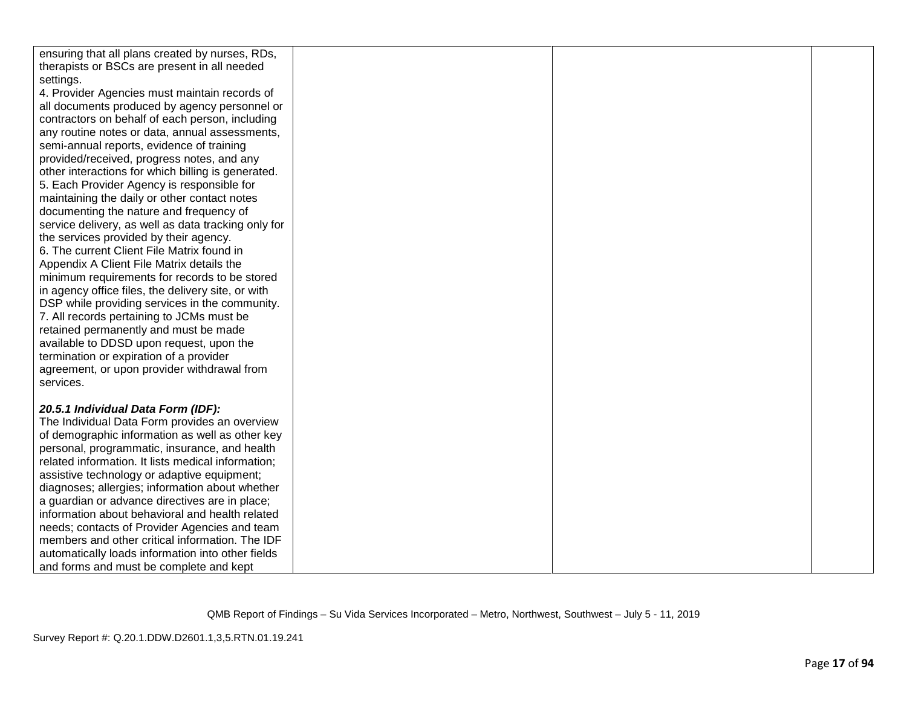| | | | |
|---|---|---|---|
| ensuring that all plans created by nurses, RDs, therapists or BSCs are present in all needed settings.<br>4. Provider Agencies must maintain records of all documents produced by agency personnel or contractors on behalf of each person, including any routine notes or data, annual assessments, semi-annual reports, evidence of training provided/received, progress notes, and any other interactions for which billing is generated.<br>5. Each Provider Agency is responsible for maintaining the daily or other contact notes documenting the nature and frequency of service delivery, as well as data tracking only for the services provided by their agency.<br>6. The current Client File Matrix found in Appendix A Client File Matrix details the minimum requirements for records to be stored in agency office files, the delivery site, or with DSP while providing services in the community.<br>7. All records pertaining to JCMs must be retained permanently and must be made available to DDSD upon request, upon the termination or expiration of a provider agreement, or upon provider withdrawal from services.<br><br>***20.5.1 Individual Data Form (IDF):***<br>The Individual Data Form provides an overview of demographic information as well as other key personal, programmatic, insurance, and health related information. It lists medical information; assistive technology or adaptive equipment; diagnoses; allergies; information about whether a guardian or advance directives are in place; information about behavioral and health related needs; contacts of Provider Agencies and team members and other critical information. The IDF automatically loads information into other fields and forms and must be complete and kept | | | |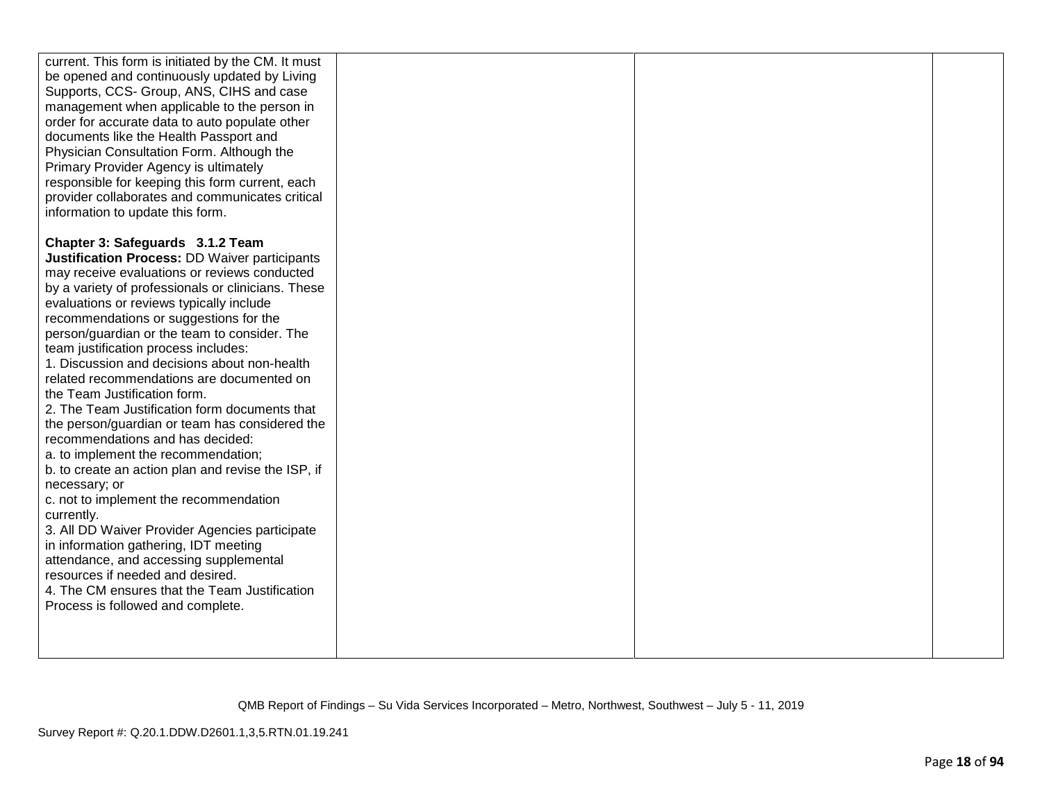| | | | |
|---|---|---|---|
| current. This form is initiated by the CM. It must be opened and continuously updated by Living Supports, CCS- Group, ANS, CIHS and case management when applicable to the person in order for accurate data to auto populate other documents like the Health Passport and Physician Consultation Form. Although the Primary Provider Agency is ultimately responsible for keeping this form current, each provider collaborates and communicates critical information to update this form.<br><br>**Chapter 3: Safeguards 3.1.2 Team Justification Process:** DD Waiver participants may receive evaluations or reviews conducted by a variety of professionals or clinicians. These evaluations or reviews typically include recommendations or suggestions for the person/guardian or the team to consider. The team justification process includes:<br>1. Discussion and decisions about non-health related recommendations are documented on the Team Justification form.<br>2. The Team Justification form documents that the person/guardian or team has considered the recommendations and has decided:<br>a. to implement the recommendation;<br>b. to create an action plan and revise the ISP, if necessary; or<br>c. not to implement the recommendation currently.<br>3. All DD Waiver Provider Agencies participate in information gathering, IDT meeting attendance, and accessing supplemental resources if needed and desired.<br>4. The CM ensures that the Team Justification Process is followed and complete. | | | |

QMB Report of Findings – Su Vida Services Incorporated – Metro, Northwest, Southwest – July 5 - 11, 2019

Survey Report #: Q.20.1.DDW.D2601.1,3,5.RTN.01.19.241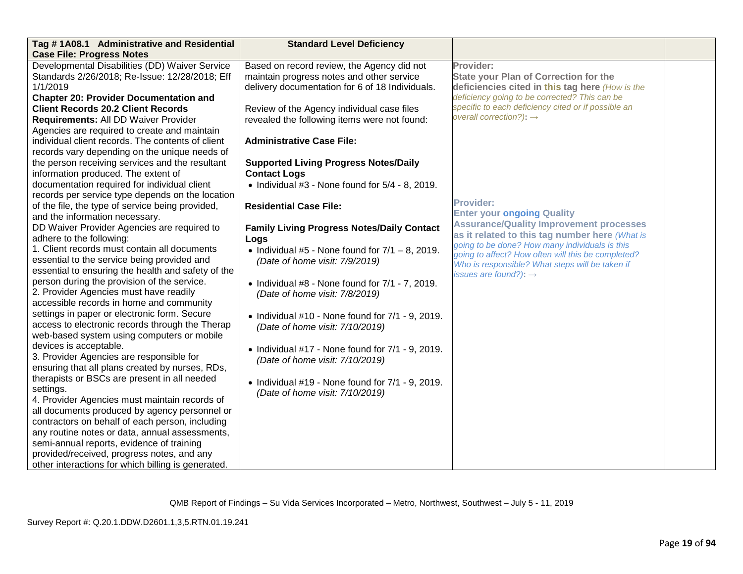| Tag # 1A08.1 Administrative and Residential Case File: Progress Notes | Standard Level Deficiency | | |
|---|---|---|---|
| Developmental Disabilities (DD) Waiver Service Standards 2/26/2018; Re-Issue: 12/28/2018; Eff 1/1/2019<br>**Chapter 20: Provider Documentation and Client Records 20.2 Client Records Requirements:** All DD Waiver Provider Agencies are required to create and maintain individual client records. The contents of client records vary depending on the unique needs of the person receiving services and the resultant information produced. The extent of documentation required for individual client records per service type depends on the location of the file, the type of service being provided, and the information necessary.<br>DD Waiver Provider Agencies are required to adhere to the following:<br>1. Client records must contain all documents essential to the service being provided and essential to ensuring the health and safety of the person during the provision of the service.<br>2. Provider Agencies must have readily accessible records in home and community settings in paper or electronic form. Secure access to electronic records through the Therap web-based system using computers or mobile devices is acceptable.<br>3. Provider Agencies are responsible for ensuring that all plans created by nurses, RDs, therapists or BSCs are present in all needed settings.<br>4. Provider Agencies must maintain records of all documents produced by agency personnel or contractors on behalf of each person, including any routine notes or data, annual assessments, semi-annual reports, evidence of training provided/received, progress notes, and any other interactions for which billing is generated. | Based on record review, the Agency did not maintain progress notes and other service delivery documentation for 6 of 18 Individuals.<br><br>Review of the Agency individual case files revealed the following items were not found:<br><br>**Administrative Case File:**<br><br>**Supported Living Progress Notes/Daily Contact Logs**<br>• Individual #3 - None found for 5/4 - 8, 2019.<br><br>**Residential Case File:**<br><br>**Family Living Progress Notes/Daily Contact Logs**<br>• Individual #5 - None found for 7/1 – 8, 2019. *(Date of home visit: 7/9/2019)*<br><br>• Individual #8 - None found for 7/1 - 7, 2019. *(Date of home visit: 7/8/2019)*<br><br>• Individual #10 - None found for 7/1 - 9, 2019. *(Date of home visit: 7/10/2019)*<br><br>• Individual #17 - None found for 7/1 - 9, 2019. *(Date of home visit: 7/10/2019)*<br><br>• Individual #19 - None found for 7/1 - 9, 2019. *(Date of home visit: 7/10/2019)* | **Provider:**<br>**State your Plan of Correction for the deficiencies cited in this tag here** *(How is the deficiency going to be corrected? This can be specific to each deficiency cited or if possible an overall correction?)*: →<br><br>**Provider:**<br>**Enter your ongoing Quality Assurance/Quality Improvement processes as it related to this tag number here** *(What is going to be done? How many individuals is this going to affect? How often will this be completed? Who is responsible? What steps will be taken if issues are found?)*: → | |

QMB Report of Findings – Su Vida Services Incorporated – Metro, Northwest, Southwest – July 5 - 11, 2019

Survey Report #: Q.20.1.DDW.D2601.1,3,5.RTN.01.19.241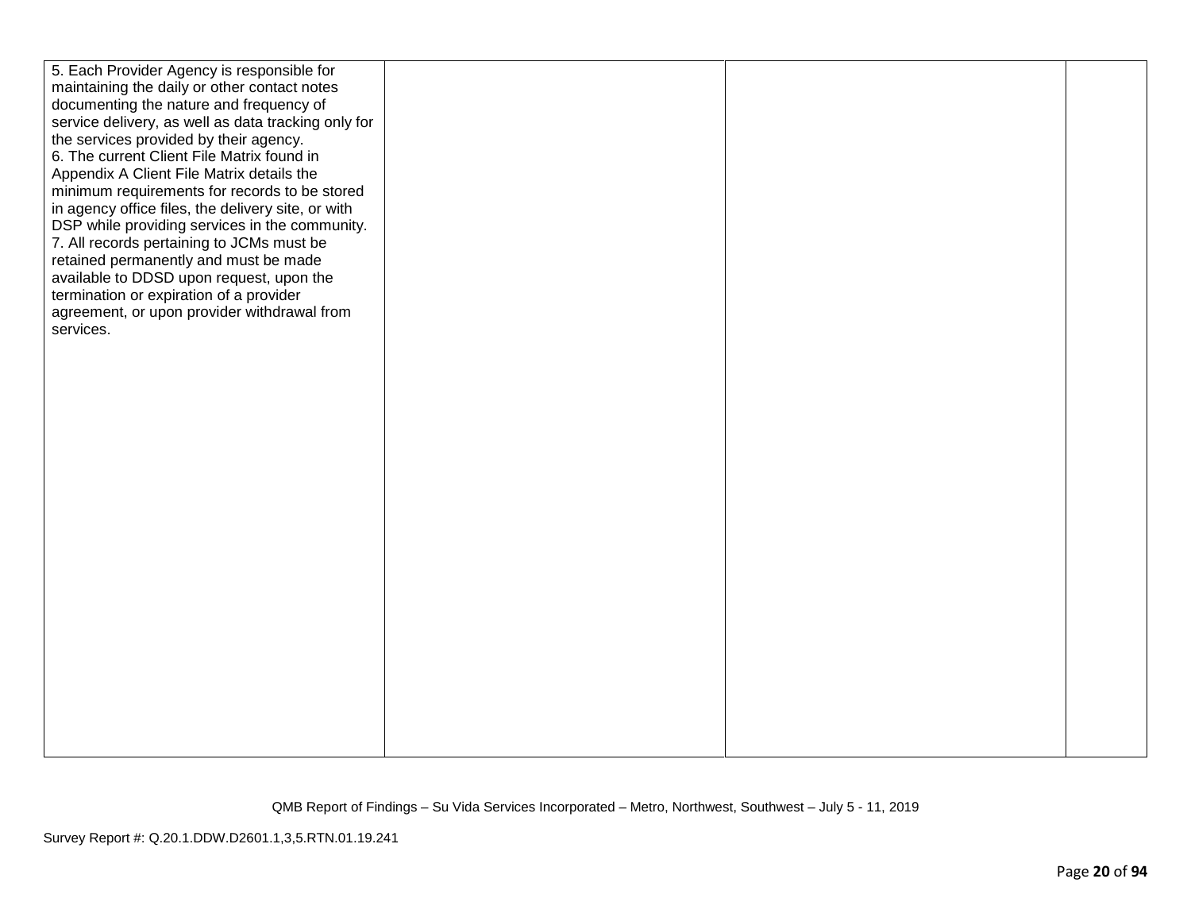| | | | |
|---|---|---|---|
| 5. Each Provider Agency is responsible for maintaining the daily or other contact notes documenting the nature and frequency of service delivery, as well as data tracking only for the services provided by their agency.<br>6. The current Client File Matrix found in Appendix A Client File Matrix details the minimum requirements for records to be stored in agency office files, the delivery site, or with DSP while providing services in the community.<br>7. All records pertaining to JCMs must be retained permanently and must be made available to DDSD upon request, upon the termination or expiration of a provider agreement, or upon provider withdrawal from services. | | | |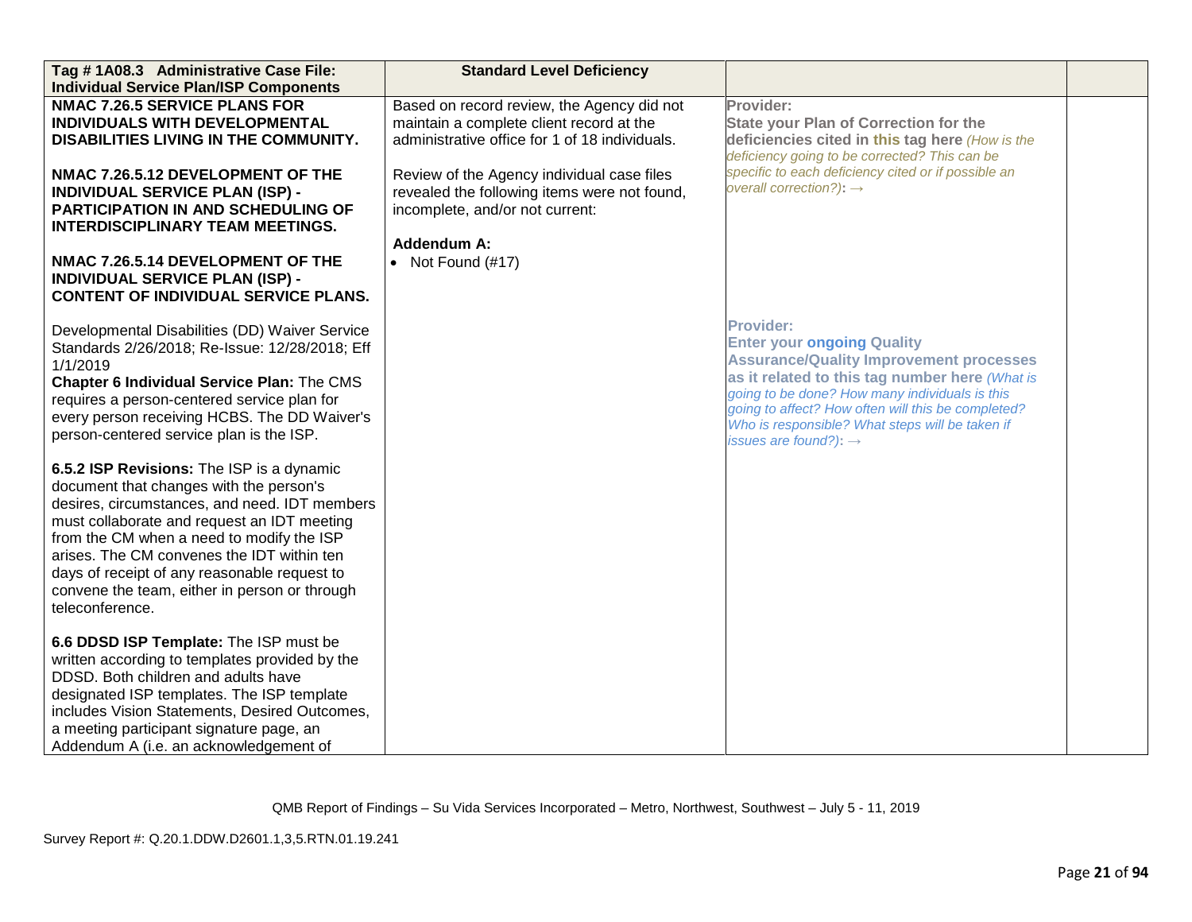| Tag # 1A08.3 Administrative Case File: Individual Service Plan/ISP Components | Standard Level Deficiency | | |
|---|---|---|---|
| **NMAC 7.26.5 SERVICE PLANS FOR INDIVIDUALS WITH DEVELOPMENTAL DISABILITIES LIVING IN THE COMMUNITY.**<br><br>**NMAC 7.26.5.12 DEVELOPMENT OF THE INDIVIDUAL SERVICE PLAN (ISP) - PARTICIPATION IN AND SCHEDULING OF INTERDISCIPLINARY TEAM MEETINGS.**<br><br>**NMAC 7.26.5.14 DEVELOPMENT OF THE INDIVIDUAL SERVICE PLAN (ISP) - CONTENT OF INDIVIDUAL SERVICE PLANS.**<br><br>Developmental Disabilities (DD) Waiver Service Standards 2/26/2018; Re-Issue: 12/28/2018; Eff 1/1/2019<br>**Chapter 6 Individual Service Plan:** The CMS requires a person-centered service plan for every person receiving HCBS. The DD Waiver's person-centered service plan is the ISP.<br><br>**6.5.2 ISP Revisions:** The ISP is a dynamic document that changes with the person's desires, circumstances, and need. IDT members must collaborate and request an IDT meeting from the CM when a need to modify the ISP arises. The CM convenes the IDT within ten days of receipt of any reasonable request to convene the team, either in person or through teleconference.<br><br>**6.6 DDSD ISP Template:** The ISP must be written according to templates provided by the DDSD. Both children and adults have designated ISP templates. The ISP template includes Vision Statements, Desired Outcomes, a meeting participant signature page, an Addendum A (i.e. an acknowledgement of | Based on record review, the Agency did not maintain a complete client record at the administrative office for 1 of 18 individuals.<br><br>Review of the Agency individual case files revealed the following items were not found, incomplete, and/or not current:<br><br>**Addendum A:**<br>• Not Found (#17) | **Provider:**<br>**State your Plan of Correction for the deficiencies cited in this tag here** *(How is the deficiency going to be corrected? This can be specific to each deficiency cited or if possible an overall correction?)*: →<br><br>**Provider:**<br>**Enter your ongoing Quality Assurance/Quality Improvement processes as it related to this tag number here** *(What is going to be done? How many individuals is this going to affect? How often will this be completed? Who is responsible? What steps will be taken if issues are found?)*: → | |

QMB Report of Findings – Su Vida Services Incorporated – Metro, Northwest, Southwest – July 5 - 11, 2019

Survey Report #: Q.20.1.DDW.D2601.1,3,5.RTN.01.19.241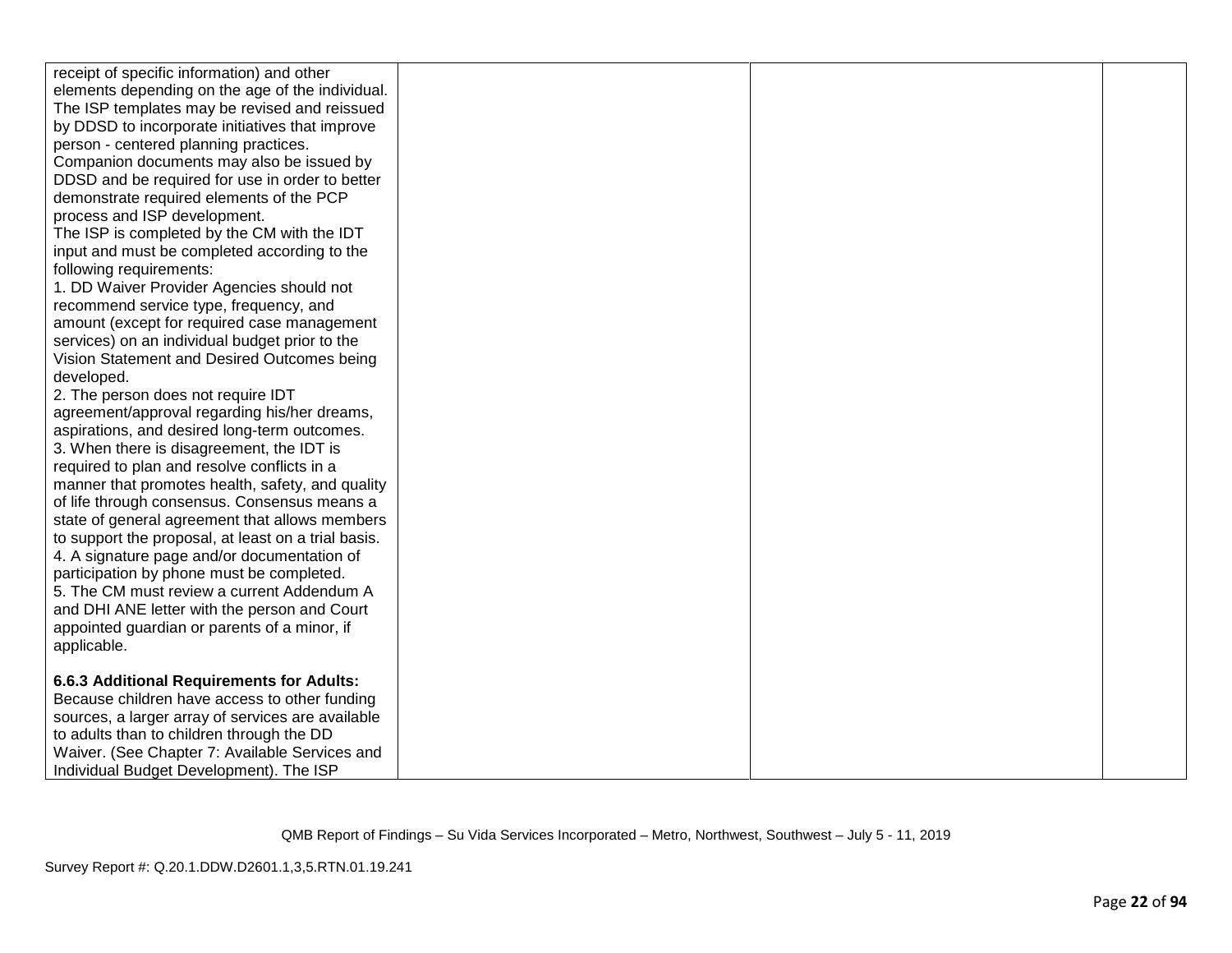| | | | |
|---|---|---|---|
| receipt of specific information) and other elements depending on the age of the individual. The ISP templates may be revised and reissued by DDSD to incorporate initiatives that improve person - centered planning practices. Companion documents may also be issued by DDSD and be required for use in order to better demonstrate required elements of the PCP process and ISP development.<br>The ISP is completed by the CM with the IDT input and must be completed according to the following requirements:<br>1. DD Waiver Provider Agencies should not recommend service type, frequency, and amount (except for required case management services) on an individual budget prior to the Vision Statement and Desired Outcomes being developed.<br>2. The person does not require IDT agreement/approval regarding his/her dreams, aspirations, and desired long-term outcomes.<br>3. When there is disagreement, the IDT is required to plan and resolve conflicts in a manner that promotes health, safety, and quality of life through consensus. Consensus means a state of general agreement that allows members to support the proposal, at least on a trial basis.<br>4. A signature page and/or documentation of participation by phone must be completed.<br>5. The CM must review a current Addendum A and DHI ANE letter with the person and Court appointed guardian or parents of a minor, if applicable.<br><br>**6.6.3 Additional Requirements for Adults:** Because children have access to other funding sources, a larger array of services are available to adults than to children through the DD Waiver. (See Chapter 7: Available Services and Individual Budget Development). The ISP | | | |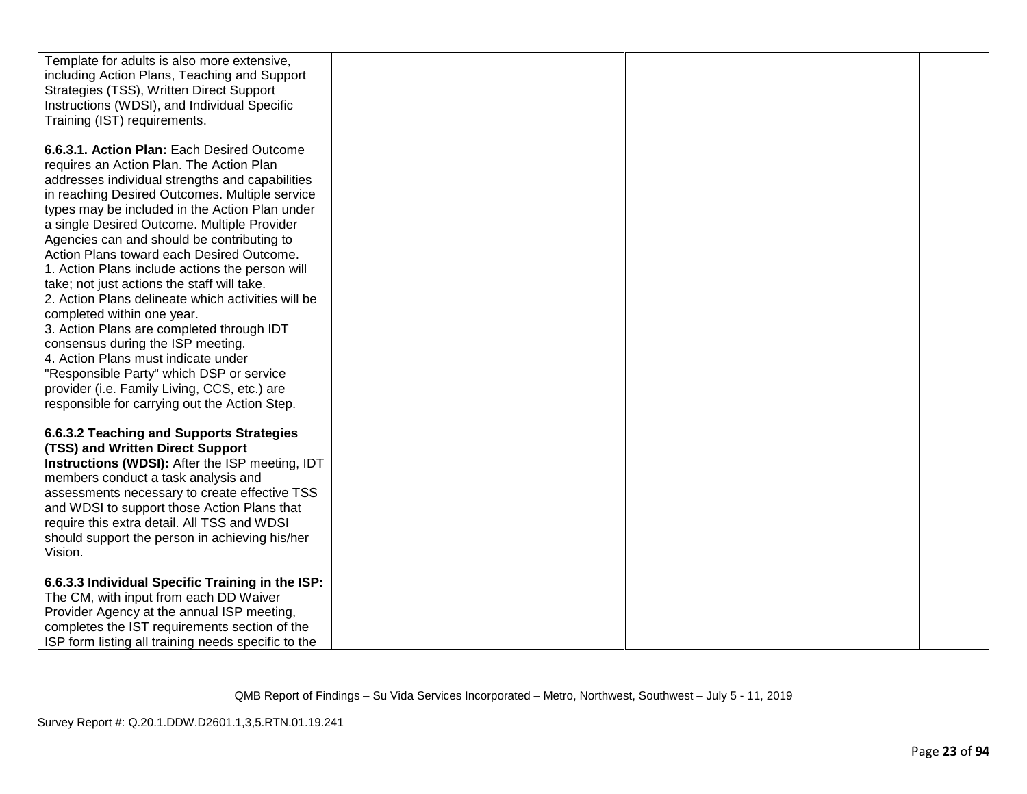| | | | |
|---|---|---|---|
| Template for adults is also more extensive, including Action Plans, Teaching and Support Strategies (TSS), Written Direct Support Instructions (WDSI), and Individual Specific Training (IST) requirements.<br><br>**6.6.3.1. Action Plan:** Each Desired Outcome requires an Action Plan. The Action Plan addresses individual strengths and capabilities in reaching Desired Outcomes. Multiple service types may be included in the Action Plan under a single Desired Outcome. Multiple Provider Agencies can and should be contributing to Action Plans toward each Desired Outcome.<br>1. Action Plans include actions the person will take; not just actions the staff will take.<br>2. Action Plans delineate which activities will be completed within one year.<br>3. Action Plans are completed through IDT consensus during the ISP meeting.<br>4. Action Plans must indicate under "Responsible Party" which DSP or service provider (i.e. Family Living, CCS, etc.) are responsible for carrying out the Action Step.<br><br>**6.6.3.2 Teaching and Supports Strategies (TSS) and Written Direct Support Instructions (WDSI):** After the ISP meeting, IDT members conduct a task analysis and assessments necessary to create effective TSS and WDSI to support those Action Plans that require this extra detail. All TSS and WDSI should support the person in achieving his/her Vision.<br><br>**6.6.3.3 Individual Specific Training in the ISP:** The CM, with input from each DD Waiver Provider Agency at the annual ISP meeting, completes the IST requirements section of the ISP form listing all training needs specific to the | | | |

QMB Report of Findings – Su Vida Services Incorporated – Metro, Northwest, Southwest – July 5 - 11, 2019

Survey Report #: Q.20.1.DDW.D2601.1,3,5.RTN.01.19.241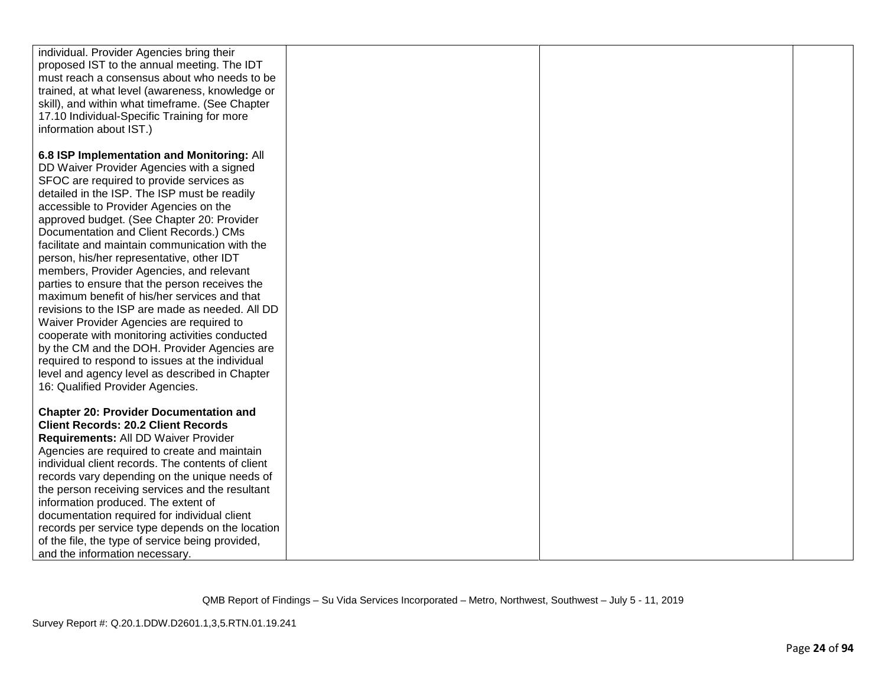| | | | |
|---|---|---|---|
| individual. Provider Agencies bring their proposed IST to the annual meeting. The IDT must reach a consensus about who needs to be trained, at what level (awareness, knowledge or skill), and within what timeframe. (See Chapter 17.10 Individual-Specific Training for more information about IST.)<br><br>**6.8 ISP Implementation and Monitoring:** All DD Waiver Provider Agencies with a signed SFOC are required to provide services as detailed in the ISP. The ISP must be readily accessible to Provider Agencies on the approved budget. (See Chapter 20: Provider Documentation and Client Records.) CMs facilitate and maintain communication with the person, his/her representative, other IDT members, Provider Agencies, and relevant parties to ensure that the person receives the maximum benefit of his/her services and that revisions to the ISP are made as needed. All DD Waiver Provider Agencies are required to cooperate with monitoring activities conducted by the CM and the DOH. Provider Agencies are required to respond to issues at the individual level and agency level as described in Chapter 16: Qualified Provider Agencies.<br><br>**Chapter 20: Provider Documentation and Client Records: 20.2 Client Records Requirements:** All DD Waiver Provider Agencies are required to create and maintain individual client records. The contents of client records vary depending on the unique needs of the person receiving services and the resultant information produced. The extent of documentation required for individual client records per service type depends on the location of the file, the type of service being provided, and the information necessary. | | | |

QMB Report of Findings – Su Vida Services Incorporated – Metro, Northwest, Southwest – July 5 - 11, 2019

Survey Report #: Q.20.1.DDW.D2601.1,3,5.RTN.01.19.241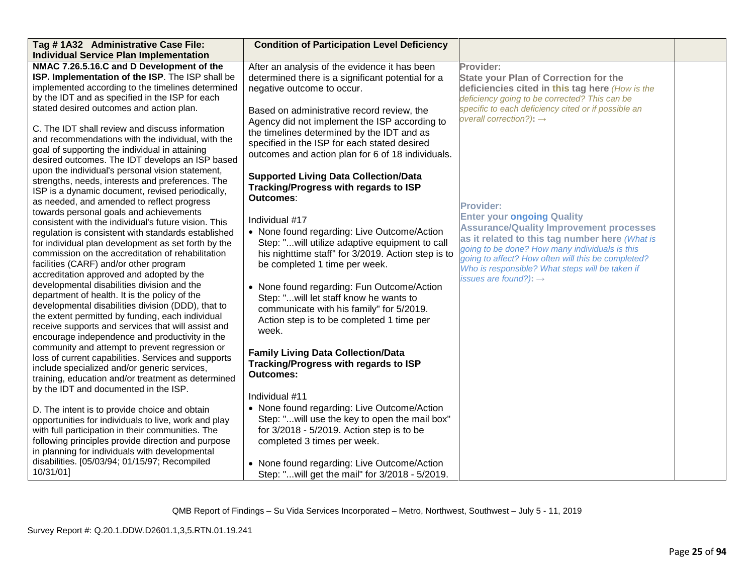| Tag # 1A32 Administrative Case File: Individual Service Plan Implementation | Condition of Participation Level Deficiency | | |
|---|---|---|---|
| **NMAC 7.26.5.16.C and D Development of the ISP. Implementation of the ISP**. The ISP shall be implemented according to the timelines determined by the IDT and as specified in the ISP for each stated desired outcomes and action plan.<br><br>C. The IDT shall review and discuss information and recommendations with the individual, with the goal of supporting the individual in attaining desired outcomes. The IDT develops an ISP based upon the individual's personal vision statement, strengths, needs, interests and preferences. The ISP is a dynamic document, revised periodically, as needed, and amended to reflect progress towards personal goals and achievements consistent with the individual's future vision. This regulation is consistent with standards established for individual plan development as set forth by the commission on the accreditation of rehabilitation facilities (CARF) and/or other program accreditation approved and adopted by the developmental disabilities division and the department of health. It is the policy of the developmental disabilities division (DDD), that to the extent permitted by funding, each individual receive supports and services that will assist and encourage independence and productivity in the community and attempt to prevent regression or loss of current capabilities. Services and supports include specialized and/or generic services, training, education and/or treatment as determined by the IDT and documented in the ISP.<br><br>D. The intent is to provide choice and obtain opportunities for individuals to live, work and play with full participation in their communities. The following principles provide direction and purpose in planning for individuals with developmental disabilities. [05/03/94; 01/15/97; Recompiled 10/31/01] | After an analysis of the evidence it has been determined there is a significant potential for a negative outcome to occur.<br><br>Based on administrative record review, the Agency did not implement the ISP according to the timelines determined by the IDT and as specified in the ISP for each stated desired outcomes and action plan for 6 of 18 individuals.<br><br>**Supported Living Data Collection/Data Tracking/Progress with regards to ISP Outcomes**:<br><br>Individual #17<br>• None found regarding: Live Outcome/Action Step: "...will utilize adaptive equipment to call his nighttime staff" for 3/2019. Action step is to be completed 1 time per week.<br><br>• None found regarding: Fun Outcome/Action Step: "...will let staff know he wants to communicate with his family" for 5/2019. Action step is to be completed 1 time per week.<br><br>**Family Living Data Collection/Data Tracking/Progress with regards to ISP Outcomes:**<br><br>Individual #11<br>• None found regarding: Live Outcome/Action Step: "...will use the key to open the mail box" for 3/2018 - 5/2019. Action step is to be completed 3 times per week.<br><br>• None found regarding: Live Outcome/Action Step: "...will get the mail" for 3/2018 - 5/2019. | **Provider:**<br>**State your Plan of Correction for the deficiencies cited in this tag here** *(How is the deficiency going to be corrected? This can be specific to each deficiency cited or if possible an overall correction?)*: →<br><br>**Provider:**<br>**Enter your ongoing Quality Assurance/Quality Improvement processes as it related to this tag number here** *(What is going to be done? How many individuals is this going to affect? How often will this be completed? Who is responsible? What steps will be taken if issues are found?)*: → | |

QMB Report of Findings – Su Vida Services Incorporated – Metro, Northwest, Southwest – July 5 - 11, 2019

Survey Report #: Q.20.1.DDW.D2601.1,3,5.RTN.01.19.241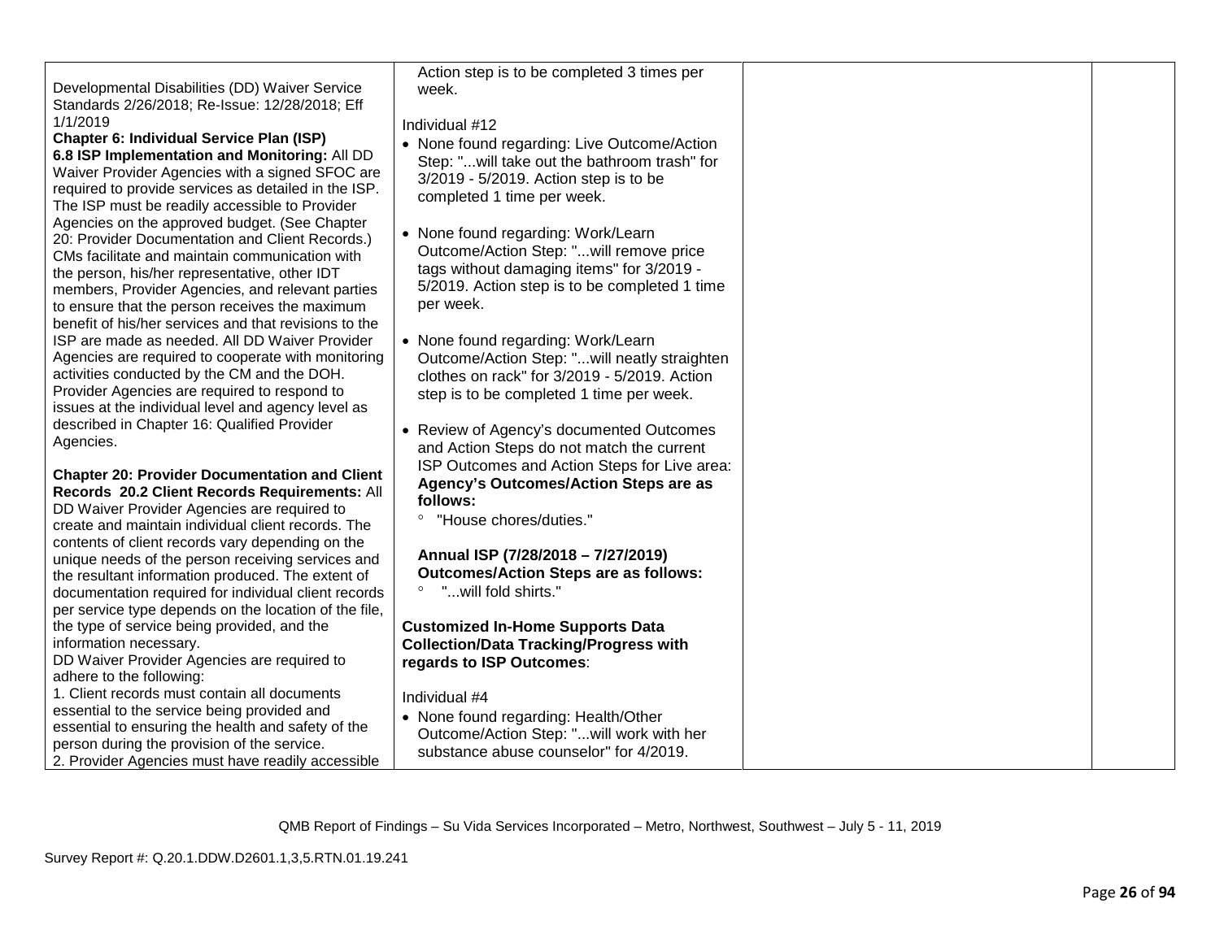| | | | |
|---|---|---|---|
| Developmental Disabilities (DD) Waiver Service Standards 2/26/2018; Re-Issue: 12/28/2018; Eff 1/1/2019<br>**Chapter 6: Individual Service Plan (ISP)**<br>**6.8 ISP Implementation and Monitoring:** All DD Waiver Provider Agencies with a signed SFOC are required to provide services as detailed in the ISP. The ISP must be readily accessible to Provider Agencies on the approved budget. (See Chapter 20: Provider Documentation and Client Records.) CMs facilitate and maintain communication with the person, his/her representative, other IDT members, Provider Agencies, and relevant parties to ensure that the person receives the maximum benefit of his/her services and that revisions to the ISP are made as needed. All DD Waiver Provider Agencies are required to cooperate with monitoring activities conducted by the CM and the DOH. Provider Agencies are required to respond to issues at the individual level and agency level as described in Chapter 16: Qualified Provider Agencies.<br><br>**Chapter 20: Provider Documentation and Client Records 20.2 Client Records Requirements:** All DD Waiver Provider Agencies are required to create and maintain individual client records. The contents of client records vary depending on the unique needs of the person receiving services and the resultant information produced. The extent of documentation required for individual client records per service type depends on the location of the file, the type of service being provided, and the information necessary.<br>DD Waiver Provider Agencies are required to adhere to the following:<br>1. Client records must contain all documents essential to the service being provided and essential to ensuring the health and safety of the person during the provision of the service.<br>2. Provider Agencies must have readily accessible | Action step is to be completed 3 times per week.<br><br>Individual #12<br>• None found regarding: Live Outcome/Action Step: "...will take out the bathroom trash" for 3/2019 - 5/2019. Action step is to be completed 1 time per week.<br><br>• None found regarding: Work/Learn Outcome/Action Step: "...will remove price tags without damaging items" for 3/2019 - 5/2019. Action step is to be completed 1 time per week.<br><br>• None found regarding: Work/Learn Outcome/Action Step: "...will neatly straighten clothes on rack" for 3/2019 - 5/2019. Action step is to be completed 1 time per week.<br><br>• Review of Agency's documented Outcomes and Action Steps do not match the current ISP Outcomes and Action Steps for Live area: **Agency's Outcomes/Action Steps are as follows:**<br>° "House chores/duties."<br><br>**Annual ISP (7/28/2018 – 7/27/2019) Outcomes/Action Steps are as follows:**<br>° "...will fold shirts."<br><br>**Customized In-Home Supports Data Collection/Data Tracking/Progress with regards to ISP Outcomes**:<br><br>Individual #4<br>• None found regarding: Health/Other Outcome/Action Step: "...will work with her substance abuse counselor" for 4/2019. | | |

QMB Report of Findings – Su Vida Services Incorporated – Metro, Northwest, Southwest – July 5 - 11, 2019

Survey Report #: Q.20.1.DDW.D2601.1,3,5.RTN.01.19.241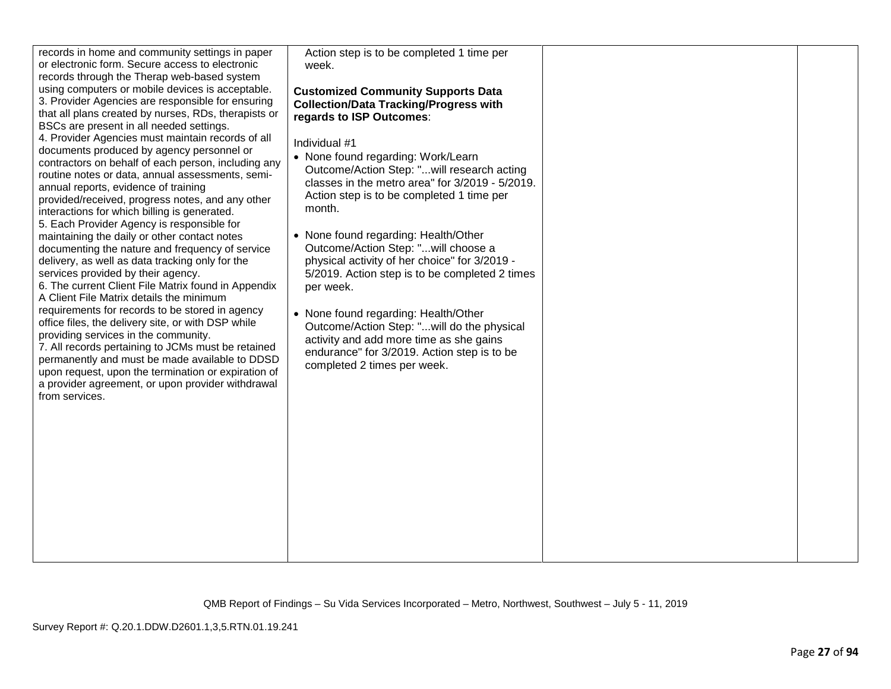| | | | |
|---|---|---|---|
| records in home and community settings in paper or electronic form. Secure access to electronic records through the Therap web-based system using computers or mobile devices is acceptable.<br>3. Provider Agencies are responsible for ensuring that all plans created by nurses, RDs, therapists or BSCs are present in all needed settings.<br>4. Provider Agencies must maintain records of all documents produced by agency personnel or contractors on behalf of each person, including any routine notes or data, annual assessments, semi-annual reports, evidence of training provided/received, progress notes, and any other interactions for which billing is generated.<br>5. Each Provider Agency is responsible for maintaining the daily or other contact notes documenting the nature and frequency of service delivery, as well as data tracking only for the services provided by their agency.<br>6. The current Client File Matrix found in Appendix A Client File Matrix details the minimum requirements for records to be stored in agency office files, the delivery site, or with DSP while providing services in the community.<br>7. All records pertaining to JCMs must be retained permanently and must be made available to DDSD upon request, upon the termination or expiration of a provider agreement, or upon provider withdrawal from services. | Action step is to be completed 1 time per week.<br><br>**Customized Community Supports Data Collection/Data Tracking/Progress with regards to ISP Outcomes**:<br><br>Individual #1<br>• None found regarding: Work/Learn Outcome/Action Step: "...will research acting classes in the metro area" for 3/2019 - 5/2019. Action step is to be completed 1 time per month.<br><br>• None found regarding: Health/Other Outcome/Action Step: "...will choose a physical activity of her choice" for 3/2019 - 5/2019. Action step is to be completed 2 times per week.<br><br>• None found regarding: Health/Other Outcome/Action Step: "...will do the physical activity and add more time as she gains endurance" for 3/2019. Action step is to be completed 2 times per week. | | |

QMB Report of Findings – Su Vida Services Incorporated – Metro, Northwest, Southwest – July 5 - 11, 2019

Survey Report #: Q.20.1.DDW.D2601.1,3,5.RTN.01.19.241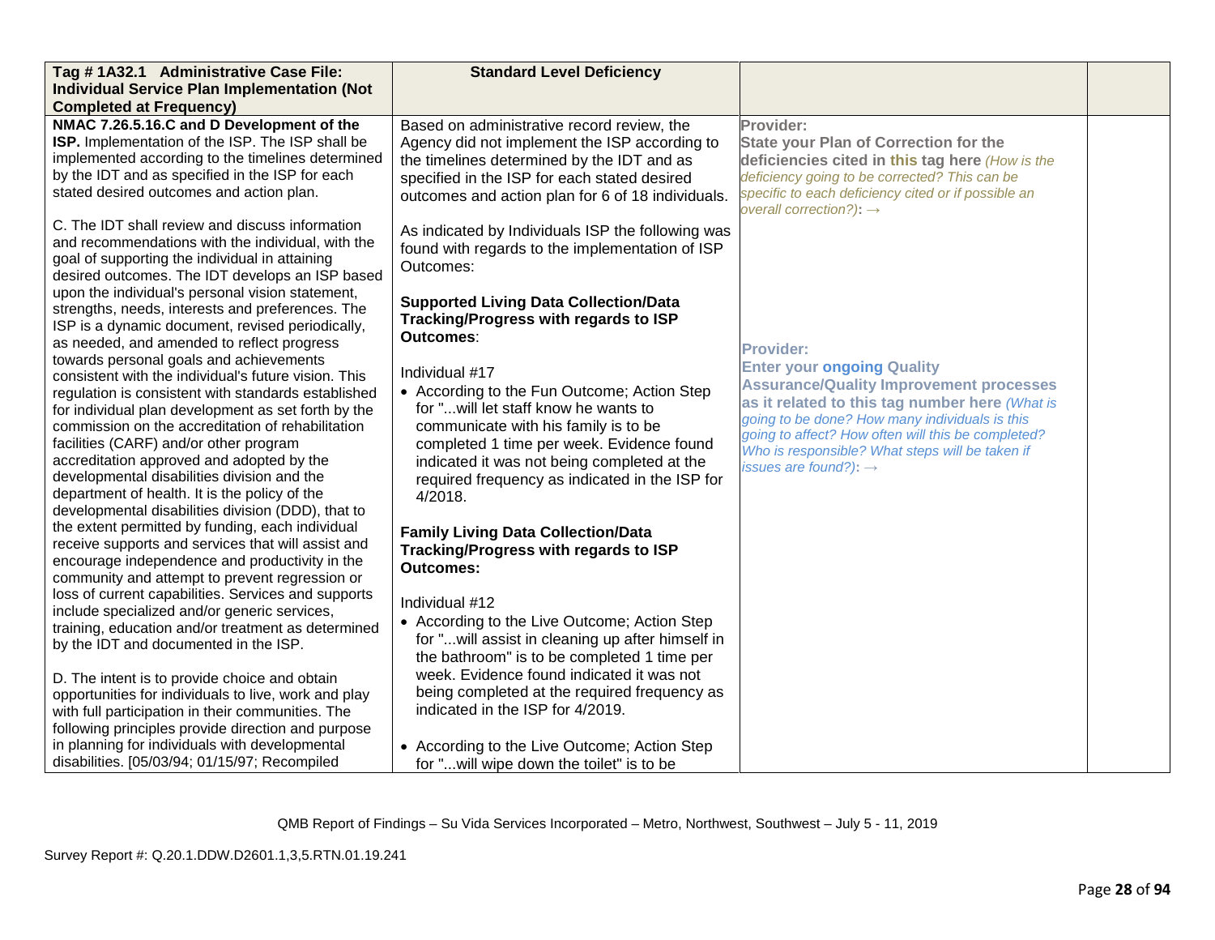| Tag # 1A32.1 Administrative Case File: Individual Service Plan Implementation (Not Completed at Frequency) | Standard Level Deficiency | | |
|---|---|---|---|
| **NMAC 7.26.5.16.C and D Development of the ISP.** Implementation of the ISP. The ISP shall be implemented according to the timelines determined by the IDT and as specified in the ISP for each stated desired outcomes and action plan.<br><br>C. The IDT shall review and discuss information and recommendations with the individual, with the goal of supporting the individual in attaining desired outcomes. The IDT develops an ISP based upon the individual's personal vision statement, strengths, needs, interests and preferences. The ISP is a dynamic document, revised periodically, as needed, and amended to reflect progress towards personal goals and achievements consistent with the individual's future vision. This regulation is consistent with standards established for individual plan development as set forth by the commission on the accreditation of rehabilitation facilities (CARF) and/or other program accreditation approved and adopted by the developmental disabilities division and the department of health. It is the policy of the developmental disabilities division (DDD), that to the extent permitted by funding, each individual receive supports and services that will assist and encourage independence and productivity in the community and attempt to prevent regression or loss of current capabilities. Services and supports include specialized and/or generic services, training, education and/or treatment as determined by the IDT and documented in the ISP.<br><br>D. The intent is to provide choice and obtain opportunities for individuals to live, work and play with full participation in their communities. The following principles provide direction and purpose in planning for individuals with developmental disabilities. [05/03/94; 01/15/97; Recompiled | Based on administrative record review, the Agency did not implement the ISP according to the timelines determined by the IDT and as specified in the ISP for each stated desired outcomes and action plan for 6 of 18 individuals.<br><br>As indicated by Individuals ISP the following was found with regards to the implementation of ISP Outcomes:<br><br>**Supported Living Data Collection/Data Tracking/Progress with regards to ISP Outcomes**:<br><br>Individual #17<br>• According to the Fun Outcome; Action Step for "...will let staff know he wants to communicate with his family is to be completed 1 time per week. Evidence found indicated it was not being completed at the required frequency as indicated in the ISP for 4/2018.<br><br>**Family Living Data Collection/Data Tracking/Progress with regards to ISP Outcomes:**<br><br>Individual #12<br>• According to the Live Outcome; Action Step for "...will assist in cleaning up after himself in the bathroom" is to be completed 1 time per week. Evidence found indicated it was not being completed at the required frequency as indicated in the ISP for 4/2019.<br><br>• According to the Live Outcome; Action Step for "...will wipe down the toilet" is to be | **Provider:**<br>**State your Plan of Correction for the deficiencies cited in this tag here** *(How is the deficiency going to be corrected? This can be specific to each deficiency cited or if possible an overall correction?)*: →<br><br>**Provider:**<br>**Enter your ongoing Quality Assurance/Quality Improvement processes as it related to this tag number here** *(What is going to be done? How many individuals is this going to affect? How often will this be completed? Who is responsible? What steps will be taken if issues are found?)*: → | |

QMB Report of Findings – Su Vida Services Incorporated – Metro, Northwest, Southwest – July 5 - 11, 2019

Survey Report #: Q.20.1.DDW.D2601.1,3,5.RTN.01.19.241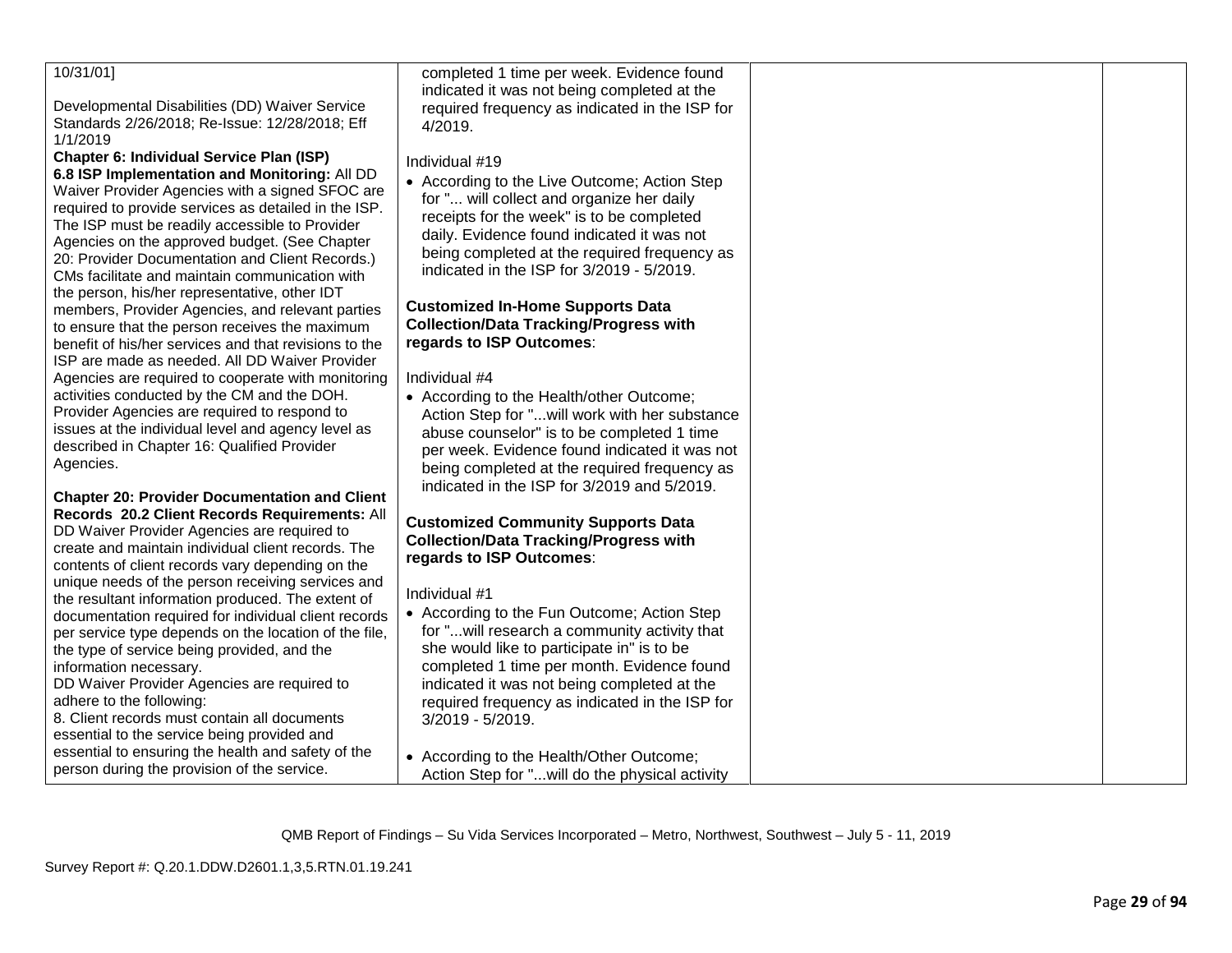| | | | |
|---|---|---|---|
| 10/31/01]<br><br>Developmental Disabilities (DD) Waiver Service Standards 2/26/2018; Re-Issue: 12/28/2018; Eff 1/1/2019<br>**Chapter 6: Individual Service Plan (ISP)**<br>**6.8 ISP Implementation and Monitoring:** All DD Waiver Provider Agencies with a signed SFOC are required to provide services as detailed in the ISP. The ISP must be readily accessible to Provider Agencies on the approved budget. (See Chapter 20: Provider Documentation and Client Records.) CMs facilitate and maintain communication with the person, his/her representative, other IDT members, Provider Agencies, and relevant parties to ensure that the person receives the maximum benefit of his/her services and that revisions to the ISP are made as needed. All DD Waiver Provider Agencies are required to cooperate with monitoring activities conducted by the CM and the DOH. Provider Agencies are required to respond to issues at the individual level and agency level as described in Chapter 16: Qualified Provider Agencies.<br><br>**Chapter 20: Provider Documentation and Client Records 20.2 Client Records Requirements:** All DD Waiver Provider Agencies are required to create and maintain individual client records. The contents of client records vary depending on the unique needs of the person receiving services and the resultant information produced. The extent of documentation required for individual client records per service type depends on the location of the file, the type of service being provided, and the information necessary.<br>DD Waiver Provider Agencies are required to adhere to the following:<br>8. Client records must contain all documents essential to the service being provided and essential to ensuring the health and safety of the person during the provision of the service. | completed 1 time per week. Evidence found indicated it was not being completed at the required frequency as indicated in the ISP for 4/2019.<br><br>Individual #19<br>• According to the Live Outcome; Action Step for "... will collect and organize her daily receipts for the week" is to be completed daily. Evidence found indicated it was not being completed at the required frequency as indicated in the ISP for 3/2019 - 5/2019.<br><br>**Customized In-Home Supports Data Collection/Data Tracking/Progress with regards to ISP Outcomes**:<br><br>Individual #4<br>• According to the Health/other Outcome; Action Step for "...will work with her substance abuse counselor" is to be completed 1 time per week. Evidence found indicated it was not being completed at the required frequency as indicated in the ISP for 3/2019 and 5/2019.<br><br>**Customized Community Supports Data Collection/Data Tracking/Progress with regards to ISP Outcomes**:<br><br>Individual #1<br>• According to the Fun Outcome; Action Step for "...will research a community activity that she would like to participate in" is to be completed 1 time per month. Evidence found indicated it was not being completed at the required frequency as indicated in the ISP for 3/2019 - 5/2019.<br><br>• According to the Health/Other Outcome; Action Step for "...will do the physical activity | | |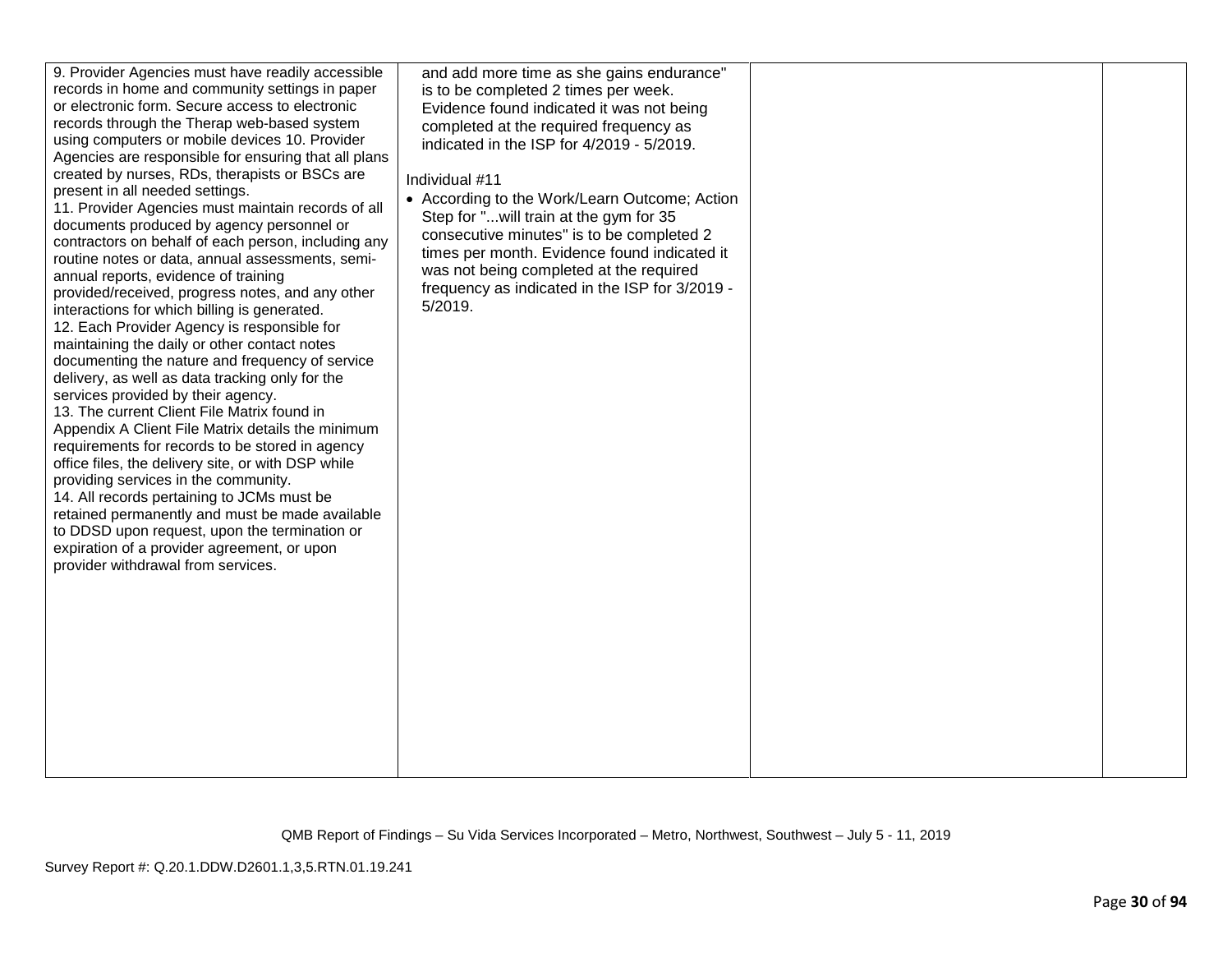| | | | |
|---|---|---|---|
| 9. Provider Agencies must have readily accessible records in home and community settings in paper or electronic form. Secure access to electronic records through the Therap web-based system using computers or mobile devices 10. Provider Agencies are responsible for ensuring that all plans created by nurses, RDs, therapists or BSCs are present in all needed settings.<br>11. Provider Agencies must maintain records of all documents produced by agency personnel or contractors on behalf of each person, including any routine notes or data, annual assessments, semi-annual reports, evidence of training provided/received, progress notes, and any other interactions for which billing is generated.<br>12. Each Provider Agency is responsible for maintaining the daily or other contact notes documenting the nature and frequency of service delivery, as well as data tracking only for the services provided by their agency.<br>13. The current Client File Matrix found in Appendix A Client File Matrix details the minimum requirements for records to be stored in agency office files, the delivery site, or with DSP while providing services in the community.<br>14. All records pertaining to JCMs must be retained permanently and must be made available to DDSD upon request, upon the termination or expiration of a provider agreement, or upon provider withdrawal from services. | and add more time as she gains endurance" is to be completed 2 times per week. Evidence found indicated it was not being completed at the required frequency as indicated in the ISP for 4/2019 - 5/2019.<br><br>Individual #11<br>• According to the Work/Learn Outcome; Action Step for "...will train at the gym for 35 consecutive minutes" is to be completed 2 times per month. Evidence found indicated it was not being completed at the required frequency as indicated in the ISP for 3/2019 - 5/2019. | | |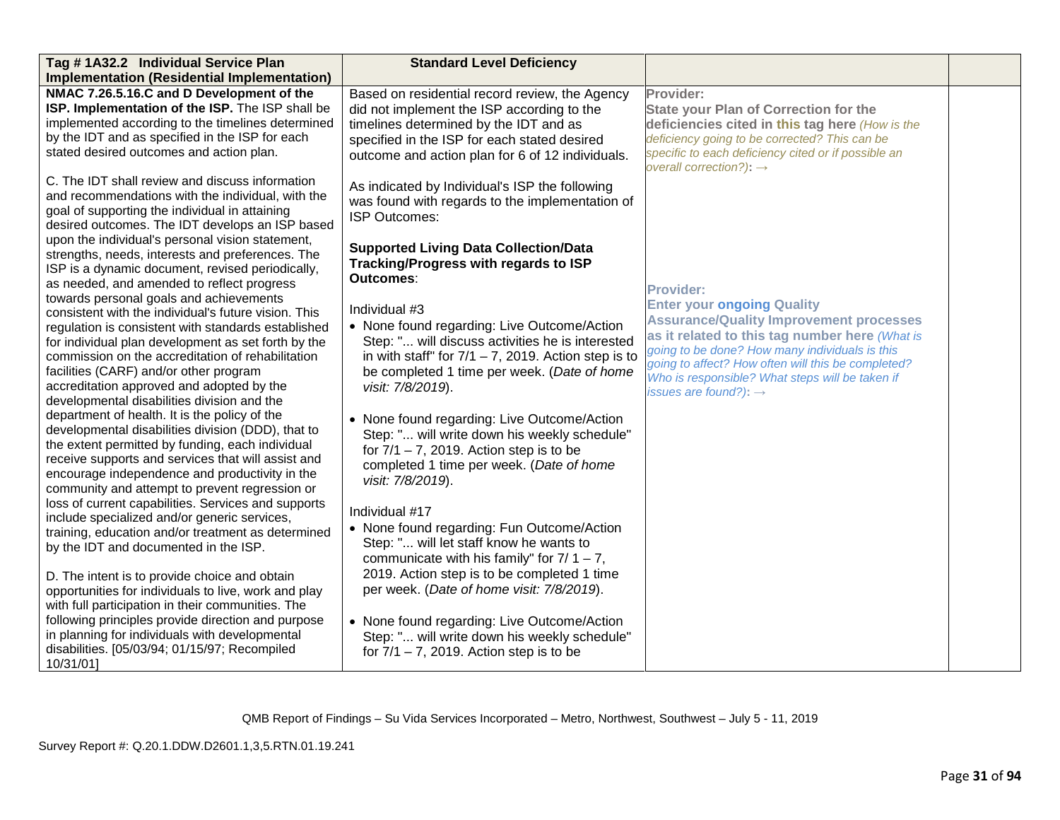| Tag # 1A32.2 Individual Service Plan Implementation (Residential Implementation) | Standard Level Deficiency | | |
|---|---|---|---|
| **NMAC 7.26.5.16.C and D Development of the ISP. Implementation of the ISP.** The ISP shall be implemented according to the timelines determined by the IDT and as specified in the ISP for each stated desired outcomes and action plan.<br><br>C. The IDT shall review and discuss information and recommendations with the individual, with the goal of supporting the individual in attaining desired outcomes. The IDT develops an ISP based upon the individual's personal vision statement, strengths, needs, interests and preferences. The ISP is a dynamic document, revised periodically, as needed, and amended to reflect progress towards personal goals and achievements consistent with the individual's future vision. This regulation is consistent with standards established for individual plan development as set forth by the commission on the accreditation of rehabilitation facilities (CARF) and/or other program accreditation approved and adopted by the developmental disabilities division and the department of health. It is the policy of the developmental disabilities division (DDD), that to the extent permitted by funding, each individual receive supports and services that will assist and encourage independence and productivity in the community and attempt to prevent regression or loss of current capabilities. Services and supports include specialized and/or generic services, training, education and/or treatment as determined by the IDT and documented in the ISP.<br><br>D. The intent is to provide choice and obtain opportunities for individuals to live, work and play with full participation in their communities. The following principles provide direction and purpose in planning for individuals with developmental disabilities. [05/03/94; 01/15/97; Recompiled 10/31/01] | Based on residential record review, the Agency did not implement the ISP according to the timelines determined by the IDT and as specified in the ISP for each stated desired outcome and action plan for 6 of 12 individuals.<br><br>As indicated by Individual's ISP the following was found with regards to the implementation of ISP Outcomes:<br><br>**Supported Living Data Collection/Data Tracking/Progress with regards to ISP Outcomes**:<br><br>Individual #3<br>• None found regarding: Live Outcome/Action Step: "... will discuss activities he is interested in with staff" for 7/1 – 7, 2019. Action step is to be completed 1 time per week. (*Date of home visit: 7/8/2019*).<br><br>• None found regarding: Live Outcome/Action Step: "... will write down his weekly schedule" for 7/1 – 7, 2019. Action step is to be completed 1 time per week. (*Date of home visit: 7/8/2019*).<br><br>Individual #17<br>• None found regarding: Fun Outcome/Action Step: "... will let staff know he wants to communicate with his family" for 7/ 1 – 7, 2019. Action step is to be completed 1 time per week. (*Date of home visit: 7/8/2019*).<br><br>• None found regarding: Live Outcome/Action Step: "... will write down his weekly schedule" for 7/1 – 7, 2019. Action step is to be | **Provider:**<br>**State your Plan of Correction for the deficiencies cited in this tag here** *(How is the deficiency going to be corrected? This can be specific to each deficiency cited or if possible an overall correction?)***:** →<br><br>**Provider:**<br>**Enter your ongoing Quality Assurance/Quality Improvement processes as it related to this tag number here** *(What is going to be done? How many individuals is this going to affect? How often will this be completed? Who is responsible? What steps will be taken if issues are found?)***:** → | |

QMB Report of Findings – Su Vida Services Incorporated – Metro, Northwest, Southwest – July 5 - 11, 2019

Survey Report #: Q.20.1.DDW.D2601.1,3,5.RTN.01.19.241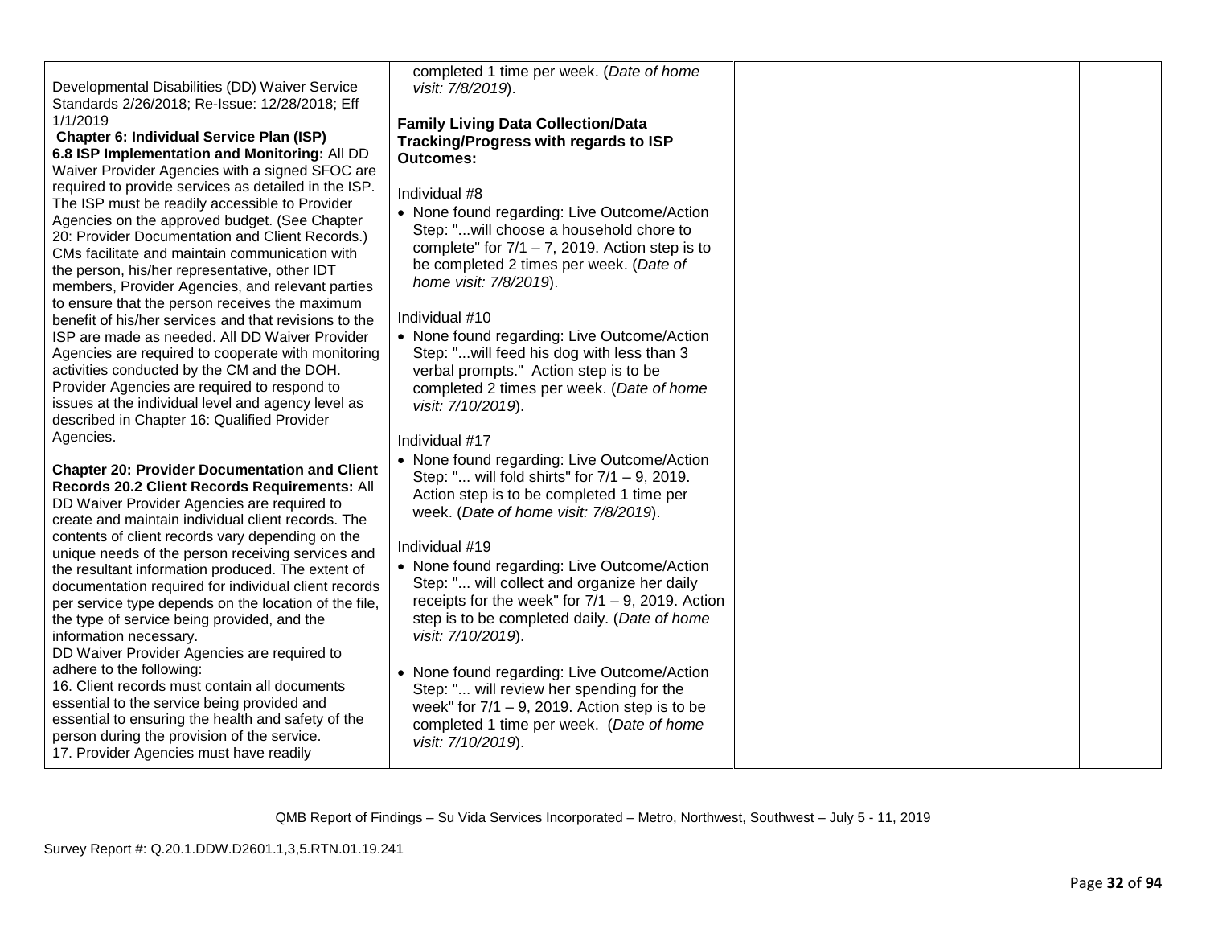| | | | |
|---|---|---|---|
| Developmental Disabilities (DD) Waiver Service Standards 2/26/2018; Re-Issue: 12/28/2018; Eff 1/1/2019<br>**Chapter 6: Individual Service Plan (ISP)**<br>**6.8 ISP Implementation and Monitoring:** All DD Waiver Provider Agencies with a signed SFOC are required to provide services as detailed in the ISP. The ISP must be readily accessible to Provider Agencies on the approved budget. (See Chapter 20: Provider Documentation and Client Records.) CMs facilitate and maintain communication with the person, his/her representative, other IDT members, Provider Agencies, and relevant parties to ensure that the person receives the maximum benefit of his/her services and that revisions to the ISP are made as needed. All DD Waiver Provider Agencies are required to cooperate with monitoring activities conducted by the CM and the DOH. Provider Agencies are required to respond to issues at the individual level and agency level as described in Chapter 16: Qualified Provider Agencies.<br><br>**Chapter 20: Provider Documentation and Client Records 20.2 Client Records Requirements:** All DD Waiver Provider Agencies are required to create and maintain individual client records. The contents of client records vary depending on the unique needs of the person receiving services and the resultant information produced. The extent of documentation required for individual client records per service type depends on the location of the file, the type of service being provided, and the information necessary.<br>DD Waiver Provider Agencies are required to adhere to the following:<br>16. Client records must contain all documents essential to the service being provided and essential to ensuring the health and safety of the person during the provision of the service.<br>17. Provider Agencies must have readily | completed 1 time per week. (*Date of home visit: 7/8/2019*).<br><br>**Family Living Data Collection/Data Tracking/Progress with regards to ISP Outcomes:**<br><br>Individual #8<br>• None found regarding: Live Outcome/Action Step: "...will choose a household chore to complete" for 7/1 – 7, 2019. Action step is to be completed 2 times per week. (*Date of home visit: 7/8/2019*).<br><br>Individual #10<br>• None found regarding: Live Outcome/Action Step: "...will feed his dog with less than 3 verbal prompts." Action step is to be completed 2 times per week. (*Date of home visit: 7/10/2019*).<br><br>Individual #17<br>• None found regarding: Live Outcome/Action Step: "... will fold shirts" for 7/1 – 9, 2019. Action step is to be completed 1 time per week. (*Date of home visit: 7/8/2019*).<br><br>Individual #19<br>• None found regarding: Live Outcome/Action Step: "... will collect and organize her daily receipts for the week" for 7/1 – 9, 2019. Action step is to be completed daily. (*Date of home visit: 7/10/2019*).<br><br>• None found regarding: Live Outcome/Action Step: "... will review her spending for the week" for 7/1 – 9, 2019. Action step is to be completed 1 time per week. (*Date of home visit: 7/10/2019*). | | |

QMB Report of Findings – Su Vida Services Incorporated – Metro, Northwest, Southwest – July 5 - 11, 2019

Survey Report #: Q.20.1.DDW.D2601.1,3,5.RTN.01.19.241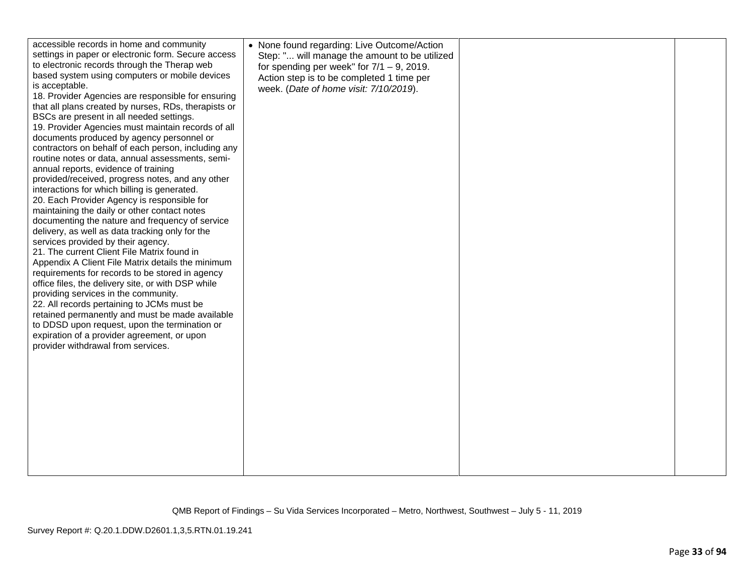| | | | |
|---|---|---|---|
| accessible records in home and community settings in paper or electronic form. Secure access to electronic records through the Therap web based system using computers or mobile devices is acceptable.<br>18. Provider Agencies are responsible for ensuring that all plans created by nurses, RDs, therapists or BSCs are present in all needed settings.<br>19. Provider Agencies must maintain records of all documents produced by agency personnel or contractors on behalf of each person, including any routine notes or data, annual assessments, semi-annual reports, evidence of training provided/received, progress notes, and any other interactions for which billing is generated.<br>20. Each Provider Agency is responsible for maintaining the daily or other contact notes documenting the nature and frequency of service delivery, as well as data tracking only for the services provided by their agency.<br>21. The current Client File Matrix found in Appendix A Client File Matrix details the minimum requirements for records to be stored in agency office files, the delivery site, or with DSP while providing services in the community.<br>22. All records pertaining to JCMs must be retained permanently and must be made available to DDSD upon request, upon the termination or expiration of a provider agreement, or upon provider withdrawal from services. | • None found regarding: Live Outcome/Action Step: "... will manage the amount to be utilized for spending per week" for 7/1 – 9, 2019. Action step is to be completed 1 time per week. (*Date of home visit: 7/10/2019*). | | |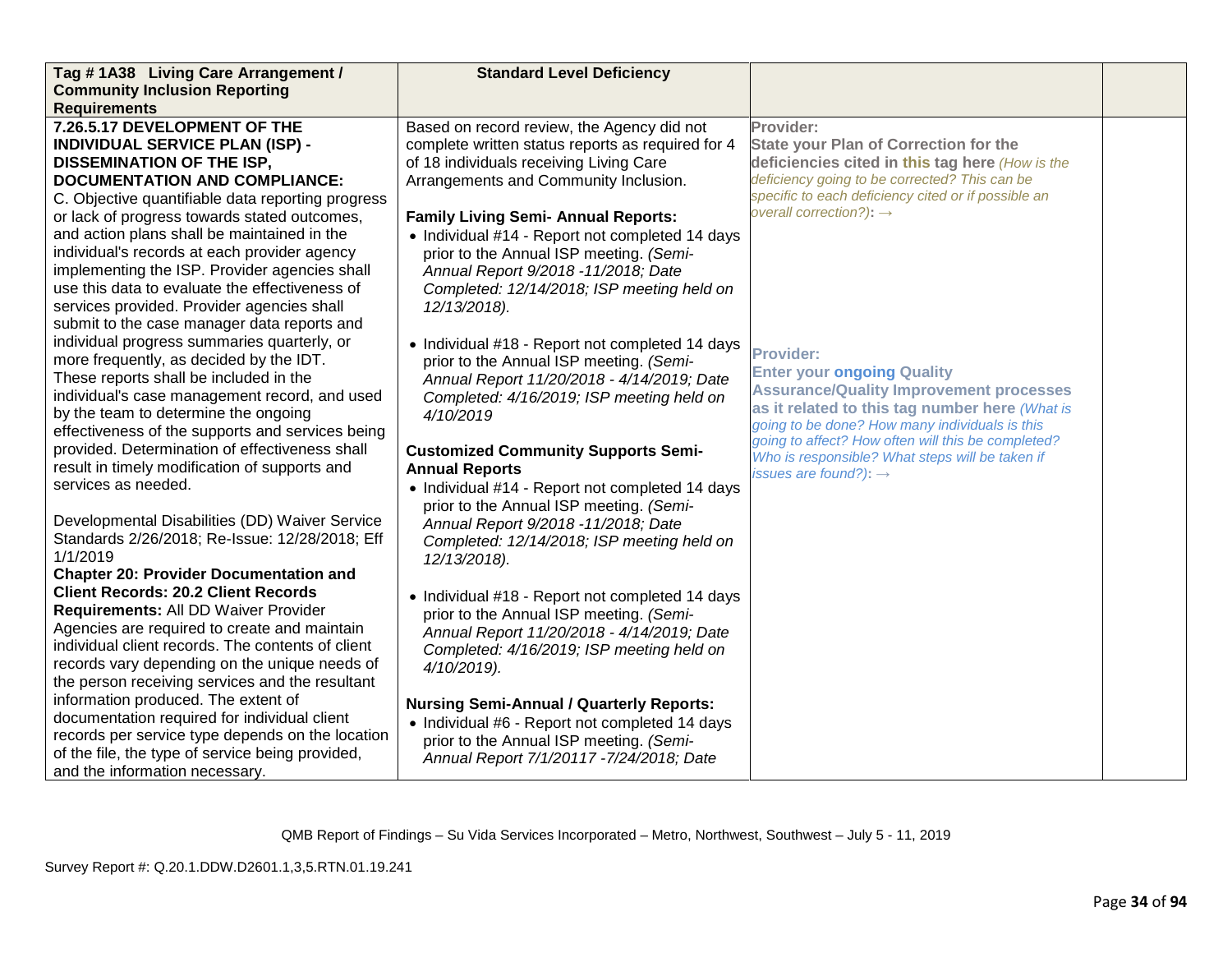| Tag # 1A38 Living Care Arrangement / Community Inclusion Reporting Requirements | Standard Level Deficiency | | |
|---|---|---|---|
| **7.26.5.17 DEVELOPMENT OF THE INDIVIDUAL SERVICE PLAN (ISP) - DISSEMINATION OF THE ISP, DOCUMENTATION AND COMPLIANCE:**<br>C. Objective quantifiable data reporting progress or lack of progress towards stated outcomes, and action plans shall be maintained in the individual's records at each provider agency implementing the ISP. Provider agencies shall use this data to evaluate the effectiveness of services provided. Provider agencies shall submit to the case manager data reports and individual progress summaries quarterly, or more frequently, as decided by the IDT. These reports shall be included in the individual's case management record, and used by the team to determine the ongoing effectiveness of the supports and services being provided. Determination of effectiveness shall result in timely modification of supports and services as needed.<br><br>Developmental Disabilities (DD) Waiver Service Standards 2/26/2018; Re-Issue: 12/28/2018; Eff 1/1/2019<br>**Chapter 20: Provider Documentation and Client Records: 20.2 Client Records Requirements:** All DD Waiver Provider Agencies are required to create and maintain individual client records. The contents of client records vary depending on the unique needs of the person receiving services and the resultant information produced. The extent of documentation required for individual client records per service type depends on the location of the file, the type of service being provided, and the information necessary. | Based on record review, the Agency did not complete written status reports as required for 4 of 18 individuals receiving Living Care Arrangements and Community Inclusion.<br><br>**Family Living Semi- Annual Reports:**<br>• Individual #14 - Report not completed 14 days prior to the Annual ISP meeting. *(Semi-Annual Report 9/2018 -11/2018; Date Completed: 12/14/2018; ISP meeting held on 12/13/2018).*<br><br>• Individual #18 - Report not completed 14 days prior to the Annual ISP meeting. *(Semi-Annual Report 11/20/2018 - 4/14/2019; Date Completed: 4/16/2019; ISP meeting held on 4/10/2019*<br><br>**Customized Community Supports Semi-Annual Reports**<br>• Individual #14 - Report not completed 14 days prior to the Annual ISP meeting. *(Semi-Annual Report 9/2018 -11/2018; Date Completed: 12/14/2018; ISP meeting held on 12/13/2018).*<br><br>• Individual #18 - Report not completed 14 days prior to the Annual ISP meeting. *(Semi-Annual Report 11/20/2018 - 4/14/2019; Date Completed: 4/16/2019; ISP meeting held on 4/10/2019).*<br><br>**Nursing Semi-Annual / Quarterly Reports:**<br>• Individual #6 - Report not completed 14 days prior to the Annual ISP meeting. *(Semi-Annual Report 7/1/20117 -7/24/2018; Date* | **Provider:**<br>**State your Plan of Correction for the deficiencies cited in this tag here** *(How is the deficiency going to be corrected? This can be specific to each deficiency cited or if possible an overall correction?)*: →<br><br>**Provider:**<br>**Enter your ongoing Quality Assurance/Quality Improvement processes as it related to this tag number here** *(What is going to be done? How many individuals is this going to affect? How often will this be completed? Who is responsible? What steps will be taken if issues are found?)*: → | |

QMB Report of Findings – Su Vida Services Incorporated – Metro, Northwest, Southwest – July 5 - 11, 2019

Survey Report #: Q.20.1.DDW.D2601.1,3,5.RTN.01.19.241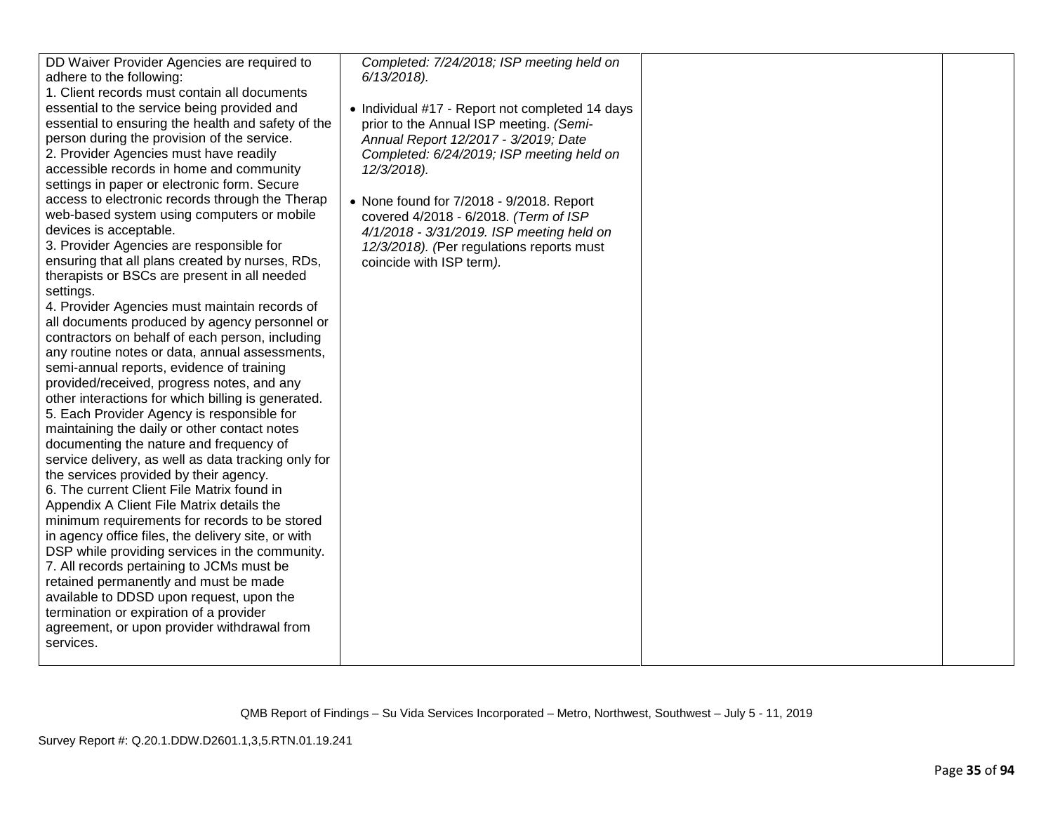| | | | |
|---|---|---|---|
| DD Waiver Provider Agencies are required to adhere to the following:<br>1. Client records must contain all documents essential to the service being provided and essential to ensuring the health and safety of the person during the provision of the service.<br>2. Provider Agencies must have readily accessible records in home and community settings in paper or electronic form. Secure access to electronic records through the Therap web-based system using computers or mobile devices is acceptable.<br>3. Provider Agencies are responsible for ensuring that all plans created by nurses, RDs, therapists or BSCs are present in all needed settings.<br>4. Provider Agencies must maintain records of all documents produced by agency personnel or contractors on behalf of each person, including any routine notes or data, annual assessments, semi-annual reports, evidence of training provided/received, progress notes, and any other interactions for which billing is generated.<br>5. Each Provider Agency is responsible for maintaining the daily or other contact notes documenting the nature and frequency of service delivery, as well as data tracking only for the services provided by their agency.<br>6. The current Client File Matrix found in Appendix A Client File Matrix details the minimum requirements for records to be stored in agency office files, the delivery site, or with DSP while providing services in the community.<br>7. All records pertaining to JCMs must be retained permanently and must be made available to DDSD upon request, upon the termination or expiration of a provider agreement, or upon provider withdrawal from services. | *Completed: 7/24/2018; ISP meeting held on 6/13/2018).*<br><br>• Individual #17 - Report not completed 14 days prior to the Annual ISP meeting. *(Semi-Annual Report 12/2017 - 3/2019; Date Completed: 6/24/2019; ISP meeting held on 12/3/2018).*<br><br>• None found for 7/2018 - 9/2018. Report covered 4/2018 - 6/2018. *(Term of ISP 4/1/2018 - 3/31/2019. ISP meeting held on 12/3/2018). (*Per regulations reports must coincide with ISP term*).* | | |

QMB Report of Findings – Su Vida Services Incorporated – Metro, Northwest, Southwest – July 5 - 11, 2019

Survey Report #: Q.20.1.DDW.D2601.1,3,5.RTN.01.19.241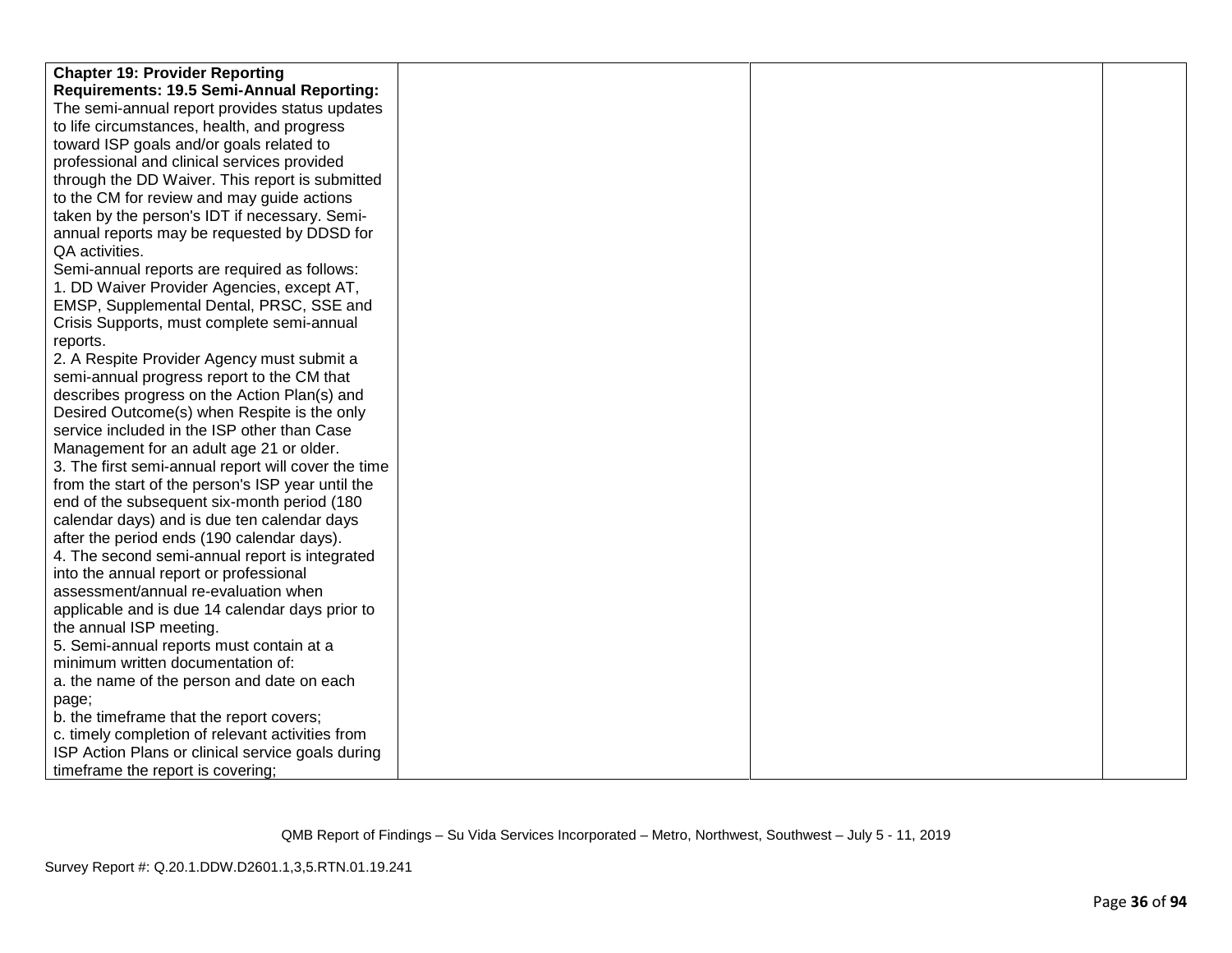| | | | |
|---|---|---|---|
| **Chapter 19: Provider Reporting Requirements: 19.5 Semi-Annual Reporting:** The semi-annual report provides status updates to life circumstances, health, and progress toward ISP goals and/or goals related to professional and clinical services provided through the DD Waiver. This report is submitted to the CM for review and may guide actions taken by the person's IDT if necessary. Semi-annual reports may be requested by DDSD for QA activities.<br>Semi-annual reports are required as follows:<br>1. DD Waiver Provider Agencies, except AT, EMSP, Supplemental Dental, PRSC, SSE and Crisis Supports, must complete semi-annual reports.<br>2. A Respite Provider Agency must submit a semi-annual progress report to the CM that describes progress on the Action Plan(s) and Desired Outcome(s) when Respite is the only service included in the ISP other than Case Management for an adult age 21 or older.<br>3. The first semi-annual report will cover the time from the start of the person's ISP year until the end of the subsequent six-month period (180 calendar days) and is due ten calendar days after the period ends (190 calendar days).<br>4. The second semi-annual report is integrated into the annual report or professional assessment/annual re-evaluation when applicable and is due 14 calendar days prior to the annual ISP meeting.<br>5. Semi-annual reports must contain at a minimum written documentation of:<br>a. the name of the person and date on each page;<br>b. the timeframe that the report covers;<br>c. timely completion of relevant activities from ISP Action Plans or clinical service goals during timeframe the report is covering; | | | |

QMB Report of Findings – Su Vida Services Incorporated – Metro, Northwest, Southwest – July 5 - 11, 2019

Survey Report #: Q.20.1.DDW.D2601.1,3,5.RTN.01.19.241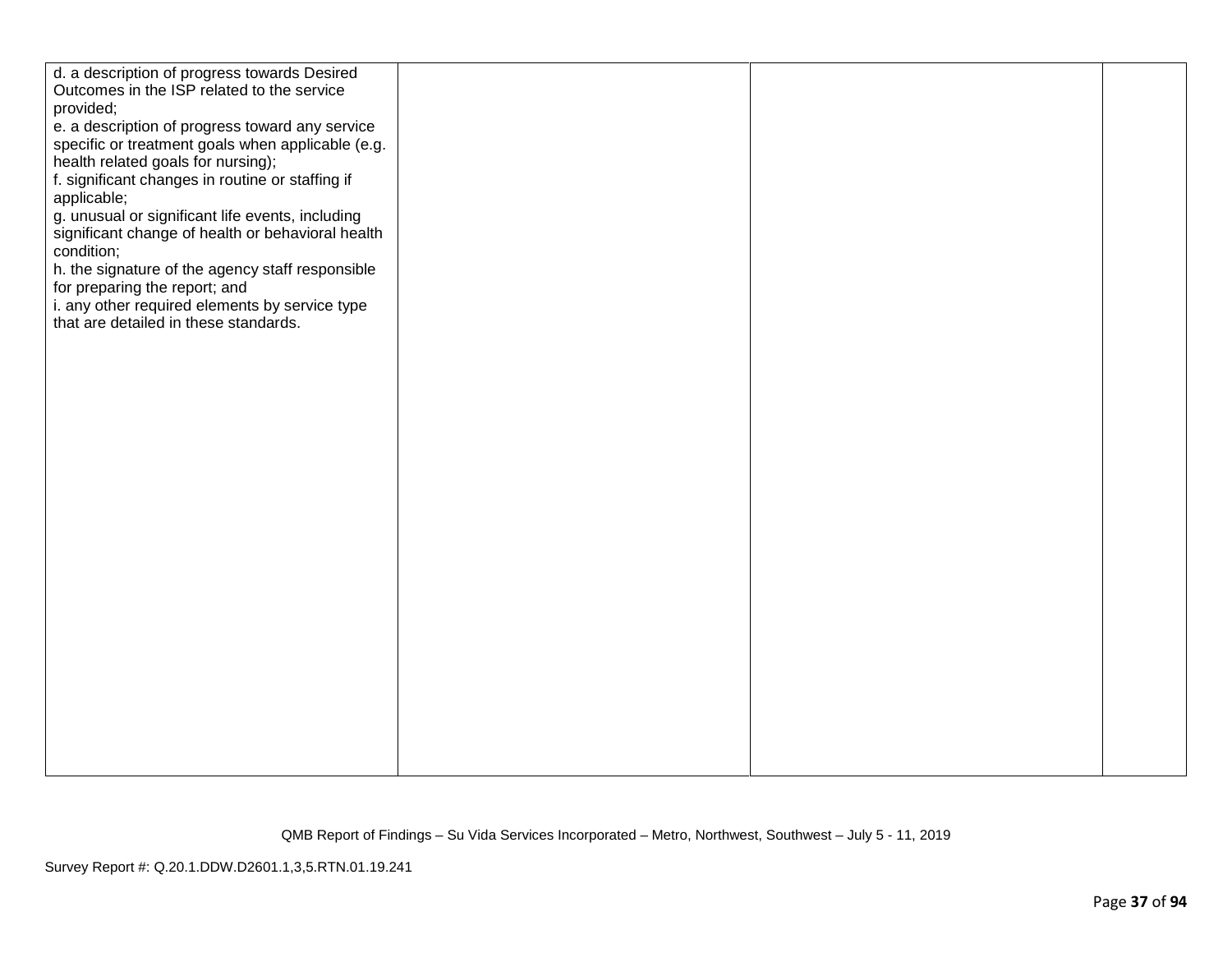| | | | |
|---|---|---|---|
| d. a description of progress towards Desired Outcomes in the ISP related to the service provided;<br>e. a description of progress toward any service specific or treatment goals when applicable (e.g. health related goals for nursing);<br>f. significant changes in routine or staffing if applicable;<br>g. unusual or significant life events, including significant change of health or behavioral health condition;<br>h. the signature of the agency staff responsible for preparing the report; and<br>i. any other required elements by service type that are detailed in these standards. | | | |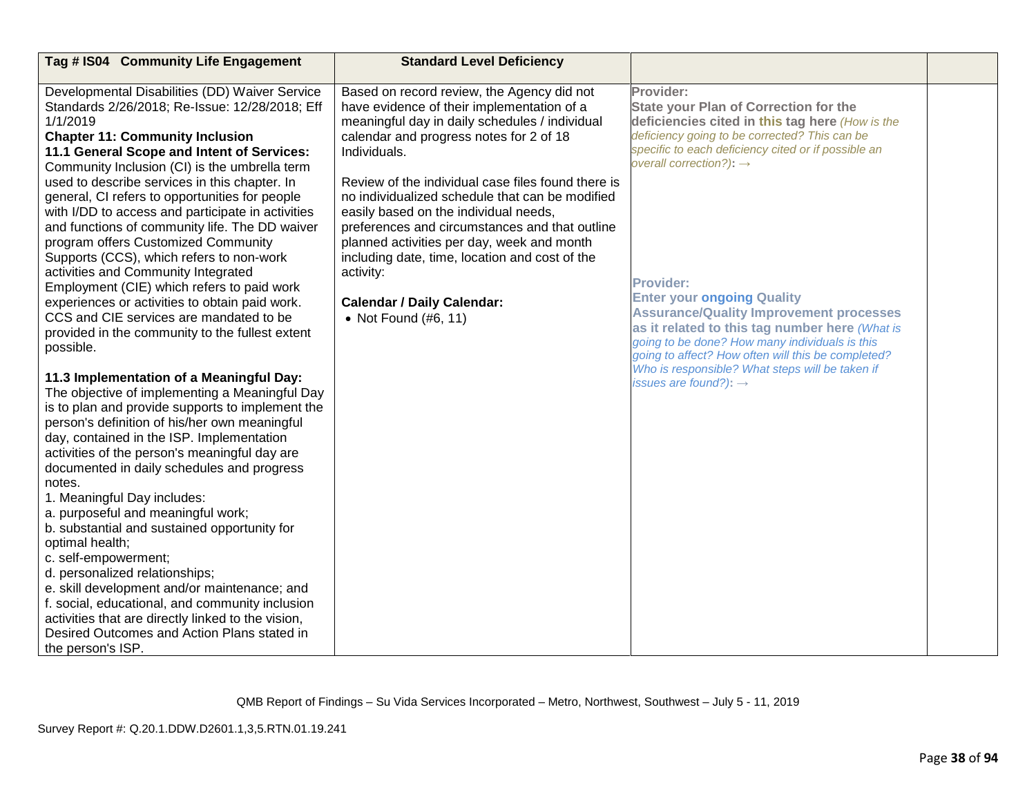| Tag # IS04 Community Life Engagement | Standard Level Deficiency | | |
|---|---|---|---|
| Developmental Disabilities (DD) Waiver Service Standards 2/26/2018; Re-Issue: 12/28/2018; Eff 1/1/2019<br>**Chapter 11: Community Inclusion**<br>**11.1 General Scope and Intent of Services:** Community Inclusion (CI) is the umbrella term used to describe services in this chapter. In general, CI refers to opportunities for people with I/DD to access and participate in activities and functions of community life. The DD waiver program offers Customized Community Supports (CCS), which refers to non-work activities and Community Integrated Employment (CIE) which refers to paid work experiences or activities to obtain paid work. CCS and CIE services are mandated to be provided in the community to the fullest extent possible.<br><br>**11.3 Implementation of a Meaningful Day:** The objective of implementing a Meaningful Day is to plan and provide supports to implement the person's definition of his/her own meaningful day, contained in the ISP. Implementation activities of the person's meaningful day are documented in daily schedules and progress notes.<br>1. Meaningful Day includes:<br>a. purposeful and meaningful work;<br>b. substantial and sustained opportunity for optimal health;<br>c. self-empowerment;<br>d. personalized relationships;<br>e. skill development and/or maintenance; and<br>f. social, educational, and community inclusion activities that are directly linked to the vision, Desired Outcomes and Action Plans stated in the person's ISP. | Based on record review, the Agency did not have evidence of their implementation of a meaningful day in daily schedules / individual calendar and progress notes for 2 of 18 Individuals.<br><br>Review of the individual case files found there is no individualized schedule that can be modified easily based on the individual needs, preferences and circumstances and that outline planned activities per day, week and month including date, time, location and cost of the activity:<br><br>**Calendar / Daily Calendar:**<br>• Not Found (#6, 11) | **Provider:**<br>**State your Plan of Correction for the deficiencies cited in this tag here** *(How is the deficiency going to be corrected? This can be specific to each deficiency cited or if possible an overall correction?)*: →<br><br><br><br>**Provider:**<br>**Enter your ongoing Quality Assurance/Quality Improvement processes as it related to this tag number here** *(What is going to be done? How many individuals is this going to affect? How often will this be completed? Who is responsible? What steps will be taken if issues are found?)*: → | |

QMB Report of Findings – Su Vida Services Incorporated – Metro, Northwest, Southwest – July 5 - 11, 2019

Survey Report #: Q.20.1.DDW.D2601.1,3,5.RTN.01.19.241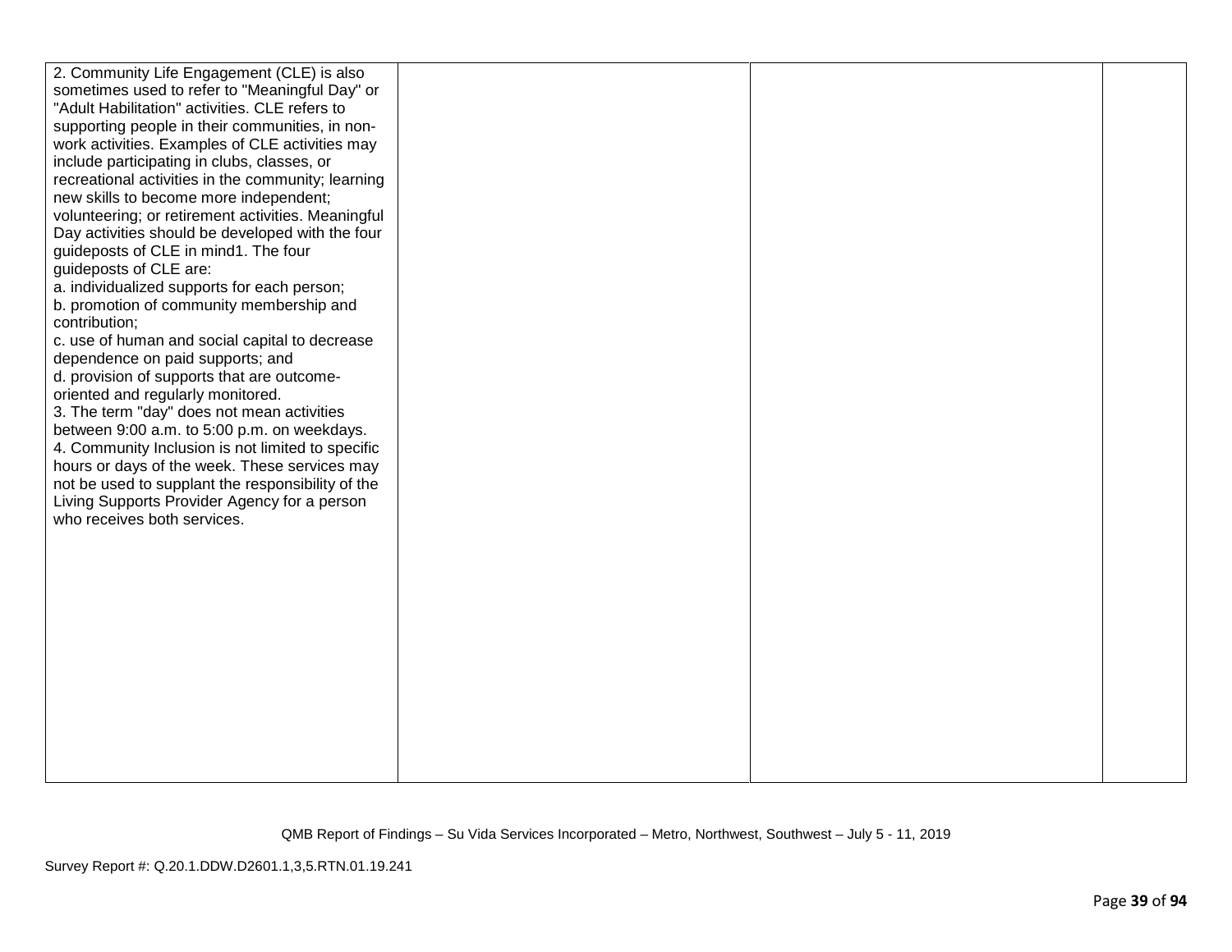| | | | |
|---|---|---|---|
| 2. Community Life Engagement (CLE) is also sometimes used to refer to "Meaningful Day" or "Adult Habilitation" activities. CLE refers to supporting people in their communities, in non-work activities. Examples of CLE activities may include participating in clubs, classes, or recreational activities in the community; learning new skills to become more independent; volunteering; or retirement activities. Meaningful Day activities should be developed with the four guideposts of CLE in mind1. The four guideposts of CLE are:<br>a. individualized supports for each person;<br>b. promotion of community membership and contribution;<br>c. use of human and social capital to decrease dependence on paid supports; and<br>d. provision of supports that are outcome-oriented and regularly monitored.<br>3. The term "day" does not mean activities between 9:00 a.m. to 5:00 p.m. on weekdays.<br>4. Community Inclusion is not limited to specific hours or days of the week. These services may not be used to supplant the responsibility of the Living Supports Provider Agency for a person who receives both services. | | | |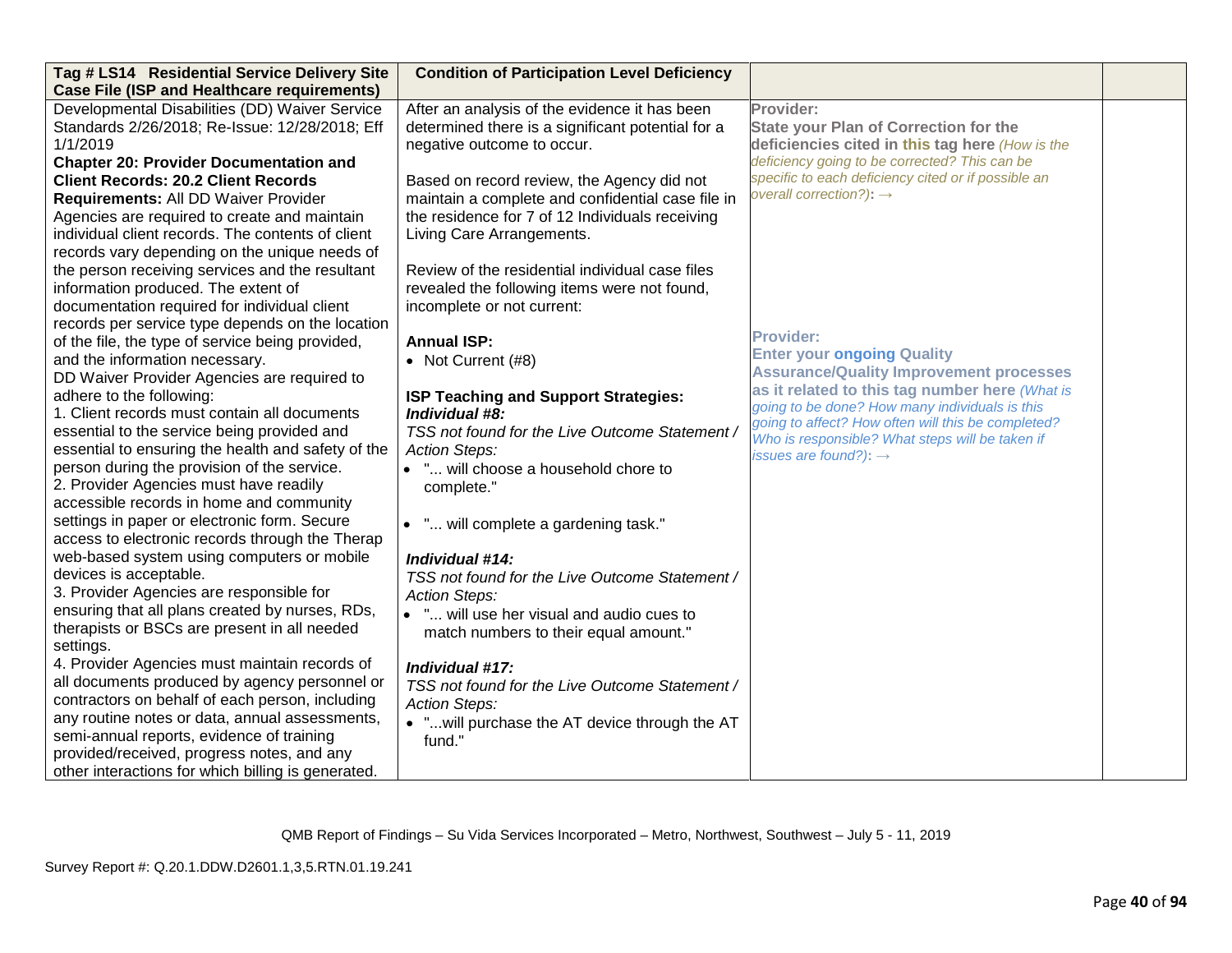| Tag # LS14 Residential Service Delivery Site Case File (ISP and Healthcare requirements) | Condition of Participation Level Deficiency | | |
|---|---|---|---|
| Developmental Disabilities (DD) Waiver Service Standards 2/26/2018; Re-Issue: 12/28/2018; Eff 1/1/2019<br>**Chapter 20: Provider Documentation and Client Records: 20.2 Client Records Requirements:** All DD Waiver Provider Agencies are required to create and maintain individual client records. The contents of client records vary depending on the unique needs of the person receiving services and the resultant information produced. The extent of documentation required for individual client records per service type depends on the location of the file, the type of service being provided, and the information necessary.<br>DD Waiver Provider Agencies are required to adhere to the following:<br>1. Client records must contain all documents essential to the service being provided and essential to ensuring the health and safety of the person during the provision of the service.<br>2. Provider Agencies must have readily accessible records in home and community settings in paper or electronic form. Secure access to electronic records through the Therap web-based system using computers or mobile devices is acceptable.<br>3. Provider Agencies are responsible for ensuring that all plans created by nurses, RDs, therapists or BSCs are present in all needed settings.<br>4. Provider Agencies must maintain records of all documents produced by agency personnel or contractors on behalf of each person, including any routine notes or data, annual assessments, semi-annual reports, evidence of training provided/received, progress notes, and any other interactions for which billing is generated. | After an analysis of the evidence it has been determined there is a significant potential for a negative outcome to occur.<br><br>Based on record review, the Agency did not maintain a complete and confidential case file in the residence for 7 of 12 Individuals receiving Living Care Arrangements.<br><br>Review of the residential individual case files revealed the following items were not found, incomplete or not current:<br><br>**Annual ISP:**<br>• Not Current (#8)<br><br>**ISP Teaching and Support Strategies:**<br>***Individual #8:***<br>*TSS not found for the Live Outcome Statement / Action Steps:*<br>• "... will choose a household chore to complete."<br><br>• "... will complete a gardening task."<br><br>***Individual #14:***<br>*TSS not found for the Live Outcome Statement / Action Steps:*<br>• "... will use her visual and audio cues to match numbers to their equal amount."<br><br>***Individual #17:***<br>*TSS not found for the Live Outcome Statement / Action Steps:*<br>• "...will purchase the AT device through the AT fund." | **Provider:**<br>**State your Plan of Correction for the deficiencies cited in this tag here** *(How is the deficiency going to be corrected? This can be specific to each deficiency cited or if possible an overall correction?)*: →<br><br>**Provider:**<br>**Enter your ongoing Quality Assurance/Quality Improvement processes as it related to this tag number here** *(What is going to be done? How many individuals is this going to affect? How often will this be completed? Who is responsible? What steps will be taken if issues are found?)*: → | |

QMB Report of Findings – Su Vida Services Incorporated – Metro, Northwest, Southwest – July 5 - 11, 2019

Survey Report #: Q.20.1.DDW.D2601.1,3,5.RTN.01.19.241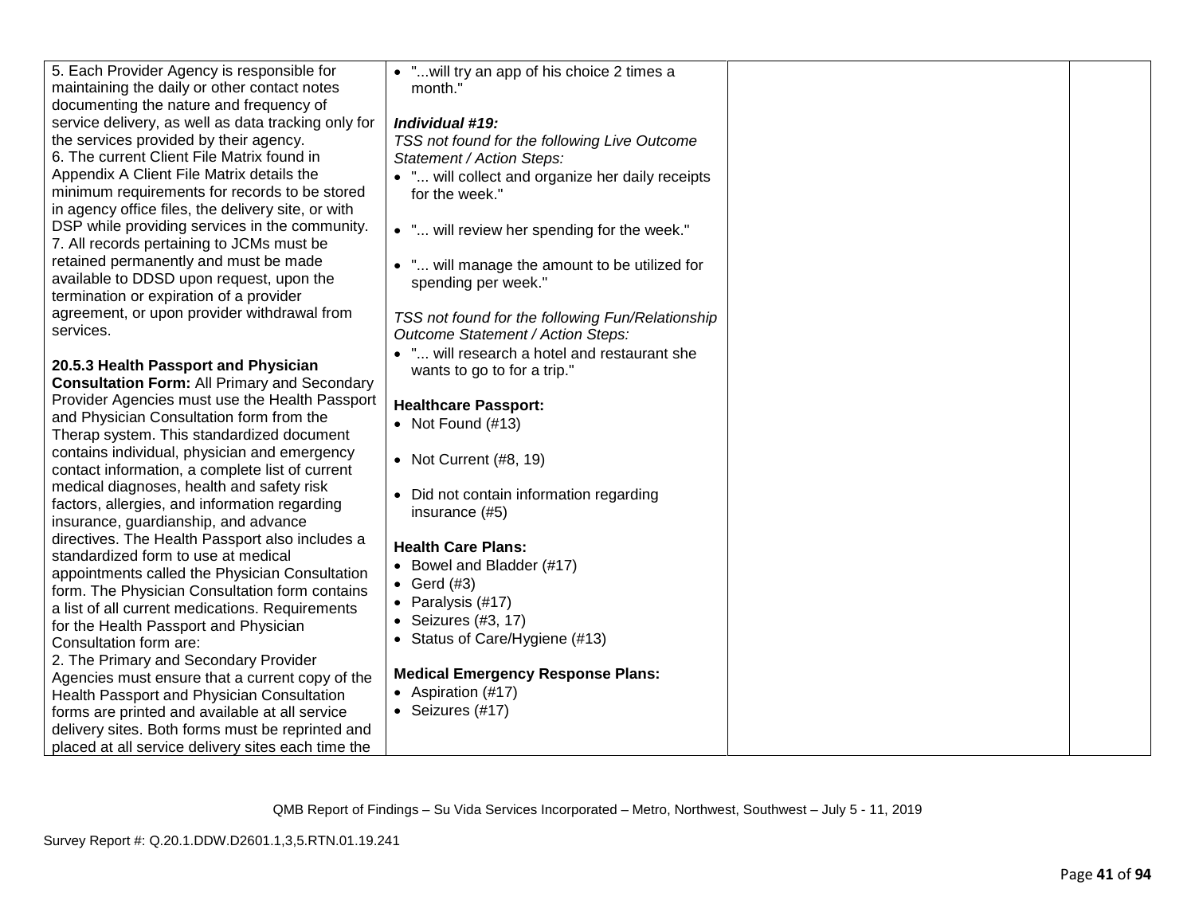| | | | |
|---|---|---|---|
| 5. Each Provider Agency is responsible for maintaining the daily or other contact notes documenting the nature and frequency of service delivery, as well as data tracking only for the services provided by their agency.<br>6. The current Client File Matrix found in Appendix A Client File Matrix details the minimum requirements for records to be stored in agency office files, the delivery site, or with DSP while providing services in the community.<br>7. All records pertaining to JCMs must be retained permanently and must be made available to DDSD upon request, upon the termination or expiration of a provider agreement, or upon provider withdrawal from services.<br><br>**20.5.3 Health Passport and Physician Consultation Form:** All Primary and Secondary Provider Agencies must use the Health Passport and Physician Consultation form from the Therap system. This standardized document contains individual, physician and emergency contact information, a complete list of current medical diagnoses, health and safety risk factors, allergies, and information regarding insurance, guardianship, and advance directives. The Health Passport also includes a standardized form to use at medical appointments called the Physician Consultation form. The Physician Consultation form contains a list of all current medications. Requirements for the Health Passport and Physician Consultation form are:<br>2. The Primary and Secondary Provider Agencies must ensure that a current copy of the Health Passport and Physician Consultation forms are printed and available at all service delivery sites. Both forms must be reprinted and placed at all service delivery sites each time the | • "...will try an app of his choice 2 times a month."<br><br>***Individual #19:***<br>*TSS not found for the following Live Outcome Statement / Action Steps:*<br>• "... will collect and organize her daily receipts for the week."<br><br>• "... will review her spending for the week."<br><br>• "... will manage the amount to be utilized for spending per week."<br><br>*TSS not found for the following Fun/Relationship Outcome Statement / Action Steps:*<br>• "... will research a hotel and restaurant she wants to go to for a trip."<br><br>**Healthcare Passport:**<br>• Not Found (#13)<br><br>• Not Current (#8, 19)<br><br>• Did not contain information regarding insurance (#5)<br><br>**Health Care Plans:**<br>• Bowel and Bladder (#17)<br>• Gerd (#3)<br>• Paralysis (#17)<br>• Seizures (#3, 17)<br>• Status of Care/Hygiene (#13)<br><br>**Medical Emergency Response Plans:**<br>• Aspiration (#17)<br>• Seizures (#17) | | |

QMB Report of Findings – Su Vida Services Incorporated – Metro, Northwest, Southwest – July 5 - 11, 2019

Survey Report #: Q.20.1.DDW.D2601.1,3,5.RTN.01.19.241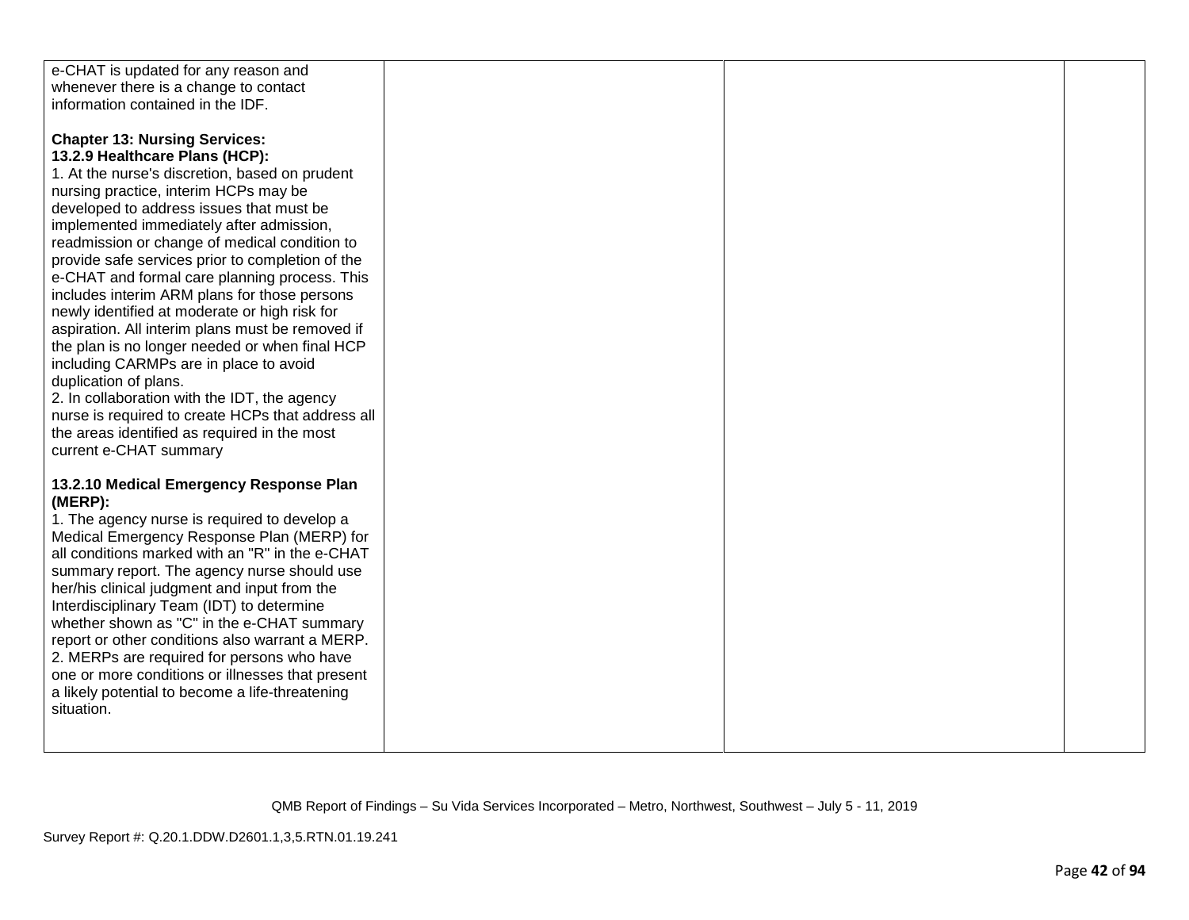| | | | |
|---|---|---|---|
| e-CHAT is updated for any reason and whenever there is a change to contact information contained in the IDF.<br><br>**Chapter 13: Nursing Services:**<br>**13.2.9 Healthcare Plans (HCP):**<br>1. At the nurse's discretion, based on prudent nursing practice, interim HCPs may be developed to address issues that must be implemented immediately after admission, readmission or change of medical condition to provide safe services prior to completion of the e-CHAT and formal care planning process. This includes interim ARM plans for those persons newly identified at moderate or high risk for aspiration. All interim plans must be removed if the plan is no longer needed or when final HCP including CARMPs are in place to avoid duplication of plans.<br>2. In collaboration with the IDT, the agency nurse is required to create HCPs that address all the areas identified as required in the most current e-CHAT summary<br><br>**13.2.10 Medical Emergency Response Plan (MERP):**<br>1. The agency nurse is required to develop a Medical Emergency Response Plan (MERP) for all conditions marked with an "R" in the e-CHAT summary report. The agency nurse should use her/his clinical judgment and input from the Interdisciplinary Team (IDT) to determine whether shown as "C" in the e-CHAT summary report or other conditions also warrant a MERP.<br>2. MERPs are required for persons who have one or more conditions or illnesses that present a likely potential to become a life-threatening situation. | | | |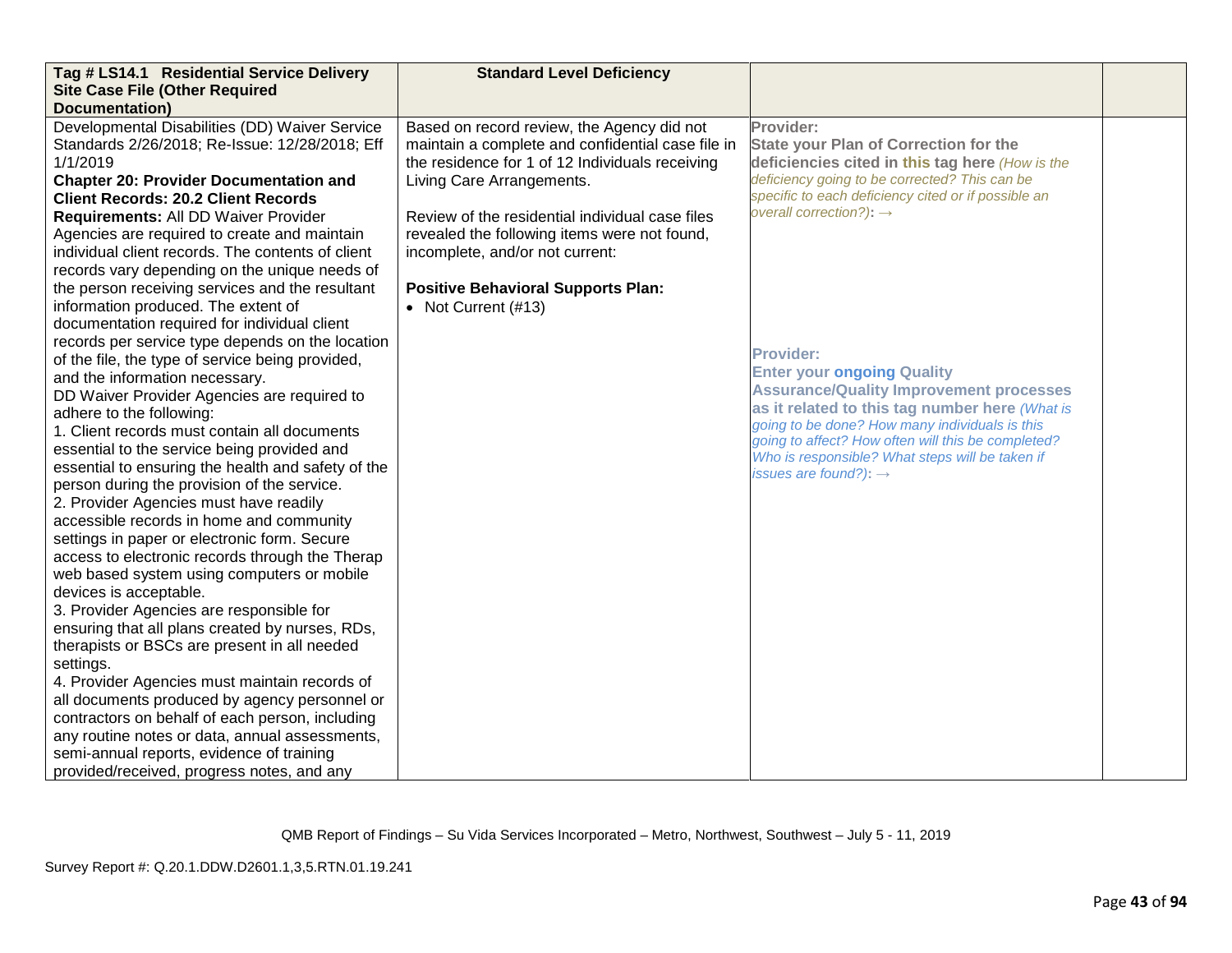| **Tag # LS14.1 Residential Service Delivery Site Case File (Other Required Documentation)** | **Standard Level Deficiency** | | |
|---|---|---|---|
| Developmental Disabilities (DD) Waiver Service Standards 2/26/2018; Re-Issue: 12/28/2018; Eff 1/1/2019<br>**Chapter 20: Provider Documentation and Client Records: 20.2 Client Records Requirements:** All DD Waiver Provider Agencies are required to create and maintain individual client records. The contents of client records vary depending on the unique needs of the person receiving services and the resultant information produced. The extent of documentation required for individual client records per service type depends on the location of the file, the type of service being provided, and the information necessary.<br>DD Waiver Provider Agencies are required to adhere to the following:<br>1. Client records must contain all documents essential to the service being provided and essential to ensuring the health and safety of the person during the provision of the service.<br>2. Provider Agencies must have readily accessible records in home and community settings in paper or electronic form. Secure access to electronic records through the Therap web based system using computers or mobile devices is acceptable.<br>3. Provider Agencies are responsible for ensuring that all plans created by nurses, RDs, therapists or BSCs are present in all needed settings.<br>4. Provider Agencies must maintain records of all documents produced by agency personnel or contractors on behalf of each person, including any routine notes or data, annual assessments, semi-annual reports, evidence of training provided/received, progress notes, and any | Based on record review, the Agency did not maintain a complete and confidential case file in the residence for 1 of 12 Individuals receiving Living Care Arrangements.<br><br>Review of the residential individual case files revealed the following items were not found, incomplete, and/or not current:<br><br>**Positive Behavioral Supports Plan:**<br>• Not Current (#13) | **Provider:**<br>**State your Plan of Correction for the deficiencies cited in this tag here** *(How is the deficiency going to be corrected? This can be specific to each deficiency cited or if possible an overall correction?)*: →<br><br>**Provider:**<br>**Enter your ongoing Quality Assurance/Quality Improvement processes as it related to this tag number here** *(What is going to be done? How many individuals is this going to affect? How often will this be completed? Who is responsible? What steps will be taken if issues are found?)*: → | |

QMB Report of Findings – Su Vida Services Incorporated – Metro, Northwest, Southwest – July 5 - 11, 2019

Survey Report #: Q.20.1.DDW.D2601.1,3,5.RTN.01.19.241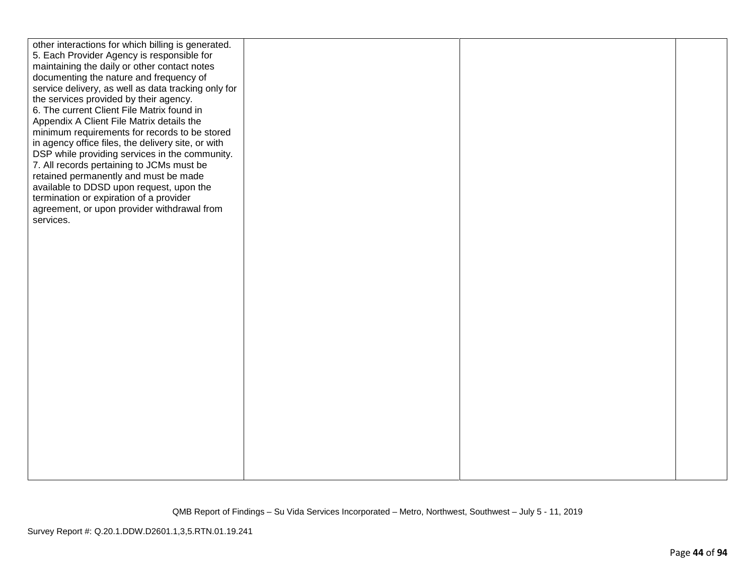| | | | |
|---|---|---|---|
| other interactions for which billing is generated.<br>5. Each Provider Agency is responsible for maintaining the daily or other contact notes documenting the nature and frequency of service delivery, as well as data tracking only for the services provided by their agency.<br>6. The current Client File Matrix found in Appendix A Client File Matrix details the minimum requirements for records to be stored in agency office files, the delivery site, or with DSP while providing services in the community.<br>7. All records pertaining to JCMs must be retained permanently and must be made available to DDSD upon request, upon the termination or expiration of a provider agreement, or upon provider withdrawal from services. | | | |

QMB Report of Findings – Su Vida Services Incorporated – Metro, Northwest, Southwest – July 5 - 11, 2019

Survey Report #: Q.20.1.DDW.D2601.1,3,5.RTN.01.19.241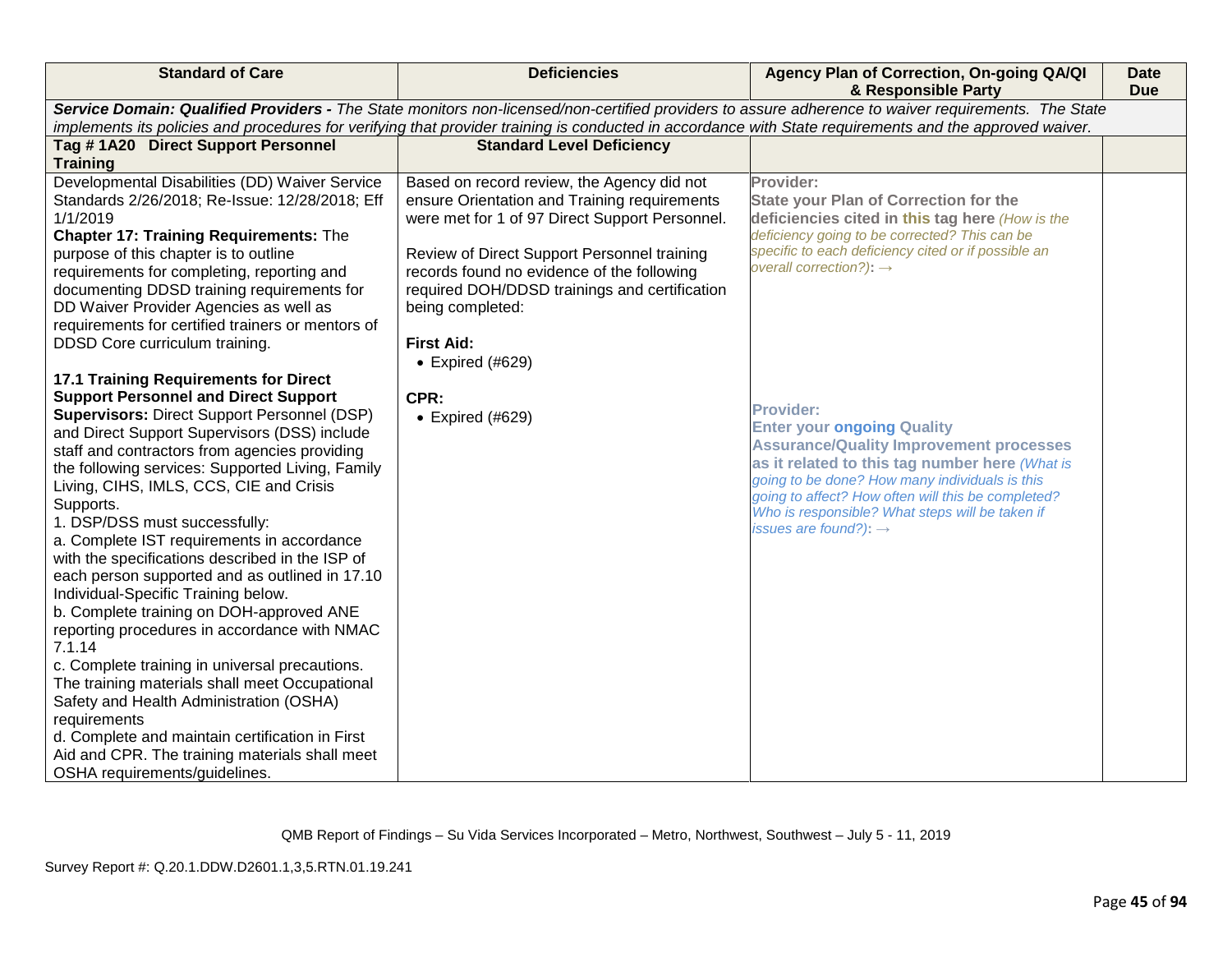| Standard of Care | Deficiencies | Agency Plan of Correction, On-going QA/QI & Responsible Party | Date Due |
|---|---|---|---|
| ***Service Domain: Qualified Providers -*** *The State monitors non-licensed/non-certified providers to assure adherence to waiver requirements. The State implements its policies and procedures for verifying that provider training is conducted in accordance with State requirements and the approved waiver.* | | | |
| **Tag # 1A20 Direct Support Personnel Training** | **Standard Level Deficiency** | | |
| Developmental Disabilities (DD) Waiver Service Standards 2/26/2018; Re-Issue: 12/28/2018; Eff 1/1/2019<br>**Chapter 17: Training Requirements:** The purpose of this chapter is to outline requirements for completing, reporting and documenting DDSD training requirements for DD Waiver Provider Agencies as well as requirements for certified trainers or mentors of DDSD Core curriculum training.<br><br>**17.1 Training Requirements for Direct Support Personnel and Direct Support Supervisors:** Direct Support Personnel (DSP) and Direct Support Supervisors (DSS) include staff and contractors from agencies providing the following services: Supported Living, Family Living, CIHS, IMLS, CCS, CIE and Crisis Supports.<br>1. DSP/DSS must successfully:<br>a. Complete IST requirements in accordance with the specifications described in the ISP of each person supported and as outlined in 17.10 Individual-Specific Training below.<br>b. Complete training on DOH-approved ANE reporting procedures in accordance with NMAC 7.1.14<br>c. Complete training in universal precautions. The training materials shall meet Occupational Safety and Health Administration (OSHA) requirements<br>d. Complete and maintain certification in First Aid and CPR. The training materials shall meet OSHA requirements/guidelines. | Based on record review, the Agency did not ensure Orientation and Training requirements were met for 1 of 97 Direct Support Personnel.<br><br>Review of Direct Support Personnel training records found no evidence of the following required DOH/DDSD trainings and certification being completed:<br><br>**First Aid:**<br>• Expired (#629)<br><br>**CPR:**<br>• Expired (#629) | **Provider:**<br>**State your Plan of Correction for the deficiencies cited in this tag here** *(How is the deficiency going to be corrected? This can be specific to each deficiency cited or if possible an overall correction?):* →<br><br>**Provider:**<br>**Enter your ongoing Quality Assurance/Quality Improvement processes as it related to this tag number here** *(What is going to be done? How many individuals is this going to affect? How often will this be completed? Who is responsible? What steps will be taken if issues are found?):* → | |

QMB Report of Findings – Su Vida Services Incorporated – Metro, Northwest, Southwest – July 5 - 11, 2019

Survey Report #: Q.20.1.DDW.D2601.1,3,5.RTN.01.19.241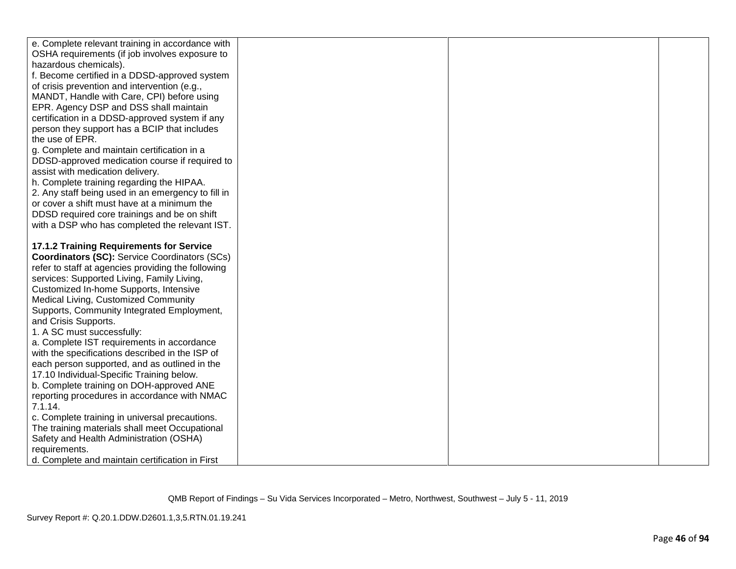| | | | |
|---|---|---|---|
| e. Complete relevant training in accordance with OSHA requirements (if job involves exposure to hazardous chemicals).<br>f. Become certified in a DDSD-approved system of crisis prevention and intervention (e.g., MANDT, Handle with Care, CPI) before using EPR. Agency DSP and DSS shall maintain certification in a DDSD-approved system if any person they support has a BCIP that includes the use of EPR.<br>g. Complete and maintain certification in a DDSD-approved medication course if required to assist with medication delivery.<br>h. Complete training regarding the HIPAA.<br>2. Any staff being used in an emergency to fill in or cover a shift must have at a minimum the DDSD required core trainings and be on shift with a DSP who has completed the relevant IST.<br><br>**17.1.2 Training Requirements for Service Coordinators (SC):** Service Coordinators (SCs) refer to staff at agencies providing the following services: Supported Living, Family Living, Customized In-home Supports, Intensive Medical Living, Customized Community Supports, Community Integrated Employment, and Crisis Supports.<br>1. A SC must successfully:<br>a. Complete IST requirements in accordance with the specifications described in the ISP of each person supported, and as outlined in the 17.10 Individual-Specific Training below.<br>b. Complete training on DOH-approved ANE reporting procedures in accordance with NMAC 7.1.14.<br>c. Complete training in universal precautions. The training materials shall meet Occupational Safety and Health Administration (OSHA) requirements.<br>d. Complete and maintain certification in First | | | |

QMB Report of Findings – Su Vida Services Incorporated – Metro, Northwest, Southwest – July 5 - 11, 2019

Survey Report #: Q.20.1.DDW.D2601.1,3,5.RTN.01.19.241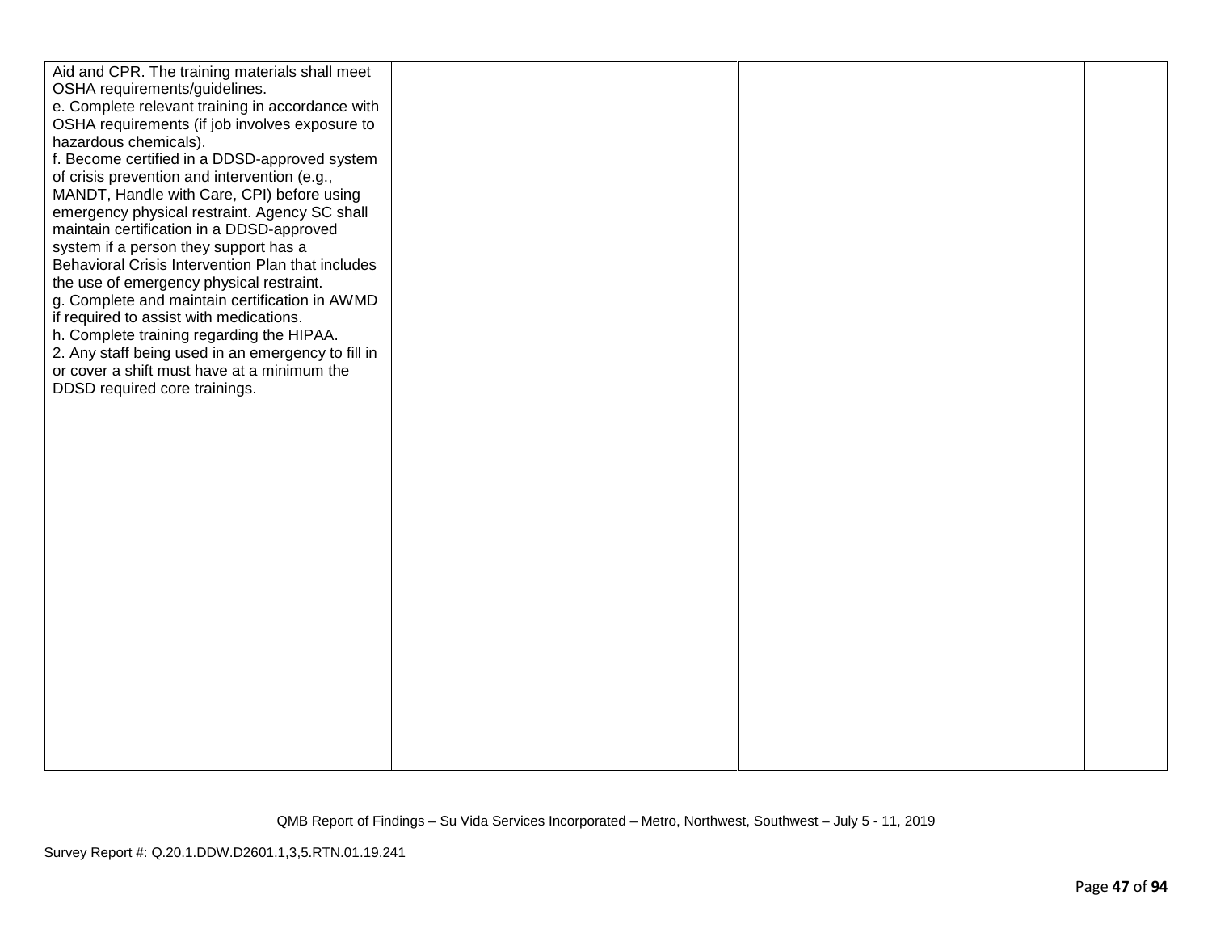| | | | |
|---|---|---|---|
| Aid and CPR. The training materials shall meet OSHA requirements/guidelines.<br>e. Complete relevant training in accordance with OSHA requirements (if job involves exposure to hazardous chemicals).<br>f. Become certified in a DDSD-approved system of crisis prevention and intervention (e.g., MANDT, Handle with Care, CPI) before using emergency physical restraint. Agency SC shall maintain certification in a DDSD-approved system if a person they support has a Behavioral Crisis Intervention Plan that includes the use of emergency physical restraint.<br>g. Complete and maintain certification in AWMD if required to assist with medications.<br>h. Complete training regarding the HIPAA.<br>2. Any staff being used in an emergency to fill in or cover a shift must have at a minimum the DDSD required core trainings. | | | |

QMB Report of Findings – Su Vida Services Incorporated – Metro, Northwest, Southwest – July 5 - 11, 2019

Survey Report #: Q.20.1.DDW.D2601.1,3,5.RTN.01.19.241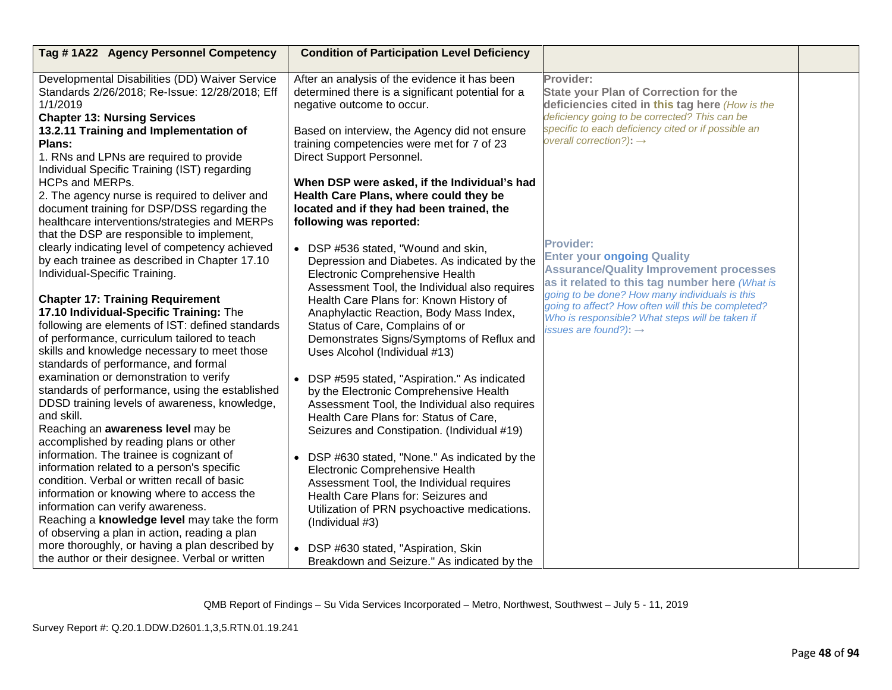| Tag # 1A22 Agency Personnel Competency | Condition of Participation Level Deficiency | | |
|---|---|---|---|
| Developmental Disabilities (DD) Waiver Service Standards 2/26/2018; Re-Issue: 12/28/2018; Eff 1/1/2019<br>**Chapter 13: Nursing Services**<br>**13.2.11 Training and Implementation of Plans:**<br>1. RNs and LPNs are required to provide Individual Specific Training (IST) regarding HCPs and MERPs.<br>2. The agency nurse is required to deliver and document training for DSP/DSS regarding the healthcare interventions/strategies and MERPs that the DSP are responsible to implement, clearly indicating level of competency achieved by each trainee as described in Chapter 17.10 Individual-Specific Training.<br><br>**Chapter 17: Training Requirement**<br>**17.10 Individual-Specific Training:** The following are elements of IST: defined standards of performance, curriculum tailored to teach skills and knowledge necessary to meet those standards of performance, and formal examination or demonstration to verify standards of performance, using the established DDSD training levels of awareness, knowledge, and skill.<br>Reaching an **awareness level** may be accomplished by reading plans or other information. The trainee is cognizant of information related to a person's specific condition. Verbal or written recall of basic information or knowing where to access the information can verify awareness.<br>Reaching a **knowledge level** may take the form of observing a plan in action, reading a plan more thoroughly, or having a plan described by the author or their designee. Verbal or written | After an analysis of the evidence it has been determined there is a significant potential for a negative outcome to occur.<br><br>Based on interview, the Agency did not ensure training competencies were met for 7 of 23 Direct Support Personnel.<br><br>**When DSP were asked, if the Individual's had Health Care Plans, where could they be located and if they had been trained, the following was reported:**<br><br>• DSP #536 stated, "Wound and skin, Depression and Diabetes. As indicated by the Electronic Comprehensive Health Assessment Tool, the Individual also requires Health Care Plans for: Known History of Anaphylactic Reaction, Body Mass Index, Status of Care, Complains of or Demonstrates Signs/Symptoms of Reflux and Uses Alcohol (Individual #13)<br><br>• DSP #595 stated, "Aspiration." As indicated by the Electronic Comprehensive Health Assessment Tool, the Individual also requires Health Care Plans for: Status of Care, Seizures and Constipation. (Individual #19)<br><br>• DSP #630 stated, "None." As indicated by the Electronic Comprehensive Health Assessment Tool, the Individual requires Health Care Plans for: Seizures and Utilization of PRN psychoactive medications. (Individual #3)<br><br>• DSP #630 stated, "Aspiration, Skin Breakdown and Seizure." As indicated by the | **Provider:**<br>**State your Plan of Correction for the deficiencies cited in this tag here** *(How is the deficiency going to be corrected? This can be specific to each deficiency cited or if possible an overall correction?)*: →<br><br>**Provider:**<br>**Enter your ongoing Quality Assurance/Quality Improvement processes as it related to this tag number here** *(What is going to be done? How many individuals is this going to affect? How often will this be completed? Who is responsible? What steps will be taken if issues are found?)*: → | |

QMB Report of Findings – Su Vida Services Incorporated – Metro, Northwest, Southwest – July 5 - 11, 2019

Survey Report #: Q.20.1.DDW.D2601.1,3,5.RTN.01.19.241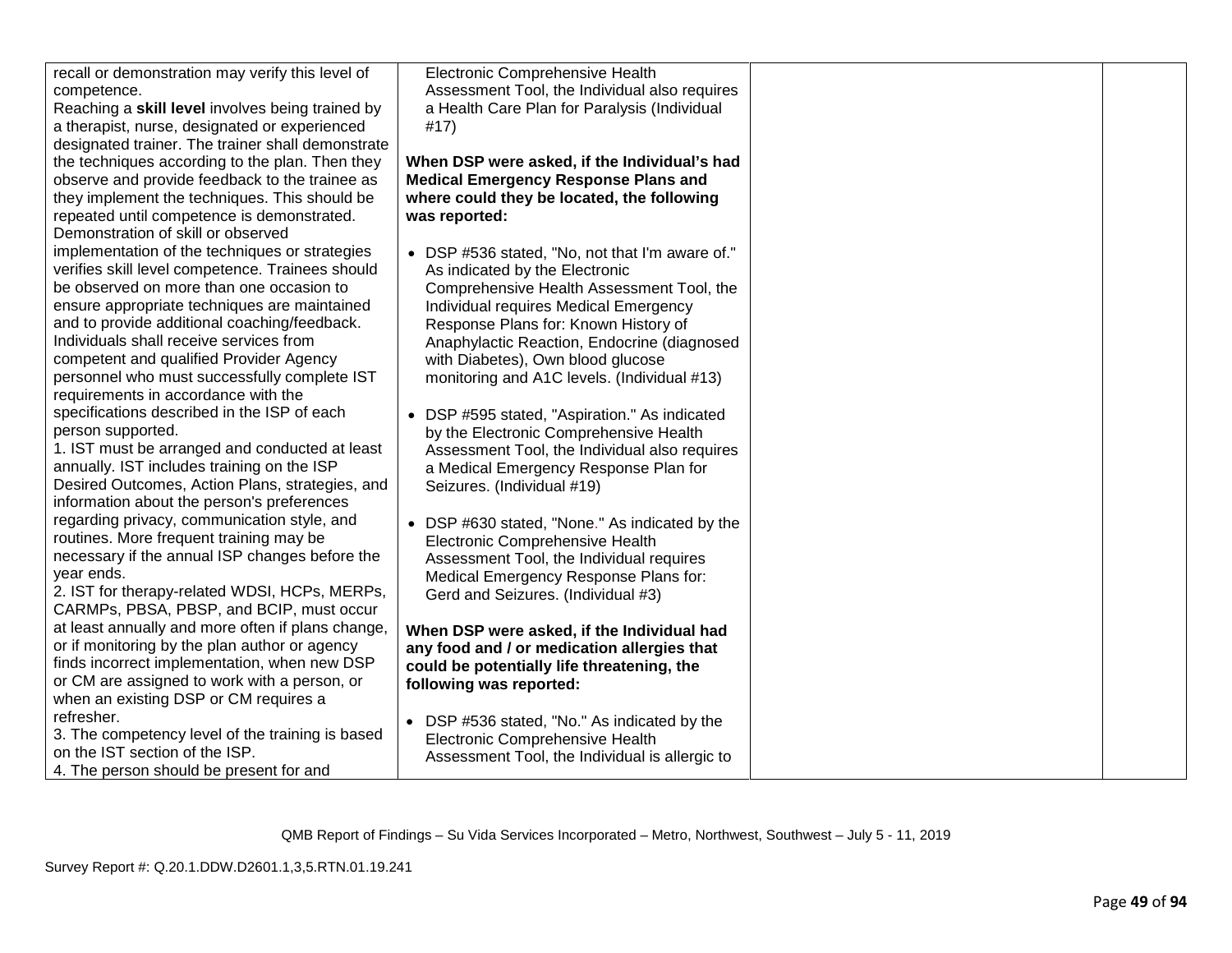| | | | |
|---|---|---|---|
| recall or demonstration may verify this level of competence.<br>Reaching a **skill level** involves being trained by a therapist, nurse, designated or experienced designated trainer. The trainer shall demonstrate the techniques according to the plan. Then they observe and provide feedback to the trainee as they implement the techniques. This should be repeated until competence is demonstrated. Demonstration of skill or observed implementation of the techniques or strategies verifies skill level competence. Trainees should be observed on more than one occasion to ensure appropriate techniques are maintained and to provide additional coaching/feedback.<br>Individuals shall receive services from competent and qualified Provider Agency personnel who must successfully complete IST requirements in accordance with the specifications described in the ISP of each person supported.<br>1. IST must be arranged and conducted at least annually. IST includes training on the ISP Desired Outcomes, Action Plans, strategies, and information about the person's preferences regarding privacy, communication style, and routines. More frequent training may be necessary if the annual ISP changes before the year ends.<br>2. IST for therapy-related WDSI, HCPs, MERPs, CARMPs, PBSA, PBSP, and BCIP, must occur at least annually and more often if plans change, or if monitoring by the plan author or agency finds incorrect implementation, when new DSP or CM are assigned to work with a person, or when an existing DSP or CM requires a refresher.<br>3. The competency level of the training is based on the IST section of the ISP.<br>4. The person should be present for and | Electronic Comprehensive Health Assessment Tool, the Individual also requires a Health Care Plan for Paralysis (Individual #17)<br><br>**When DSP were asked, if the Individual's had Medical Emergency Response Plans and where could they be located, the following was reported:**<br><br>• DSP #536 stated, "No, not that I'm aware of." As indicated by the Electronic Comprehensive Health Assessment Tool, the Individual requires Medical Emergency Response Plans for: Known History of Anaphylactic Reaction, Endocrine (diagnosed with Diabetes), Own blood glucose monitoring and A1C levels. (Individual #13)<br><br>• DSP #595 stated, "Aspiration." As indicated by the Electronic Comprehensive Health Assessment Tool, the Individual also requires a Medical Emergency Response Plan for Seizures. (Individual #19)<br><br>• DSP #630 stated, "None." As indicated by the Electronic Comprehensive Health Assessment Tool, the Individual requires Medical Emergency Response Plans for: Gerd and Seizures. (Individual #3)<br><br>**When DSP were asked, if the Individual had any food and / or medication allergies that could be potentially life threatening, the following was reported:**<br><br>• DSP #536 stated, "No." As indicated by the Electronic Comprehensive Health Assessment Tool, the Individual is allergic to | | |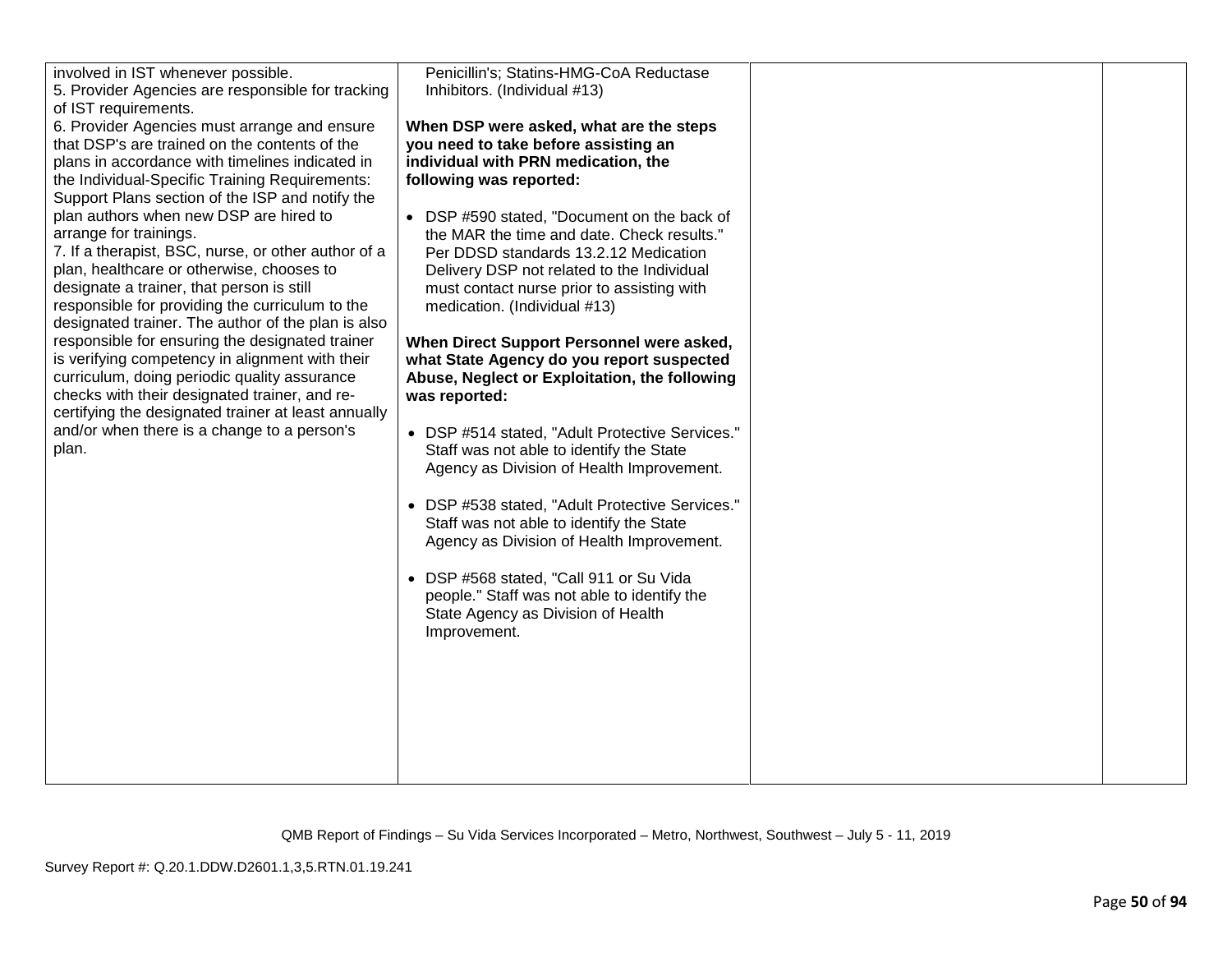| | | | |
|---|---|---|---|
| involved in IST whenever possible.<br>5. Provider Agencies are responsible for tracking of IST requirements.<br>6. Provider Agencies must arrange and ensure that DSP's are trained on the contents of the plans in accordance with timelines indicated in the Individual-Specific Training Requirements: Support Plans section of the ISP and notify the plan authors when new DSP are hired to arrange for trainings.<br>7. If a therapist, BSC, nurse, or other author of a plan, healthcare or otherwise, chooses to designate a trainer, that person is still responsible for providing the curriculum to the designated trainer. The author of the plan is also responsible for ensuring the designated trainer is verifying competency in alignment with their curriculum, doing periodic quality assurance checks with their designated trainer, and re-certifying the designated trainer at least annually and/or when there is a change to a person's plan. | Penicillin's; Statins-HMG-CoA Reductase Inhibitors. (Individual #13)<br><br>**When DSP were asked, what are the steps you need to take before assisting an individual with PRN medication, the following was reported:**<br><br>• DSP #590 stated, "Document on the back of the MAR the time and date. Check results." Per DDSD standards 13.2.12 Medication Delivery DSP not related to the Individual must contact nurse prior to assisting with medication. (Individual #13)<br><br>**When Direct Support Personnel were asked, what State Agency do you report suspected Abuse, Neglect or Exploitation, the following was reported:**<br><br>• DSP #514 stated, "Adult Protective Services." Staff was not able to identify the State Agency as Division of Health Improvement.<br><br>• DSP #538 stated, "Adult Protective Services." Staff was not able to identify the State Agency as Division of Health Improvement.<br><br>• DSP #568 stated, "Call 911 or Su Vida people." Staff was not able to identify the State Agency as Division of Health Improvement. | | |

QMB Report of Findings – Su Vida Services Incorporated – Metro, Northwest, Southwest – July 5 - 11, 2019

Survey Report #: Q.20.1.DDW.D2601.1,3,5.RTN.01.19.241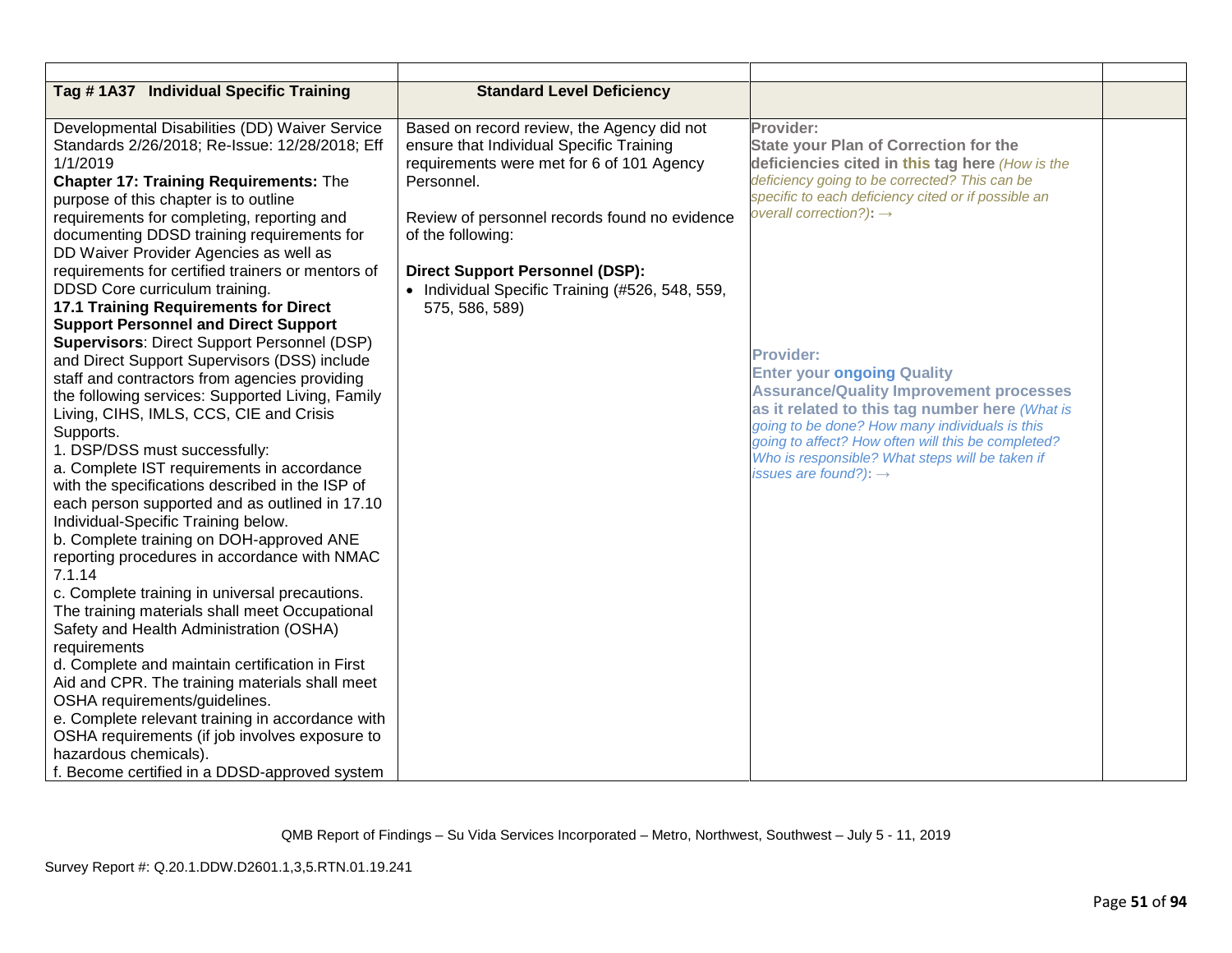| | | | |
|---|---|---|---|
| **Tag # 1A37 Individual Specific Training** | **Standard Level Deficiency** | | |
| Developmental Disabilities (DD) Waiver Service Standards 2/26/2018; Re-Issue: 12/28/2018; Eff 1/1/2019<br>**Chapter 17: Training Requirements:** The purpose of this chapter is to outline requirements for completing, reporting and documenting DDSD training requirements for DD Waiver Provider Agencies as well as requirements for certified trainers or mentors of DDSD Core curriculum training.<br>**17.1 Training Requirements for Direct Support Personnel and Direct Support Supervisors**: Direct Support Personnel (DSP) and Direct Support Supervisors (DSS) include staff and contractors from agencies providing the following services: Supported Living, Family Living, CIHS, IMLS, CCS, CIE and Crisis Supports.<br>1. DSP/DSS must successfully:<br>a. Complete IST requirements in accordance with the specifications described in the ISP of each person supported and as outlined in 17.10 Individual-Specific Training below.<br>b. Complete training on DOH-approved ANE reporting procedures in accordance with NMAC 7.1.14<br>c. Complete training in universal precautions. The training materials shall meet Occupational Safety and Health Administration (OSHA) requirements<br>d. Complete and maintain certification in First Aid and CPR. The training materials shall meet OSHA requirements/guidelines.<br>e. Complete relevant training in accordance with OSHA requirements (if job involves exposure to hazardous chemicals).<br>f. Become certified in a DDSD-approved system | Based on record review, the Agency did not ensure that Individual Specific Training requirements were met for 6 of 101 Agency Personnel.<br><br>Review of personnel records found no evidence of the following:<br><br>**Direct Support Personnel (DSP):**<br>• Individual Specific Training (#526, 548, 559, 575, 586, 589) | **Provider:**<br>**State your Plan of Correction for the deficiencies cited in this tag here** *(How is the deficiency going to be corrected? This can be specific to each deficiency cited or if possible an overall correction?)*: →<br><br><br><br>**Provider:**<br>**Enter your ongoing Quality Assurance/Quality Improvement processes as it related to this tag number here** *(What is going to be done? How many individuals is this going to affect? How often will this be completed? Who is responsible? What steps will be taken if issues are found?)*: → | |

QMB Report of Findings – Su Vida Services Incorporated – Metro, Northwest, Southwest – July 5 - 11, 2019

Survey Report #: Q.20.1.DDW.D2601.1,3,5.RTN.01.19.241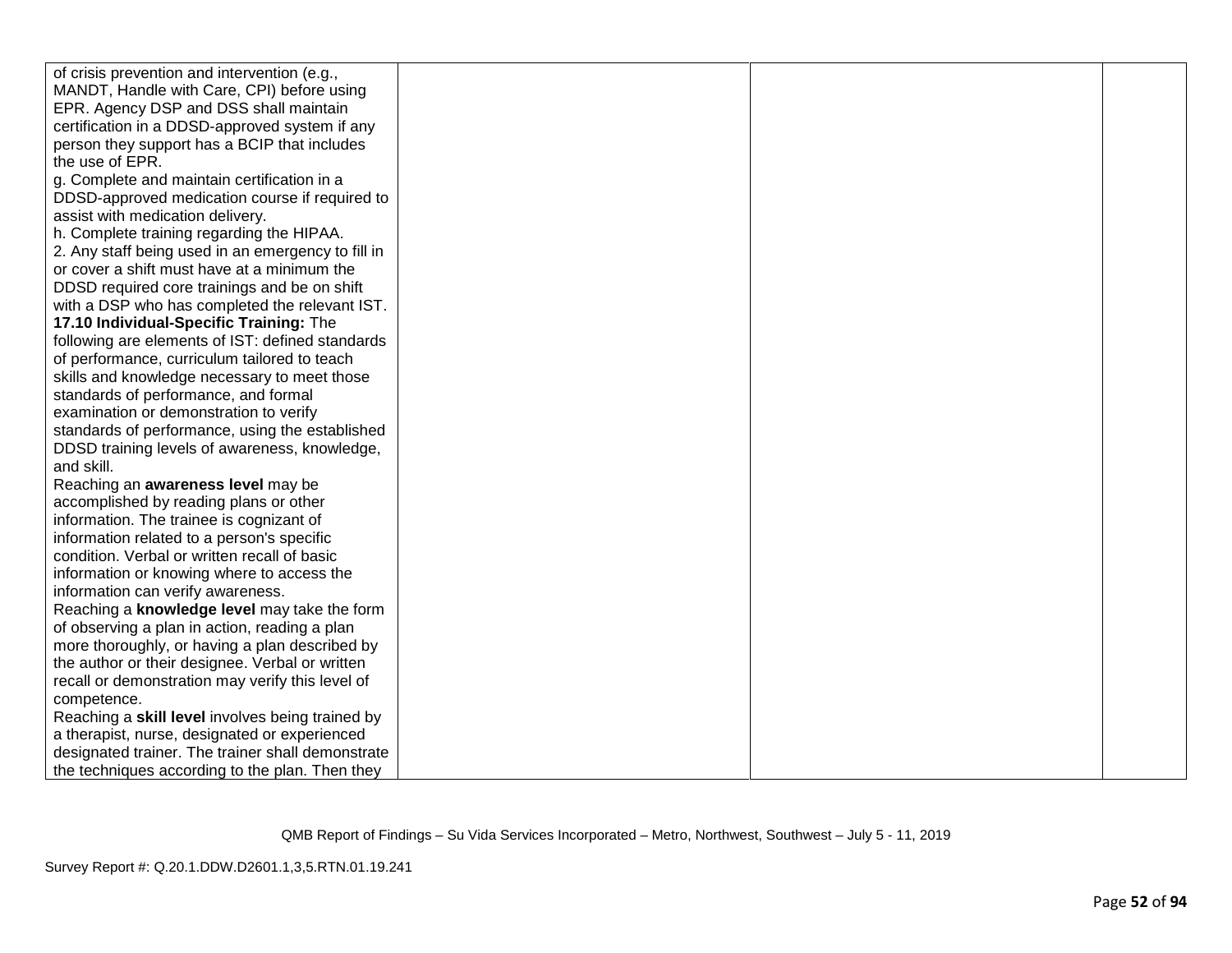| | | | |
|---|---|---|---|
| of crisis prevention and intervention (e.g., MANDT, Handle with Care, CPI) before using EPR. Agency DSP and DSS shall maintain certification in a DDSD-approved system if any person they support has a BCIP that includes the use of EPR.<br>g. Complete and maintain certification in a DDSD-approved medication course if required to assist with medication delivery.<br>h. Complete training regarding the HIPAA.<br>2. Any staff being used in an emergency to fill in or cover a shift must have at a minimum the DDSD required core trainings and be on shift with a DSP who has completed the relevant IST.<br>**17.10 Individual-Specific Training:** The following are elements of IST: defined standards of performance, curriculum tailored to teach skills and knowledge necessary to meet those standards of performance, and formal examination or demonstration to verify standards of performance, using the established DDSD training levels of awareness, knowledge, and skill.<br>Reaching an **awareness level** may be accomplished by reading plans or other information. The trainee is cognizant of information related to a person's specific condition. Verbal or written recall of basic information or knowing where to access the information can verify awareness.<br>Reaching a **knowledge level** may take the form of observing a plan in action, reading a plan more thoroughly, or having a plan described by the author or their designee. Verbal or written recall or demonstration may verify this level of competence.<br>Reaching a **skill level** involves being trained by a therapist, nurse, designated or experienced designated trainer. The trainer shall demonstrate the techniques according to the plan. Then they | | | |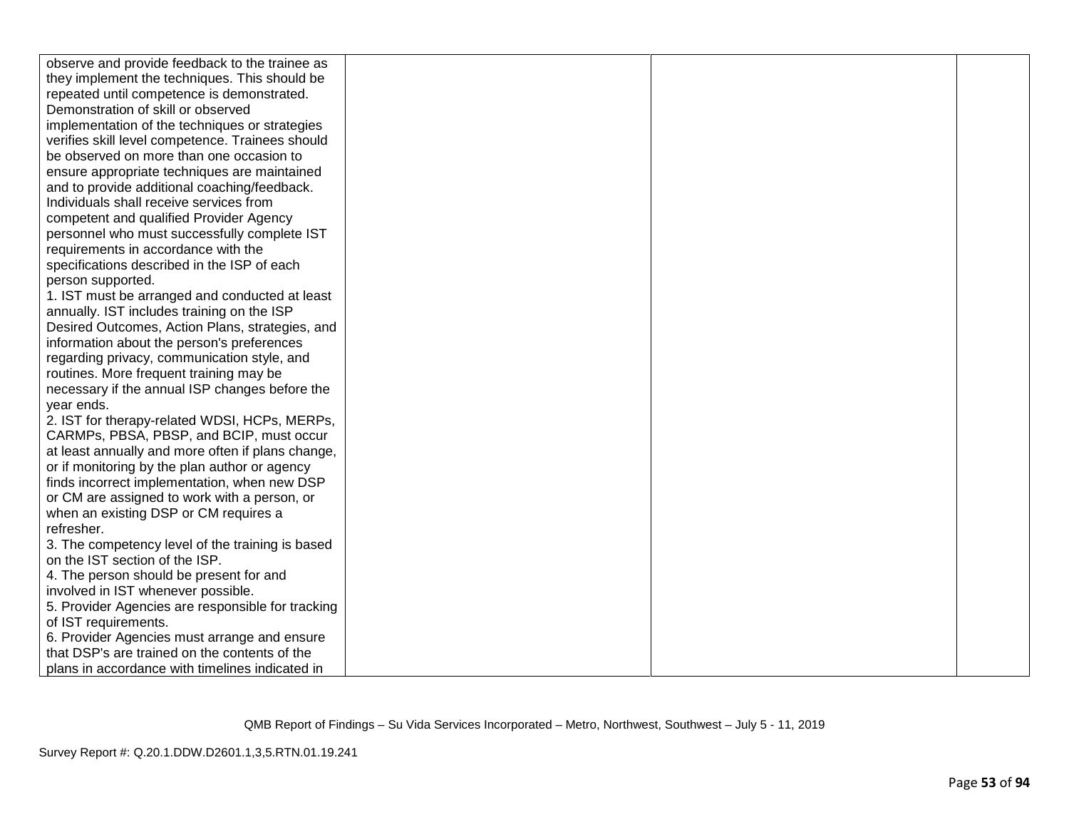| | | | |
|---|---|---|---|
| observe and provide feedback to the trainee as they implement the techniques. This should be repeated until competence is demonstrated. Demonstration of skill or observed implementation of the techniques or strategies verifies skill level competence. Trainees should be observed on more than one occasion to ensure appropriate techniques are maintained and to provide additional coaching/feedback. Individuals shall receive services from competent and qualified Provider Agency personnel who must successfully complete IST requirements in accordance with the specifications described in the ISP of each person supported.<br>1. IST must be arranged and conducted at least annually. IST includes training on the ISP Desired Outcomes, Action Plans, strategies, and information about the person's preferences regarding privacy, communication style, and routines. More frequent training may be necessary if the annual ISP changes before the year ends.<br>2. IST for therapy-related WDSI, HCPs, MERPs, CARMPs, PBSA, PBSP, and BCIP, must occur at least annually and more often if plans change, or if monitoring by the plan author or agency finds incorrect implementation, when new DSP or CM are assigned to work with a person, or when an existing DSP or CM requires a refresher.<br>3. The competency level of the training is based on the IST section of the ISP.<br>4. The person should be present for and involved in IST whenever possible.<br>5. Provider Agencies are responsible for tracking of IST requirements.<br>6. Provider Agencies must arrange and ensure that DSP's are trained on the contents of the plans in accordance with timelines indicated in | | | |

QMB Report of Findings – Su Vida Services Incorporated – Metro, Northwest, Southwest – July 5 - 11, 2019

Survey Report #: Q.20.1.DDW.D2601.1,3,5.RTN.01.19.241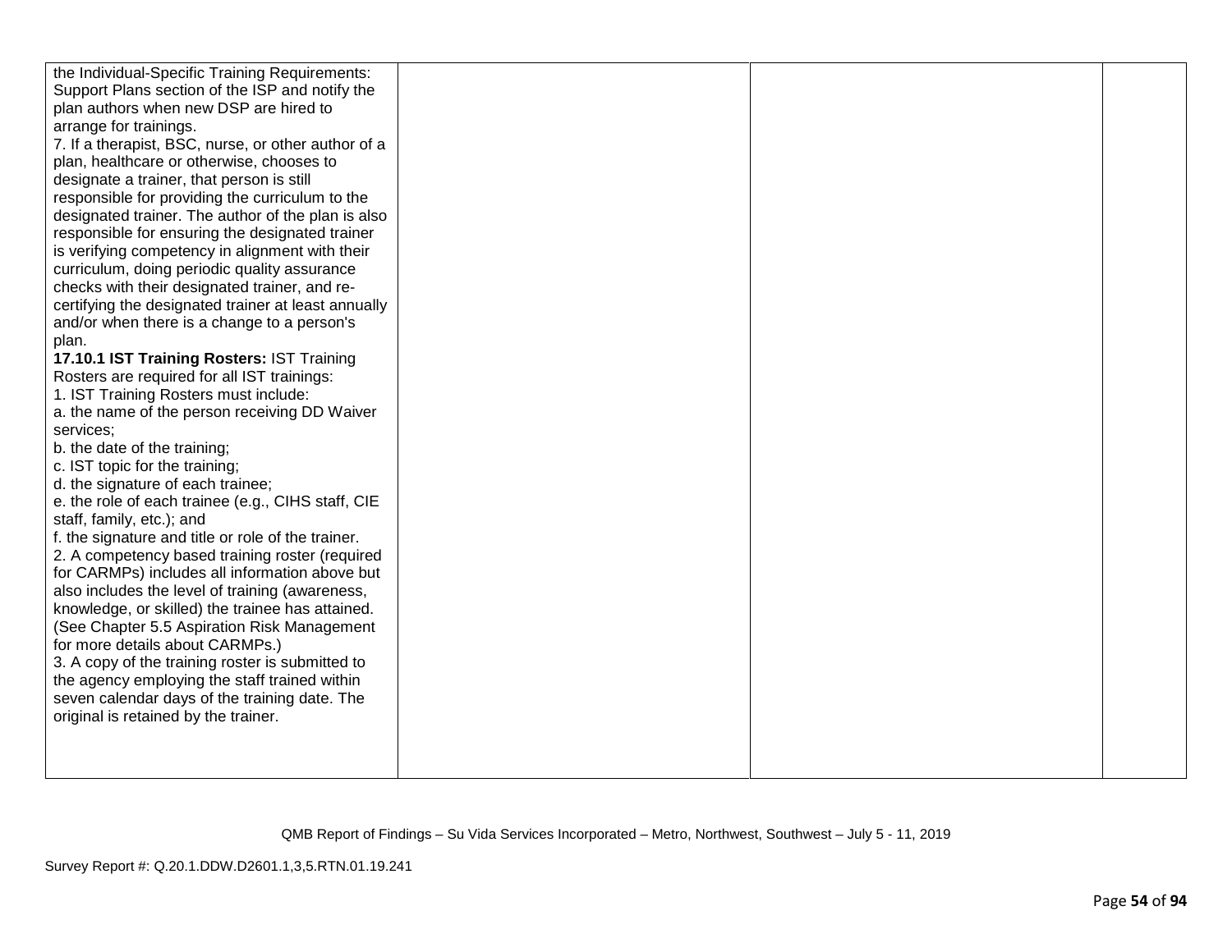| | | | |
|---|---|---|---|
| the Individual-Specific Training Requirements: Support Plans section of the ISP and notify the plan authors when new DSP are hired to arrange for trainings.<br>7. If a therapist, BSC, nurse, or other author of a plan, healthcare or otherwise, chooses to designate a trainer, that person is still responsible for providing the curriculum to the designated trainer. The author of the plan is also responsible for ensuring the designated trainer is verifying competency in alignment with their curriculum, doing periodic quality assurance checks with their designated trainer, and re-certifying the designated trainer at least annually and/or when there is a change to a person's plan.<br>**17.10.1 IST Training Rosters:** IST Training Rosters are required for all IST trainings:<br>1. IST Training Rosters must include:<br>a. the name of the person receiving DD Waiver services;<br>b. the date of the training;<br>c. IST topic for the training;<br>d. the signature of each trainee;<br>e. the role of each trainee (e.g., CIHS staff, CIE staff, family, etc.); and<br>f. the signature and title or role of the trainer.<br>2. A competency based training roster (required for CARMPs) includes all information above but also includes the level of training (awareness, knowledge, or skilled) the trainee has attained. (See Chapter 5.5 Aspiration Risk Management for more details about CARMPs.)<br>3. A copy of the training roster is submitted to the agency employing the staff trained within seven calendar days of the training date. The original is retained by the trainer. | | | |

QMB Report of Findings – Su Vida Services Incorporated – Metro, Northwest, Southwest – July 5 - 11, 2019

Survey Report #: Q.20.1.DDW.D2601.1,3,5.RTN.01.19.241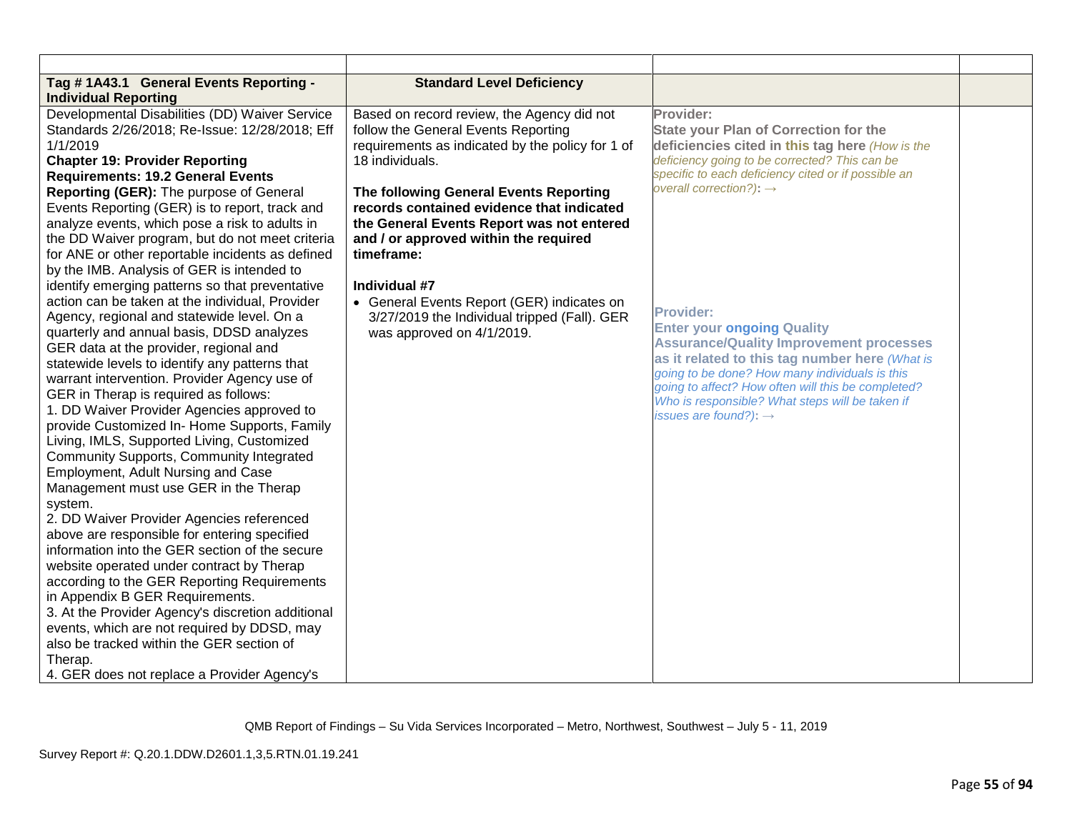| | | | |
|---|---|---|---|
| **Tag # 1A43.1 General Events Reporting - Individual Reporting** | **Standard Level Deficiency** | | |
| Developmental Disabilities (DD) Waiver Service Standards 2/26/2018; Re-Issue: 12/28/2018; Eff 1/1/2019<br>**Chapter 19: Provider Reporting Requirements: 19.2 General Events Reporting (GER):** The purpose of General Events Reporting (GER) is to report, track and analyze events, which pose a risk to adults in the DD Waiver program, but do not meet criteria for ANE or other reportable incidents as defined by the IMB. Analysis of GER is intended to identify emerging patterns so that preventative action can be taken at the individual, Provider Agency, regional and statewide level. On a quarterly and annual basis, DDSD analyzes GER data at the provider, regional and statewide levels to identify any patterns that warrant intervention. Provider Agency use of GER in Therap is required as follows:<br>1. DD Waiver Provider Agencies approved to provide Customized In- Home Supports, Family Living, IMLS, Supported Living, Customized Community Supports, Community Integrated Employment, Adult Nursing and Case Management must use GER in the Therap system.<br>2. DD Waiver Provider Agencies referenced above are responsible for entering specified information into the GER section of the secure website operated under contract by Therap according to the GER Reporting Requirements in Appendix B GER Requirements.<br>3. At the Provider Agency's discretion additional events, which are not required by DDSD, may also be tracked within the GER section of Therap.<br>4. GER does not replace a Provider Agency's | Based on record review, the Agency did not follow the General Events Reporting requirements as indicated by the policy for 1 of 18 individuals.<br><br>**The following General Events Reporting records contained evidence that indicated the General Events Report was not entered and / or approved within the required timeframe:**<br><br>**Individual #7**<br>• General Events Report (GER) indicates on 3/27/2019 the Individual tripped (Fall). GER was approved on 4/1/2019. | **Provider:**<br>**State your Plan of Correction for the deficiencies cited in this tag here** *(How is the deficiency going to be corrected? This can be specific to each deficiency cited or if possible an overall correction?)*: →<br><br>**Provider:**<br>**Enter your ongoing Quality Assurance/Quality Improvement processes as it related to this tag number here** *(What is going to be done? How many individuals is this going to affect? How often will this be completed? Who is responsible? What steps will be taken if issues are found?)*: → | |

QMB Report of Findings – Su Vida Services Incorporated – Metro, Northwest, Southwest – July 5 - 11, 2019

Survey Report #: Q.20.1.DDW.D2601.1,3,5.RTN.01.19.241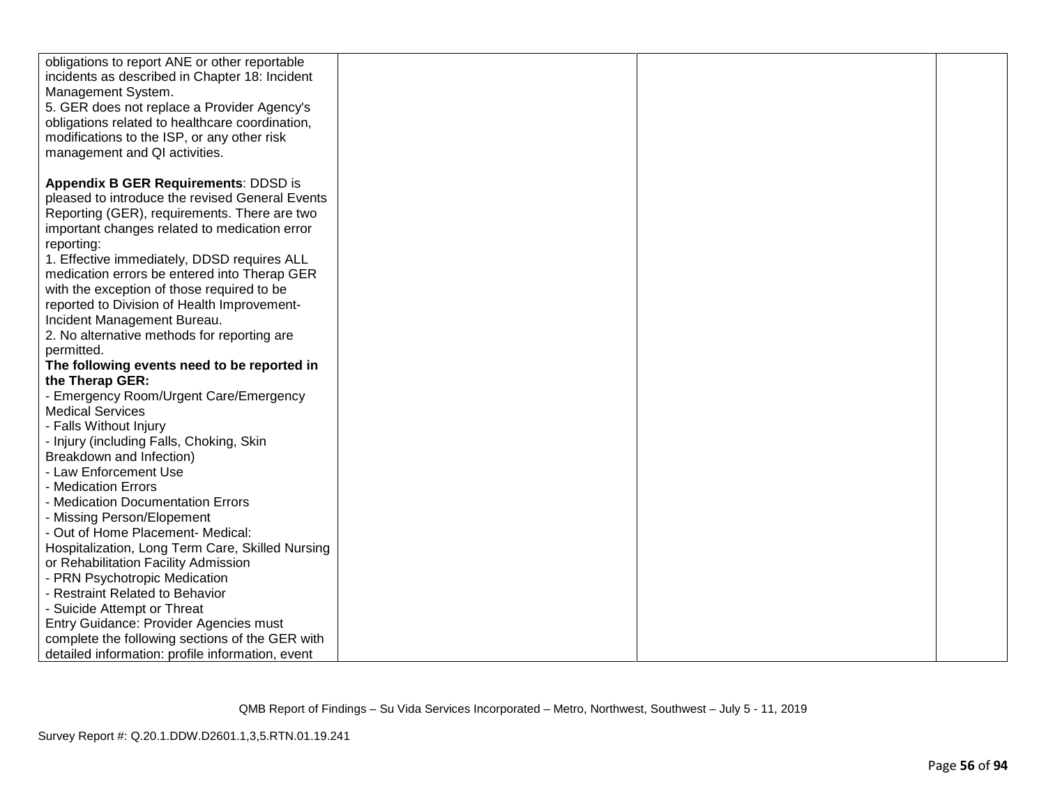| | | | |
|---|---|---|---|
| obligations to report ANE or other reportable incidents as described in Chapter 18: Incident Management System.<br>5. GER does not replace a Provider Agency's obligations related to healthcare coordination, modifications to the ISP, or any other risk management and QI activities.<br><br>**Appendix B GER Requirements**: DDSD is pleased to introduce the revised General Events Reporting (GER), requirements. There are two important changes related to medication error reporting:<br>1. Effective immediately, DDSD requires ALL medication errors be entered into Therap GER with the exception of those required to be reported to Division of Health Improvement-Incident Management Bureau.<br>2. No alternative methods for reporting are permitted.<br>**The following events need to be reported in the Therap GER:**<br>- Emergency Room/Urgent Care/Emergency Medical Services<br>- Falls Without Injury<br>- Injury (including Falls, Choking, Skin Breakdown and Infection)<br>- Law Enforcement Use<br>- Medication Errors<br>- Medication Documentation Errors<br>- Missing Person/Elopement<br>- Out of Home Placement- Medical: Hospitalization, Long Term Care, Skilled Nursing or Rehabilitation Facility Admission<br>- PRN Psychotropic Medication<br>- Restraint Related to Behavior<br>- Suicide Attempt or Threat<br>Entry Guidance: Provider Agencies must complete the following sections of the GER with detailed information: profile information, event | | | |

QMB Report of Findings – Su Vida Services Incorporated – Metro, Northwest, Southwest – July 5 - 11, 2019

Survey Report #: Q.20.1.DDW.D2601.1,3,5.RTN.01.19.241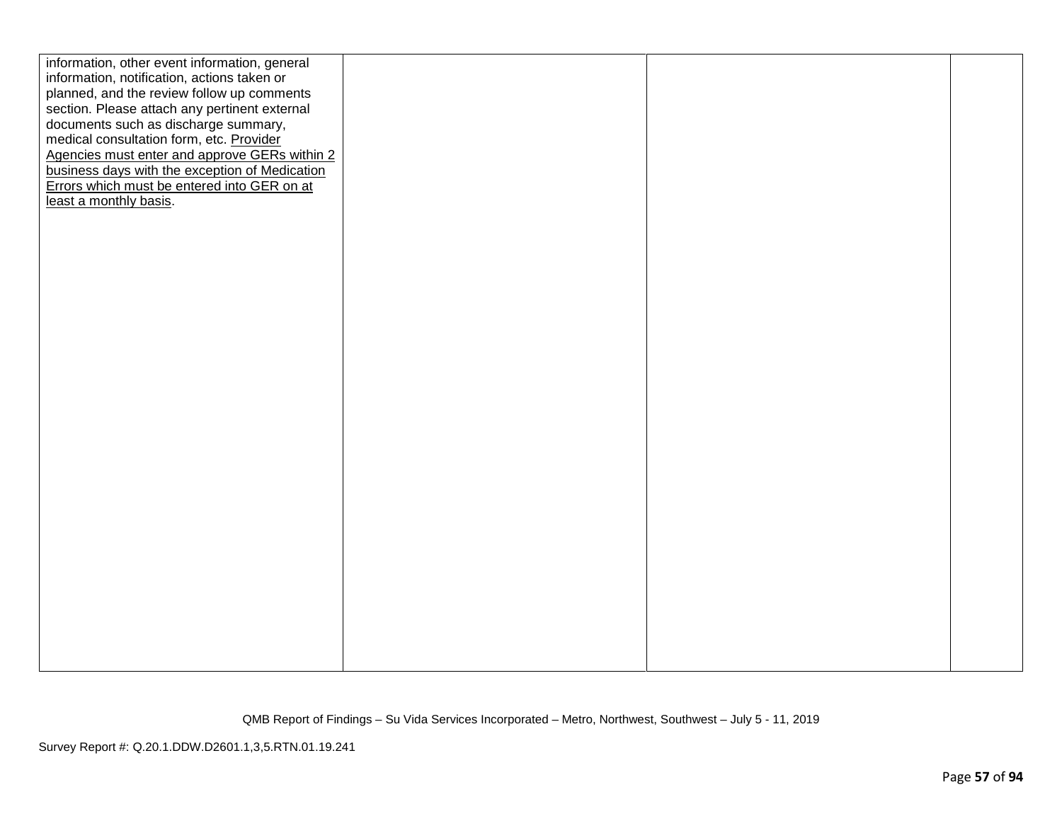| | | | |
|---|---|---|---|
| information, other event information, general information, notification, actions taken or planned, and the review follow up comments section. Please attach any pertinent external documents such as discharge summary, medical consultation form, etc. Provider Agencies must enter and approve GERs within 2 business days with the exception of Medication Errors which must be entered into GER on at least a monthly basis. | | | |

QMB Report of Findings – Su Vida Services Incorporated – Metro, Northwest, Southwest – July 5 - 11, 2019

Survey Report #: Q.20.1.DDW.D2601.1,3,5.RTN.01.19.241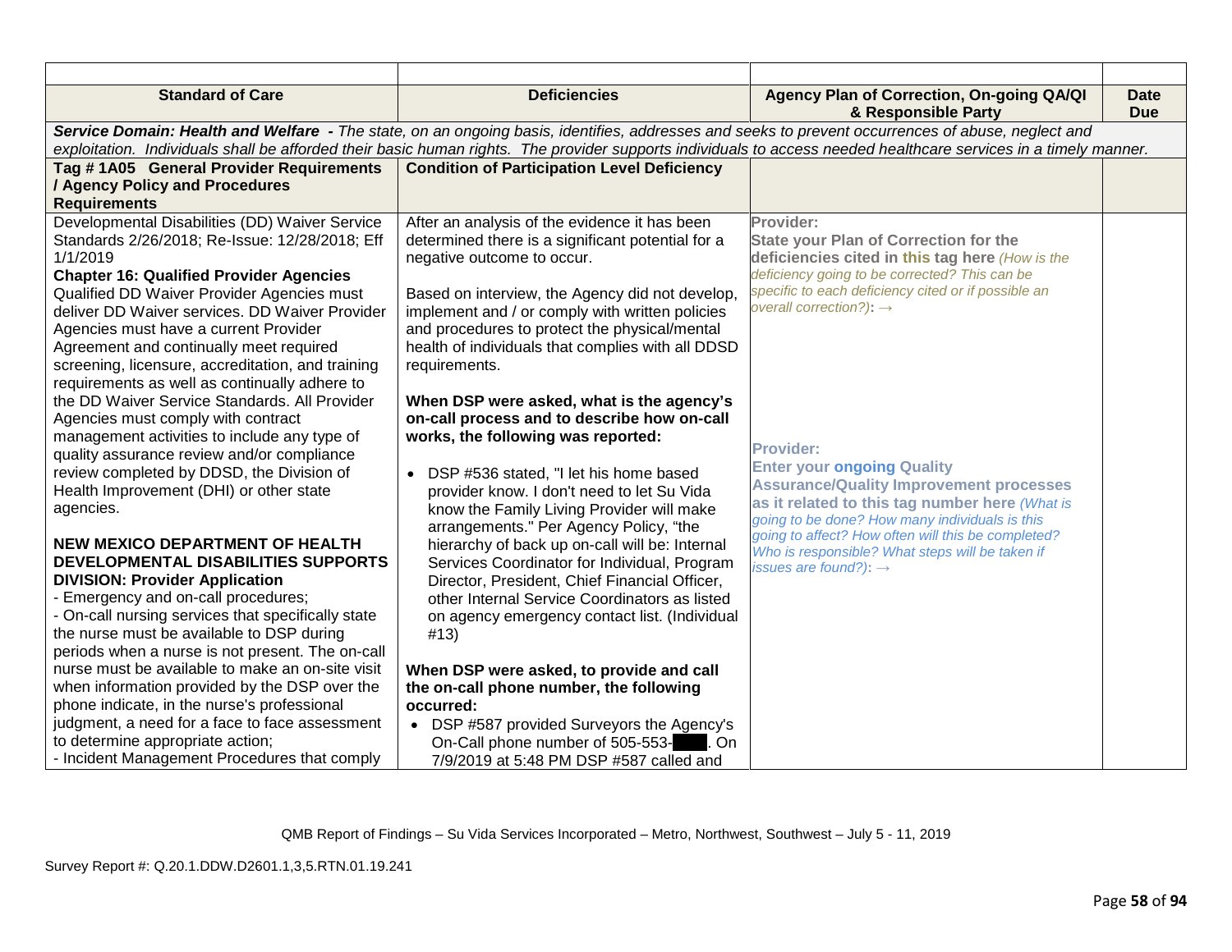| Standard of Care | Deficiencies | Agency Plan of Correction, On-going QA/QI & Responsible Party | Date Due |
|---|---|---|---|
| ***Service Domain: Health and Welfare** - The state, on an ongoing basis, identifies, addresses and seeks to prevent occurrences of abuse, neglect and exploitation. Individuals shall be afforded their basic human rights. The provider supports individuals to access needed healthcare services in a timely manner.* | | | |
| **Tag # 1A05 General Provider Requirements / Agency Policy and Procedures Requirements** | **Condition of Participation Level Deficiency** | | |
| Developmental Disabilities (DD) Waiver Service Standards 2/26/2018; Re-Issue: 12/28/2018; Eff 1/1/2019<br>**Chapter 16: Qualified Provider Agencies**<br>Qualified DD Waiver Provider Agencies must deliver DD Waiver services. DD Waiver Provider Agencies must have a current Provider Agreement and continually meet required screening, licensure, accreditation, and training requirements as well as continually adhere to the DD Waiver Service Standards. All Provider Agencies must comply with contract management activities to include any type of quality assurance review and/or compliance review completed by DDSD, the Division of Health Improvement (DHI) or other state agencies.<br><br>**NEW MEXICO DEPARTMENT OF HEALTH DEVELOPMENTAL DISABILITIES SUPPORTS DIVISION: Provider Application**<br>- Emergency and on-call procedures;<br>- On-call nursing services that specifically state the nurse must be available to DSP during periods when a nurse is not present. The on-call nurse must be available to make an on-site visit when information provided by the DSP over the phone indicate, in the nurse's professional judgment, a need for a face to face assessment to determine appropriate action;<br>- Incident Management Procedures that comply | After an analysis of the evidence it has been determined there is a significant potential for a negative outcome to occur.<br><br>Based on interview, the Agency did not develop, implement and / or comply with written policies and procedures to protect the physical/mental health of individuals that complies with all DDSD requirements.<br><br>**When DSP were asked, what is the agency's on-call process and to describe how on-call works, the following was reported:**<br><br>• DSP #536 stated, "I let his home based provider know. I don't need to let Su Vida know the Family Living Provider will make arrangements." Per Agency Policy, "the hierarchy of back up on-call will be: Internal Services Coordinator for Individual, Program Director, President, Chief Financial Officer, other Internal Service Coordinators as listed on agency emergency contact list. (Individual #13)<br><br>**When DSP were asked, to provide and call the on-call phone number, the following occurred:**<br>• DSP #587 provided Surveyors the Agency's On-Call phone number of 505-553-████. On 7/9/2019 at 5:48 PM DSP #587 called and | **Provider:**<br>**State your Plan of Correction for the deficiencies cited in this tag here** *(How is the deficiency going to be corrected? This can be specific to each deficiency cited or if possible an overall correction?):* →<br><br><br><br><br>**Provider:**<br>**Enter your ongoing Quality Assurance/Quality Improvement processes as it related to this tag number here** *(What is going to be done? How many individuals is this going to affect? How often will this be completed? Who is responsible? What steps will be taken if issues are found?):* → | |

QMB Report of Findings – Su Vida Services Incorporated – Metro, Northwest, Southwest – July 5 - 11, 2019

Survey Report #: Q.20.1.DDW.D2601.1,3,5.RTN.01.19.241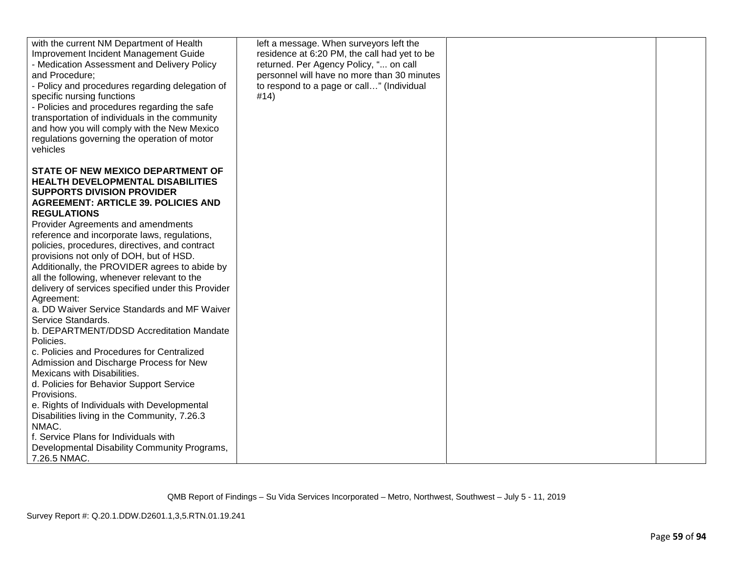| | | | |
|---|---|---|---|
| with the current NM Department of Health Improvement Incident Management Guide<br>- Medication Assessment and Delivery Policy and Procedure;<br>- Policy and procedures regarding delegation of specific nursing functions<br>- Policies and procedures regarding the safe transportation of individuals in the community and how you will comply with the New Mexico regulations governing the operation of motor vehicles<br><br>**STATE OF NEW MEXICO DEPARTMENT OF HEALTH DEVELOPMENTAL DISABILITIES SUPPORTS DIVISION PROVIDER AGREEMENT: ARTICLE 39. POLICIES AND REGULATIONS**<br>Provider Agreements and amendments reference and incorporate laws, regulations, policies, procedures, directives, and contract provisions not only of DOH, but of HSD. Additionally, the PROVIDER agrees to abide by all the following, whenever relevant to the delivery of services specified under this Provider Agreement:<br>a. DD Waiver Service Standards and MF Waiver Service Standards.<br>b. DEPARTMENT/DDSD Accreditation Mandate Policies.<br>c. Policies and Procedures for Centralized Admission and Discharge Process for New Mexicans with Disabilities.<br>d. Policies for Behavior Support Service Provisions.<br>e. Rights of Individuals with Developmental Disabilities living in the Community, 7.26.3 NMAC.<br>f. Service Plans for Individuals with Developmental Disability Community Programs, 7.26.5 NMAC. | left a message. When surveyors left the residence at 6:20 PM, the call had yet to be returned. Per Agency Policy, "... on call personnel will have no more than 30 minutes to respond to a page or call…" (Individual #14) | | |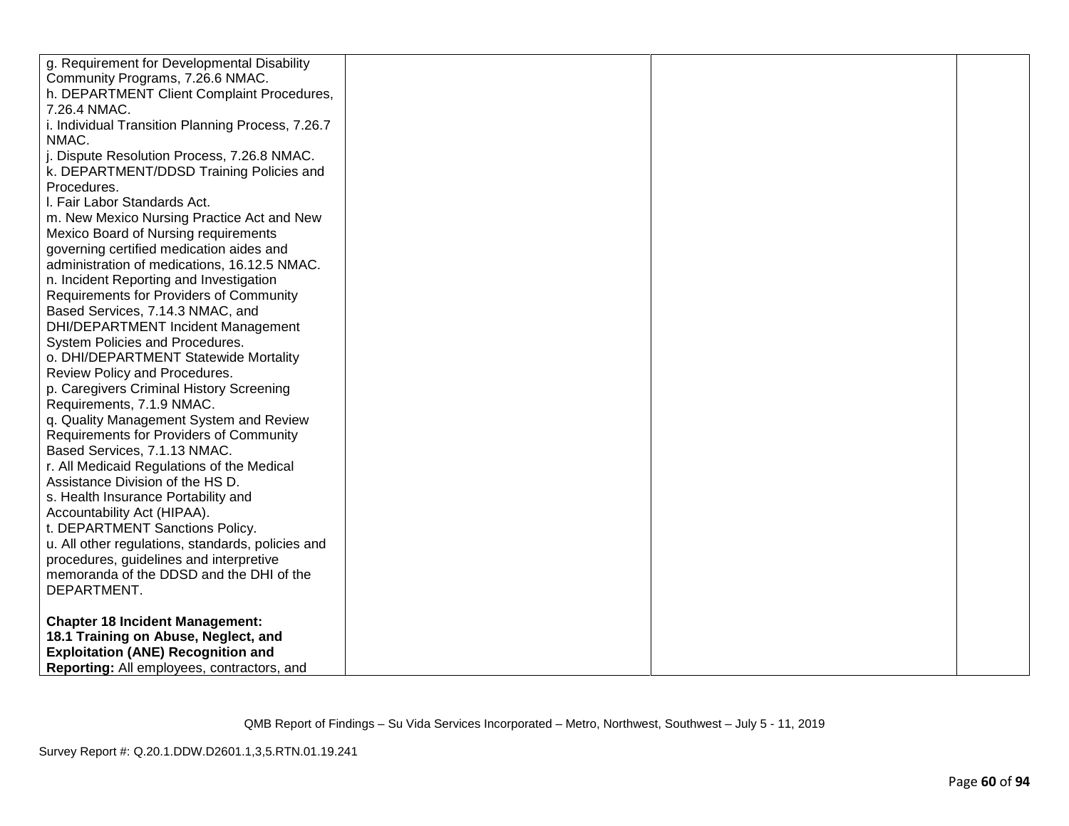| | | | |
|---|---|---|---|
| g. Requirement for Developmental Disability Community Programs, 7.26.6 NMAC.<br>h. DEPARTMENT Client Complaint Procedures, 7.26.4 NMAC.<br>i. Individual Transition Planning Process, 7.26.7 NMAC.<br>j. Dispute Resolution Process, 7.26.8 NMAC.<br>k. DEPARTMENT/DDSD Training Policies and Procedures.<br>l. Fair Labor Standards Act.<br>m. New Mexico Nursing Practice Act and New Mexico Board of Nursing requirements governing certified medication aides and administration of medications, 16.12.5 NMAC.<br>n. Incident Reporting and Investigation Requirements for Providers of Community Based Services, 7.14.3 NMAC, and DHI/DEPARTMENT Incident Management System Policies and Procedures.<br>o. DHI/DEPARTMENT Statewide Mortality Review Policy and Procedures.<br>p. Caregivers Criminal History Screening Requirements, 7.1.9 NMAC.<br>q. Quality Management System and Review Requirements for Providers of Community Based Services, 7.1.13 NMAC.<br>r. All Medicaid Regulations of the Medical Assistance Division of the HS D.<br>s. Health Insurance Portability and Accountability Act (HIPAA).<br>t. DEPARTMENT Sanctions Policy.<br>u. All other regulations, standards, policies and procedures, guidelines and interpretive memoranda of the DDSD and the DHI of the DEPARTMENT.<br><br>**Chapter 18 Incident Management:**<br>**18.1 Training on Abuse, Neglect, and Exploitation (ANE) Recognition and Reporting:** All employees, contractors, and | | | |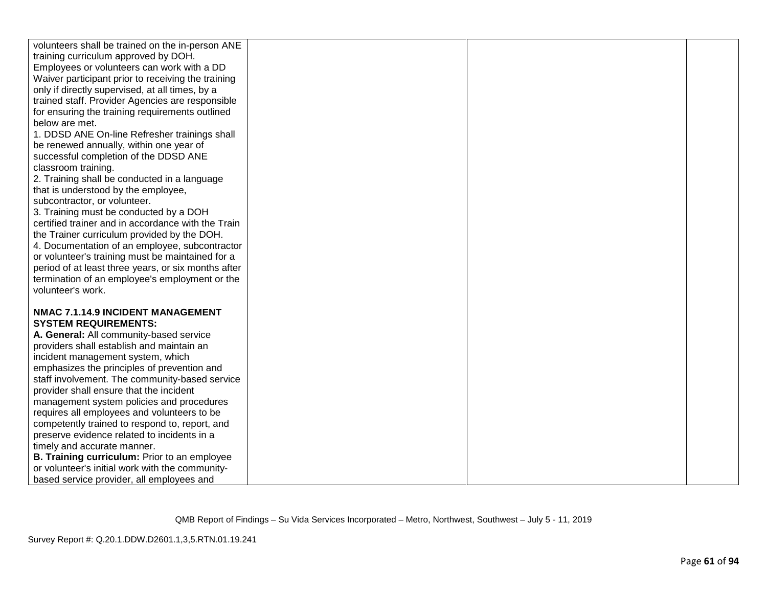| | | | |
|---|---|---|---|
| volunteers shall be trained on the in-person ANE training curriculum approved by DOH. Employees or volunteers can work with a DD Waiver participant prior to receiving the training only if directly supervised, at all times, by a trained staff. Provider Agencies are responsible for ensuring the training requirements outlined below are met.<br>1. DDSD ANE On-line Refresher trainings shall be renewed annually, within one year of successful completion of the DDSD ANE classroom training.<br>2. Training shall be conducted in a language that is understood by the employee, subcontractor, or volunteer.<br>3. Training must be conducted by a DOH certified trainer and in accordance with the Train the Trainer curriculum provided by the DOH.<br>4. Documentation of an employee, subcontractor or volunteer's training must be maintained for a period of at least three years, or six months after termination of an employee's employment or the volunteer's work.<br><br>**NMAC 7.1.14.9 INCIDENT MANAGEMENT SYSTEM REQUIREMENTS:**<br>**A. General:** All community-based service providers shall establish and maintain an incident management system, which emphasizes the principles of prevention and staff involvement. The community-based service provider shall ensure that the incident management system policies and procedures requires all employees and volunteers to be competently trained to respond to, report, and preserve evidence related to incidents in a timely and accurate manner.<br>**B. Training curriculum:** Prior to an employee or volunteer's initial work with the community-based service provider, all employees and | | | |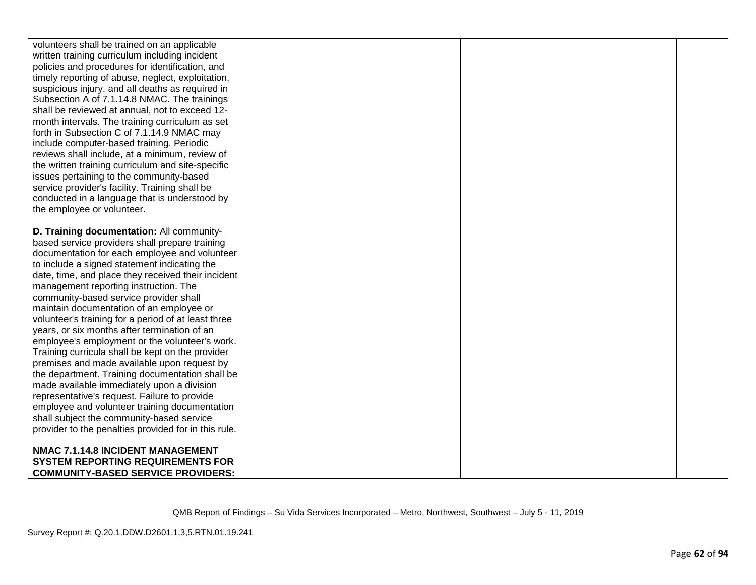| | | | |
|---|---|---|---|
| volunteers shall be trained on an applicable written training curriculum including incident policies and procedures for identification, and timely reporting of abuse, neglect, exploitation, suspicious injury, and all deaths as required in Subsection A of 7.1.14.8 NMAC. The trainings shall be reviewed at annual, not to exceed 12-month intervals. The training curriculum as set forth in Subsection C of 7.1.14.9 NMAC may include computer-based training. Periodic reviews shall include, at a minimum, review of the written training curriculum and site-specific issues pertaining to the community-based service provider's facility. Training shall be conducted in a language that is understood by the employee or volunteer.<br><br>**D. Training documentation:** All community-based service providers shall prepare training documentation for each employee and volunteer to include a signed statement indicating the date, time, and place they received their incident management reporting instruction. The community-based service provider shall maintain documentation of an employee or volunteer's training for a period of at least three years, or six months after termination of an employee's employment or the volunteer's work. Training curricula shall be kept on the provider premises and made available upon request by the department. Training documentation shall be made available immediately upon a division representative's request. Failure to provide employee and volunteer training documentation shall subject the community-based service provider to the penalties provided for in this rule.<br><br>**NMAC 7.1.14.8 INCIDENT MANAGEMENT SYSTEM REPORTING REQUIREMENTS FOR COMMUNITY-BASED SERVICE PROVIDERS:** | | | |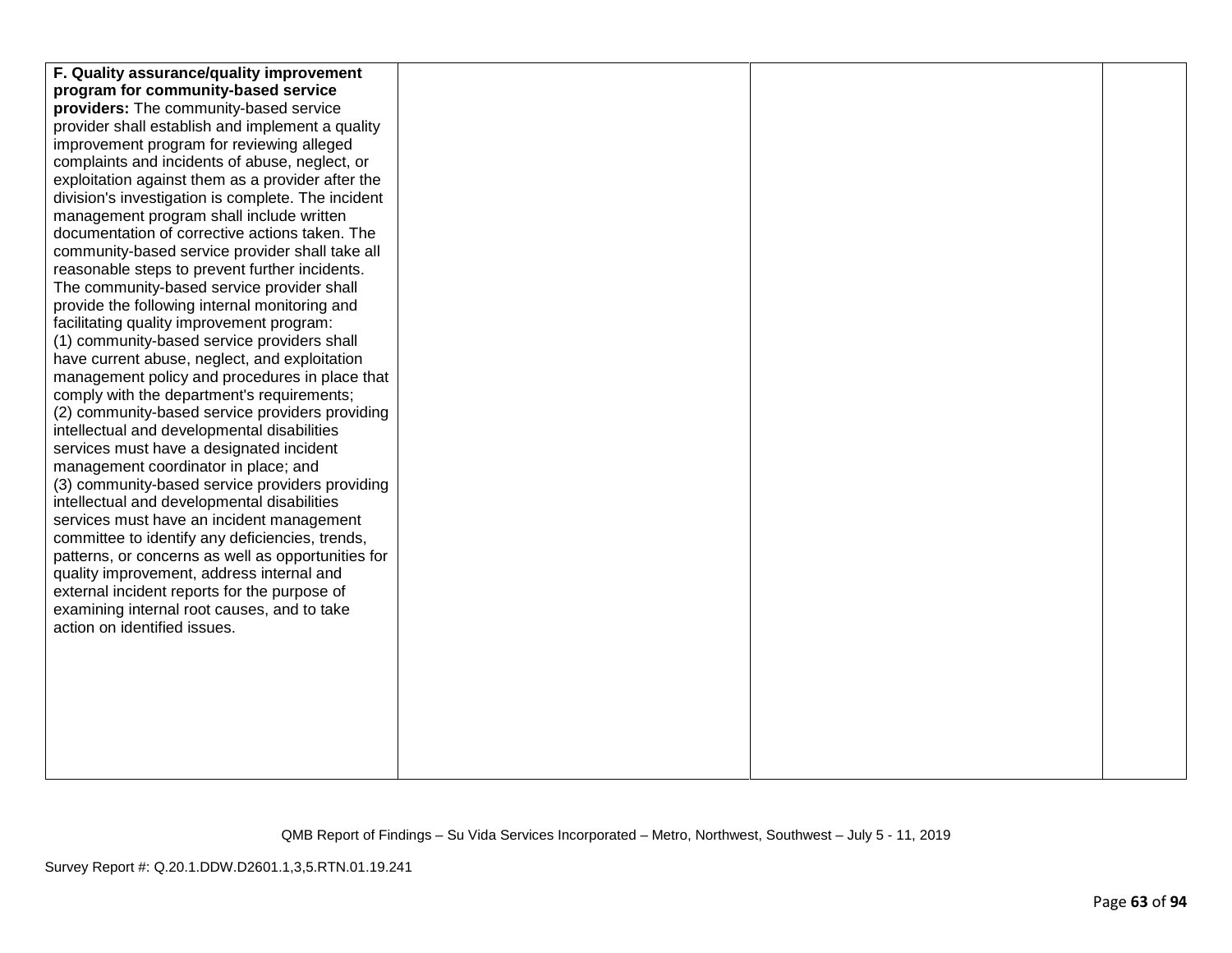| | | | |
|---|---|---|---|
| **F. Quality assurance/quality improvement program for community-based service providers:** The community-based service provider shall establish and implement a quality improvement program for reviewing alleged complaints and incidents of abuse, neglect, or exploitation against them as a provider after the division's investigation is complete. The incident management program shall include written documentation of corrective actions taken. The community-based service provider shall take all reasonable steps to prevent further incidents. The community-based service provider shall provide the following internal monitoring and facilitating quality improvement program:<br>(1) community-based service providers shall have current abuse, neglect, and exploitation management policy and procedures in place that comply with the department's requirements;<br>(2) community-based service providers providing intellectual and developmental disabilities services must have a designated incident management coordinator in place; and<br>(3) community-based service providers providing intellectual and developmental disabilities services must have an incident management committee to identify any deficiencies, trends, patterns, or concerns as well as opportunities for quality improvement, address internal and external incident reports for the purpose of examining internal root causes, and to take action on identified issues. | | | |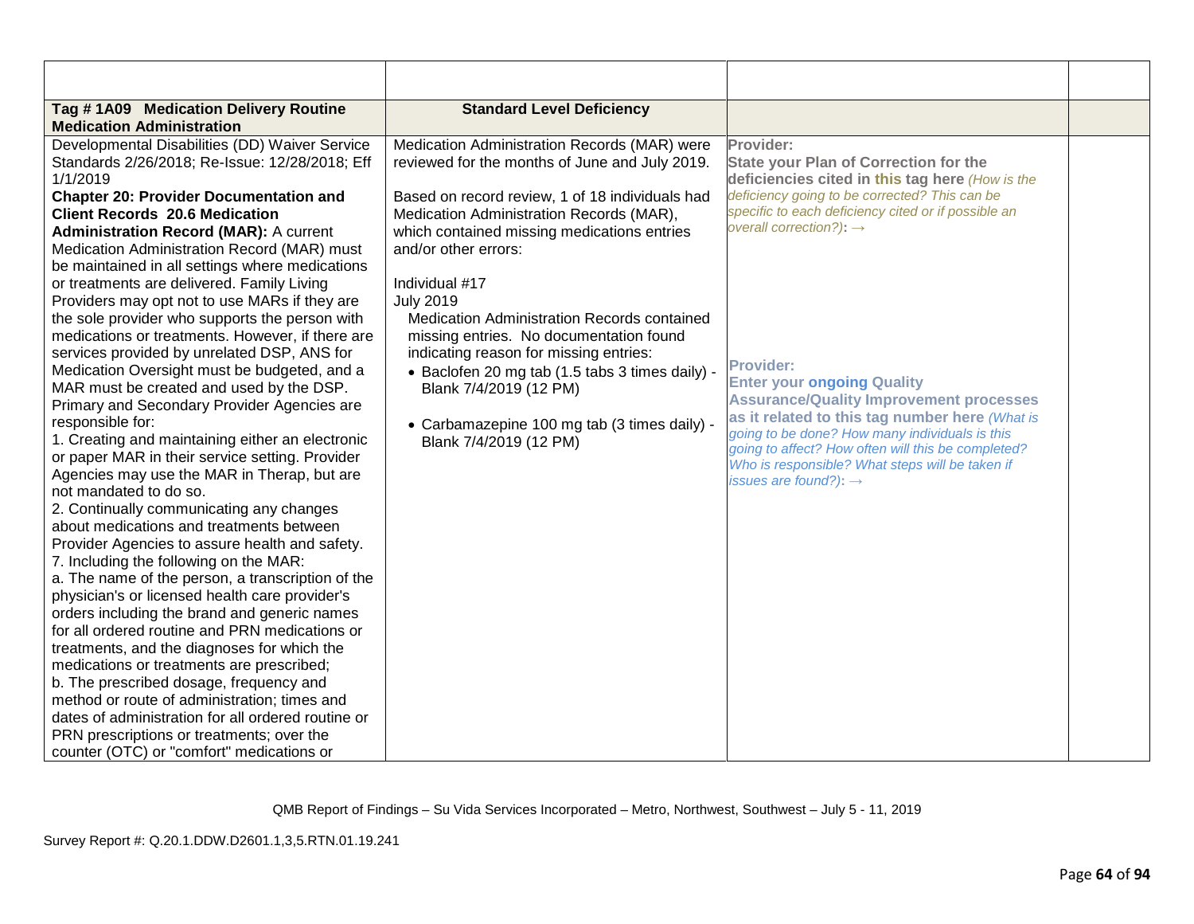| | | | |
|---|---|---|---|
| **Tag # 1A09 Medication Delivery Routine Medication Administration** | **Standard Level Deficiency** | | |
| Developmental Disabilities (DD) Waiver Service Standards 2/26/2018; Re-Issue: 12/28/2018; Eff 1/1/2019<br>**Chapter 20: Provider Documentation and Client Records 20.6 Medication Administration Record (MAR):** A current Medication Administration Record (MAR) must be maintained in all settings where medications or treatments are delivered. Family Living Providers may opt not to use MARs if they are the sole provider who supports the person with medications or treatments. However, if there are services provided by unrelated DSP, ANS for Medication Oversight must be budgeted, and a MAR must be created and used by the DSP. Primary and Secondary Provider Agencies are responsible for:<br>1. Creating and maintaining either an electronic or paper MAR in their service setting. Provider Agencies may use the MAR in Therap, but are not mandated to do so.<br>2. Continually communicating any changes about medications and treatments between Provider Agencies to assure health and safety.<br>7. Including the following on the MAR:<br>a. The name of the person, a transcription of the physician's or licensed health care provider's orders including the brand and generic names for all ordered routine and PRN medications or treatments, and the diagnoses for which the medications or treatments are prescribed;<br>b. The prescribed dosage, frequency and method or route of administration; times and dates of administration for all ordered routine or PRN prescriptions or treatments; over the counter (OTC) or "comfort" medications or | Medication Administration Records (MAR) were reviewed for the months of June and July 2019.<br><br>Based on record review, 1 of 18 individuals had Medication Administration Records (MAR), which contained missing medications entries and/or other errors:<br><br>Individual #17<br>July 2019<br>Medication Administration Records contained missing entries. No documentation found indicating reason for missing entries:<br>• Baclofen 20 mg tab (1.5 tabs 3 times daily) - Blank 7/4/2019 (12 PM)<br><br>• Carbamazepine 100 mg tab (3 times daily) - Blank 7/4/2019 (12 PM) | **Provider:**<br>**State your Plan of Correction for the deficiencies cited in this tag here** *(How is the deficiency going to be corrected? This can be specific to each deficiency cited or if possible an overall correction?)*: →<br><br>**Provider:**<br>**Enter your ongoing Quality Assurance/Quality Improvement processes as it related to this tag number here** *(What is going to be done? How many individuals is this going to affect? How often will this be completed? Who is responsible? What steps will be taken if issues are found?)*: → | |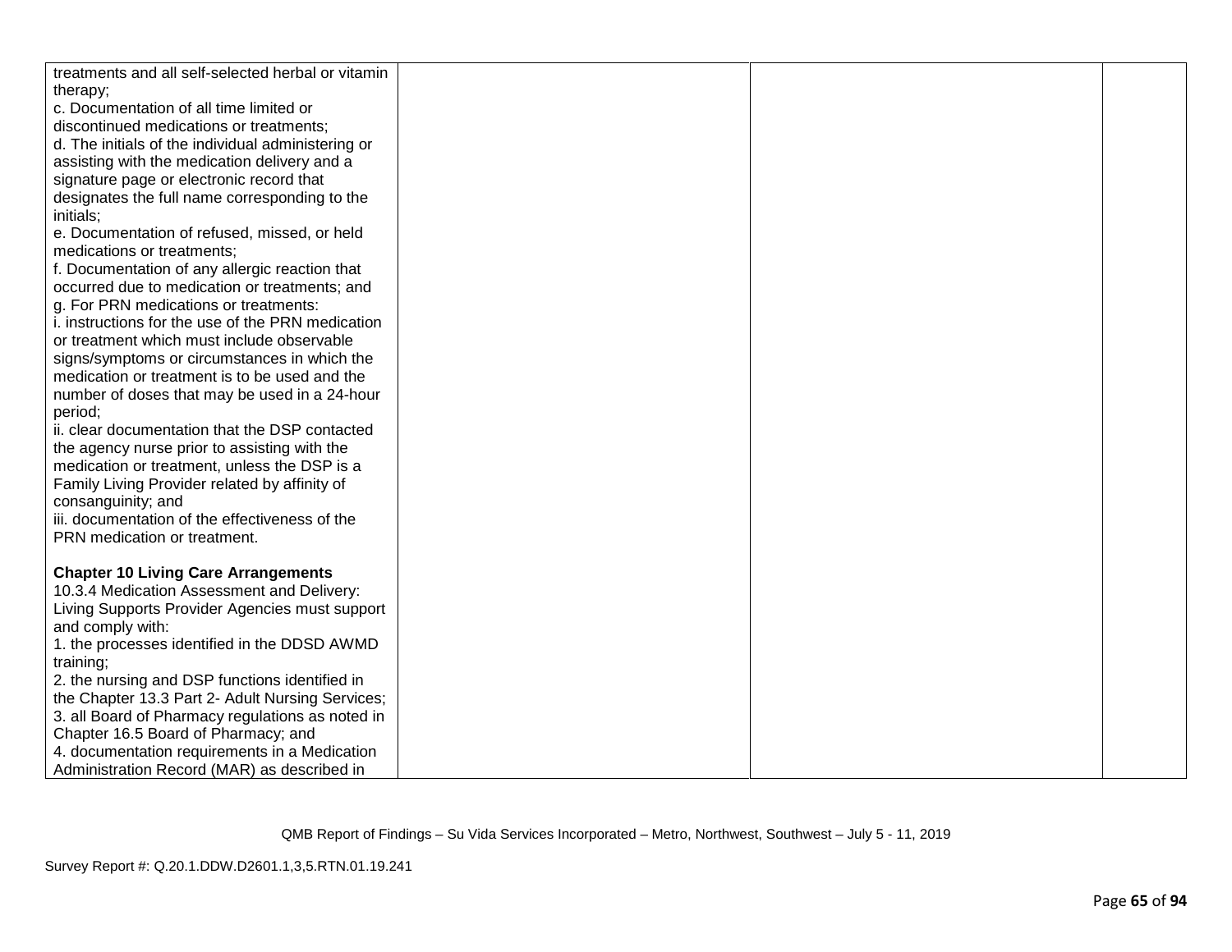| | | | |
|---|---|---|---|
| treatments and all self-selected herbal or vitamin therapy;<br>c. Documentation of all time limited or discontinued medications or treatments;<br>d. The initials of the individual administering or assisting with the medication delivery and a signature page or electronic record that designates the full name corresponding to the initials;<br>e. Documentation of refused, missed, or held medications or treatments;<br>f. Documentation of any allergic reaction that occurred due to medication or treatments; and<br>g. For PRN medications or treatments:<br>i. instructions for the use of the PRN medication or treatment which must include observable signs/symptoms or circumstances in which the medication or treatment is to be used and the number of doses that may be used in a 24-hour period;<br>ii. clear documentation that the DSP contacted the agency nurse prior to assisting with the medication or treatment, unless the DSP is a Family Living Provider related by affinity of consanguinity; and<br>iii. documentation of the effectiveness of the PRN medication or treatment.<br><br>**Chapter 10 Living Care Arrangements**<br>10.3.4 Medication Assessment and Delivery: Living Supports Provider Agencies must support and comply with:<br>1. the processes identified in the DDSD AWMD training;<br>2. the nursing and DSP functions identified in the Chapter 13.3 Part 2- Adult Nursing Services;<br>3. all Board of Pharmacy regulations as noted in Chapter 16.5 Board of Pharmacy; and<br>4. documentation requirements in a Medication Administration Record (MAR) as described in | | | |

QMB Report of Findings – Su Vida Services Incorporated – Metro, Northwest, Southwest – July 5 - 11, 2019

Survey Report #: Q.20.1.DDW.D2601.1,3,5.RTN.01.19.241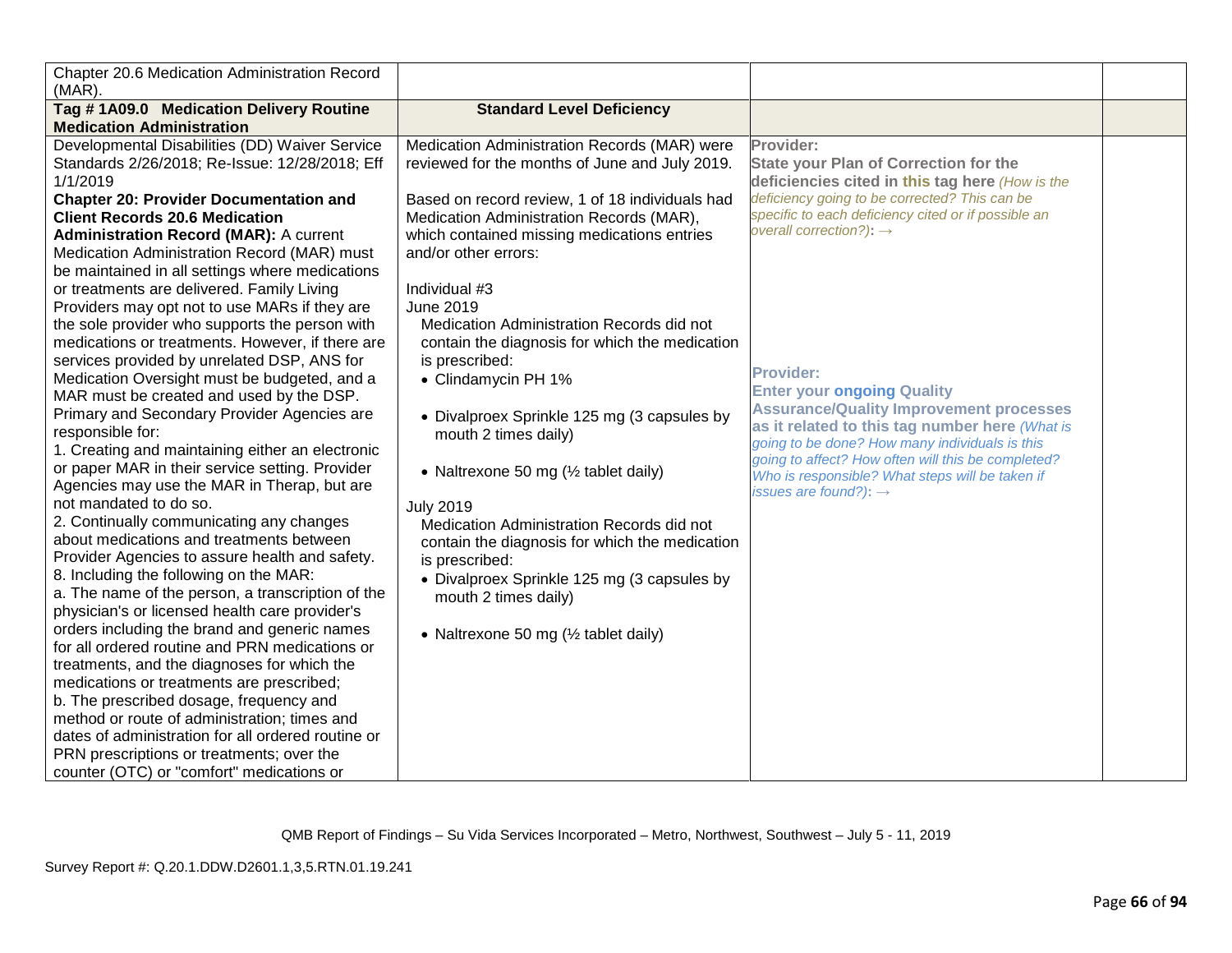| | | | |
|---|---|---|---|
| Chapter 20.6 Medication Administration Record (MAR). | | | |
| **Tag # 1A09.0 Medication Delivery Routine Medication Administration** | **Standard Level Deficiency** | | |
| Developmental Disabilities (DD) Waiver Service Standards 2/26/2018; Re-Issue: 12/28/2018; Eff 1/1/2019<br>**Chapter 20: Provider Documentation and Client Records 20.6 Medication Administration Record (MAR):** A current Medication Administration Record (MAR) must be maintained in all settings where medications or treatments are delivered. Family Living Providers may opt not to use MARs if they are the sole provider who supports the person with medications or treatments. However, if there are services provided by unrelated DSP, ANS for Medication Oversight must be budgeted, and a MAR must be created and used by the DSP.<br>Primary and Secondary Provider Agencies are responsible for:<br>1. Creating and maintaining either an electronic or paper MAR in their service setting. Provider Agencies may use the MAR in Therap, but are not mandated to do so.<br>2. Continually communicating any changes about medications and treatments between Provider Agencies to assure health and safety.<br>8. Including the following on the MAR:<br>a. The name of the person, a transcription of the physician's or licensed health care provider's orders including the brand and generic names for all ordered routine and PRN medications or treatments, and the diagnoses for which the medications or treatments are prescribed;<br>b. The prescribed dosage, frequency and method or route of administration; times and dates of administration for all ordered routine or PRN prescriptions or treatments; over the counter (OTC) or "comfort" medications or | Medication Administration Records (MAR) were reviewed for the months of June and July 2019.<br><br>Based on record review, 1 of 18 individuals had Medication Administration Records (MAR), which contained missing medications entries and/or other errors:<br><br>Individual #3<br>June 2019<br>Medication Administration Records did not contain the diagnosis for which the medication is prescribed:<br>• Clindamycin PH 1%<br><br>• Divalproex Sprinkle 125 mg (3 capsules by mouth 2 times daily)<br><br>• Naltrexone 50 mg (½ tablet daily)<br><br>July 2019<br>Medication Administration Records did not contain the diagnosis for which the medication is prescribed:<br>• Divalproex Sprinkle 125 mg (3 capsules by mouth 2 times daily)<br><br>• Naltrexone 50 mg (½ tablet daily) | **Provider:**<br>**State your Plan of Correction for the deficiencies cited in this tag here** *(How is the deficiency going to be corrected? This can be specific to each deficiency cited or if possible an overall correction?):* →<br><br><br><br><br>**Provider:**<br>**Enter your ongoing Quality Assurance/Quality Improvement processes as it related to this tag number here** *(What is going to be done? How many individuals is this going to affect? How often will this be completed? Who is responsible? What steps will be taken if issues are found?):* → | |

QMB Report of Findings – Su Vida Services Incorporated – Metro, Northwest, Southwest – July 5 - 11, 2019

Survey Report #: Q.20.1.DDW.D2601.1,3,5.RTN.01.19.241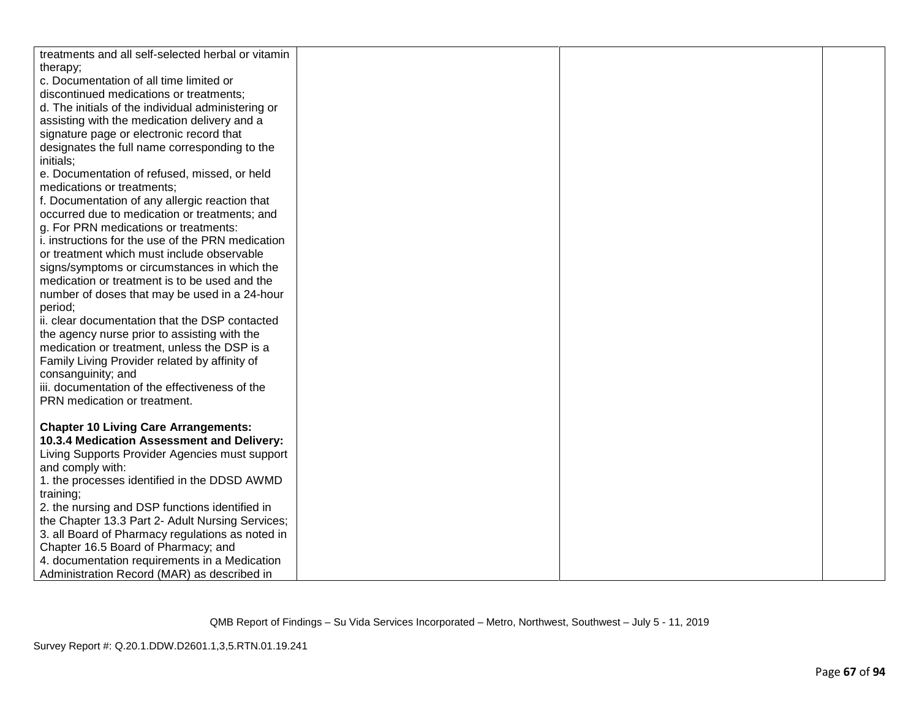| | | | |
|---|---|---|---|
| treatments and all self-selected herbal or vitamin therapy;<br>c. Documentation of all time limited or discontinued medications or treatments;<br>d. The initials of the individual administering or assisting with the medication delivery and a signature page or electronic record that designates the full name corresponding to the initials;<br>e. Documentation of refused, missed, or held medications or treatments;<br>f. Documentation of any allergic reaction that occurred due to medication or treatments; and<br>g. For PRN medications or treatments:<br>i. instructions for the use of the PRN medication or treatment which must include observable signs/symptoms or circumstances in which the medication or treatment is to be used and the number of doses that may be used in a 24-hour period;<br>ii. clear documentation that the DSP contacted the agency nurse prior to assisting with the medication or treatment, unless the DSP is a Family Living Provider related by affinity of consanguinity; and<br>iii. documentation of the effectiveness of the PRN medication or treatment.<br><br>**Chapter 10 Living Care Arrangements:**<br>**10.3.4 Medication Assessment and Delivery:** Living Supports Provider Agencies must support and comply with:<br>1. the processes identified in the DDSD AWMD training;<br>2. the nursing and DSP functions identified in the Chapter 13.3 Part 2- Adult Nursing Services;<br>3. all Board of Pharmacy regulations as noted in Chapter 16.5 Board of Pharmacy; and<br>4. documentation requirements in a Medication Administration Record (MAR) as described in | | | |

QMB Report of Findings – Su Vida Services Incorporated – Metro, Northwest, Southwest – July 5 - 11, 2019

Survey Report #: Q.20.1.DDW.D2601.1,3,5.RTN.01.19.241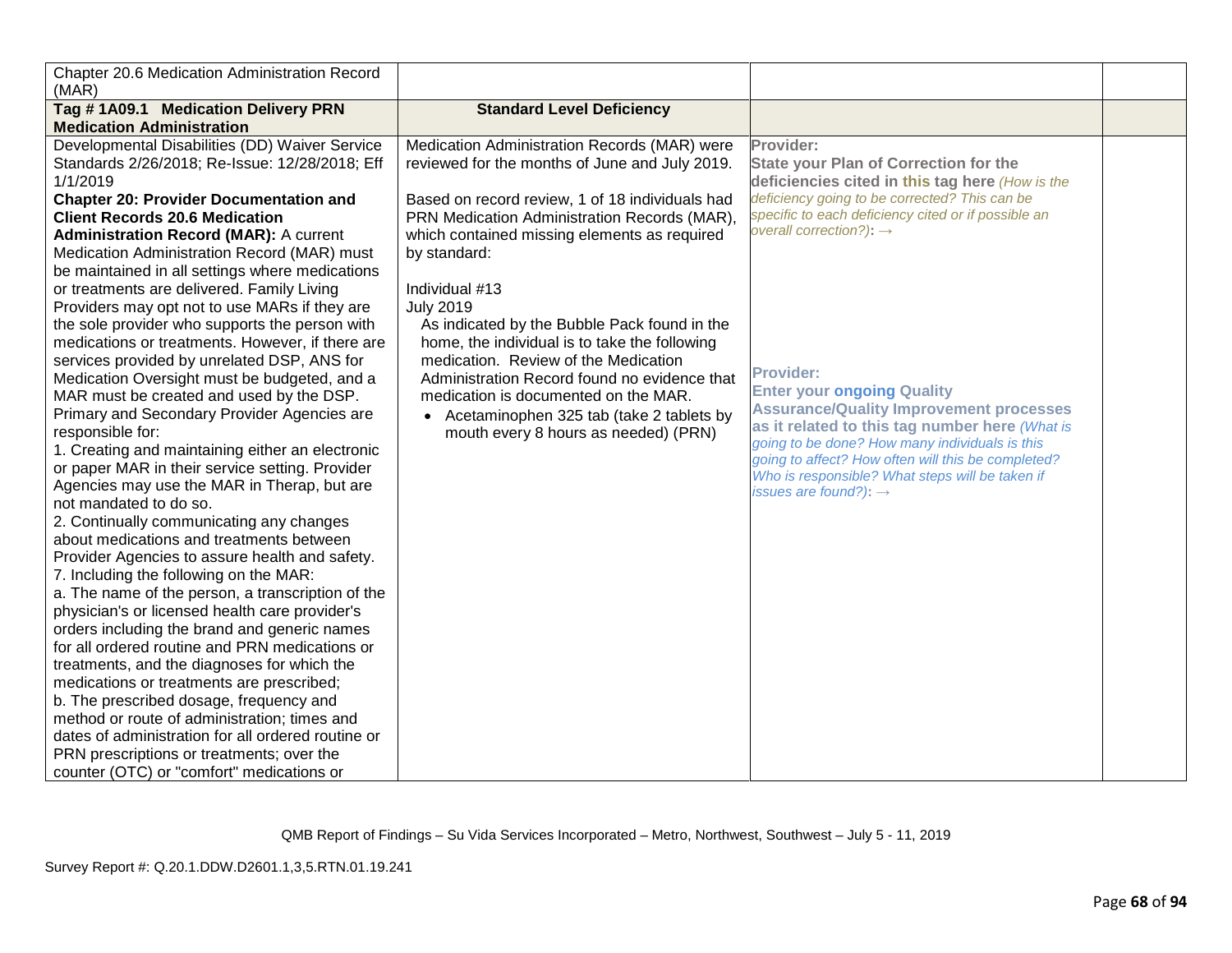| Chapter 20.6 Medication Administration Record (MAR) | | | |
|---|---|---|---|
| **Tag # 1A09.1 Medication Delivery PRN Medication Administration** | **Standard Level Deficiency** | | |
| Developmental Disabilities (DD) Waiver Service Standards 2/26/2018; Re-Issue: 12/28/2018; Eff 1/1/2019<br>**Chapter 20: Provider Documentation and Client Records 20.6 Medication Administration Record (MAR):** A current Medication Administration Record (MAR) must be maintained in all settings where medications or treatments are delivered. Family Living Providers may opt not to use MARs if they are the sole provider who supports the person with medications or treatments. However, if there are services provided by unrelated DSP, ANS for Medication Oversight must be budgeted, and a MAR must be created and used by the DSP. Primary and Secondary Provider Agencies are responsible for:<br>1. Creating and maintaining either an electronic or paper MAR in their service setting. Provider Agencies may use the MAR in Therap, but are not mandated to do so.<br>2. Continually communicating any changes about medications and treatments between Provider Agencies to assure health and safety.<br>7. Including the following on the MAR:<br>a. The name of the person, a transcription of the physician's or licensed health care provider's orders including the brand and generic names for all ordered routine and PRN medications or treatments, and the diagnoses for which the medications or treatments are prescribed;<br>b. The prescribed dosage, frequency and method or route of administration; times and dates of administration for all ordered routine or PRN prescriptions or treatments; over the counter (OTC) or "comfort" medications or | Medication Administration Records (MAR) were reviewed for the months of June and July 2019.<br><br>Based on record review, 1 of 18 individuals had PRN Medication Administration Records (MAR), which contained missing elements as required by standard:<br><br>Individual #13<br>July 2019<br>As indicated by the Bubble Pack found in the home, the individual is to take the following medication. Review of the Medication Administration Record found no evidence that medication is documented on the MAR.<br>• Acetaminophen 325 tab (take 2 tablets by mouth every 8 hours as needed) (PRN) | **Provider:**<br>**State your Plan of Correction for the deficiencies cited in this tag here** *(How is the deficiency going to be corrected? This can be specific to each deficiency cited or if possible an overall correction?)*: →<br><br><br><br>**Provider:**<br>**Enter your ongoing Quality Assurance/Quality Improvement processes as it related to this tag number here** *(What is going to be done? How many individuals is this going to affect? How often will this be completed? Who is responsible? What steps will be taken if issues are found?)*: → | |

QMB Report of Findings – Su Vida Services Incorporated – Metro, Northwest, Southwest – July 5 - 11, 2019

Survey Report #: Q.20.1.DDW.D2601.1,3,5.RTN.01.19.241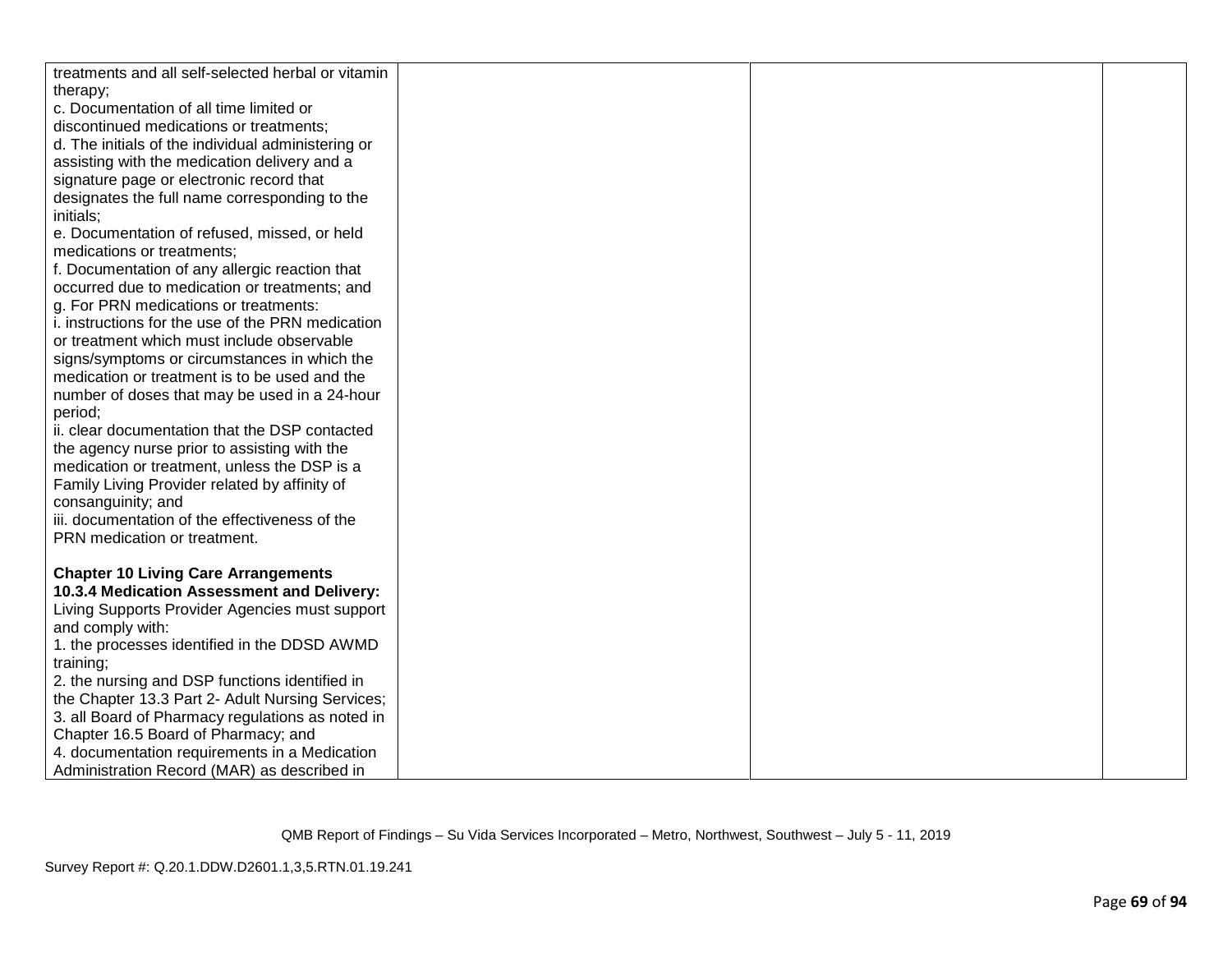| | | | |
|---|---|---|---|
| treatments and all self-selected herbal or vitamin therapy;<br>c. Documentation of all time limited or discontinued medications or treatments;<br>d. The initials of the individual administering or assisting with the medication delivery and a signature page or electronic record that designates the full name corresponding to the initials;<br>e. Documentation of refused, missed, or held medications or treatments;<br>f. Documentation of any allergic reaction that occurred due to medication or treatments; and<br>g. For PRN medications or treatments:<br>i. instructions for the use of the PRN medication or treatment which must include observable signs/symptoms or circumstances in which the medication or treatment is to be used and the number of doses that may be used in a 24-hour period;<br>ii. clear documentation that the DSP contacted the agency nurse prior to assisting with the medication or treatment, unless the DSP is a Family Living Provider related by affinity of consanguinity; and<br>iii. documentation of the effectiveness of the PRN medication or treatment.<br><br>**Chapter 10 Living Care Arrangements**<br>**10.3.4 Medication Assessment and Delivery:** Living Supports Provider Agencies must support and comply with:<br>1. the processes identified in the DDSD AWMD training;<br>2. the nursing and DSP functions identified in the Chapter 13.3 Part 2- Adult Nursing Services;<br>3. all Board of Pharmacy regulations as noted in Chapter 16.5 Board of Pharmacy; and<br>4. documentation requirements in a Medication Administration Record (MAR) as described in | | | |

QMB Report of Findings – Su Vida Services Incorporated – Metro, Northwest, Southwest – July 5 - 11, 2019

Survey Report #: Q.20.1.DDW.D2601.1,3,5.RTN.01.19.241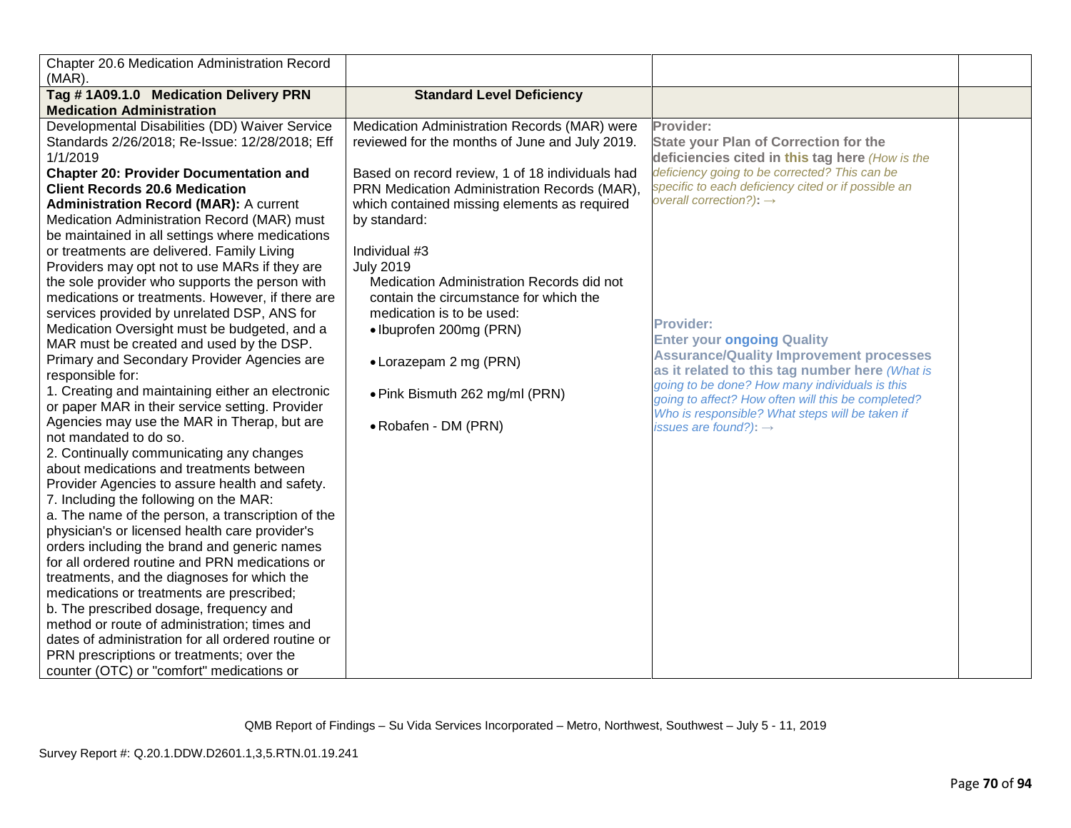| Chapter 20.6 Medication Administration Record (MAR). | | | |
|---|---|---|---|
| **Tag # 1A09.1.0 Medication Delivery PRN Medication Administration** | **Standard Level Deficiency** | | |
| Developmental Disabilities (DD) Waiver Service Standards 2/26/2018; Re-Issue: 12/28/2018; Eff 1/1/2019<br>**Chapter 20: Provider Documentation and Client Records 20.6 Medication Administration Record (MAR):** A current Medication Administration Record (MAR) must be maintained in all settings where medications or treatments are delivered. Family Living Providers may opt not to use MARs if they are the sole provider who supports the person with medications or treatments. However, if there are services provided by unrelated DSP, ANS for Medication Oversight must be budgeted, and a MAR must be created and used by the DSP. Primary and Secondary Provider Agencies are responsible for:<br>1. Creating and maintaining either an electronic or paper MAR in their service setting. Provider Agencies may use the MAR in Therap, but are not mandated to do so.<br>2. Continually communicating any changes about medications and treatments between Provider Agencies to assure health and safety.<br>7. Including the following on the MAR:<br>a. The name of the person, a transcription of the physician's or licensed health care provider's orders including the brand and generic names for all ordered routine and PRN medications or treatments, and the diagnoses for which the medications or treatments are prescribed;<br>b. The prescribed dosage, frequency and method or route of administration; times and dates of administration for all ordered routine or PRN prescriptions or treatments; over the counter (OTC) or "comfort" medications or | Medication Administration Records (MAR) were reviewed for the months of June and July 2019.<br><br>Based on record review, 1 of 18 individuals had PRN Medication Administration Records (MAR), which contained missing elements as required by standard:<br><br>Individual #3<br>July 2019<br>Medication Administration Records did not contain the circumstance for which the medication is to be used:<br>• Ibuprofen 200mg (PRN)<br><br>• Lorazepam 2 mg (PRN)<br><br>• Pink Bismuth 262 mg/ml (PRN)<br><br>• Robafen - DM (PRN) | **Provider:**<br>**State your Plan of Correction for the deficiencies cited in this tag here** *(How is the deficiency going to be corrected? This can be specific to each deficiency cited or if possible an overall correction?):* →<br><br><br><br><br><br>**Provider:**<br>**Enter your ongoing Quality Assurance/Quality Improvement processes as it related to this tag number here** *(What is going to be done? How many individuals is this going to affect? How often will this be completed? Who is responsible? What steps will be taken if issues are found?):* → | |

QMB Report of Findings – Su Vida Services Incorporated – Metro, Northwest, Southwest – July 5 - 11, 2019

Survey Report #: Q.20.1.DDW.D2601.1,3,5.RTN.01.19.241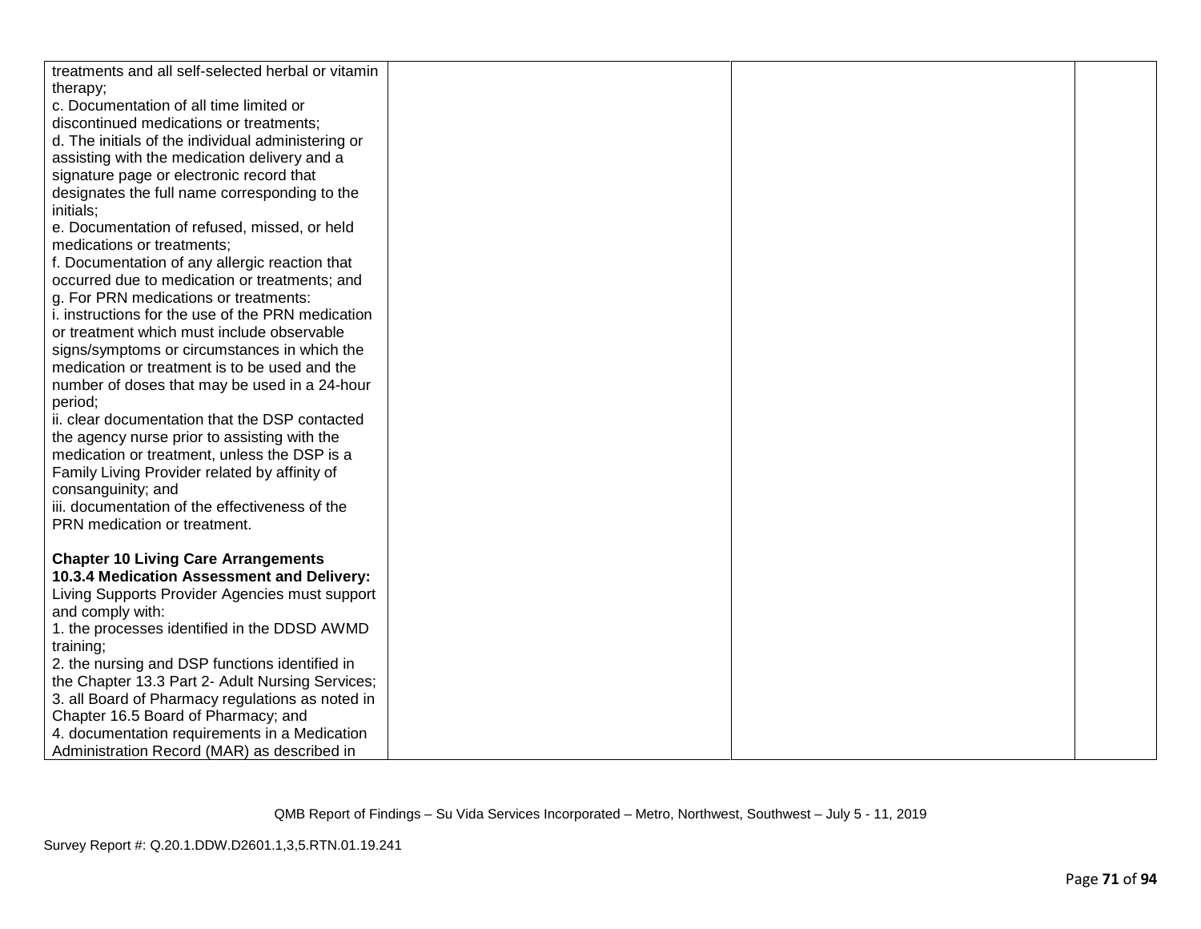| | | | |
|---|---|---|---|
| treatments and all self-selected herbal or vitamin therapy;<br>c. Documentation of all time limited or discontinued medications or treatments;<br>d. The initials of the individual administering or assisting with the medication delivery and a signature page or electronic record that designates the full name corresponding to the initials;<br>e. Documentation of refused, missed, or held medications or treatments;<br>f. Documentation of any allergic reaction that occurred due to medication or treatments; and<br>g. For PRN medications or treatments:<br>i. instructions for the use of the PRN medication or treatment which must include observable signs/symptoms or circumstances in which the medication or treatment is to be used and the number of doses that may be used in a 24-hour period;<br>ii. clear documentation that the DSP contacted the agency nurse prior to assisting with the medication or treatment, unless the DSP is a Family Living Provider related by affinity of consanguinity; and<br>iii. documentation of the effectiveness of the PRN medication or treatment.<br><br>**Chapter 10 Living Care Arrangements**<br>**10.3.4 Medication Assessment and Delivery:** Living Supports Provider Agencies must support and comply with:<br>1. the processes identified in the DDSD AWMD training;<br>2. the nursing and DSP functions identified in the Chapter 13.3 Part 2- Adult Nursing Services;<br>3. all Board of Pharmacy regulations as noted in Chapter 16.5 Board of Pharmacy; and<br>4. documentation requirements in a Medication Administration Record (MAR) as described in | | | |

QMB Report of Findings – Su Vida Services Incorporated – Metro, Northwest, Southwest – July 5 - 11, 2019

Survey Report #: Q.20.1.DDW.D2601.1,3,5.RTN.01.19.241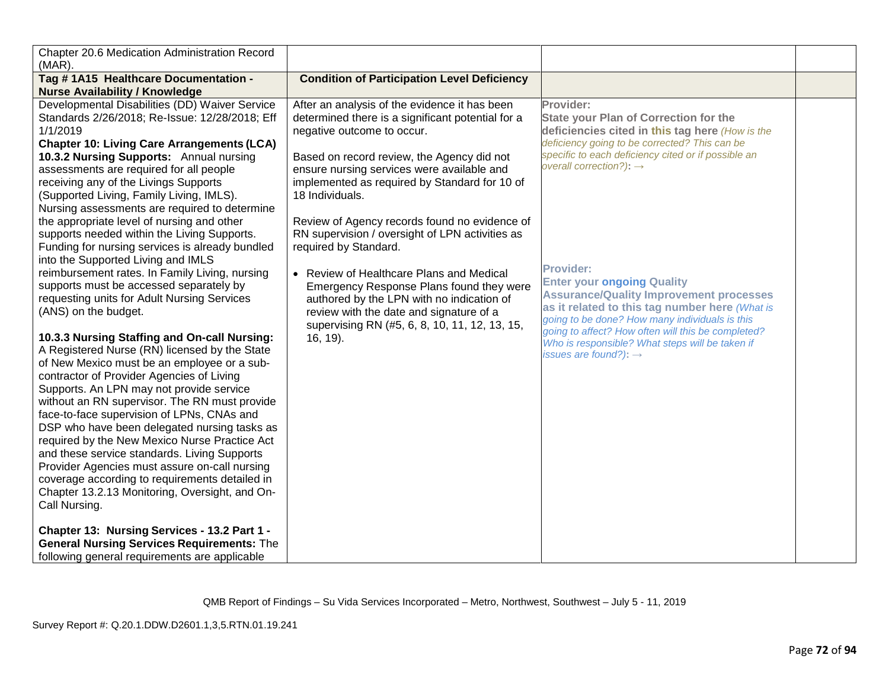| | | | |
|---|---|---|---|
| Chapter 20.6 Medication Administration Record (MAR). | | | |
| **Tag # 1A15 Healthcare Documentation - Nurse Availability / Knowledge** | **Condition of Participation Level Deficiency** | | |
| Developmental Disabilities (DD) Waiver Service Standards 2/26/2018; Re-Issue: 12/28/2018; Eff 1/1/2019<br>**Chapter 10: Living Care Arrangements (LCA) 10.3.2 Nursing Supports:** Annual nursing assessments are required for all people receiving any of the Livings Supports (Supported Living, Family Living, IMLS). Nursing assessments are required to determine the appropriate level of nursing and other supports needed within the Living Supports. Funding for nursing services is already bundled into the Supported Living and IMLS reimbursement rates. In Family Living, nursing supports must be accessed separately by requesting units for Adult Nursing Services (ANS) on the budget.<br><br>**10.3.3 Nursing Staffing and On-call Nursing:** A Registered Nurse (RN) licensed by the State of New Mexico must be an employee or a sub-contractor of Provider Agencies of Living Supports. An LPN may not provide service without an RN supervisor. The RN must provide face-to-face supervision of LPNs, CNAs and DSP who have been delegated nursing tasks as required by the New Mexico Nurse Practice Act and these service standards. Living Supports Provider Agencies must assure on-call nursing coverage according to requirements detailed in Chapter 13.2.13 Monitoring, Oversight, and On-Call Nursing.<br><br>**Chapter 13: Nursing Services - 13.2 Part 1 - General Nursing Services Requirements:** The following general requirements are applicable | After an analysis of the evidence it has been determined there is a significant potential for a negative outcome to occur.<br><br>Based on record review, the Agency did not ensure nursing services were available and implemented as required by Standard for 10 of 18 Individuals.<br><br>Review of Agency records found no evidence of RN supervision / oversight of LPN activities as required by Standard.<br><br>• Review of Healthcare Plans and Medical Emergency Response Plans found they were authored by the LPN with no indication of review with the date and signature of a supervising RN (#5, 6, 8, 10, 11, 12, 13, 15, 16, 19). | **Provider:**<br>**State your Plan of Correction for the deficiencies cited in this tag here** *(How is the deficiency going to be corrected? This can be specific to each deficiency cited or if possible an overall correction?)*: →<br><br>**Provider:**<br>**Enter your ongoing Quality Assurance/Quality Improvement processes as it related to this tag number here** *(What is going to be done? How many individuals is this going to affect? How often will this be completed? Who is responsible? What steps will be taken if issues are found?)*: → | |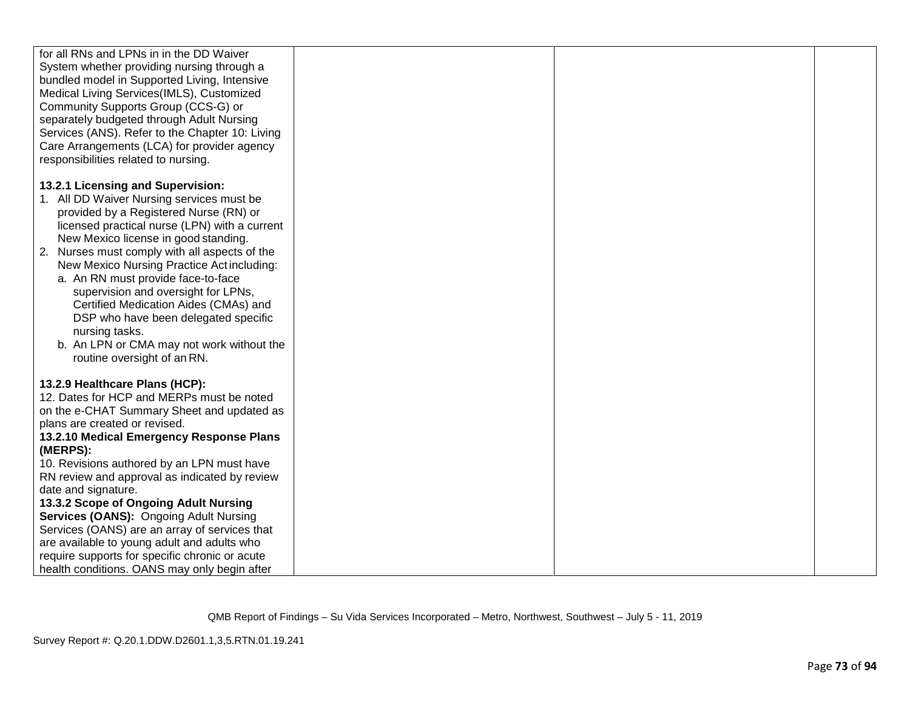| | | | |
|---|---|---|---|
| for all RNs and LPNs in in the DD Waiver System whether providing nursing through a bundled model in Supported Living, Intensive Medical Living Services(IMLS), Customized Community Supports Group (CCS-G) or separately budgeted through Adult Nursing Services (ANS). Refer to the Chapter 10: Living Care Arrangements (LCA) for provider agency responsibilities related to nursing.<br><br>**13.2.1 Licensing and Supervision:**<br>1. All DD Waiver Nursing services must be provided by a Registered Nurse (RN) or licensed practical nurse (LPN) with a current New Mexico license in good standing.<br>2. Nurses must comply with all aspects of the New Mexico Nursing Practice Act including:<br>a. An RN must provide face-to-face supervision and oversight for LPNs, Certified Medication Aides (CMAs) and DSP who have been delegated specific nursing tasks.<br>b. An LPN or CMA may not work without the routine oversight of an RN.<br><br>**13.2.9 Healthcare Plans (HCP):**<br>12. Dates for HCP and MERPs must be noted on the e-CHAT Summary Sheet and updated as plans are created or revised.<br>**13.2.10 Medical Emergency Response Plans (MERPS):**<br>10. Revisions authored by an LPN must have RN review and approval as indicated by review date and signature.<br>**13.3.2 Scope of Ongoing Adult Nursing Services (OANS):** Ongoing Adult Nursing Services (OANS) are an array of services that are available to young adult and adults who require supports for specific chronic or acute health conditions. OANS may only begin after | | | |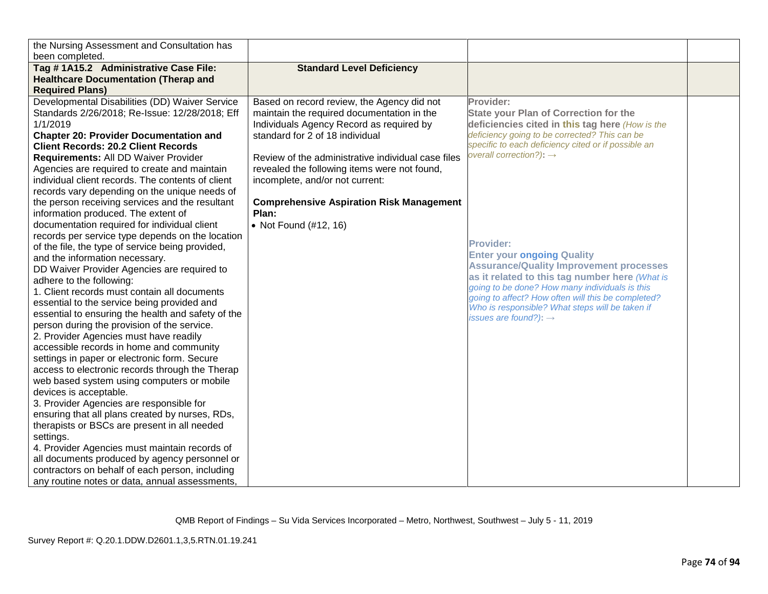| | | | |
|---|---|---|---|
| the Nursing Assessment and Consultation has been completed. | | | |
| **Tag # 1A15.2 Administrative Case File: Healthcare Documentation (Therap and Required Plans)** | **Standard Level Deficiency** | | |
| Developmental Disabilities (DD) Waiver Service Standards 2/26/2018; Re-Issue: 12/28/2018; Eff 1/1/2019<br>**Chapter 20: Provider Documentation and Client Records: 20.2 Client Records Requirements:** All DD Waiver Provider Agencies are required to create and maintain individual client records. The contents of client records vary depending on the unique needs of the person receiving services and the resultant information produced. The extent of documentation required for individual client records per service type depends on the location of the file, the type of service being provided, and the information necessary.<br>DD Waiver Provider Agencies are required to adhere to the following:<br>1. Client records must contain all documents essential to the service being provided and essential to ensuring the health and safety of the person during the provision of the service.<br>2. Provider Agencies must have readily accessible records in home and community settings in paper or electronic form. Secure access to electronic records through the Therap web based system using computers or mobile devices is acceptable.<br>3. Provider Agencies are responsible for ensuring that all plans created by nurses, RDs, therapists or BSCs are present in all needed settings.<br>4. Provider Agencies must maintain records of all documents produced by agency personnel or contractors on behalf of each person, including any routine notes or data, annual assessments, | Based on record review, the Agency did not maintain the required documentation in the Individuals Agency Record as required by standard for 2 of 18 individual<br><br>Review of the administrative individual case files revealed the following items were not found, incomplete, and/or not current:<br><br>**Comprehensive Aspiration Risk Management Plan:**<br>• Not Found (#12, 16) | **Provider:**<br>**State your Plan of Correction for the deficiencies cited in this tag here** *(How is the deficiency going to be corrected? This can be specific to each deficiency cited or if possible an overall correction?)*: →<br><br>**Provider:**<br>**Enter your ongoing Quality Assurance/Quality Improvement processes as it related to this tag number here** *(What is going to be done? How many individuals is this going to affect? How often will this be completed? Who is responsible? What steps will be taken if issues are found?)*: → | |

QMB Report of Findings – Su Vida Services Incorporated – Metro, Northwest, Southwest – July 5 - 11, 2019

Survey Report #: Q.20.1.DDW.D2601.1,3,5.RTN.01.19.241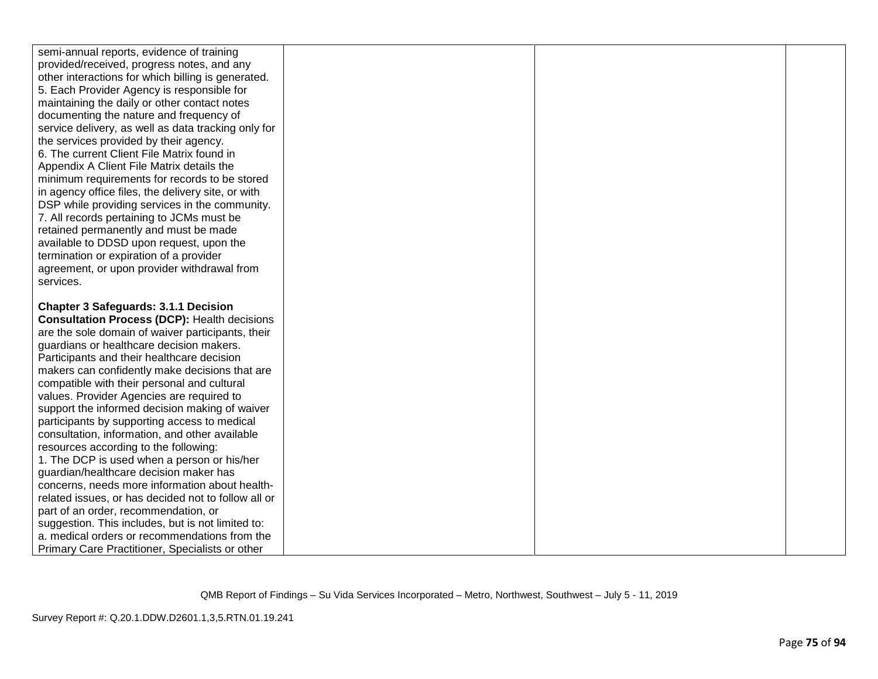| | | | |
|---|---|---|---|
| semi-annual reports, evidence of training provided/received, progress notes, and any other interactions for which billing is generated.<br>5. Each Provider Agency is responsible for maintaining the daily or other contact notes documenting the nature and frequency of service delivery, as well as data tracking only for the services provided by their agency.<br>6. The current Client File Matrix found in Appendix A Client File Matrix details the minimum requirements for records to be stored in agency office files, the delivery site, or with DSP while providing services in the community.<br>7. All records pertaining to JCMs must be retained permanently and must be made available to DDSD upon request, upon the termination or expiration of a provider agreement, or upon provider withdrawal from services.<br><br>**Chapter 3 Safeguards: 3.1.1 Decision Consultation Process (DCP):** Health decisions are the sole domain of waiver participants, their guardians or healthcare decision makers. Participants and their healthcare decision makers can confidently make decisions that are compatible with their personal and cultural values. Provider Agencies are required to support the informed decision making of waiver participants by supporting access to medical consultation, information, and other available resources according to the following:<br>1. The DCP is used when a person or his/her guardian/healthcare decision maker has concerns, needs more information about health-related issues, or has decided not to follow all or part of an order, recommendation, or suggestion. This includes, but is not limited to:<br>a. medical orders or recommendations from the Primary Care Practitioner, Specialists or other | | | |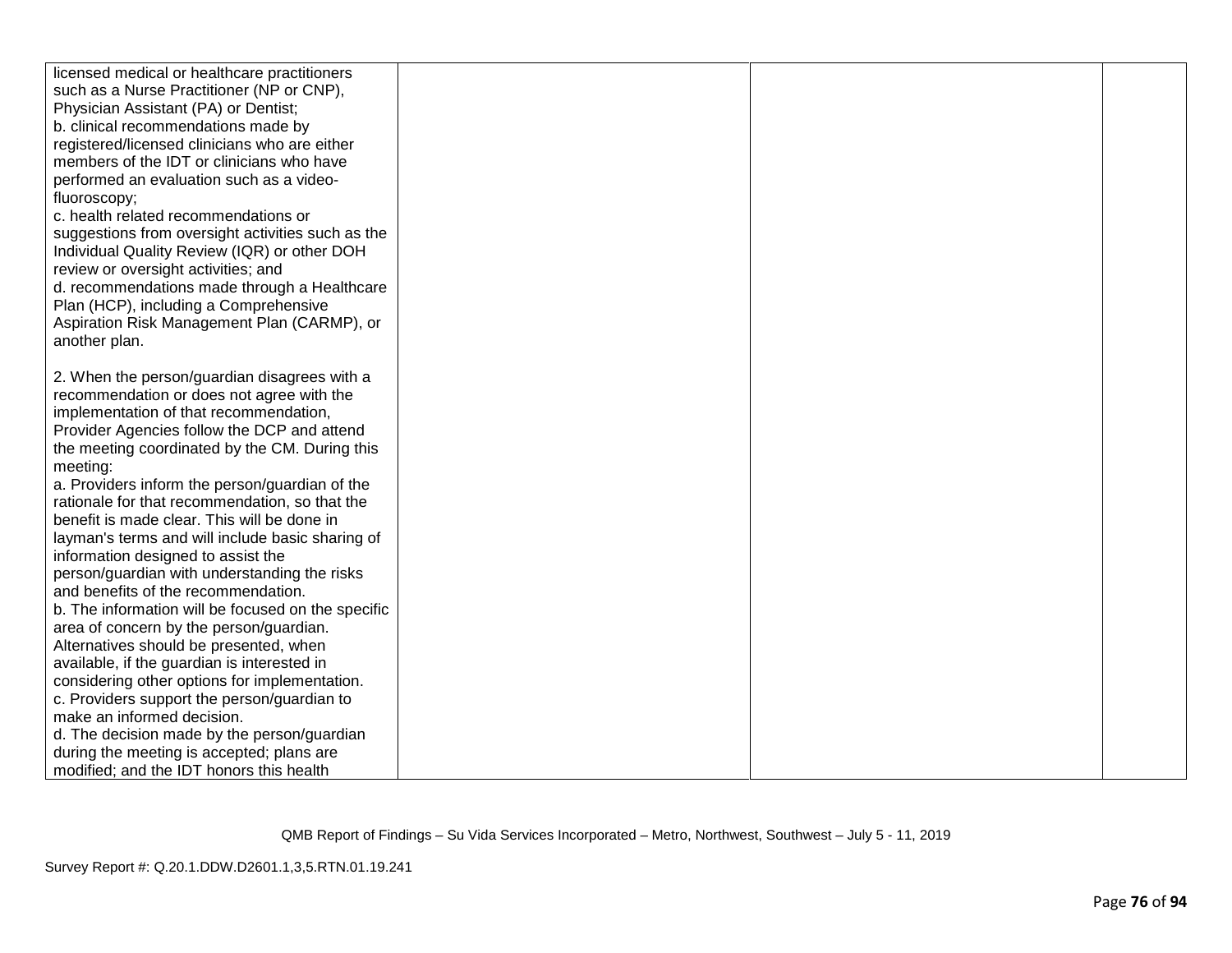| | | | |
|---|---|---|---|
| licensed medical or healthcare practitioners such as a Nurse Practitioner (NP or CNP), Physician Assistant (PA) or Dentist;<br>b. clinical recommendations made by registered/licensed clinicians who are either members of the IDT or clinicians who have performed an evaluation such as a video-fluoroscopy;<br>c. health related recommendations or suggestions from oversight activities such as the Individual Quality Review (IQR) or other DOH review or oversight activities; and<br>d. recommendations made through a Healthcare Plan (HCP), including a Comprehensive Aspiration Risk Management Plan (CARMP), or another plan.<br><br>2. When the person/guardian disagrees with a recommendation or does not agree with the implementation of that recommendation, Provider Agencies follow the DCP and attend the meeting coordinated by the CM. During this meeting:<br>a. Providers inform the person/guardian of the rationale for that recommendation, so that the benefit is made clear. This will be done in layman's terms and will include basic sharing of information designed to assist the person/guardian with understanding the risks and benefits of the recommendation.<br>b. The information will be focused on the specific area of concern by the person/guardian. Alternatives should be presented, when available, if the guardian is interested in considering other options for implementation.<br>c. Providers support the person/guardian to make an informed decision.<br>d. The decision made by the person/guardian during the meeting is accepted; plans are modified; and the IDT honors this health | | | |

QMB Report of Findings – Su Vida Services Incorporated – Metro, Northwest, Southwest – July 5 - 11, 2019

Survey Report #: Q.20.1.DDW.D2601.1,3,5.RTN.01.19.241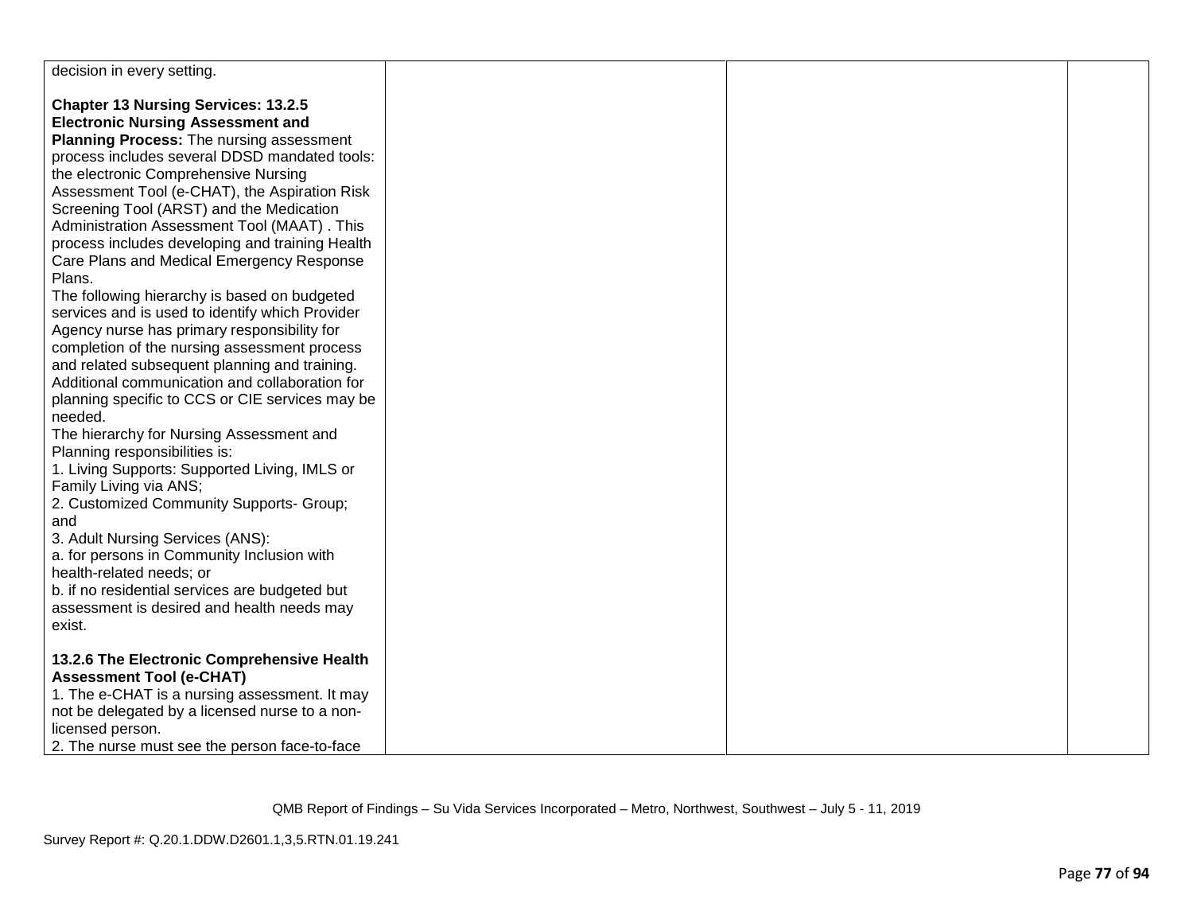| | | | |
|---|---|---|---|
| decision in every setting.<br><br>**Chapter 13 Nursing Services: 13.2.5 Electronic Nursing Assessment and Planning Process:** The nursing assessment process includes several DDSD mandated tools: the electronic Comprehensive Nursing Assessment Tool (e-CHAT), the Aspiration Risk Screening Tool (ARST) and the Medication Administration Assessment Tool (MAAT) . This process includes developing and training Health Care Plans and Medical Emergency Response Plans.<br>The following hierarchy is based on budgeted services and is used to identify which Provider Agency nurse has primary responsibility for completion of the nursing assessment process and related subsequent planning and training. Additional communication and collaboration for planning specific to CCS or CIE services may be needed.<br>The hierarchy for Nursing Assessment and Planning responsibilities is:<br>1. Living Supports: Supported Living, IMLS or Family Living via ANS;<br>2. Customized Community Supports- Group; and<br>3. Adult Nursing Services (ANS):<br>a. for persons in Community Inclusion with health-related needs; or<br>b. if no residential services are budgeted but assessment is desired and health needs may exist.<br><br>**13.2.6 The Electronic Comprehensive Health Assessment Tool (e-CHAT)**<br>1. The e-CHAT is a nursing assessment. It may not be delegated by a licensed nurse to a non-licensed person.<br>2. The nurse must see the person face-to-face | | | |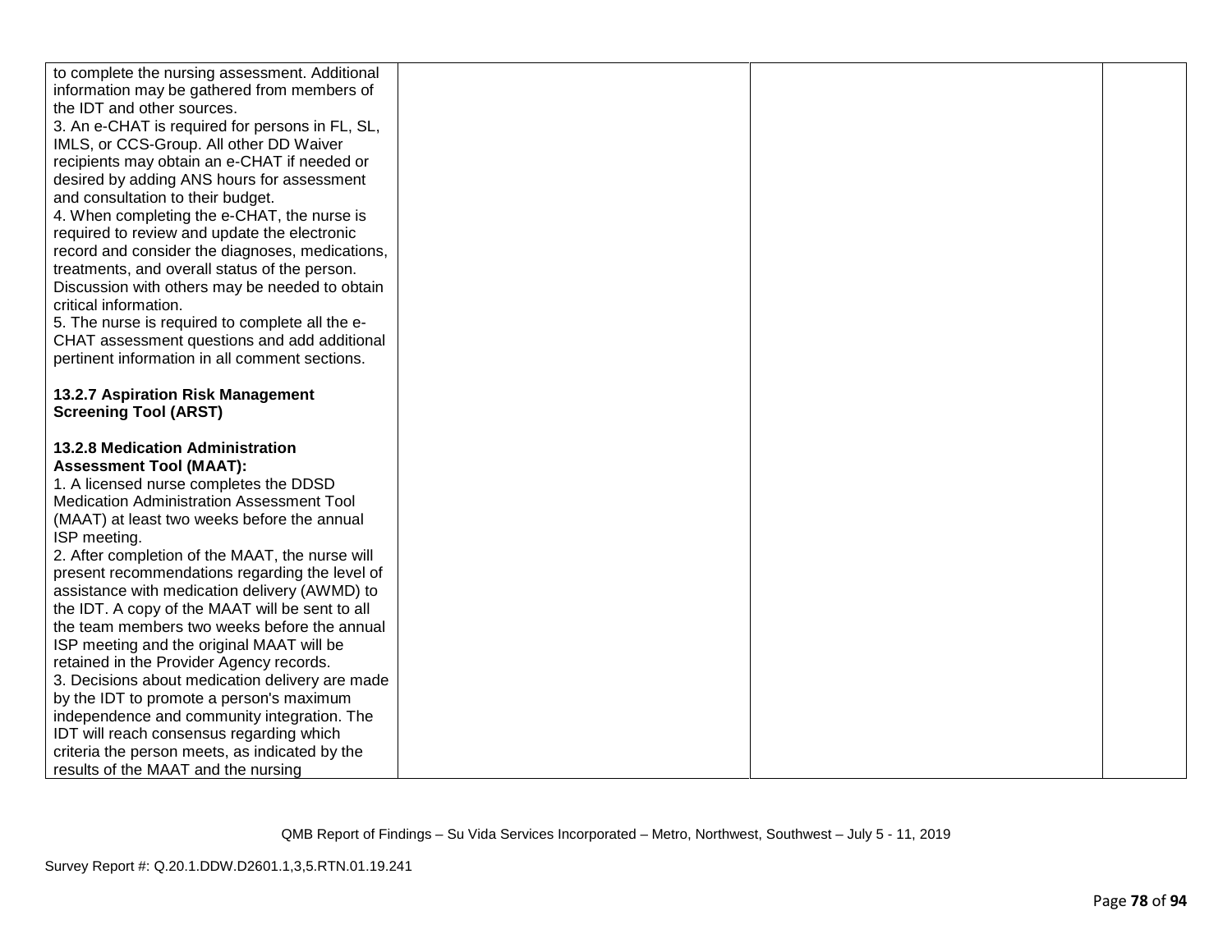| | | | |
|---|---|---|---|
| to complete the nursing assessment. Additional information may be gathered from members of the IDT and other sources.<br>3. An e-CHAT is required for persons in FL, SL, IMLS, or CCS-Group. All other DD Waiver recipients may obtain an e-CHAT if needed or desired by adding ANS hours for assessment and consultation to their budget.<br>4. When completing the e-CHAT, the nurse is required to review and update the electronic record and consider the diagnoses, medications, treatments, and overall status of the person. Discussion with others may be needed to obtain critical information.<br>5. The nurse is required to complete all the e-CHAT assessment questions and add additional pertinent information in all comment sections.<br><br>**13.2.7 Aspiration Risk Management Screening Tool (ARST)**<br><br>**13.2.8 Medication Administration Assessment Tool (MAAT):**<br>1. A licensed nurse completes the DDSD Medication Administration Assessment Tool (MAAT) at least two weeks before the annual ISP meeting.<br>2. After completion of the MAAT, the nurse will present recommendations regarding the level of assistance with medication delivery (AWMD) to the IDT. A copy of the MAAT will be sent to all the team members two weeks before the annual ISP meeting and the original MAAT will be retained in the Provider Agency records.<br>3. Decisions about medication delivery are made by the IDT to promote a person's maximum independence and community integration. The IDT will reach consensus regarding which criteria the person meets, as indicated by the results of the MAAT and the nursing | | | |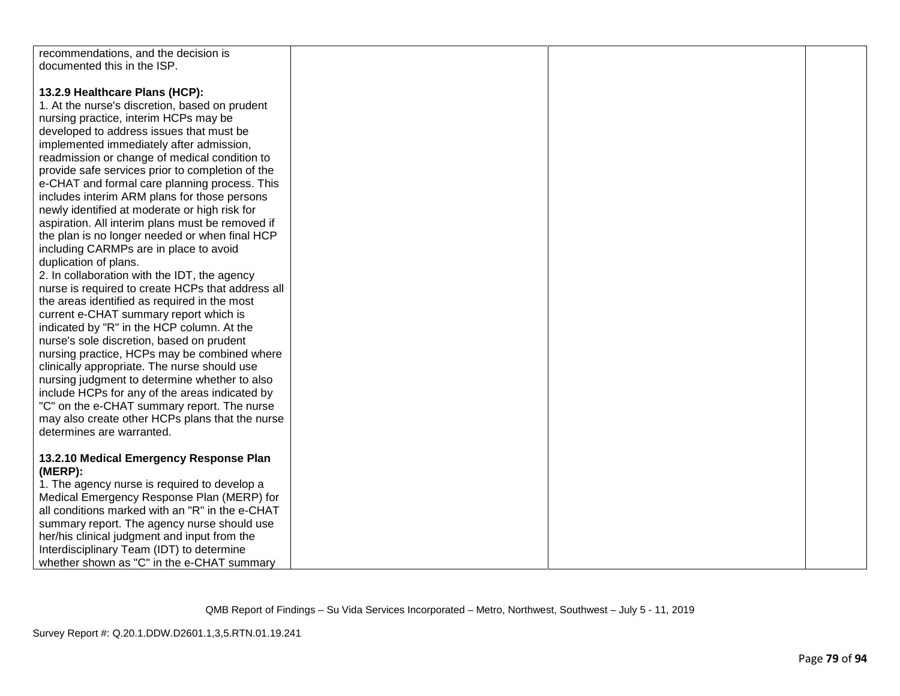| | | | |
|---|---|---|---|
| recommendations, and the decision is documented this in the ISP.<br><br>**13.2.9 Healthcare Plans (HCP):**<br>1. At the nurse's discretion, based on prudent nursing practice, interim HCPs may be developed to address issues that must be implemented immediately after admission, readmission or change of medical condition to provide safe services prior to completion of the e-CHAT and formal care planning process. This includes interim ARM plans for those persons newly identified at moderate or high risk for aspiration. All interim plans must be removed if the plan is no longer needed or when final HCP including CARMPs are in place to avoid duplication of plans.<br>2. In collaboration with the IDT, the agency nurse is required to create HCPs that address all the areas identified as required in the most current e-CHAT summary report which is indicated by "R" in the HCP column. At the nurse's sole discretion, based on prudent nursing practice, HCPs may be combined where clinically appropriate. The nurse should use nursing judgment to determine whether to also include HCPs for any of the areas indicated by "C" on the e-CHAT summary report. The nurse may also create other HCPs plans that the nurse determines are warranted.<br><br>**13.2.10 Medical Emergency Response Plan (MERP):**<br>1. The agency nurse is required to develop a Medical Emergency Response Plan (MERP) for all conditions marked with an "R" in the e-CHAT summary report. The agency nurse should use her/his clinical judgment and input from the Interdisciplinary Team (IDT) to determine whether shown as "C" in the e-CHAT summary | | | |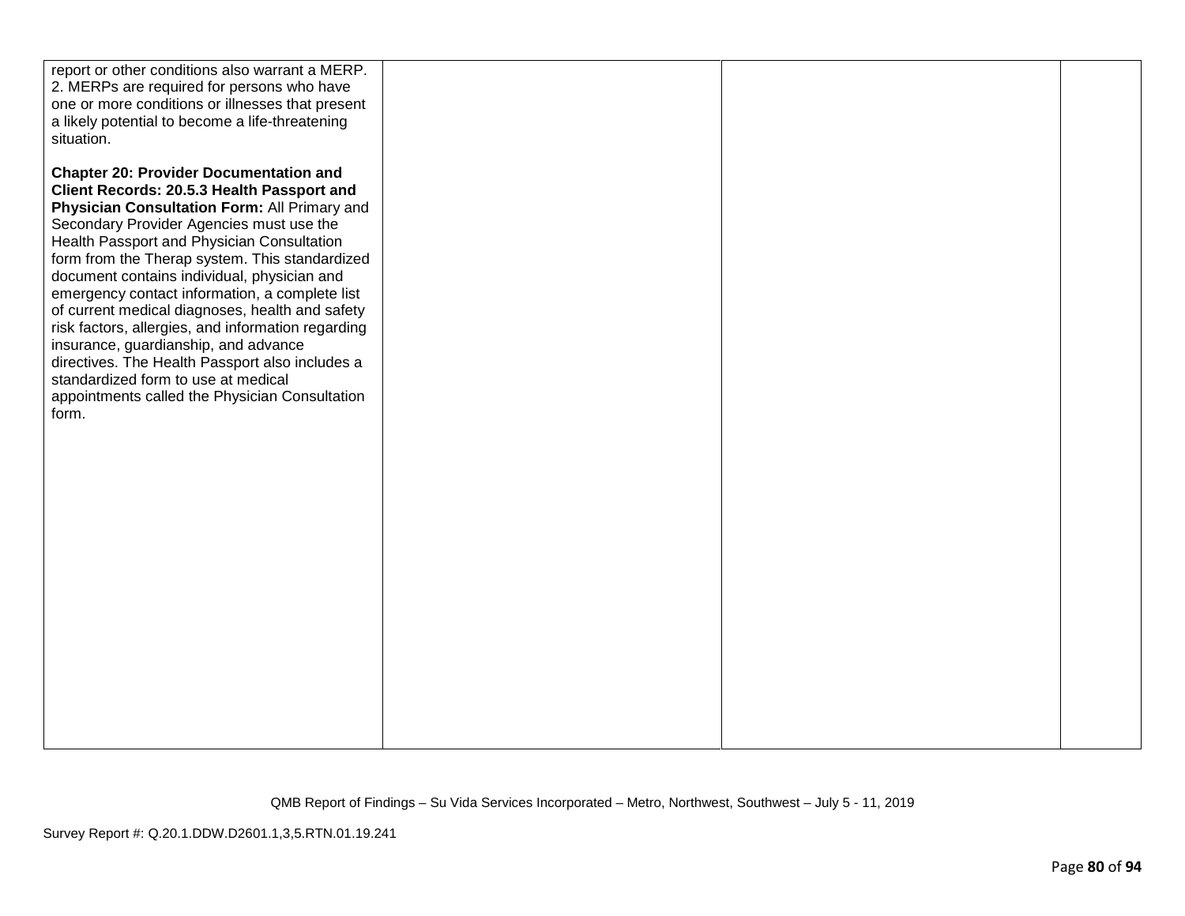| | | | |
|---|---|---|---|
| report or other conditions also warrant a MERP.<br>2. MERPs are required for persons who have one or more conditions or illnesses that present a likely potential to become a life-threatening situation.<br><br>**Chapter 20: Provider Documentation and Client Records: 20.5.3 Health Passport and Physician Consultation Form:** All Primary and Secondary Provider Agencies must use the Health Passport and Physician Consultation form from the Therap system. This standardized document contains individual, physician and emergency contact information, a complete list of current medical diagnoses, health and safety risk factors, allergies, and information regarding insurance, guardianship, and advance directives. The Health Passport also includes a standardized form to use at medical appointments called the Physician Consultation form. | | | |

QMB Report of Findings – Su Vida Services Incorporated – Metro, Northwest, Southwest – July 5 - 11, 2019

Survey Report #: Q.20.1.DDW.D2601.1,3,5.RTN.01.19.241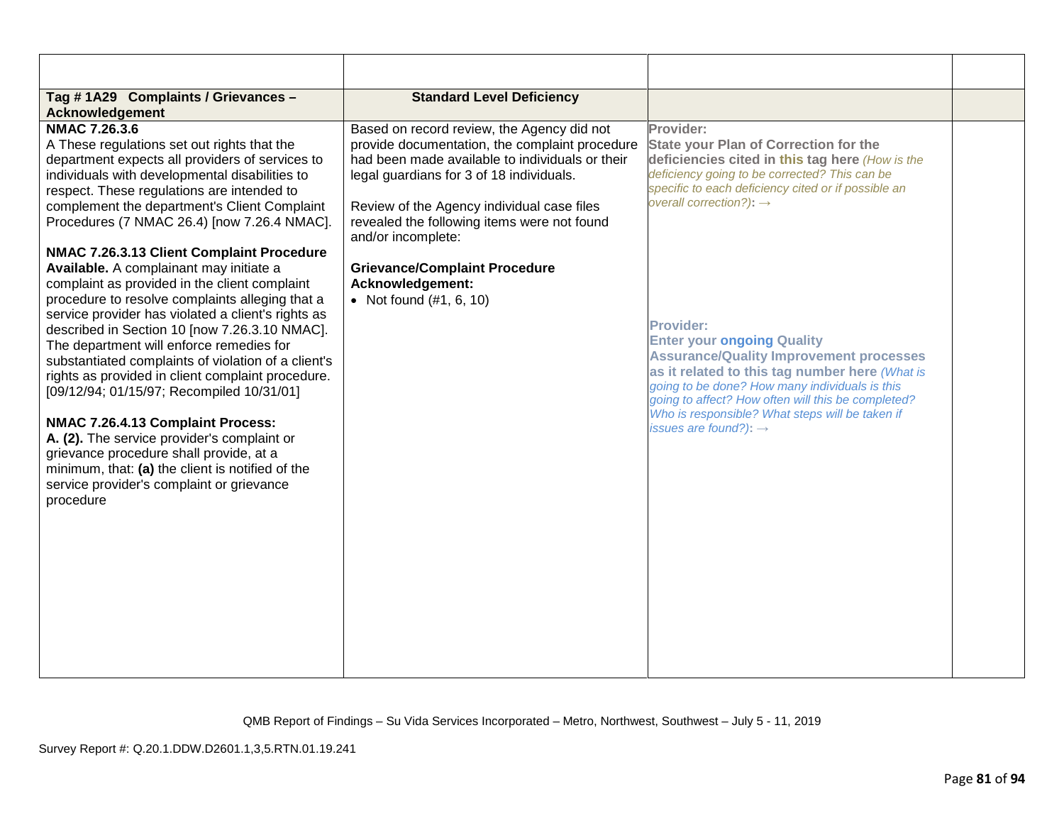| | | | |
|---|---|---|---|
| **Tag # 1A29 Complaints / Grievances – Acknowledgement** | **Standard Level Deficiency** | | |
| **NMAC 7.26.3.6**<br>A These regulations set out rights that the department expects all providers of services to individuals with developmental disabilities to respect. These regulations are intended to complement the department's Client Complaint Procedures (7 NMAC 26.4) [now 7.26.4 NMAC].<br><br>**NMAC 7.26.3.13 Client Complaint Procedure Available.** A complainant may initiate a complaint as provided in the client complaint procedure to resolve complaints alleging that a service provider has violated a client's rights as described in Section 10 [now 7.26.3.10 NMAC]. The department will enforce remedies for substantiated complaints of violation of a client's rights as provided in client complaint procedure. [09/12/94; 01/15/97; Recompiled 10/31/01]<br><br>**NMAC 7.26.4.13 Complaint Process:**<br>**A. (2).** The service provider's complaint or grievance procedure shall provide, at a minimum, that: **(a)** the client is notified of the service provider's complaint or grievance procedure | Based on record review, the Agency did not provide documentation, the complaint procedure had been made available to individuals or their legal guardians for 3 of 18 individuals.<br><br>Review of the Agency individual case files revealed the following items were not found and/or incomplete:<br><br>**Grievance/Complaint Procedure Acknowledgement:**<br>• Not found (#1, 6, 10) | **Provider:**<br>**State your Plan of Correction for the deficiencies cited in this tag here** *(How is the deficiency going to be corrected? This can be specific to each deficiency cited or if possible an overall correction?)*: →<br><br>**Provider:**<br>**Enter your ongoing Quality Assurance/Quality Improvement processes as it related to this tag number here** *(What is going to be done? How many individuals is this going to affect? How often will this be completed? Who is responsible? What steps will be taken if issues are found?)*: → | |

QMB Report of Findings – Su Vida Services Incorporated – Metro, Northwest, Southwest – July 5 - 11, 2019

Survey Report #: Q.20.1.DDW.D2601.1,3,5.RTN.01.19.241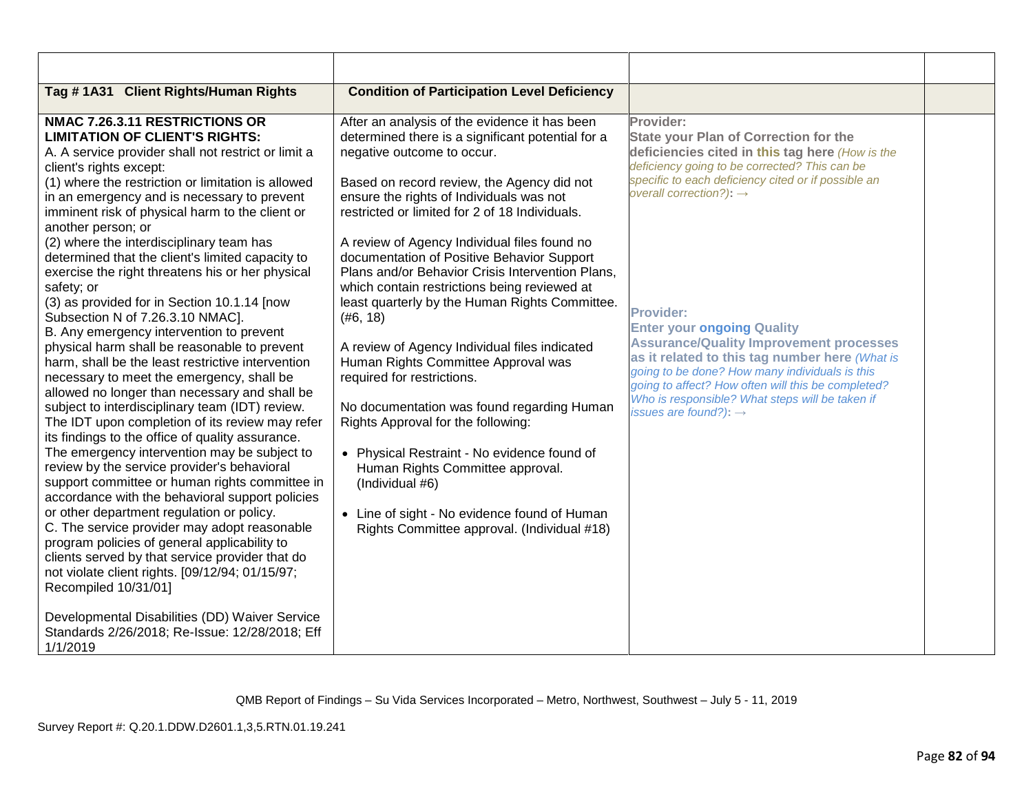| | | | |
|---|---|---|---|
| **Tag # 1A31 Client Rights/Human Rights** | **Condition of Participation Level Deficiency** | | |
| **NMAC 7.26.3.11 RESTRICTIONS OR LIMITATION OF CLIENT'S RIGHTS:**<br>A. A service provider shall not restrict or limit a client's rights except:<br>(1) where the restriction or limitation is allowed in an emergency and is necessary to prevent imminent risk of physical harm to the client or another person; or<br>(2) where the interdisciplinary team has determined that the client's limited capacity to exercise the right threatens his or her physical safety; or<br>(3) as provided for in Section 10.1.14 [now Subsection N of 7.26.3.10 NMAC].<br>B. Any emergency intervention to prevent physical harm shall be reasonable to prevent harm, shall be the least restrictive intervention necessary to meet the emergency, shall be allowed no longer than necessary and shall be subject to interdisciplinary team (IDT) review. The IDT upon completion of its review may refer its findings to the office of quality assurance. The emergency intervention may be subject to review by the service provider's behavioral support committee or human rights committee in accordance with the behavioral support policies or other department regulation or policy.<br>C. The service provider may adopt reasonable program policies of general applicability to clients served by that service provider that do not violate client rights. [09/12/94; 01/15/97; Recompiled 10/31/01]<br><br>Developmental Disabilities (DD) Waiver Service Standards 2/26/2018; Re-Issue: 12/28/2018; Eff 1/1/2019 | After an analysis of the evidence it has been determined there is a significant potential for a negative outcome to occur.<br><br>Based on record review, the Agency did not ensure the rights of Individuals was not restricted or limited for 2 of 18 Individuals.<br><br>A review of Agency Individual files found no documentation of Positive Behavior Support Plans and/or Behavior Crisis Intervention Plans, which contain restrictions being reviewed at least quarterly by the Human Rights Committee. (#6, 18)<br><br>A review of Agency Individual files indicated Human Rights Committee Approval was required for restrictions.<br><br>No documentation was found regarding Human Rights Approval for the following:<br><br>• Physical Restraint - No evidence found of Human Rights Committee approval. (Individual #6)<br><br>• Line of sight - No evidence found of Human Rights Committee approval. (Individual #18) | **Provider:**<br>**State your Plan of Correction for the deficiencies cited in this tag here** *(How is the deficiency going to be corrected? This can be specific to each deficiency cited or if possible an overall correction?)*: →<br><br><br><br><br>**Provider:**<br>**Enter your ongoing Quality Assurance/Quality Improvement processes as it related to this tag number here** *(What is going to be done? How many individuals is this going to affect? How often will this be completed? Who is responsible? What steps will be taken if issues are found?)*: → | |

QMB Report of Findings – Su Vida Services Incorporated – Metro, Northwest, Southwest – July 5 - 11, 2019

Survey Report #: Q.20.1.DDW.D2601.1,3,5.RTN.01.19.241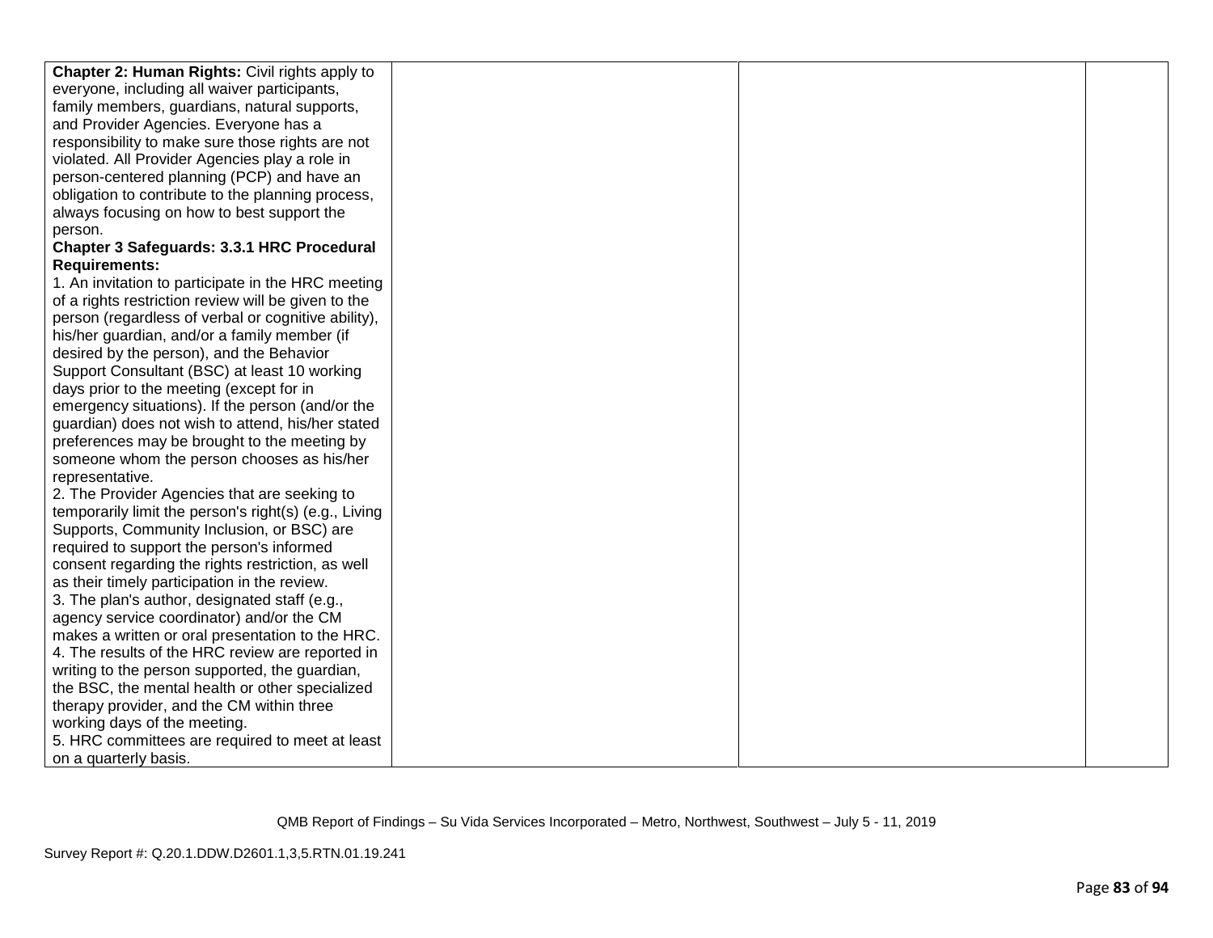| | | | |
|---|---|---|---|
| **Chapter 2: Human Rights:** Civil rights apply to everyone, including all waiver participants, family members, guardians, natural supports, and Provider Agencies. Everyone has a responsibility to make sure those rights are not violated. All Provider Agencies play a role in person-centered planning (PCP) and have an obligation to contribute to the planning process, always focusing on how to best support the person.<br>**Chapter 3 Safeguards: 3.3.1 HRC Procedural Requirements:**<br>1. An invitation to participate in the HRC meeting of a rights restriction review will be given to the person (regardless of verbal or cognitive ability), his/her guardian, and/or a family member (if desired by the person), and the Behavior Support Consultant (BSC) at least 10 working days prior to the meeting (except for in emergency situations). If the person (and/or the guardian) does not wish to attend, his/her stated preferences may be brought to the meeting by someone whom the person chooses as his/her representative.<br>2. The Provider Agencies that are seeking to temporarily limit the person's right(s) (e.g., Living Supports, Community Inclusion, or BSC) are required to support the person's informed consent regarding the rights restriction, as well as their timely participation in the review.<br>3. The plan's author, designated staff (e.g., agency service coordinator) and/or the CM makes a written or oral presentation to the HRC.<br>4. The results of the HRC review are reported in writing to the person supported, the guardian, the BSC, the mental health or other specialized therapy provider, and the CM within three working days of the meeting.<br>5. HRC committees are required to meet at least on a quarterly basis. | | | |

QMB Report of Findings – Su Vida Services Incorporated – Metro, Northwest, Southwest – July 5 - 11, 2019

Survey Report #: Q.20.1.DDW.D2601.1,3,5.RTN.01.19.241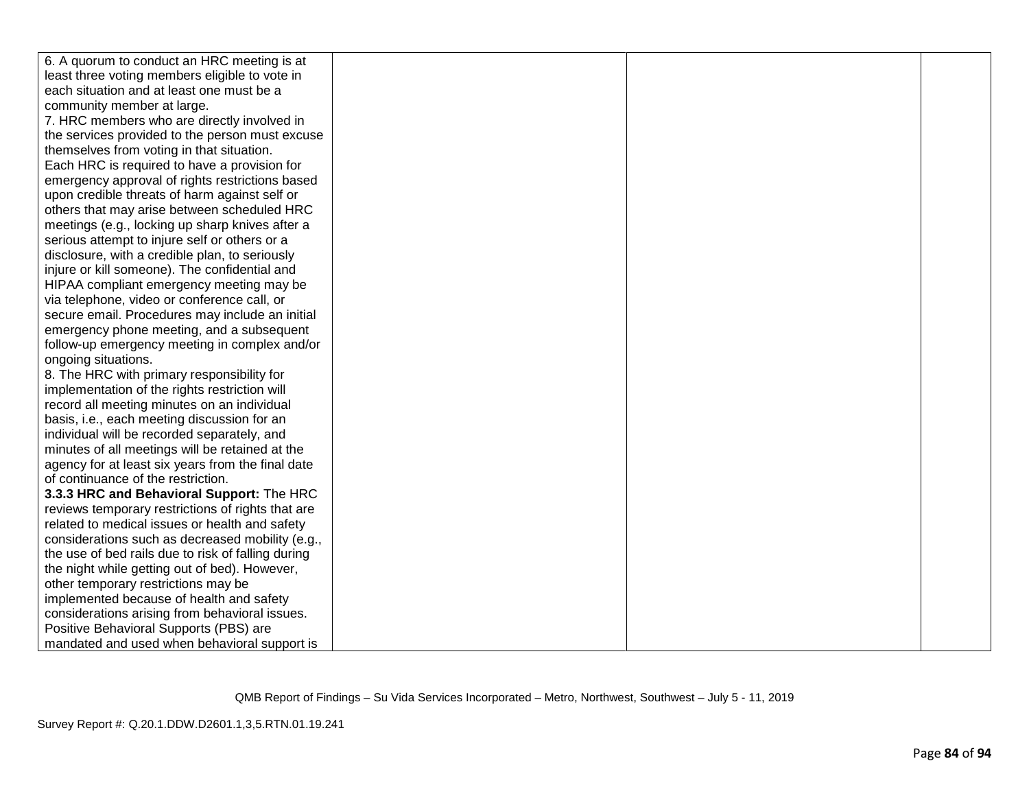| | | | |
|---|---|---|---|
| 6. A quorum to conduct an HRC meeting is at least three voting members eligible to vote in each situation and at least one must be a community member at large.<br>7. HRC members who are directly involved in the services provided to the person must excuse themselves from voting in that situation.<br>Each HRC is required to have a provision for emergency approval of rights restrictions based upon credible threats of harm against self or others that may arise between scheduled HRC meetings (e.g., locking up sharp knives after a serious attempt to injure self or others or a disclosure, with a credible plan, to seriously injure or kill someone). The confidential and HIPAA compliant emergency meeting may be via telephone, video or conference call, or secure email. Procedures may include an initial emergency phone meeting, and a subsequent follow-up emergency meeting in complex and/or ongoing situations.<br>8. The HRC with primary responsibility for implementation of the rights restriction will record all meeting minutes on an individual basis, i.e., each meeting discussion for an individual will be recorded separately, and minutes of all meetings will be retained at the agency for at least six years from the final date of continuance of the restriction.<br>**3.3.3 HRC and Behavioral Support:** The HRC reviews temporary restrictions of rights that are related to medical issues or health and safety considerations such as decreased mobility (e.g., the use of bed rails due to risk of falling during the night while getting out of bed). However, other temporary restrictions may be implemented because of health and safety considerations arising from behavioral issues. Positive Behavioral Supports (PBS) are mandated and used when behavioral support is | | | |

QMB Report of Findings – Su Vida Services Incorporated – Metro, Northwest, Southwest – July 5 - 11, 2019

Survey Report #: Q.20.1.DDW.D2601.1,3,5.RTN.01.19.241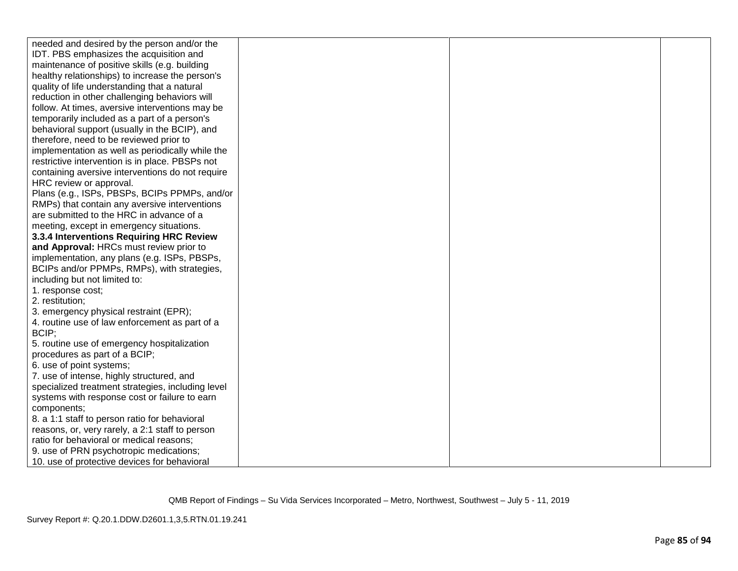| | | | |
|---|---|---|---|
| needed and desired by the person and/or the IDT. PBS emphasizes the acquisition and maintenance of positive skills (e.g. building healthy relationships) to increase the person's quality of life understanding that a natural reduction in other challenging behaviors will follow. At times, aversive interventions may be temporarily included as a part of a person's behavioral support (usually in the BCIP), and therefore, need to be reviewed prior to implementation as well as periodically while the restrictive intervention is in place. PBSPs not containing aversive interventions do not require HRC review or approval.<br>Plans (e.g., ISPs, PBSPs, BCIPs PPMPs, and/or RMPs) that contain any aversive interventions are submitted to the HRC in advance of a meeting, except in emergency situations.<br>**3.3.4 Interventions Requiring HRC Review and Approval:** HRCs must review prior to implementation, any plans (e.g. ISPs, PBSPs, BCIPs and/or PPMPs, RMPs), with strategies, including but not limited to:<br>1. response cost;<br>2. restitution;<br>3. emergency physical restraint (EPR);<br>4. routine use of law enforcement as part of a BCIP;<br>5. routine use of emergency hospitalization procedures as part of a BCIP;<br>6. use of point systems;<br>7. use of intense, highly structured, and specialized treatment strategies, including level systems with response cost or failure to earn components;<br>8. a 1:1 staff to person ratio for behavioral reasons, or, very rarely, a 2:1 staff to person ratio for behavioral or medical reasons;<br>9. use of PRN psychotropic medications;<br>10. use of protective devices for behavioral | | | |

QMB Report of Findings – Su Vida Services Incorporated – Metro, Northwest, Southwest – July 5 - 11, 2019

Survey Report #: Q.20.1.DDW.D2601.1,3,5.RTN.01.19.241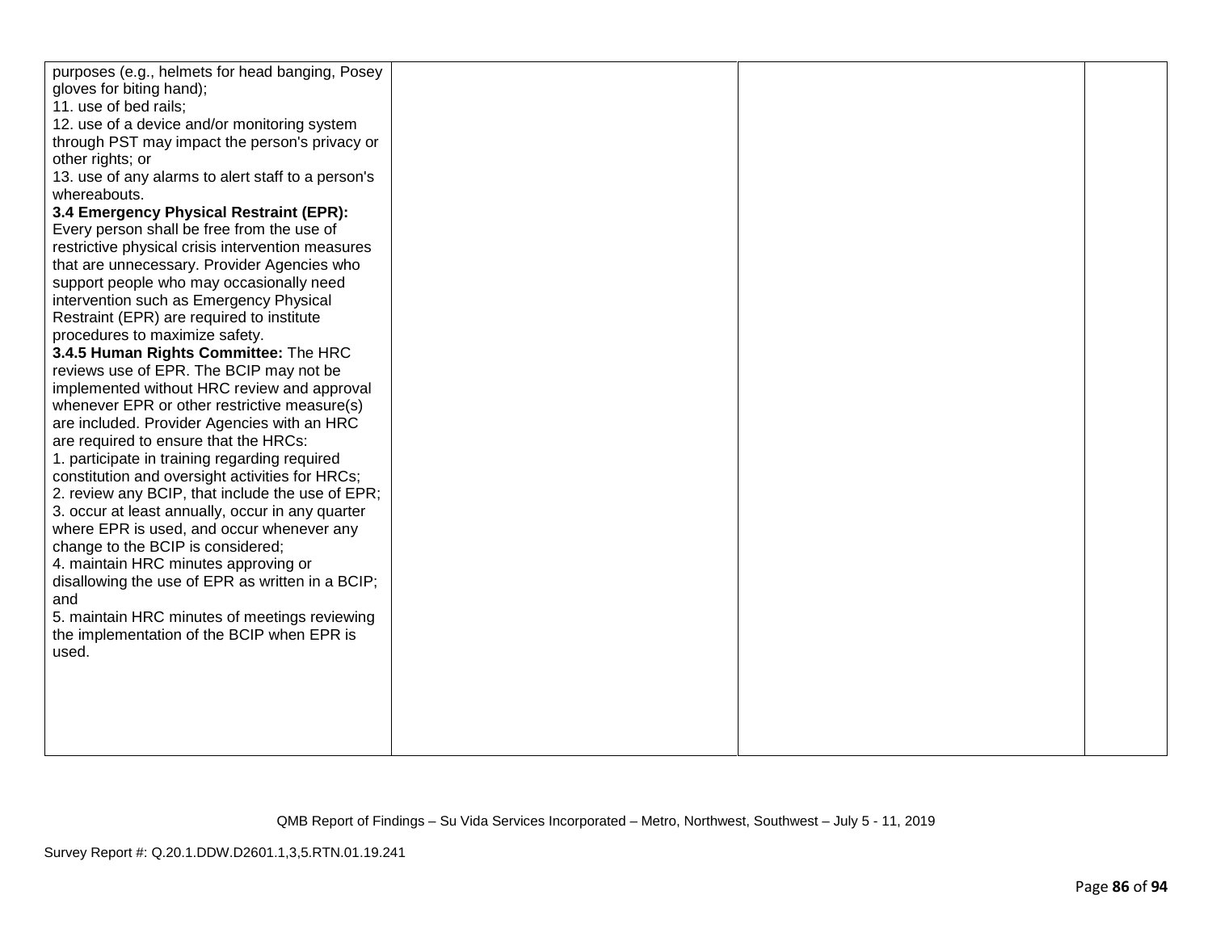| | | | |
|---|---|---|---|
| purposes (e.g., helmets for head banging, Posey gloves for biting hand);<br>11. use of bed rails;<br>12. use of a device and/or monitoring system through PST may impact the person's privacy or other rights; or<br>13. use of any alarms to alert staff to a person's whereabouts.<br>**3.4 Emergency Physical Restraint (EPR):** Every person shall be free from the use of restrictive physical crisis intervention measures that are unnecessary. Provider Agencies who support people who may occasionally need intervention such as Emergency Physical Restraint (EPR) are required to institute procedures to maximize safety.<br>**3.4.5 Human Rights Committee:** The HRC reviews use of EPR. The BCIP may not be implemented without HRC review and approval whenever EPR or other restrictive measure(s) are included. Provider Agencies with an HRC are required to ensure that the HRCs:<br>1. participate in training regarding required constitution and oversight activities for HRCs;<br>2. review any BCIP, that include the use of EPR;<br>3. occur at least annually, occur in any quarter where EPR is used, and occur whenever any change to the BCIP is considered;<br>4. maintain HRC minutes approving or disallowing the use of EPR as written in a BCIP; and<br>5. maintain HRC minutes of meetings reviewing the implementation of the BCIP when EPR is used. | | | |

QMB Report of Findings – Su Vida Services Incorporated – Metro, Northwest, Southwest – July 5 - 11, 2019

Survey Report #: Q.20.1.DDW.D2601.1,3,5.RTN.01.19.241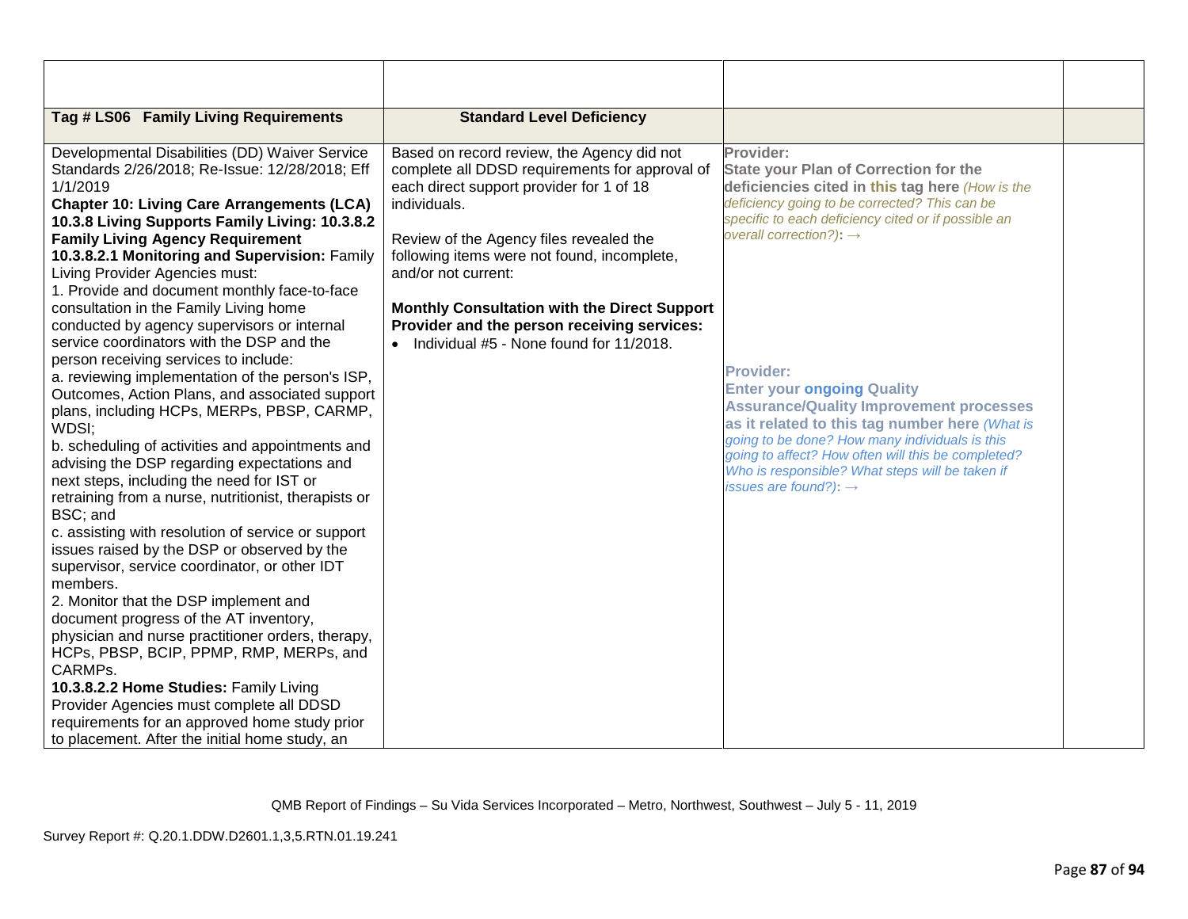| | | | |
|---|---|---|---|
| **Tag # LS06 Family Living Requirements** | **Standard Level Deficiency** | | |
| Developmental Disabilities (DD) Waiver Service Standards 2/26/2018; Re-Issue: 12/28/2018; Eff 1/1/2019<br>**Chapter 10: Living Care Arrangements (LCA) 10.3.8 Living Supports Family Living: 10.3.8.2 Family Living Agency Requirement**<br>**10.3.8.2.1 Monitoring and Supervision:** Family Living Provider Agencies must:<br>1. Provide and document monthly face-to-face consultation in the Family Living home conducted by agency supervisors or internal service coordinators with the DSP and the person receiving services to include:<br>a. reviewing implementation of the person's ISP, Outcomes, Action Plans, and associated support plans, including HCPs, MERPs, PBSP, CARMP, WDSI;<br>b. scheduling of activities and appointments and advising the DSP regarding expectations and next steps, including the need for IST or retraining from a nurse, nutritionist, therapists or BSC; and<br>c. assisting with resolution of service or support issues raised by the DSP or observed by the supervisor, service coordinator, or other IDT members.<br>2. Monitor that the DSP implement and document progress of the AT inventory, physician and nurse practitioner orders, therapy, HCPs, PBSP, BCIP, PPMP, RMP, MERPs, and CARMPs.<br>**10.3.8.2.2 Home Studies:** Family Living Provider Agencies must complete all DDSD requirements for an approved home study prior to placement. After the initial home study, an | Based on record review, the Agency did not complete all DDSD requirements for approval of each direct support provider for 1 of 18 individuals.<br><br>Review of the Agency files revealed the following items were not found, incomplete, and/or not current:<br><br>**Monthly Consultation with the Direct Support Provider and the person receiving services:**<br>• Individual #5 - None found for 11/2018. | **Provider:**<br>**State your Plan of Correction for the deficiencies cited in this tag here** *(How is the deficiency going to be corrected? This can be specific to each deficiency cited or if possible an overall correction?)*: →<br><br>**Provider:**<br>**Enter your ongoing Quality Assurance/Quality Improvement processes as it related to this tag number here** *(What is going to be done? How many individuals is this going to affect? How often will this be completed? Who is responsible? What steps will be taken if issues are found?)*: → | |

QMB Report of Findings – Su Vida Services Incorporated – Metro, Northwest, Southwest – July 5 - 11, 2019

Survey Report #: Q.20.1.DDW.D2601.1,3,5.RTN.01.19.241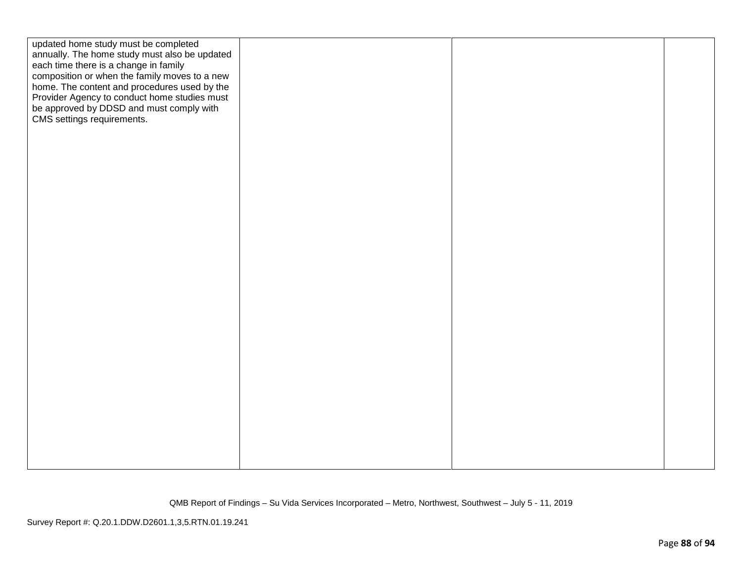| | | | |
|---|---|---|---|
| updated home study must be completed annually. The home study must also be updated each time there is a change in family composition or when the family moves to a new home. The content and procedures used by the Provider Agency to conduct home studies must be approved by DDSD and must comply with CMS settings requirements. | | | |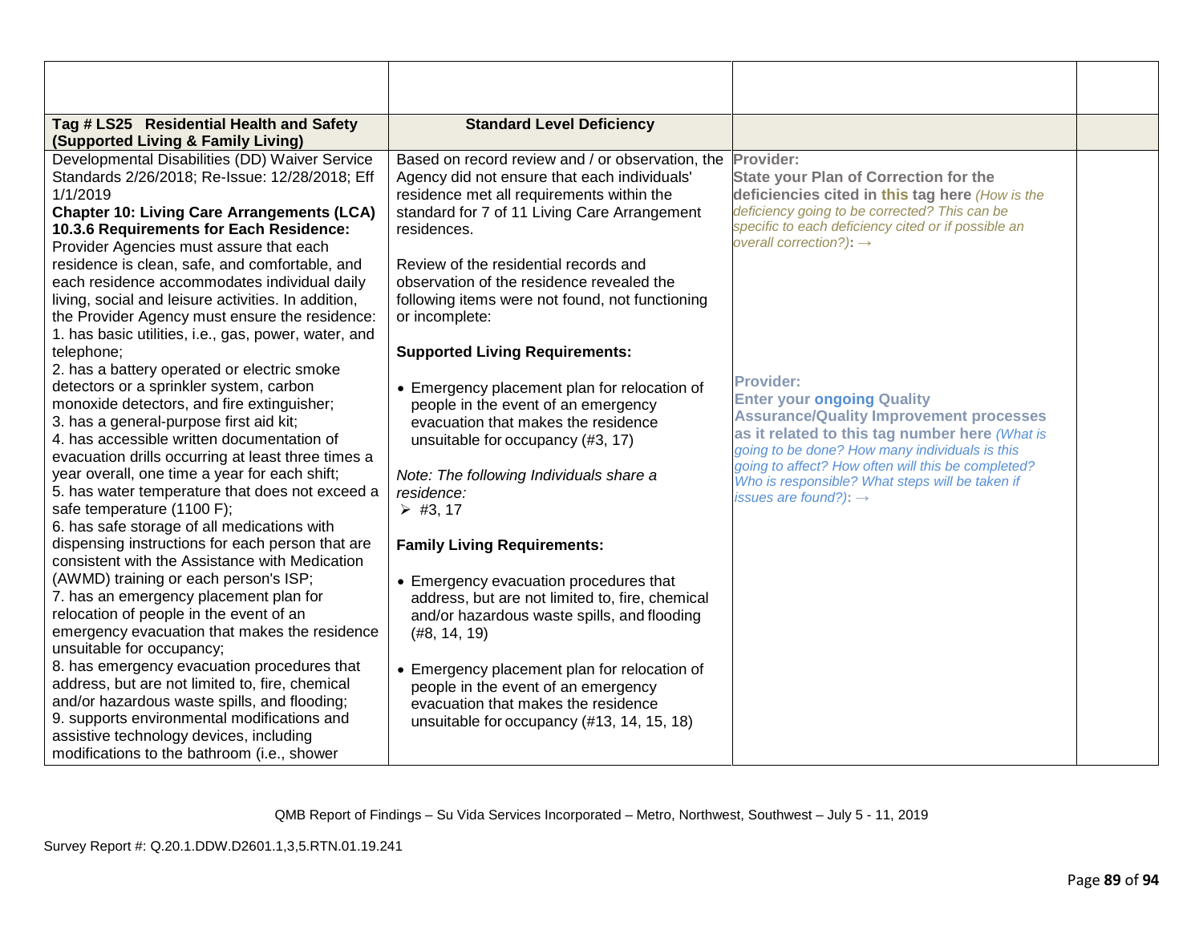| | | | |
|---|---|---|---|
| | | | |
| **Tag # LS25 Residential Health and Safety (Supported Living & Family Living)** | **Standard Level Deficiency** | | |
| Developmental Disabilities (DD) Waiver Service Standards 2/26/2018; Re-Issue: 12/28/2018; Eff 1/1/2019<br>**Chapter 10: Living Care Arrangements (LCA) 10.3.6 Requirements for Each Residence:** Provider Agencies must assure that each residence is clean, safe, and comfortable, and each residence accommodates individual daily living, social and leisure activities. In addition, the Provider Agency must ensure the residence:<br>1. has basic utilities, i.e., gas, power, water, and telephone;<br>2. has a battery operated or electric smoke detectors or a sprinkler system, carbon monoxide detectors, and fire extinguisher;<br>3. has a general-purpose first aid kit;<br>4. has accessible written documentation of evacuation drills occurring at least three times a year overall, one time a year for each shift;<br>5. has water temperature that does not exceed a safe temperature (1100 F);<br>6. has safe storage of all medications with dispensing instructions for each person that are consistent with the Assistance with Medication (AWMD) training or each person's ISP;<br>7. has an emergency placement plan for relocation of people in the event of an emergency evacuation that makes the residence unsuitable for occupancy;<br>8. has emergency evacuation procedures that address, but are not limited to, fire, chemical and/or hazardous waste spills, and flooding;<br>9. supports environmental modifications and assistive technology devices, including modifications to the bathroom (i.e., shower | Based on record review and / or observation, the Agency did not ensure that each individuals' residence met all requirements within the standard for 7 of 11 Living Care Arrangement residences.<br><br>Review of the residential records and observation of the residence revealed the following items were not found, not functioning or incomplete:<br><br>**Supported Living Requirements:**<br><br>• Emergency placement plan for relocation of people in the event of an emergency evacuation that makes the residence unsuitable for occupancy (#3, 17)<br><br>*Note: The following Individuals share a residence:*<br>➢ #3, 17<br><br>**Family Living Requirements:**<br><br>• Emergency evacuation procedures that address, but are not limited to, fire, chemical and/or hazardous waste spills, and flooding (#8, 14, 19)<br><br>• Emergency placement plan for relocation of people in the event of an emergency evacuation that makes the residence unsuitable for occupancy (#13, 14, 15, 18) | **Provider:**<br>**State your Plan of Correction for the deficiencies cited in this tag here** *(How is the deficiency going to be corrected? This can be specific to each deficiency cited or if possible an overall correction?)*: →<br><br>**Provider:**<br>**Enter your ongoing Quality Assurance/Quality Improvement processes as it related to this tag number here** *(What is going to be done? How many individuals is this going to affect? How often will this be completed? Who is responsible? What steps will be taken if issues are found?)*: → | |

QMB Report of Findings – Su Vida Services Incorporated – Metro, Northwest, Southwest – July 5 - 11, 2019

Survey Report #: Q.20.1.DDW.D2601.1,3,5.RTN.01.19.241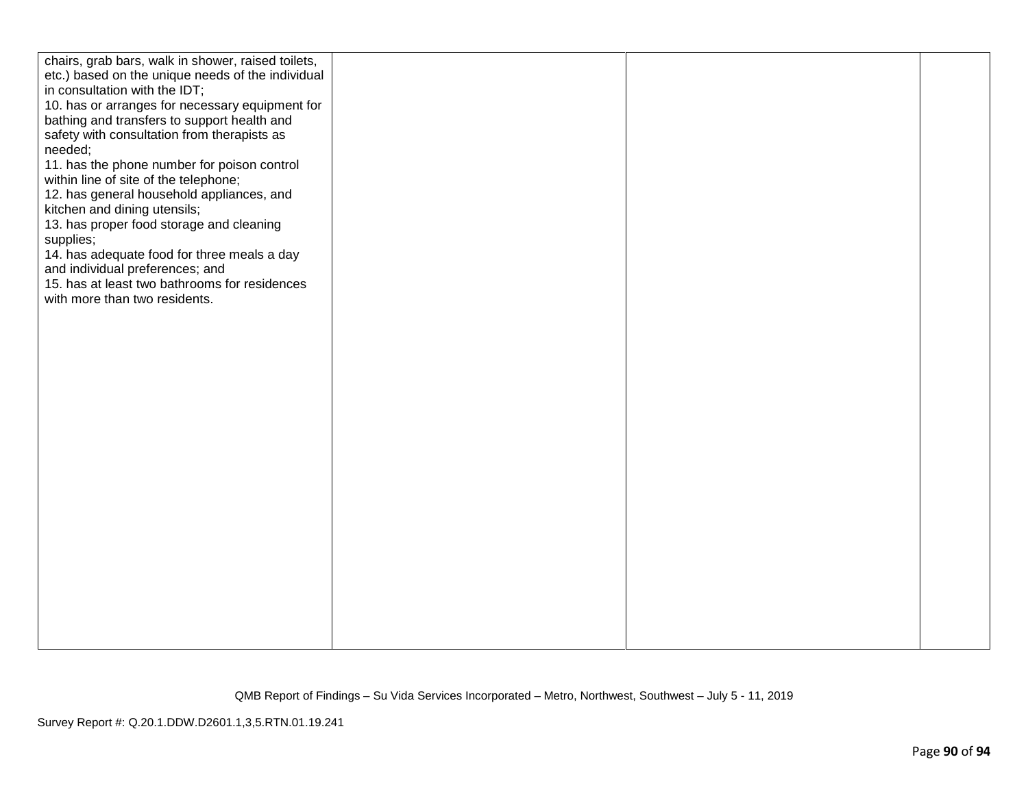| | | | |
|---|---|---|---|
| chairs, grab bars, walk in shower, raised toilets, etc.) based on the unique needs of the individual in consultation with the IDT;<br>10. has or arranges for necessary equipment for bathing and transfers to support health and safety with consultation from therapists as needed;<br>11. has the phone number for poison control within line of site of the telephone;<br>12. has general household appliances, and kitchen and dining utensils;<br>13. has proper food storage and cleaning supplies;<br>14. has adequate food for three meals a day and individual preferences; and<br>15. has at least two bathrooms for residences with more than two residents. | | | |

QMB Report of Findings – Su Vida Services Incorporated – Metro, Northwest, Southwest – July 5 - 11, 2019

Survey Report #: Q.20.1.DDW.D2601.1,3,5.RTN.01.19.241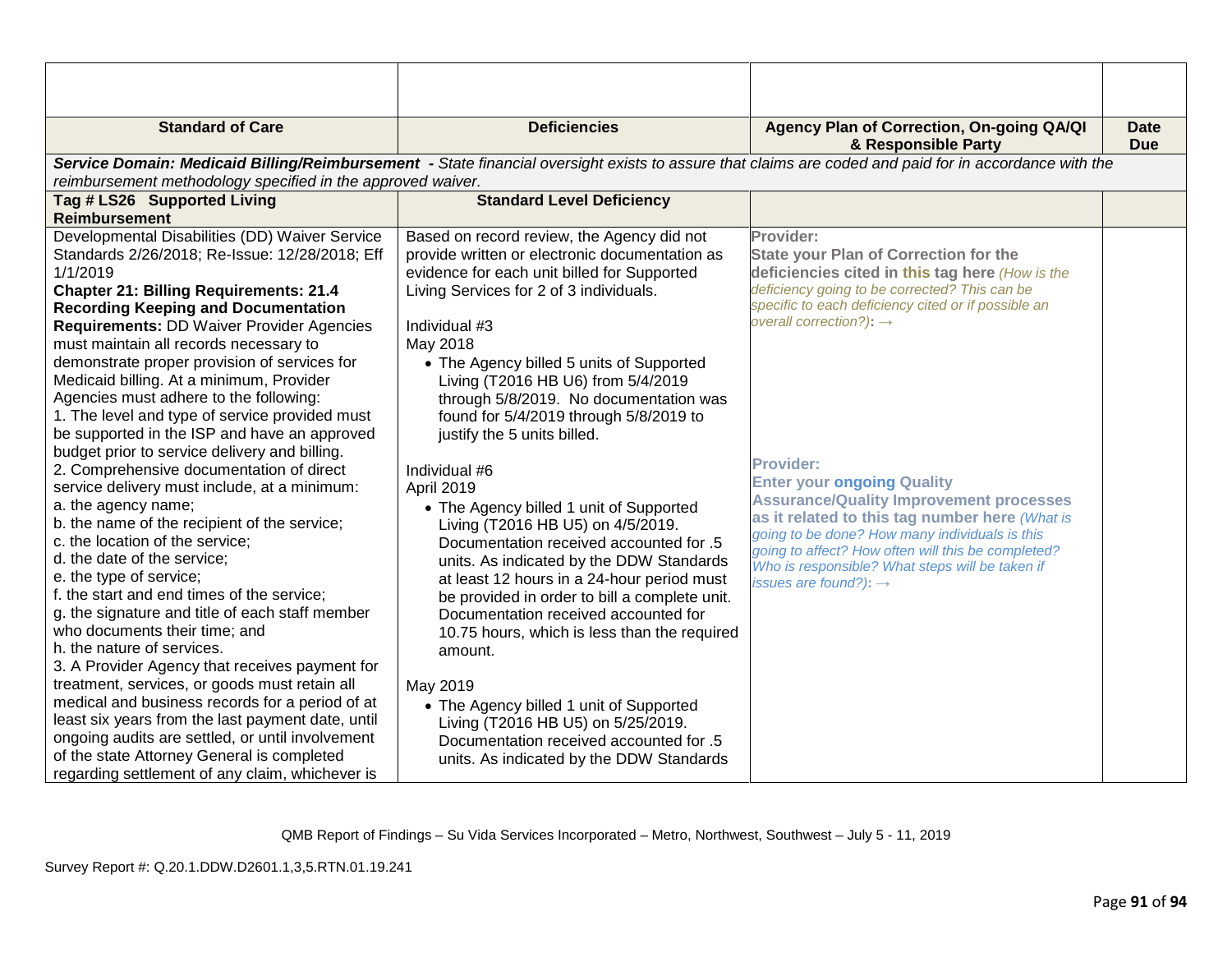| Standard of Care | Deficiencies | Agency Plan of Correction, On-going QA/QI & Responsible Party | Date Due |
|---|---|---|---|
| ***Service Domain: Medicaid Billing/Reimbursement** - State financial oversight exists to assure that claims are coded and paid for in accordance with the reimbursement methodology specified in the approved waiver.* | | | |
| **Tag # LS26 Supported Living Reimbursement** | **Standard Level Deficiency** | | |
| Developmental Disabilities (DD) Waiver Service Standards 2/26/2018; Re-Issue: 12/28/2018; Eff 1/1/2019<br>**Chapter 21: Billing Requirements: 21.4 Recording Keeping and Documentation Requirements:** DD Waiver Provider Agencies must maintain all records necessary to demonstrate proper provision of services for Medicaid billing. At a minimum, Provider Agencies must adhere to the following:<br>1. The level and type of service provided must be supported in the ISP and have an approved budget prior to service delivery and billing.<br>2. Comprehensive documentation of direct service delivery must include, at a minimum:<br>a. the agency name;<br>b. the name of the recipient of the service;<br>c. the location of the service;<br>d. the date of the service;<br>e. the type of service;<br>f. the start and end times of the service;<br>g. the signature and title of each staff member who documents their time; and<br>h. the nature of services.<br>3. A Provider Agency that receives payment for treatment, services, or goods must retain all medical and business records for a period of at least six years from the last payment date, until ongoing audits are settled, or until involvement of the state Attorney General is completed regarding settlement of any claim, whichever is | Based on record review, the Agency did not provide written or electronic documentation as evidence for each unit billed for Supported Living Services for 2 of 3 individuals.<br><br>Individual #3<br>May 2018<br>• The Agency billed 5 units of Supported Living (T2016 HB U6) from 5/4/2019 through 5/8/2019. No documentation was found for 5/4/2019 through 5/8/2019 to justify the 5 units billed.<br><br>Individual #6<br>April 2019<br>• The Agency billed 1 unit of Supported Living (T2016 HB U5) on 4/5/2019. Documentation received accounted for .5 units. As indicated by the DDW Standards at least 12 hours in a 24-hour period must be provided in order to bill a complete unit. Documentation received accounted for 10.75 hours, which is less than the required amount.<br><br>May 2019<br>• The Agency billed 1 unit of Supported Living (T2016 HB U5) on 5/25/2019. Documentation received accounted for .5 units. As indicated by the DDW Standards | **Provider:**<br>**State your Plan of Correction for the deficiencies cited in this tag here** *(How is the deficiency going to be corrected? This can be specific to each deficiency cited or if possible an overall correction?)*: →<br><br>**Provider:**<br>**Enter your ongoing Quality Assurance/Quality Improvement processes as it related to this tag number here** *(What is going to be done? How many individuals is this going to affect? How often will this be completed? Who is responsible? What steps will be taken if issues are found?)*: → | |

QMB Report of Findings – Su Vida Services Incorporated – Metro, Northwest, Southwest – July 5 - 11, 2019

Survey Report #: Q.20.1.DDW.D2601.1,3,5.RTN.01.19.241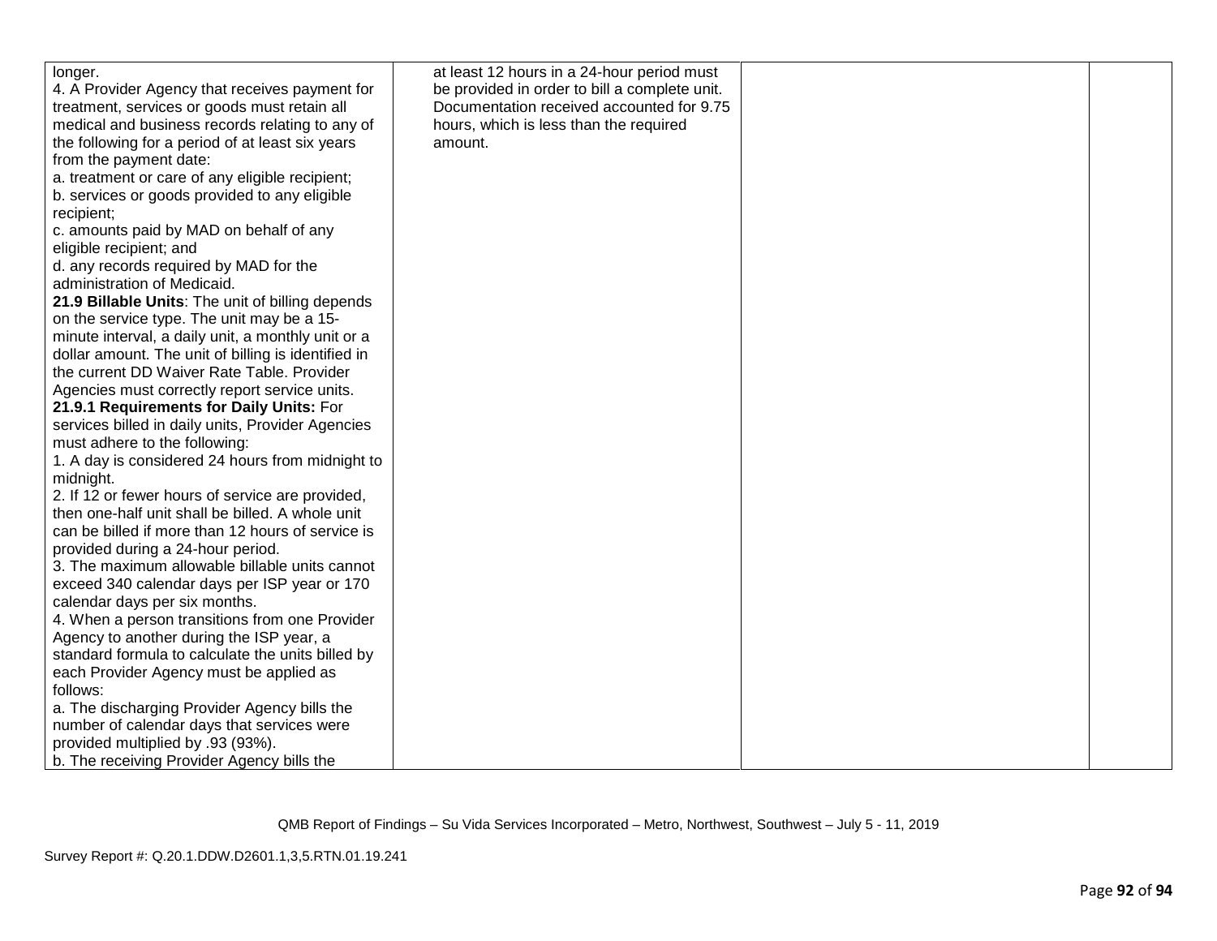| | | | |
|---|---|---|---|
| longer.<br>4. A Provider Agency that receives payment for treatment, services or goods must retain all medical and business records relating to any of the following for a period of at least six years from the payment date:<br>a. treatment or care of any eligible recipient;<br>b. services or goods provided to any eligible recipient;<br>c. amounts paid by MAD on behalf of any eligible recipient; and<br>d. any records required by MAD for the administration of Medicaid.<br>**21.9 Billable Units**: The unit of billing depends on the service type. The unit may be a 15-minute interval, a daily unit, a monthly unit or a dollar amount. The unit of billing is identified in the current DD Waiver Rate Table. Provider Agencies must correctly report service units.<br>**21.9.1 Requirements for Daily Units:** For services billed in daily units, Provider Agencies must adhere to the following:<br>1. A day is considered 24 hours from midnight to midnight.<br>2. If 12 or fewer hours of service are provided, then one-half unit shall be billed. A whole unit can be billed if more than 12 hours of service is provided during a 24-hour period.<br>3. The maximum allowable billable units cannot exceed 340 calendar days per ISP year or 170 calendar days per six months.<br>4. When a person transitions from one Provider Agency to another during the ISP year, a standard formula to calculate the units billed by each Provider Agency must be applied as follows:<br>a. The discharging Provider Agency bills the number of calendar days that services were provided multiplied by .93 (93%).<br>b. The receiving Provider Agency bills the | at least 12 hours in a 24-hour period must be provided in order to bill a complete unit. Documentation received accounted for 9.75 hours, which is less than the required amount. | | |

QMB Report of Findings – Su Vida Services Incorporated – Metro, Northwest, Southwest – July 5 - 11, 2019

Survey Report #: Q.20.1.DDW.D2601.1,3,5.RTN.01.19.241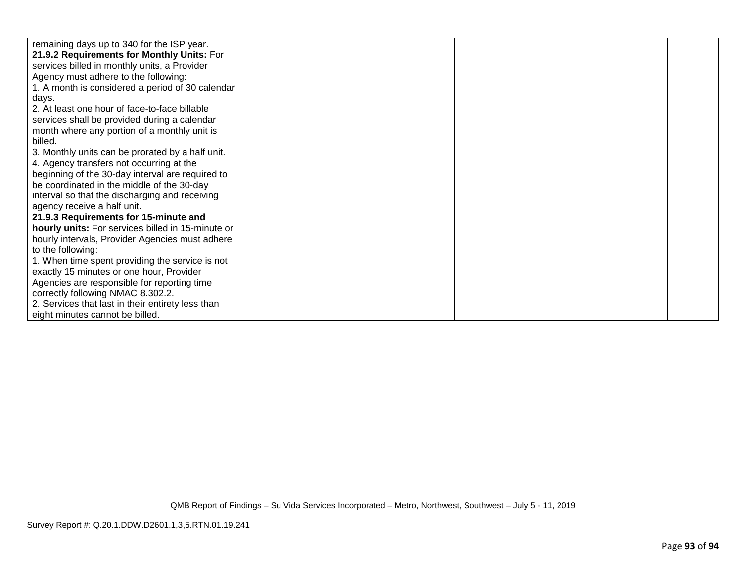| | | | |
|---|---|---|---|
| remaining days up to 340 for the ISP year.<br>**21.9.2 Requirements for Monthly Units:** For services billed in monthly units, a Provider Agency must adhere to the following:<br>1. A month is considered a period of 30 calendar days.<br>2. At least one hour of face-to-face billable services shall be provided during a calendar month where any portion of a monthly unit is billed.<br>3. Monthly units can be prorated by a half unit.<br>4. Agency transfers not occurring at the beginning of the 30-day interval are required to be coordinated in the middle of the 30-day interval so that the discharging and receiving agency receive a half unit.<br>**21.9.3 Requirements for 15-minute and hourly units:** For services billed in 15-minute or hourly intervals, Provider Agencies must adhere to the following:<br>1. When time spent providing the service is not exactly 15 minutes or one hour, Provider Agencies are responsible for reporting time correctly following NMAC 8.302.2.<br>2. Services that last in their entirety less than eight minutes cannot be billed. | | | |

QMB Report of Findings – Su Vida Services Incorporated – Metro, Northwest, Southwest – July 5 - 11, 2019

Survey Report #: Q.20.1.DDW.D2601.1,3,5.RTN.01.19.241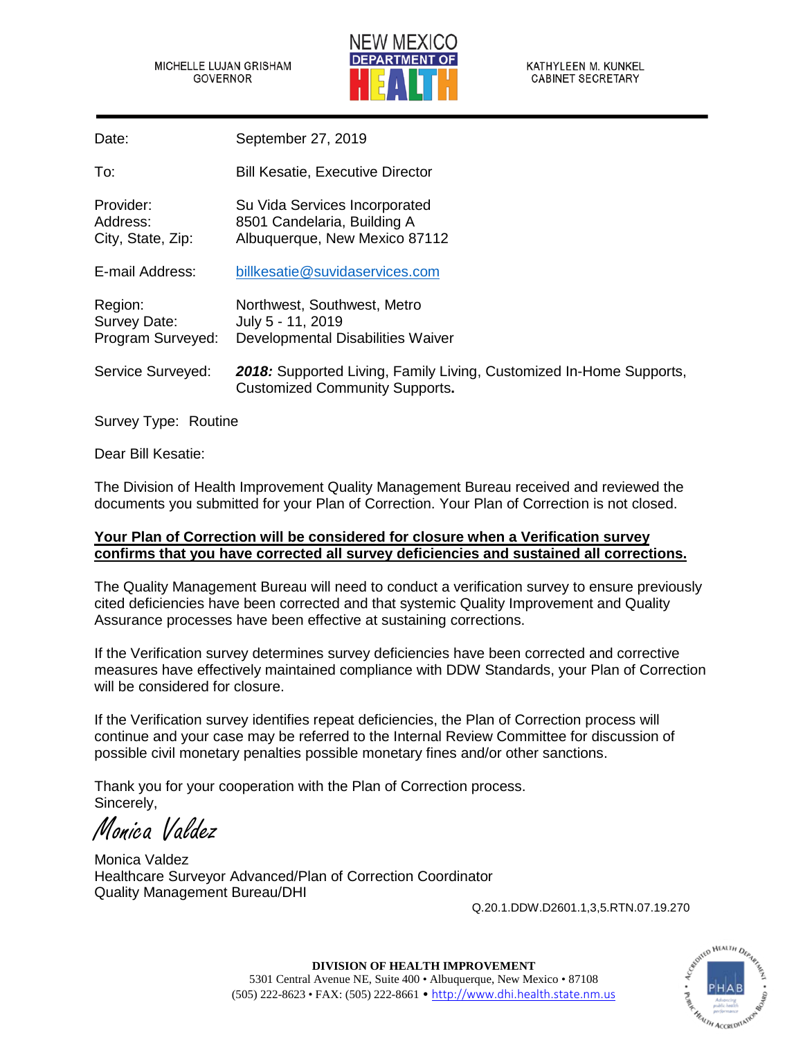MICHELLE LUJAN GRISHAM
GOVERNOR

NEW MEXICO DEPARTMENT OF HEALTH

KATHYLEEN M. KUNKEL
CABINET SECRETARY

| | |
|---|---|
| Date: | September 27, 2019 |
| To: | Bill Kesatie, Executive Director |
| Provider: | Su Vida Services Incorporated |
| Address: | 8501 Candelaria, Building A |
| City, State, Zip: | Albuquerque, New Mexico 87112 |
| E-mail Address: | billkesatie@suvidaservices.com |
| Region: | Northwest, Southwest, Metro |
| Survey Date: | July 5 - 11, 2019 |
| Program Surveyed: | Developmental Disabilities Waiver |
| Service Surveyed: | ***2018:*** Supported Living, Family Living, Customized In-Home Supports, Customized Community Supports**.** |

Survey Type: Routine

Dear Bill Kesatie:

The Division of Health Improvement Quality Management Bureau received and reviewed the documents you submitted for your Plan of Correction. Your Plan of Correction is not closed.

**Your Plan of Correction will be considered for closure when a Verification survey confirms that you have corrected all survey deficiencies and sustained all corrections.**

The Quality Management Bureau will need to conduct a verification survey to ensure previously cited deficiencies have been corrected and that systemic Quality Improvement and Quality Assurance processes have been effective at sustaining corrections.

If the Verification survey determines survey deficiencies have been corrected and corrective measures have effectively maintained compliance with DDW Standards, your Plan of Correction will be considered for closure.

If the Verification survey identifies repeat deficiencies, the Plan of Correction process will continue and your case may be referred to the Internal Review Committee for discussion of possible civil monetary penalties possible monetary fines and/or other sanctions.

Thank you for your cooperation with the Plan of Correction process.
Sincerely,

*Monica Valdez*

Monica Valdez
Healthcare Surveyor Advanced/Plan of Correction Coordinator
Quality Management Bureau/DHI

Q.20.1.DDW.D2601.1,3,5.RTN.07.19.270

**DIVISION OF HEALTH IMPROVEMENT**
5301 Central Avenue NE, Suite 400 • Albuquerque, New Mexico • 87108
(505) 222-8623 • FAX: (505) 222-8661 • http://www.dhi.health.state.nm.us